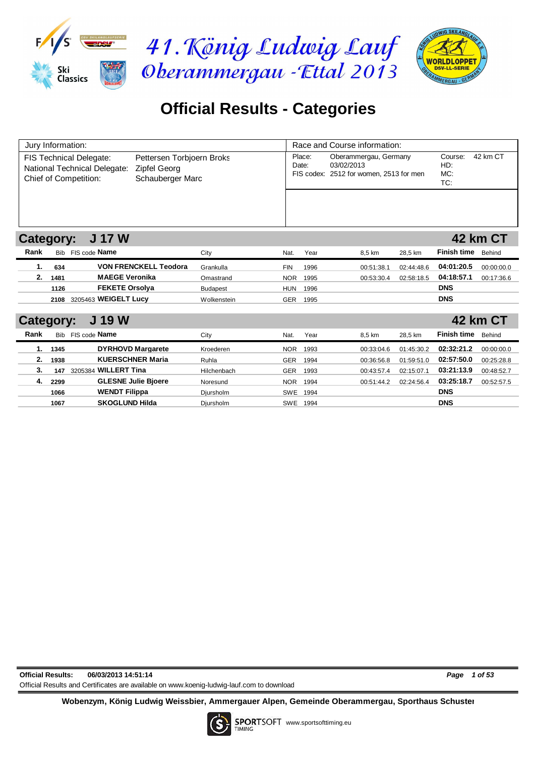# 41. König Ludwig Lauf Oberammergau - Ettal 2013

## Official Results - Categories

| Jury Information: | | Race and Course information: | |
|---|---|---|---|
| FIS Technical Delegate: | Pettersen Torbjoern Broks | Place: Oberammergau, Germany | Course: 42 km CT |
| National Technical Delegate: | Zipfel Georg | Date: 03/02/2013 | HD: |
| Chief of Competition: | Schauberger Marc | FIS codex: 2512 for women, 2513 for men | MC: |
| | | | TC: |

## Category: J 17 W — 42 km CT

| Rank | Bib | FIS code | Name | City | Nat. | Year | 8,5 km | 28,5 km | Finish time | Behind |
|---|---|---|---|---|---|---|---|---|---|---|
| 1. | 634 | | **VON FRENCKELL Teodora** | Grankulla | FIN | 1996 | 00:51:38.1 | 02:44:48.6 | **04:01:20.5** | 00:00:00.0 |
| 2. | 1481 | | **MAEGE Veronika** | Omastrand | NOR | 1995 | 00:53:30.4 | 02:58:18.5 | **04:18:57.1** | 00:17:36.6 |
| | 1126 | | **FEKETE Orsolya** | Budapest | HUN | 1996 | | | **DNS** | |
| | 2108 | 3205463 | **WEIGELT Lucy** | Wolkenstein | GER | 1995 | | | **DNS** | |

## Category: J 19 W — 42 km CT

| Rank | Bib | FIS code | Name | City | Nat. | Year | 8,5 km | 28,5 km | Finish time | Behind |
|---|---|---|---|---|---|---|---|---|---|---|
| 1. | 1345 | | **DYRHOVD Margarete** | Kroederen | NOR | 1993 | 00:33:04.6 | 01:45:30.2 | **02:32:21.2** | 00:00:00.0 |
| 2. | 1938 | | **KUERSCHNER Maria** | Ruhla | GER | 1994 | 00:36:56.8 | 01:59:51.0 | **02:57:50.0** | 00:25:28.8 |
| 3. | 147 | 3205384 | **WILLERT Tina** | Hilchenbach | GER | 1993 | 00:43:57.4 | 02:15:07.1 | **03:21:13.9** | 00:48:52.7 |
| 4. | 2299 | | **GLESNE Julie Bjoere** | Noresund | NOR | 1994 | 00:51:44.2 | 02:24:56.4 | **03:25:18.7** | 00:52:57.5 |
| | 1066 | | **WENDT Filippa** | Djursholm | SWE | 1994 | | | **DNS** | |
| | 1067 | | **SKOGLUND Hilda** | Djursholm | SWE | 1994 | | | **DNS** | |

**Official Results:** **06/03/2013 14:51:14**

Official Results and Certificates are available on www.koenig-ludwig-lauf.com to download

**Wobenzym, König Ludwig Weissbier, Ammergauer Alpen, Gemeinde Oberammergau, Sporthaus Schuster**

SPORTSOFT TIMING www.sportsofttiming.eu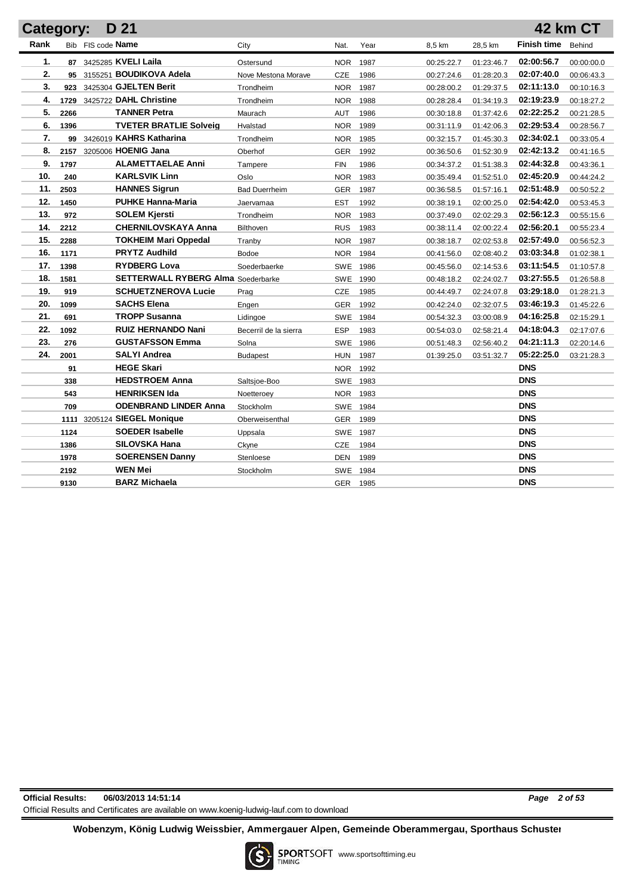# Category: D 21 — 42 km CT

| Rank | Bib | FIS code | Name | City | Nat. | Year | 8,5 km | 28,5 km | Finish time | Behind |
|---|---|---|---|---|---|---|---|---|---|---|
| 1. | 87 | 3425285 | **KVELI Laila** | Ostersund | NOR | 1987 | 00:25:22.7 | 01:23:46.7 | **02:00:56.7** | 00:00:00.0 |
| 2. | 95 | 3155251 | **BOUDIKOVA Adela** | Nove Mestona Morave | CZE | 1986 | 00:27:24.6 | 01:28:20.3 | **02:07:40.0** | 00:06:43.3 |
| 3. | 923 | 3425304 | **GJELTEN Berit** | Trondheim | NOR | 1987 | 00:28:00.2 | 01:29:37.5 | **02:11:13.0** | 00:10:16.3 |
| 4. | 1729 | 3425722 | **DAHL Christine** | Trondheim | NOR | 1988 | 00:28:28.4 | 01:34:19.3 | **02:19:23.9** | 00:18:27.2 |
| 5. | 2266 | | **TANNER Petra** | Maurach | AUT | 1986 | 00:30:18.8 | 01:37:42.6 | **02:22:25.2** | 00:21:28.5 |
| 6. | 1396 | | **TVETER BRATLIE Solveig** | Hvalstad | NOR | 1989 | 00:31:11.9 | 01:42:06.3 | **02:29:53.4** | 00:28:56.7 |
| 7. | 99 | 3426019 | **KAHRS Katharina** | Trondheim | NOR | 1985 | 00:32:15.7 | 01:45:30.3 | **02:34:02.1** | 00:33:05.4 |
| 8. | 2157 | 3205006 | **HOENIG Jana** | Oberhof | GER | 1992 | 00:36:50.6 | 01:52:30.9 | **02:42:13.2** | 00:41:16.5 |
| 9. | 1797 | | **ALAMETTAELAE Anni** | Tampere | FIN | 1986 | 00:34:37.2 | 01:51:38.3 | **02:44:32.8** | 00:43:36.1 |
| 10. | 240 | | **KARLSVIK Linn** | Oslo | NOR | 1983 | 00:35:49.4 | 01:52:51.0 | **02:45:20.9** | 00:44:24.2 |
| 11. | 2503 | | **HANNES Sigrun** | Bad Duerrheim | GER | 1987 | 00:36:58.5 | 01:57:16.1 | **02:51:48.9** | 00:50:52.2 |
| 12. | 1450 | | **PUHKE Hanna-Maria** | Jaervamaa | EST | 1992 | 00:38:19.1 | 02:00:25.0 | **02:54:42.0** | 00:53:45.3 |
| 13. | 972 | | **SOLEM Kjersti** | Trondheim | NOR | 1983 | 00:37:49.0 | 02:02:29.3 | **02:56:12.3** | 00:55:15.6 |
| 14. | 2212 | | **CHERNILOVSKAYA Anna** | Bilthoven | RUS | 1983 | 00:38:11.4 | 02:00:22.4 | **02:56:20.1** | 00:55:23.4 |
| 15. | 2288 | | **TOKHEIM Mari Oppedal** | Tranby | NOR | 1987 | 00:38:18.7 | 02:02:53.8 | **02:57:49.0** | 00:56:52.3 |
| 16. | 1171 | | **PRYTZ Audhild** | Bodoe | NOR | 1984 | 00:41:56.0 | 02:08:40.2 | **03:03:34.8** | 01:02:38.1 |
| 17. | 1398 | | **RYDBERG Lova** | Soederbaerke | SWE | 1986 | 00:45:56.0 | 02:14:53.6 | **03:11:54.5** | 01:10:57.8 |
| 18. | 1581 | | **SETTERWALL RYBERG Alma** | Soederbarke | SWE | 1990 | 00:48:18.2 | 02:24:02.7 | **03:27:55.5** | 01:26:58.8 |
| 19. | 919 | | **SCHUETZNEROVA Lucie** | Prag | CZE | 1985 | 00:44:49.7 | 02:24:07.8 | **03:29:18.0** | 01:28:21.3 |
| 20. | 1099 | | **SACHS Elena** | Engen | GER | 1992 | 00:42:24.0 | 02:32:07.5 | **03:46:19.3** | 01:45:22.6 |
| 21. | 691 | | **TROPP Susanna** | Lidingoe | SWE | 1984 | 00:54:32.3 | 03:00:08.9 | **04:16:25.8** | 02:15:29.1 |
| 22. | 1092 | | **RUIZ HERNANDO Nani** | Becerril de la sierra | ESP | 1983 | 00:54:03.0 | 02:58:21.4 | **04:18:04.3** | 02:17:07.6 |
| 23. | 276 | | **GUSTAFSSON Emma** | Solna | SWE | 1986 | 00:51:48.3 | 02:56:40.2 | **04:21:11.3** | 02:20:14.6 |
| 24. | 2001 | | **SALYI Andrea** | Budapest | HUN | 1987 | 01:39:25.0 | 03:51:32.7 | **05:22:25.0** | 03:21:28.3 |
| | 91 | | **HEGE Skari** | | NOR | 1992 | | | **DNS** | |
| | 338 | | **HEDSTROEM Anna** | Saltsjoe-Boo | SWE | 1983 | | | **DNS** | |
| | 543 | | **HENRIKSEN Ida** | Noetteroey | NOR | 1983 | | | **DNS** | |
| | 709 | | **ODENBRAND LINDER Anna** | Stockholm | SWE | 1984 | | | **DNS** | |
| | 1111 | 3205124 | **SIEGEL Monique** | Oberweisenthal | GER | 1989 | | | **DNS** | |
| | 1124 | | **SOEDER Isabelle** | Uppsala | SWE | 1987 | | | **DNS** | |
| | 1386 | | **SILOVSKA Hana** | Ckyne | CZE | 1984 | | | **DNS** | |
| | 1978 | | **SOERENSEN Danny** | Stenloese | DEN | 1989 | | | **DNS** | |
| | 2192 | | **WEN Mei** | Stockholm | SWE | 1984 | | | **DNS** | |
| | 9130 | | **BARZ Michaela** | | GER | 1985 | | | **DNS** | |

**Official Results:** 06/03/2013 14:51:14

Official Results and Certificates are available on www.koenig-ludwig-lauf.com to download

**Wobenzym, König Ludwig Weissbier, Ammergauer Alpen, Gemeinde Oberammergau, Sporthaus Schuster**

SPORTSOFT TIMING www.sportsofttiming.eu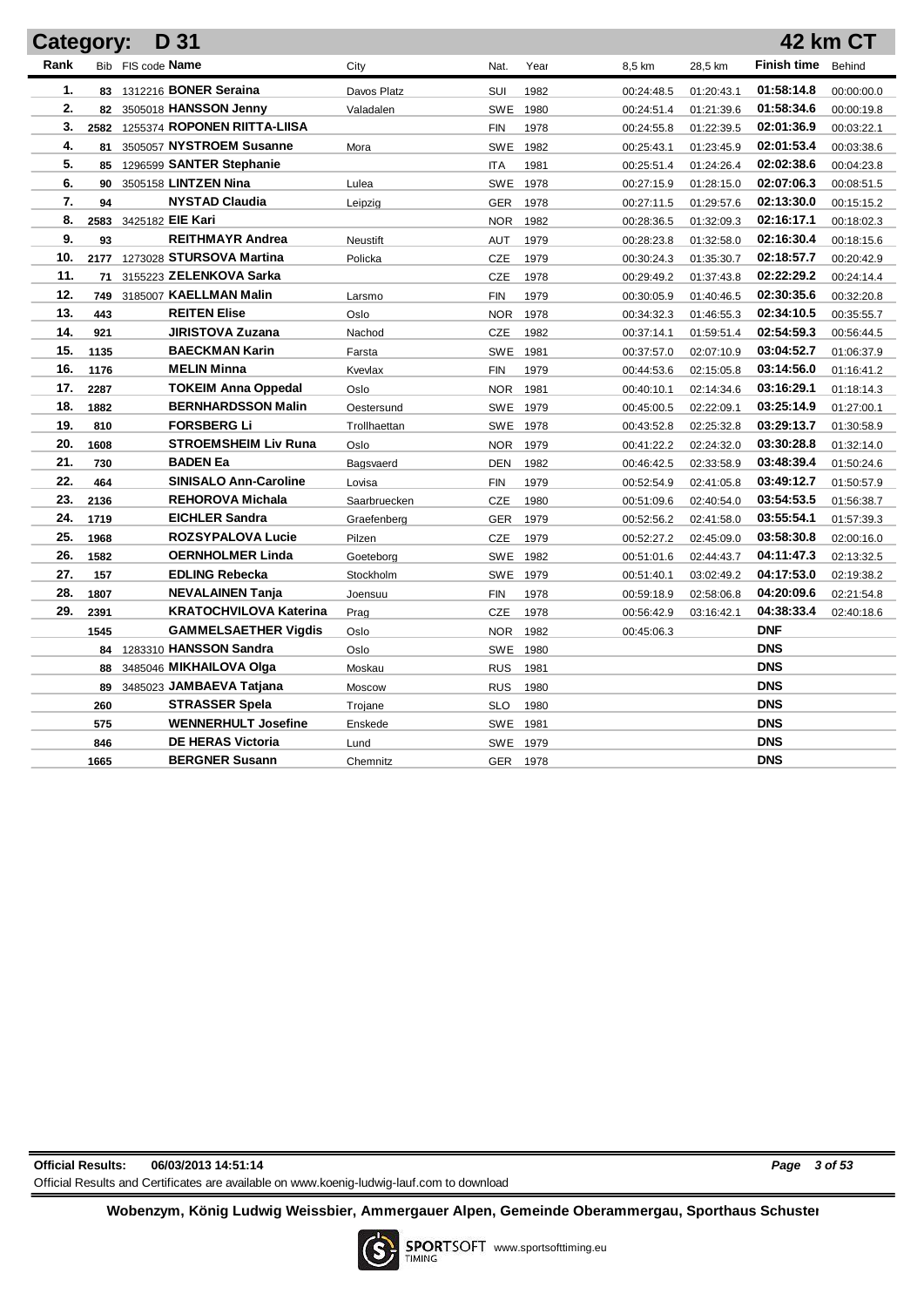## Category: D 31 — 42 km CT

| Rank | Bib | FIS code | Name | City | Nat. | Year | 8,5 km | 28,5 km | Finish time | Behind |
|---|---|---|---|---|---|---|---|---|---|---|
| 1. | 83 | 1312216 | **BONER Seraina** | Davos Platz | SUI | 1982 | 00:24:48.5 | 01:20:43.1 | **01:58:14.8** | 00:00:00.0 |
| 2. | 82 | 3505018 | **HANSSON Jenny** | Valadalen | SWE | 1980 | 00:24:51.4 | 01:21:39.6 | **01:58:34.6** | 00:00:19.8 |
| 3. | 2582 | 1255374 | **ROPONEN RIITTA-LIISA** | | FIN | 1978 | 00:24:55.8 | 01:22:39.5 | **02:01:36.9** | 00:03:22.1 |
| 4. | 81 | 3505057 | **NYSTROEM Susanne** | Mora | SWE | 1982 | 00:25:43.1 | 01:23:45.9 | **02:01:53.4** | 00:03:38.6 |
| 5. | 85 | 1296599 | **SANTER Stephanie** | | ITA | 1981 | 00:25:51.4 | 01:24:26.4 | **02:02:38.6** | 00:04:23.8 |
| 6. | 90 | 3505158 | **LINTZEN Nina** | Lulea | SWE | 1978 | 00:27:15.9 | 01:28:15.0 | **02:07:06.3** | 00:08:51.5 |
| 7. | 94 | | **NYSTAD Claudia** | Leipzig | GER | 1978 | 00:27:11.5 | 01:29:57.6 | **02:13:30.0** | 00:15:15.2 |
| 8. | 2583 | 3425182 | **EIE Kari** | | NOR | 1982 | 00:28:36.5 | 01:32:09.3 | **02:16:17.1** | 00:18:02.3 |
| 9. | 93 | | **REITHMAYR Andrea** | Neustift | AUT | 1979 | 00:28:23.8 | 01:32:58.0 | **02:16:30.4** | 00:18:15.6 |
| 10. | 2177 | 1273028 | **STURSOVA Martina** | Policka | CZE | 1979 | 00:30:24.3 | 01:35:30.7 | **02:18:57.7** | 00:20:42.9 |
| 11. | 71 | 3155223 | **ZELENKOVA Sarka** | | CZE | 1978 | 00:29:49.2 | 01:37:43.8 | **02:22:29.2** | 00:24:14.4 |
| 12. | 749 | 3185007 | **KAELLMAN Malin** | Larsmo | FIN | 1979 | 00:30:05.9 | 01:40:46.5 | **02:30:35.6** | 00:32:20.8 |
| 13. | 443 | | **REITEN Elise** | Oslo | NOR | 1978 | 00:34:32.3 | 01:46:55.3 | **02:34:10.5** | 00:35:55.7 |
| 14. | 921 | | **JIRISTOVA Zuzana** | Nachod | CZE | 1982 | 00:37:14.1 | 01:59:51.4 | **02:54:59.3** | 00:56:44.5 |
| 15. | 1135 | | **BAECKMAN Karin** | Farsta | SWE | 1981 | 00:37:57.0 | 02:07:10.9 | **03:04:52.7** | 01:06:37.9 |
| 16. | 1176 | | **MELIN Minna** | Kvevlax | FIN | 1979 | 00:44:53.6 | 02:15:05.8 | **03:14:56.0** | 01:16:41.2 |
| 17. | 2287 | | **TOKEIM Anna Oppedal** | Oslo | NOR | 1981 | 00:40:10.1 | 02:14:34.6 | **03:16:29.1** | 01:18:14.3 |
| 18. | 1882 | | **BERNHARDSSON Malin** | Oestersund | SWE | 1979 | 00:45:00.5 | 02:22:09.1 | **03:25:14.9** | 01:27:00.1 |
| 19. | 810 | | **FORSBERG Li** | Trollhaettan | SWE | 1978 | 00:43:52.8 | 02:25:32.8 | **03:29:13.7** | 01:30:58.9 |
| 20. | 1608 | | **STROEMSHEIM Liv Runa** | Oslo | NOR | 1979 | 00:41:22.2 | 02:24:32.0 | **03:30:28.8** | 01:32:14.0 |
| 21. | 730 | | **BADEN Ea** | Bagsvaerd | DEN | 1982 | 00:46:42.5 | 02:33:58.9 | **03:48:39.4** | 01:50:24.6 |
| 22. | 464 | | **SINISALO Ann-Caroline** | Lovisa | FIN | 1979 | 00:52:54.9 | 02:41:05.8 | **03:49:12.7** | 01:50:57.9 |
| 23. | 2136 | | **REHOROVA Michala** | Saarbruecken | CZE | 1980 | 00:51:09.6 | 02:40:54.0 | **03:54:53.5** | 01:56:38.7 |
| 24. | 1719 | | **EICHLER Sandra** | Graefenberg | GER | 1979 | 00:52:56.2 | 02:41:58.0 | **03:55:54.1** | 01:57:39.3 |
| 25. | 1968 | | **ROZSYPALOVA Lucie** | Pilzen | CZE | 1979 | 00:52:27.2 | 02:45:09.0 | **03:58:30.8** | 02:00:16.0 |
| 26. | 1582 | | **OERNHOLMER Linda** | Goeteborg | SWE | 1982 | 00:51:01.6 | 02:44:43.7 | **04:11:47.3** | 02:13:32.5 |
| 27. | 157 | | **EDLING Rebecka** | Stockholm | SWE | 1979 | 00:51:40.1 | 03:02:49.2 | **04:17:53.0** | 02:19:38.2 |
| 28. | 1807 | | **NEVALAINEN Tanja** | Joensuu | FIN | 1978 | 00:59:18.9 | 02:58:06.8 | **04:20:09.6** | 02:21:54.8 |
| 29. | 2391 | | **KRATOCHVILOVA Katerina** | Prag | CZE | 1978 | 00:56:42.9 | 03:16:42.1 | **04:38:33.4** | 02:40:18.6 |
| | 1545 | | **GAMMELSAETHER Vigdis** | Oslo | NOR | 1982 | 00:45:06.3 | | **DNF** | |
| | 84 | 1283310 | **HANSSON Sandra** | Oslo | SWE | 1980 | | | **DNS** | |
| | 88 | 3485046 | **MIKHAILOVA Olga** | Moskau | RUS | 1981 | | | **DNS** | |
| | 89 | 3485023 | **JAMBAEVA Tatjana** | Moscow | RUS | 1980 | | | **DNS** | |
| | 260 | | **STRASSER Spela** | Trojane | SLO | 1980 | | | **DNS** | |
| | 575 | | **WENNERHULT Josefine** | Enskede | SWE | 1981 | | | **DNS** | |
| | 846 | | **DE HERAS Victoria** | Lund | SWE | 1979 | | | **DNS** | |
| | 1665 | | **BERGNER Susann** | Chemnitz | GER | 1978 | | | **DNS** | |

**Official Results:** 06/03/2013 14:51:14

Official Results and Certificates are available on www.koenig-ludwig-lauf.com to download

**Wobenzym, König Ludwig Weissbier, Ammergauer Alpen, Gemeinde Oberammergau, Sporthaus Schuster**

SPORTSOFT TIMING www.sportsofttiming.eu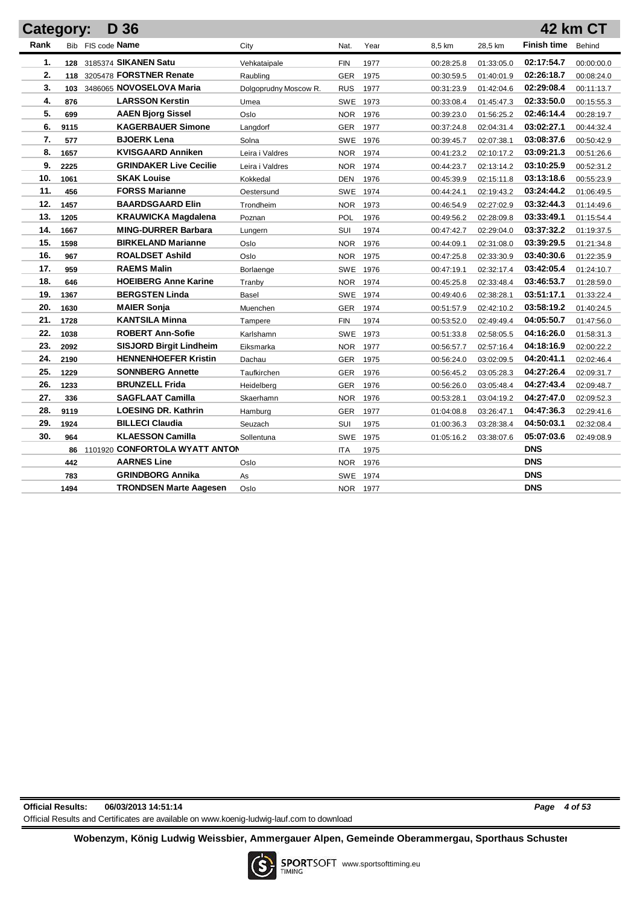## Category: D 36 — 42 km CT

| Rank | Bib | FIS code | Name | City | Nat. | Year | 8,5 km | 28,5 km | Finish time | Behind |
|---|---|---|---|---|---|---|---|---|---|---|
| 1. | 128 | 3185374 | **SIKANEN Satu** | Vehkataipale | FIN | 1977 | 00:28:25.8 | 01:33:05.0 | **02:17:54.7** | 00:00:00.0 |
| 2. | 118 | 3205478 | **FORSTNER Renate** | Raubling | GER | 1975 | 00:30:59.5 | 01:40:01.9 | **02:26:18.7** | 00:08:24.0 |
| 3. | 103 | 3486065 | **NOVOSELOVA Maria** | Dolgoprudny Moscow R. | RUS | 1977 | 00:31:23.9 | 01:42:04.6 | **02:29:08.4** | 00:11:13.7 |
| 4. | 876 | | **LARSSON Kerstin** | Umea | SWE | 1973 | 00:33:08.4 | 01:45:47.3 | **02:33:50.0** | 00:15:55.3 |
| 5. | 699 | | **AAEN Bjorg Sissel** | Oslo | NOR | 1976 | 00:39:23.0 | 01:56:25.2 | **02:46:14.4** | 00:28:19.7 |
| 6. | 9115 | | **KAGERBAUER Simone** | Langdorf | GER | 1977 | 00:37:24.8 | 02:04:31.4 | **03:02:27.1** | 00:44:32.4 |
| 7. | 577 | | **BJOERK Lena** | Solna | SWE | 1976 | 00:39:45.7 | 02:07:38.1 | **03:08:37.6** | 00:50:42.9 |
| 8. | 1657 | | **KVISGAARD Anniken** | Leira i Valdres | NOR | 1974 | 00:41:23.2 | 02:10:17.2 | **03:09:21.3** | 00:51:26.6 |
| 9. | 2225 | | **GRINDAKER Live Cecilie** | Leira i Valdres | NOR | 1974 | 00:44:23.7 | 02:13:14.2 | **03:10:25.9** | 00:52:31.2 |
| 10. | 1061 | | **SKAK Louise** | Kokkedal | DEN | 1976 | 00:45:39.9 | 02:15:11.8 | **03:13:18.6** | 00:55:23.9 |
| 11. | 456 | | **FORSS Marianne** | Oestersund | SWE | 1974 | 00:44:24.1 | 02:19:43.2 | **03:24:44.2** | 01:06:49.5 |
| 12. | 1457 | | **BAARDSGAARD Elin** | Trondheim | NOR | 1973 | 00:46:54.9 | 02:27:02.9 | **03:32:44.3** | 01:14:49.6 |
| 13. | 1205 | | **KRAUWICKA Magdalena** | Poznan | POL | 1976 | 00:49:56.2 | 02:28:09.8 | **03:33:49.1** | 01:15:54.4 |
| 14. | 1667 | | **MING-DURRER Barbara** | Lungern | SUI | 1974 | 00:47:42.7 | 02:29:04.0 | **03:37:32.2** | 01:19:37.5 |
| 15. | 1598 | | **BIRKELAND Marianne** | Oslo | NOR | 1976 | 00:44:09.1 | 02:31:08.0 | **03:39:29.5** | 01:21:34.8 |
| 16. | 967 | | **ROALDSET Ashild** | Oslo | NOR | 1975 | 00:47:25.8 | 02:33:30.9 | **03:40:30.6** | 01:22:35.9 |
| 17. | 959 | | **RAEMS Malin** | Borlaenge | SWE | 1976 | 00:47:19.1 | 02:32:17.4 | **03:42:05.4** | 01:24:10.7 |
| 18. | 646 | | **HOEIBERG Anne Karine** | Tranby | NOR | 1974 | 00:45:25.8 | 02:33:48.4 | **03:46:53.7** | 01:28:59.0 |
| 19. | 1367 | | **BERGSTEN Linda** | Basel | SWE | 1974 | 00:49:40.6 | 02:38:28.1 | **03:51:17.1** | 01:33:22.4 |
| 20. | 1630 | | **MAIER Sonja** | Muenchen | GER | 1974 | 00:51:57.9 | 02:42:10.2 | **03:58:19.2** | 01:40:24.5 |
| 21. | 1728 | | **KANTSILA Minna** | Tampere | FIN | 1974 | 00:53:52.0 | 02:49:49.4 | **04:05:50.7** | 01:47:56.0 |
| 22. | 1038 | | **ROBERT Ann-Sofie** | Karlshamn | SWE | 1973 | 00:51:33.8 | 02:58:05.5 | **04:16:26.0** | 01:58:31.3 |
| 23. | 2092 | | **SISJORD Birgit Lindheim** | Eiksmarka | NOR | 1977 | 00:56:57.7 | 02:57:16.4 | **04:18:16.9** | 02:00:22.2 |
| 24. | 2190 | | **HENNENHOEFER Kristin** | Dachau | GER | 1975 | 00:56:24.0 | 03:02:09.5 | **04:20:41.1** | 02:02:46.4 |
| 25. | 1229 | | **SONNBERG Annette** | Taufkirchen | GER | 1976 | 00:56:45.2 | 03:05:28.3 | **04:27:26.4** | 02:09:31.7 |
| 26. | 1233 | | **BRUNZELL Frida** | Heidelberg | GER | 1976 | 00:56:26.0 | 03:05:48.4 | **04:27:43.4** | 02:09:48.7 |
| 27. | 336 | | **SAGFLAAT Camilla** | Skaerhamn | NOR | 1976 | 00:53:28.1 | 03:04:19.2 | **04:27:47.0** | 02:09:52.3 |
| 28. | 9119 | | **LOESING DR. Kathrin** | Hamburg | GER | 1977 | 01:04:08.8 | 03:26:47.1 | **04:47:36.3** | 02:29:41.6 |
| 29. | 1924 | | **BILLECI Claudia** | Seuzach | SUI | 1975 | 01:00:36.3 | 03:28:38.4 | **04:50:03.1** | 02:32:08.4 |
| 30. | 964 | | **KLAESSON Camilla** | Sollentuna | SWE | 1975 | 01:05:16.2 | 03:38:07.6 | **05:07:03.6** | 02:49:08.9 |
| | 86 | 1101920 | **CONFORTOLA WYATT ANTON** | | ITA | 1975 | | | **DNS** | |
| | 442 | | **AARNES Line** | Oslo | NOR | 1976 | | | **DNS** | |
| | 783 | | **GRINDBORG Annika** | As | SWE | 1974 | | | **DNS** | |
| | 1494 | | **TRONDSEN Marte Aagesen** | Oslo | NOR | 1977 | | | **DNS** | |

**Official Results:** 06/03/2013 14:51:14

Official Results and Certificates are available on www.koenig-ludwig-lauf.com to download

**Wobenzym, König Ludwig Weissbier, Ammergauer Alpen, Gemeinde Oberammergau, Sporthaus Schuster**

SPORTSOFT TIMING www.sportsofttiming.eu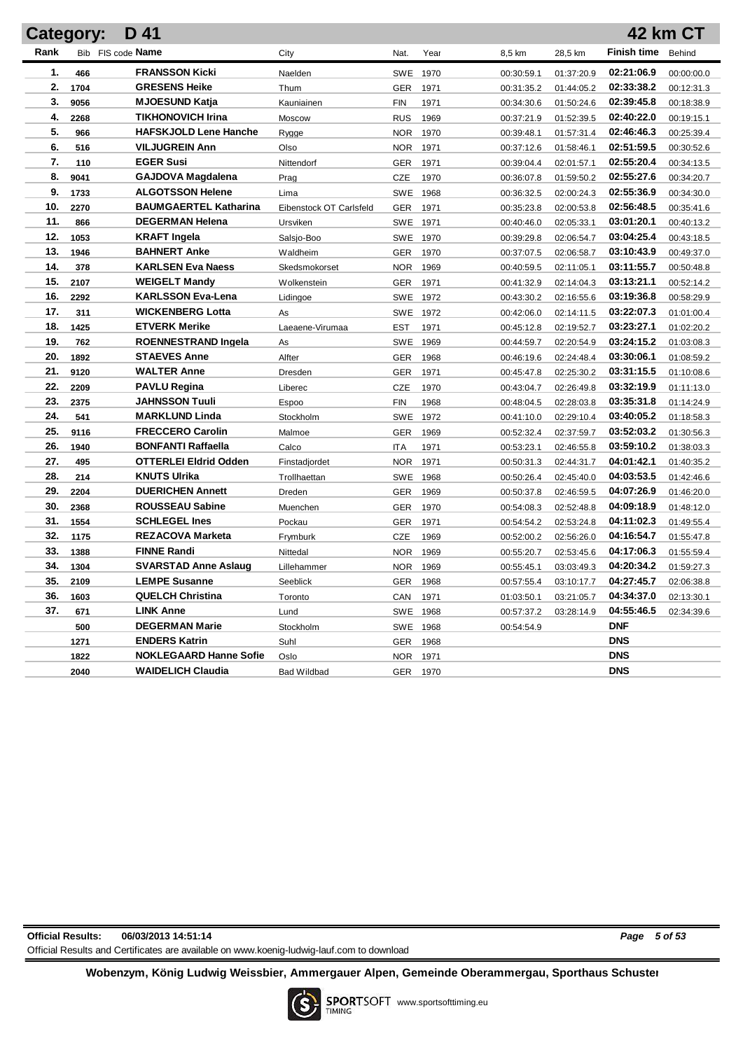## Category: D 41 — 42 km CT

| Rank | Bib | FIS code | Name | City | Nat. | Year | 8,5 km | 28,5 km | Finish time | Behind |
|---|---|---|---|---|---|---|---|---|---|---|
| 1. | 466 | | FRANSSON Kicki | Naelden | SWE | 1970 | 00:30:59.1 | 01:37:20.9 | 02:21:06.9 | 00:00:00.0 |
| 2. | 1704 | | GRESENS Heike | Thum | GER | 1971 | 00:31:35.2 | 01:44:05.2 | 02:33:38.2 | 00:12:31.3 |
| 3. | 9056 | | MJOESUND Katja | Kauniainen | FIN | 1971 | 00:34:30.6 | 01:50:24.6 | 02:39:45.8 | 00:18:38.9 |
| 4. | 2268 | | TIKHONOVICH Irina | Moscow | RUS | 1969 | 00:37:21.9 | 01:52:39.5 | 02:40:22.0 | 00:19:15.1 |
| 5. | 966 | | HAFSKJOLD Lene Hanche | Rygge | NOR | 1970 | 00:39:48.1 | 01:57:31.4 | 02:46:46.3 | 00:25:39.4 |
| 6. | 516 | | VILJUGREIN Ann | Olso | NOR | 1971 | 00:37:12.6 | 01:58:46.1 | 02:51:59.5 | 00:30:52.6 |
| 7. | 110 | | EGER Susi | Nittendorf | GER | 1971 | 00:39:04.4 | 02:01:57.1 | 02:55:20.4 | 00:34:13.5 |
| 8. | 9041 | | GAJDOVA Magdalena | Prag | CZE | 1970 | 00:36:07.8 | 01:59:50.2 | 02:55:27.6 | 00:34:20.7 |
| 9. | 1733 | | ALGOTSSON Helene | Lima | SWE | 1968 | 00:36:32.5 | 02:00:24.3 | 02:55:36.9 | 00:34:30.0 |
| 10. | 2270 | | BAUMGAERTEL Katharina | Eibenstock OT Carlsfeld | GER | 1971 | 00:35:23.8 | 02:00:53.8 | 02:56:48.5 | 00:35:41.6 |
| 11. | 866 | | DEGERMAN Helena | Ursviken | SWE | 1971 | 00:40:46.0 | 02:05:33.1 | 03:01:20.1 | 00:40:13.2 |
| 12. | 1053 | | KRAFT Ingela | Salsjo-Boo | SWE | 1970 | 00:39:29.8 | 02:06:54.7 | 03:04:25.4 | 00:43:18.5 |
| 13. | 1946 | | BAHNERT Anke | Waldheim | GER | 1970 | 00:37:07.5 | 02:06:58.7 | 03:10:43.9 | 00:49:37.0 |
| 14. | 378 | | KARLSEN Eva Naess | Skedsmokorset | NOR | 1969 | 00:40:59.5 | 02:11:05.1 | 03:11:55.7 | 00:50:48.8 |
| 15. | 2107 | | WEIGELT Mandy | Wolkenstein | GER | 1971 | 00:41:32.9 | 02:14:04.3 | 03:13:21.1 | 00:52:14.2 |
| 16. | 2292 | | KARLSSON Eva-Lena | Lidingoe | SWE | 1972 | 00:43:30.2 | 02:16:55.6 | 03:19:36.8 | 00:58:29.9 |
| 17. | 311 | | WICKENBERG Lotta | As | SWE | 1972 | 00:42:06.0 | 02:14:11.5 | 03:22:07.3 | 01:01:00.4 |
| 18. | 1425 | | ETVERK Merike | Laeaene-Virumaa | EST | 1971 | 00:45:12.8 | 02:19:52.7 | 03:23:27.1 | 01:02:20.2 |
| 19. | 762 | | ROENNESTRAND Ingela | As | SWE | 1969 | 00:44:59.7 | 02:20:54.9 | 03:24:15.2 | 01:03:08.3 |
| 20. | 1892 | | STAEVES Anne | Alfter | GER | 1968 | 00:46:19.6 | 02:24:48.4 | 03:30:06.1 | 01:08:59.2 |
| 21. | 9120 | | WALTER Anne | Dresden | GER | 1971 | 00:45:47.8 | 02:25:30.2 | 03:31:15.5 | 01:10:08.6 |
| 22. | 2209 | | PAVLU Regina | Liberec | CZE | 1970 | 00:43:04.7 | 02:26:49.8 | 03:32:19.9 | 01:11:13.0 |
| 23. | 2375 | | JAHNSSON Tuuli | Espoo | FIN | 1968 | 00:48:04.5 | 02:28:03.8 | 03:35:31.8 | 01:14:24.9 |
| 24. | 541 | | MARKLUND Linda | Stockholm | SWE | 1972 | 00:41:10.0 | 02:29:10.4 | 03:40:05.2 | 01:18:58.3 |
| 25. | 9116 | | FRECCERO Carolin | Malmoe | GER | 1969 | 00:52:32.4 | 02:37:59.7 | 03:52:03.2 | 01:30:56.3 |
| 26. | 1940 | | BONFANTI Raffaella | Calco | ITA | 1971 | 00:53:23.1 | 02:46:55.8 | 03:59:10.2 | 01:38:03.3 |
| 27. | 495 | | OTTERLEI Eldrid Odden | Finstadjordet | NOR | 1971 | 00:50:31.3 | 02:44:31.7 | 04:01:42.1 | 01:40:35.2 |
| 28. | 214 | | KNUTS Ulrika | Trollhaettan | SWE | 1968 | 00:50:26.4 | 02:45:40.0 | 04:03:53.5 | 01:42:46.6 |
| 29. | 2204 | | DUERICHEN Annett | Dreden | GER | 1969 | 00:50:37.8 | 02:46:59.5 | 04:07:26.9 | 01:46:20.0 |
| 30. | 2368 | | ROUSSEAU Sabine | Muenchen | GER | 1970 | 00:54:08.3 | 02:52:48.8 | 04:09:18.9 | 01:48:12.0 |
| 31. | 1554 | | SCHLEGEL Ines | Pockau | GER | 1971 | 00:54:54.2 | 02:53:24.8 | 04:11:02.3 | 01:49:55.4 |
| 32. | 1175 | | REZACOVA Marketa | Frymburk | CZE | 1969 | 00:52:00.2 | 02:56:26.0 | 04:16:54.7 | 01:55:47.8 |
| 33. | 1388 | | FINNE Randi | Nittedal | NOR | 1969 | 00:55:20.7 | 02:53:45.6 | 04:17:06.3 | 01:55:59.4 |
| 34. | 1304 | | SVARSTAD Anne Aslaug | Lillehammer | NOR | 1969 | 00:55:45.1 | 03:03:49.3 | 04:20:34.2 | 01:59:27.3 |
| 35. | 2109 | | LEMPE Susanne | Seeblick | GER | 1968 | 00:57:55.4 | 03:10:17.7 | 04:27:45.7 | 02:06:38.8 |
| 36. | 1603 | | QUELCH Christina | Toronto | CAN | 1971 | 01:03:50.1 | 03:21:05.7 | 04:34:37.0 | 02:13:30.1 |
| 37. | 671 | | LINK Anne | Lund | SWE | 1968 | 00:57:37.2 | 03:28:14.9 | 04:55:46.5 | 02:34:39.6 |
| | 500 | | DEGERMAN Marie | Stockholm | SWE | 1968 | 00:54:54.9 | | DNF | |
| | 1271 | | ENDERS Katrin | Suhl | GER | 1968 | | | DNS | |
| | 1822 | | NOKLEGAARD Hanne Sofie | Oslo | NOR | 1971 | | | DNS | |
| | 2040 | | WAIDELICH Claudia | Bad Wildbad | GER | 1970 | | | DNS | |

**Official Results:** 06/03/2013 14:51:14

Official Results and Certificates are available on www.koenig-ludwig-lauf.com to download

**Wobenzym, König Ludwig Weissbier, Ammergauer Alpen, Gemeinde Oberammergau, Sporthaus Schuster**

SPORTSOFT TIMING www.sportsofttiming.eu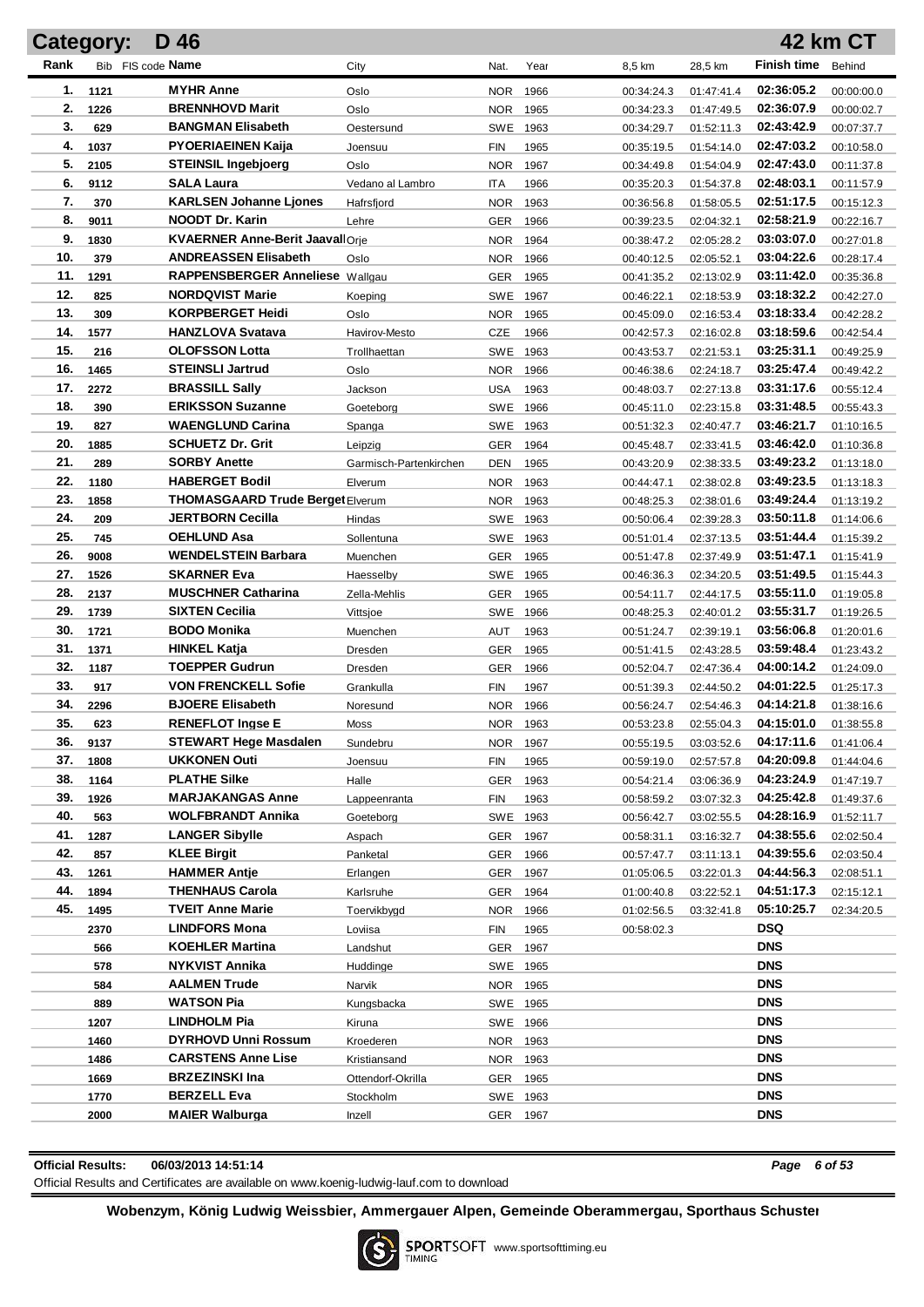## Category: D 46 — 42 km CT

| Rank | Bib | FIS code | Name | City | Nat. | Year | 8,5 km | 28,5 km | Finish time | Behind |
|---|---|---|---|---|---|---|---|---|---|---|
| 1. | 1121 | | MYHR Anne | Oslo | NOR | 1966 | 00:34:24.3 | 01:47:41.4 | 02:36:05.2 | 00:00:00.0 |
| 2. | 1226 | | BRENNHOVD Marit | Oslo | NOR | 1965 | 00:34:23.3 | 01:47:49.5 | 02:36:07.9 | 00:00:02.7 |
| 3. | 629 | | BANGMAN Elisabeth | Oestersund | SWE | 1963 | 00:34:29.7 | 01:52:11.3 | 02:43:42.9 | 00:07:37.7 |
| 4. | 1037 | | PYOERIAEINEN Kaija | Joensuu | FIN | 1965 | 00:35:19.5 | 01:54:14.0 | 02:47:03.2 | 00:10:58.0 |
| 5. | 2105 | | STEINSIL Ingebjoerg | Oslo | NOR | 1967 | 00:34:49.8 | 01:54:04.9 | 02:47:43.0 | 00:11:37.8 |
| 6. | 9112 | | SALA Laura | Vedano al Lambro | ITA | 1966 | 00:35:20.3 | 01:54:37.8 | 02:48:03.1 | 00:11:57.9 |
| 7. | 370 | | KARLSEN Johanne Ljones | Hafrsfjord | NOR | 1963 | 00:36:56.8 | 01:58:05.5 | 02:51:17.5 | 00:15:12.3 |
| 8. | 9011 | | NOODT Dr. Karin | Lehre | GER | 1966 | 00:39:23.5 | 02:04:32.1 | 02:58:21.9 | 00:22:16.7 |
| 9. | 1830 | | KVAERNER Anne-Berit Jaavall | Orje | NOR | 1964 | 00:38:47.2 | 02:05:28.2 | 03:03:07.0 | 00:27:01.8 |
| 10. | 379 | | ANDREASSEN Elisabeth | Oslo | NOR | 1966 | 00:40:12.5 | 02:05:52.1 | 03:04:22.6 | 00:28:17.4 |
| 11. | 1291 | | RAPPENSBERGER Anneliese | Wallgau | GER | 1965 | 00:41:35.2 | 02:13:02.9 | 03:11:42.0 | 00:35:36.8 |
| 12. | 825 | | NORDQVIST Marie | Koeping | SWE | 1967 | 00:46:22.1 | 02:18:53.9 | 03:18:32.2 | 00:42:27.0 |
| 13. | 309 | | KORPBERGET Heidi | Oslo | NOR | 1965 | 00:45:09.0 | 02:16:53.4 | 03:18:33.4 | 00:42:28.2 |
| 14. | 1577 | | HANZLOVA Svatava | Havirov-Mesto | CZE | 1966 | 00:42:57.3 | 02:16:02.8 | 03:18:59.6 | 00:42:54.4 |
| 15. | 216 | | OLOFSSON Lotta | Trollhaettan | SWE | 1963 | 00:43:53.7 | 02:21:53.1 | 03:25:31.1 | 00:49:25.9 |
| 16. | 1465 | | STEINSLI Jartrud | Oslo | NOR | 1966 | 00:46:38.6 | 02:24:18.7 | 03:25:47.4 | 00:49:42.2 |
| 17. | 2272 | | BRASSILL Sally | Jackson | USA | 1963 | 00:48:03.7 | 02:27:13.8 | 03:31:17.6 | 00:55:12.4 |
| 18. | 390 | | ERIKSSON Suzanne | Goeteborg | SWE | 1966 | 00:45:11.0 | 02:23:15.8 | 03:31:48.5 | 00:55:43.3 |
| 19. | 827 | | WAENGLUND Carina | Spanga | SWE | 1963 | 00:51:32.3 | 02:40:47.7 | 03:46:21.7 | 01:10:16.5 |
| 20. | 1885 | | SCHUETZ Dr. Grit | Leipzig | GER | 1964 | 00:45:48.7 | 02:33:41.5 | 03:46:42.0 | 01:10:36.8 |
| 21. | 289 | | SORBY Anette | Garmisch-Partenkirchen | DEN | 1965 | 00:43:20.9 | 02:38:33.5 | 03:49:23.2 | 01:13:18.0 |
| 22. | 1180 | | HABERGET Bodil | Elverum | NOR | 1963 | 00:44:47.1 | 02:38:02.8 | 03:49:23.5 | 01:13:18.3 |
| 23. | 1858 | | THOMASGAARD Trude Berget | Elverum | NOR | 1963 | 00:48:25.3 | 02:38:01.6 | 03:49:24.4 | 01:13:19.2 |
| 24. | 209 | | JERTBORN Cecilla | Hindas | SWE | 1963 | 00:50:06.4 | 02:39:28.3 | 03:50:11.8 | 01:14:06.6 |
| 25. | 745 | | OEHLUND Asa | Sollentuna | SWE | 1963 | 00:51:01.4 | 02:37:13.5 | 03:51:44.4 | 01:15:39.2 |
| 26. | 9008 | | WENDELSTEIN Barbara | Muenchen | GER | 1965 | 00:51:47.8 | 02:37:49.9 | 03:51:47.1 | 01:15:41.9 |
| 27. | 1526 | | SKARNER Eva | Haesselby | SWE | 1965 | 00:46:36.3 | 02:34:20.5 | 03:51:49.5 | 01:15:44.3 |
| 28. | 2137 | | MUSCHNER Catharina | Zella-Mehlis | GER | 1965 | 00:54:11.7 | 02:44:17.5 | 03:55:11.0 | 01:19:05.8 |
| 29. | 1739 | | SIXTEN Cecilia | Vittsjoe | SWE | 1966 | 00:48:25.3 | 02:40:01.2 | 03:55:31.7 | 01:19:26.5 |
| 30. | 1721 | | BODO Monika | Muenchen | AUT | 1963 | 00:51:24.7 | 02:39:19.1 | 03:56:06.8 | 01:20:01.6 |
| 31. | 1371 | | HINKEL Katja | Dresden | GER | 1965 | 00:51:41.5 | 02:43:28.5 | 03:59:48.4 | 01:23:43.2 |
| 32. | 1187 | | TOEPPER Gudrun | Dresden | GER | 1966 | 00:52:04.7 | 02:47:36.4 | 04:00:14.2 | 01:24:09.0 |
| 33. | 917 | | VON FRENCKELL Sofie | Grankulla | FIN | 1967 | 00:51:39.3 | 02:44:50.2 | 04:01:22.5 | 01:25:17.3 |
| 34. | 2296 | | BJOERE Elisabeth | Noresund | NOR | 1966 | 00:56:24.7 | 02:54:46.3 | 04:14:21.8 | 01:38:16.6 |
| 35. | 623 | | RENEFLOT Ingse E | Moss | NOR | 1963 | 00:53:23.8 | 02:55:04.3 | 04:15:01.0 | 01:38:55.8 |
| 36. | 9137 | | STEWART Hege Masdalen | Sundebru | NOR | 1967 | 00:55:19.5 | 03:03:52.6 | 04:17:11.6 | 01:41:06.4 |
| 37. | 1808 | | UKKONEN Outi | Joensuu | FIN | 1965 | 00:59:19.0 | 02:57:57.8 | 04:20:09.8 | 01:44:04.6 |
| 38. | 1164 | | PLATHE Silke | Halle | GER | 1963 | 00:54:21.4 | 03:06:36.9 | 04:23:24.9 | 01:47:19.7 |
| 39. | 1926 | | MARJAKANGAS Anne | Lappeenranta | FIN | 1963 | 00:58:59.2 | 03:07:32.3 | 04:25:42.8 | 01:49:37.6 |
| 40. | 563 | | WOLFBRANDT Annika | Goeteborg | SWE | 1963 | 00:56:42.7 | 03:02:55.5 | 04:28:16.9 | 01:52:11.7 |
| 41. | 1287 | | LANGER Sibylle | Aspach | GER | 1967 | 00:58:31.1 | 03:16:32.7 | 04:38:55.6 | 02:02:50.4 |
| 42. | 857 | | KLEE Birgit | Panketal | GER | 1966 | 00:57:47.7 | 03:11:13.1 | 04:39:55.6 | 02:03:50.4 |
| 43. | 1261 | | HAMMER Antje | Erlangen | GER | 1967 | 01:05:06.5 | 03:22:01.3 | 04:44:56.3 | 02:08:51.1 |
| 44. | 1894 | | THENHAUS Carola | Karlsruhe | GER | 1964 | 01:00:40.8 | 03:22:52.1 | 04:51:17.3 | 02:15:12.1 |
| 45. | 1495 | | TVEIT Anne Marie | Toervikbygd | NOR | 1966 | 01:02:56.5 | 03:32:41.8 | 05:10:25.7 | 02:34:20.5 |
| | 2370 | | LINDFORS Mona | Loviisa | FIN | 1965 | 00:58:02.3 | | DSQ | |
| | 566 | | KOEHLER Martina | Landshut | GER | 1967 | | | DNS | |
| | 578 | | NYKVIST Annika | Huddinge | SWE | 1965 | | | DNS | |
| | 584 | | AALMEN Trude | Narvik | NOR | 1965 | | | DNS | |
| | 889 | | WATSON Pia | Kungsbacka | SWE | 1965 | | | DNS | |
| | 1207 | | LINDHOLM Pia | Kiruna | SWE | 1966 | | | DNS | |
| | 1460 | | DYRHOVD Unni Rossum | Kroederen | NOR | 1963 | | | DNS | |
| | 1486 | | CARSTENS Anne Lise | Kristiansand | NOR | 1963 | | | DNS | |
| | 1669 | | BRZEZINSKI Ina | Ottendorf-Okrilla | GER | 1965 | | | DNS | |
| | 1770 | | BERZELL Eva | Stockholm | SWE | 1963 | | | DNS | |
| | 2000 | | MAIER Walburga | Inzell | GER | 1967 | | | DNS | |

**Official Results:** 06/03/2013 14:51:14

Official Results and Certificates are available on www.koenig-ludwig-lauf.com to download

**Wobenzym, König Ludwig Weissbier, Ammergauer Alpen, Gemeinde Oberammergau, Sporthaus Schuster**

SPORTSOFT TIMING www.sportsofttiming.eu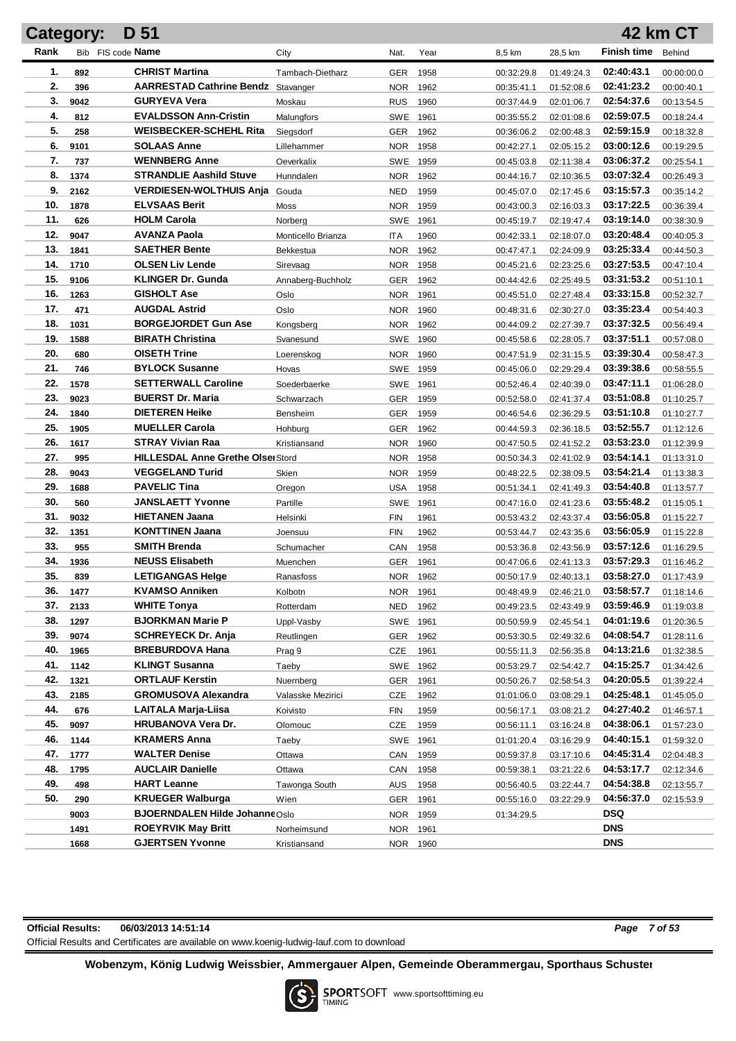# Category: D 51 — 42 km CT

| Rank | Bib | FIS code | Name | City | Nat. | Year | 8,5 km | 28,5 km | Finish time | Behind |
|---|---|---|---|---|---|---|---|---|---|---|
| 1. | 892 | | CHRIST Martina | Tambach-Dietharz | GER | 1958 | 00:32:29.8 | 01:49:24.3 | 02:40:43.1 | 00:00:00.0 |
| 2. | 396 | | AARRESTAD Cathrine Bendz | Stavanger | NOR | 1962 | 00:35:41.1 | 01:52:08.6 | 02:41:23.2 | 00:00:40.1 |
| 3. | 9042 | | GURYEVA Vera | Moskau | RUS | 1960 | 00:37:44.9 | 02:01:06.7 | 02:54:37.6 | 00:13:54.5 |
| 4. | 812 | | EVALDSSON Ann-Cristin | Malungfors | SWE | 1961 | 00:35:55.2 | 02:01:08.6 | 02:59:07.5 | 00:18:24.4 |
| 5. | 258 | | WEISBECKER-SCHEHL Rita | Siegsdorf | GER | 1962 | 00:36:06.2 | 02:00:48.3 | 02:59:15.9 | 00:18:32.8 |
| 6. | 9101 | | SOLAAS Anne | Lillehammer | NOR | 1958 | 00:42:27.1 | 02:05:15.2 | 03:00:12.6 | 00:19:29.5 |
| 7. | 737 | | WENNBERG Anne | Oeverkalix | SWE | 1959 | 00:45:03.8 | 02:11:38.4 | 03:06:37.2 | 00:25:54.1 |
| 8. | 1374 | | STRANDLIE Aashild Stuve | Hunndalen | NOR | 1962 | 00:44:16.7 | 02:10:36.5 | 03:07:32.4 | 00:26:49.3 |
| 9. | 2162 | | VERDIESEN-WOLTHUIS Anja | Gouda | NED | 1959 | 00:45:07.0 | 02:17:45.6 | 03:15:57.3 | 00:35:14.2 |
| 10. | 1878 | | ELVSAAS Berit | Moss | NOR | 1959 | 00:43:00.3 | 02:16:03.3 | 03:17:22.5 | 00:36:39.4 |
| 11. | 626 | | HOLM Carola | Norberg | SWE | 1961 | 00:45:19.7 | 02:19:47.4 | 03:19:14.0 | 00:38:30.9 |
| 12. | 9047 | | AVANZA Paola | Monticello Brianza | ITA | 1960 | 00:42:33.1 | 02:18:07.0 | 03:20:48.4 | 00:40:05.3 |
| 13. | 1841 | | SAETHER Bente | Bekkestua | NOR | 1962 | 00:47:47.1 | 02:24:09.9 | 03:25:33.4 | 00:44:50.3 |
| 14. | 1710 | | OLSEN Liv Lende | Sirevaag | NOR | 1958 | 00:45:21.6 | 02:23:25.6 | 03:27:53.5 | 00:47:10.4 |
| 15. | 9106 | | KLINGER Dr. Gunda | Annaberg-Buchholz | GER | 1962 | 00:44:42.6 | 02:25:49.5 | 03:31:53.2 | 00:51:10.1 |
| 16. | 1263 | | GISHOLT Ase | Oslo | NOR | 1961 | 00:45:51.0 | 02:27:48.4 | 03:33:15.8 | 00:52:32.7 |
| 17. | 471 | | AUGDAL Astrid | Oslo | NOR | 1960 | 00:48:31.6 | 02:30:27.0 | 03:35:23.4 | 00:54:40.3 |
| 18. | 1031 | | BORGEJORDET Gun Ase | Kongsberg | NOR | 1962 | 00:44:09.2 | 02:27:39.7 | 03:37:32.5 | 00:56:49.4 |
| 19. | 1588 | | BIRATH Christina | Svanesund | SWE | 1960 | 00:45:58.6 | 02:28:05.7 | 03:37:51.1 | 00:57:08.0 |
| 20. | 680 | | OISETH Trine | Loerenskog | NOR | 1960 | 00:47:51.9 | 02:31:15.5 | 03:39:30.4 | 00:58:47.3 |
| 21. | 746 | | BYLOCK Susanne | Hovas | SWE | 1959 | 00:45:06.0 | 02:29:29.4 | 03:39:38.6 | 00:58:55.5 |
| 22. | 1578 | | SETTERWALL Caroline | Soederbaerke | SWE | 1961 | 00:52:46.4 | 02:40:39.0 | 03:47:11.1 | 01:06:28.0 |
| 23. | 9023 | | BUERST Dr. Maria | Schwarzach | GER | 1959 | 00:52:58.0 | 02:41:37.4 | 03:51:08.8 | 01:10:25.7 |
| 24. | 1840 | | DIETEREN Heike | Bensheim | GER | 1959 | 00:46:54.6 | 02:36:29.5 | 03:51:10.8 | 01:10:27.7 |
| 25. | 1905 | | MUELLER Carola | Hohburg | GER | 1962 | 00:44:59.3 | 02:36:18.5 | 03:52:55.7 | 01:12:12.6 |
| 26. | 1617 | | STRAY Vivian Raa | Kristiansand | NOR | 1960 | 00:47:50.5 | 02:41:52.2 | 03:53:23.0 | 01:12:39.9 |
| 27. | 995 | | HILLESDAL Anne Grethe Olsen | Stord | NOR | 1958 | 00:50:34.3 | 02:41:02.9 | 03:54:14.1 | 01:13:31.0 |
| 28. | 9043 | | VEGGELAND Turid | Skien | NOR | 1959 | 00:48:22.5 | 02:38:09.5 | 03:54:21.4 | 01:13:38.3 |
| 29. | 1688 | | PAVELIC Tina | Oregon | USA | 1958 | 00:51:34.1 | 02:41:49.3 | 03:54:40.8 | 01:13:57.7 |
| 30. | 560 | | JANSLAETT Yvonne | Partille | SWE | 1961 | 00:47:16.0 | 02:41:23.6 | 03:55:48.2 | 01:15:05.1 |
| 31. | 9032 | | HIETANEN Jaana | Helsinki | FIN | 1961 | 00:53:43.2 | 02:43:37.4 | 03:56:05.8 | 01:15:22.7 |
| 32. | 1351 | | KONTTINEN Jaana | Joensuu | FIN | 1962 | 00:53:44.7 | 02:43:35.6 | 03:56:05.9 | 01:15:22.8 |
| 33. | 955 | | SMITH Brenda | Schumacher | CAN | 1958 | 00:53:36.8 | 02:43:56.9 | 03:57:12.6 | 01:16:29.5 |
| 34. | 1936 | | NEUSS Elisabeth | Muenchen | GER | 1961 | 00:47:06.6 | 02:41:13.3 | 03:57:29.3 | 01:16:46.2 |
| 35. | 839 | | LETIGANGAS Helge | Ranasfoss | NOR | 1962 | 00:50:17.9 | 02:40:13.1 | 03:58:27.0 | 01:17:43.9 |
| 36. | 1477 | | KVAMSO Anniken | Kolbotn | NOR | 1961 | 00:48:49.9 | 02:46:21.0 | 03:58:57.7 | 01:18:14.6 |
| 37. | 2133 | | WHITE Tonya | Rotterdam | NED | 1962 | 00:49:23.5 | 02:43:49.9 | 03:59:46.9 | 01:19:03.8 |
| 38. | 1297 | | BJORKMAN Marie P | Uppl-Vasby | SWE | 1961 | 00:50:59.9 | 02:45:54.1 | 04:01:19.6 | 01:20:36.5 |
| 39. | 9074 | | SCHREYECK Dr. Anja | Reutlingen | GER | 1962 | 00:53:30.5 | 02:49:32.6 | 04:08:54.7 | 01:28:11.6 |
| 40. | 1965 | | BREBURDOVA Hana | Prag 9 | CZE | 1961 | 00:55:11.3 | 02:56:35.8 | 04:13:21.6 | 01:32:38.5 |
| 41. | 1142 | | KLINGT Susanna | Taeby | SWE | 1962 | 00:53:29.7 | 02:54:42.7 | 04:15:25.7 | 01:34:42.6 |
| 42. | 1321 | | ORTLAUF Kerstin | Nuernberg | GER | 1961 | 00:50:26.7 | 02:58:54.3 | 04:20:05.5 | 01:39:22.4 |
| 43. | 2185 | | GROMUSOVA Alexandra | Valasske Mezirici | CZE | 1962 | 01:01:06.0 | 03:08:29.1 | 04:25:48.1 | 01:45:05.0 |
| 44. | 676 | | LAITALA Marja-Liisa | Koivisto | FIN | 1959 | 00:56:17.1 | 03:08:21.2 | 04:27:40.2 | 01:46:57.1 |
| 45. | 9097 | | HRUBANOVA Vera Dr. | Olomouc | CZE | 1959 | 00:56:11.1 | 03:16:24.8 | 04:38:06.1 | 01:57:23.0 |
| 46. | 1144 | | KRAMERS Anna | Taeby | SWE | 1961 | 01:01:20.4 | 03:16:29.9 | 04:40:15.1 | 01:59:32.0 |
| 47. | 1777 | | WALTER Denise | Ottawa | CAN | 1959 | 00:59:37.8 | 03:17:10.6 | 04:45:31.4 | 02:04:48.3 |
| 48. | 1795 | | AUCLAIR Danielle | Ottawa | CAN | 1958 | 00:59:38.1 | 03:21:22.6 | 04:53:17.7 | 02:12:34.6 |
| 49. | 498 | | HART Leanne | Tawonga South | AUS | 1958 | 00:56:40.5 | 03:22:44.7 | 04:54:38.8 | 02:13:55.7 |
| 50. | 290 | | KRUEGER Walburga | Wien | GER | 1961 | 00:55:16.0 | 03:22:29.9 | 04:56:37.0 | 02:15:53.9 |
| | 9003 | | BJOERNDALEN Hilde Johanne | Oslo | NOR | 1959 | 01:34:29.5 | | DSQ | |
| | 1491 | | ROEYRVIK May Britt | Norheimsund | NOR | 1961 | | | DNS | |
| | 1668 | | GJERTSEN Yvonne | Kristiansand | NOR | 1960 | | | DNS | |

**Official Results:** 06/03/2013 14:51:14

Official Results and Certificates are available on www.koenig-ludwig-lauf.com to download

**Wobenzym, König Ludwig Weissbier, Ammergauer Alpen, Gemeinde Oberammergau, Sporthaus Schuster**

SPORTSOFT TIMING www.sportsofttiming.eu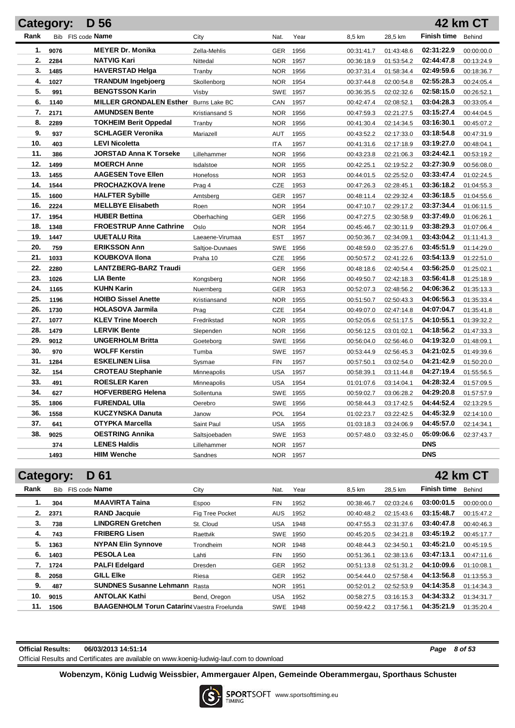## Category: D 56 — 42 km CT

| Rank | Bib | FIS code | Name | City | Nat. | Year | 8,5 km | 28,5 km | Finish time | Behind |
|---|---|---|---|---|---|---|---|---|---|---|
| 1. | 9076 | | MEYER Dr. Monika | Zella-Mehlis | GER | 1956 | 00:31:41.7 | 01:43:48.6 | 02:31:22.9 | 00:00:00.0 |
| 2. | 2284 | | NATVIG Kari | Nittedal | NOR | 1957 | 00:36:18.9 | 01:53:54.2 | 02:44:47.8 | 00:13:24.9 |
| 3. | 1485 | | HAVERSTAD Helga | Tranby | NOR | 1956 | 00:37:31.4 | 01:58:34.4 | 02:49:59.6 | 00:18:36.7 |
| 4. | 1027 | | TRANDUM Ingebjoerg | Skollenborg | NOR | 1954 | 00:37:44.8 | 02:00:54.8 | 02:55:28.3 | 00:24:05.4 |
| 5. | 991 | | BENGTSSON Karin | Visby | SWE | 1957 | 00:36:35.5 | 02:02:32.6 | 02:58:15.0 | 00:26:52.1 |
| 6. | 1140 | | MILLER GRONDALEN Esther | Burns Lake BC | CAN | 1957 | 00:42:47.4 | 02:08:52.1 | 03:04:28.3 | 00:33:05.4 |
| 7. | 2171 | | AMUNDSEN Bente | Kristiansand S | NOR | 1956 | 00:47:59.3 | 02:21:27.5 | 03:15:27.4 | 00:44:04.5 |
| 8. | 2289 | | TOKHEIM Berit Oppedal | Tranby | NOR | 1956 | 00:41:30.4 | 02:14:34.5 | 03:16:30.1 | 00:45:07.2 |
| 9. | 937 | | SCHLAGER Veronika | Mariazell | AUT | 1955 | 00:43:52.2 | 02:17:33.0 | 03:18:54.8 | 00:47:31.9 |
| 10. | 403 | | LEVI Nicoletta | | ITA | 1957 | 00:41:31.6 | 02:17:18.9 | 03:19:27.0 | 00:48:04.1 |
| 11. | 386 | | JORSTAD Anna K Torseke | Lillehammer | NOR | 1956 | 00:43:23.8 | 02:21:06.3 | 03:24:42.1 | 00:53:19.2 |
| 12. | 1499 | | MOERCH Anne | Isdalstoe | NOR | 1955 | 00:42:25.1 | 02:19:52.2 | 03:27:30.9 | 00:56:08.0 |
| 13. | 1455 | | AAGESEN Tove Ellen | Honefoss | NOR | 1953 | 00:44:01.5 | 02:25:52.0 | 03:33:47.4 | 01:02:24.5 |
| 14. | 1544 | | PROCHAZKOVA Irene | Prag 4 | CZE | 1953 | 00:47:26.3 | 02:28:45.1 | 03:36:18.2 | 01:04:55.3 |
| 15. | 1600 | | HALFTER Sybille | Amtsberg | GER | 1957 | 00:48:11.4 | 02:29:32.4 | 03:36:18.5 | 01:04:55.6 |
| 16. | 2224 | | MELLBYE Elisabeth | Roen | NOR | 1954 | 00:47:10.7 | 02:29:17.2 | 03:37:34.4 | 01:06:11.5 |
| 17. | 1954 | | HUBER Bettina | Oberhaching | GER | 1956 | 00:47:27.5 | 02:30:58.9 | 03:37:49.0 | 01:06:26.1 |
| 18. | 1348 | | FROESTRUP Anne Cathrine | Oslo | NOR | 1954 | 00:45:46.7 | 02:30:11.9 | 03:38:29.3 | 01:07:06.4 |
| 19. | 1447 | | UUETALU Rita | Laeaene-Virumaa | EST | 1957 | 00:50:36.7 | 02:34:09.1 | 03:43:04.2 | 01:11:41.3 |
| 20. | 759 | | ERIKSSON Ann | Saltjoe-Duvnaes | SWE | 1956 | 00:48:59.0 | 02:35:27.6 | 03:45:51.9 | 01:14:29.0 |
| 21. | 1033 | | KOUBKOVA Ilona | Praha 10 | CZE | 1956 | 00:50:57.2 | 02:41:22.6 | 03:54:13.9 | 01:22:51.0 |
| 22. | 2280 | | LANTZBERG-BARZ Traudi | | GER | 1956 | 00:48:18.6 | 02:40:54.4 | 03:56:25.0 | 01:25:02.1 |
| 23. | 1026 | | LIA Bente | Kongsberg | NOR | 1956 | 00:49:50.7 | 02:42:18.3 | 03:56:41.8 | 01:25:18.9 |
| 24. | 1165 | | KUHN Karin | Nuernberg | GER | 1953 | 00:52:07.3 | 02:48:56.2 | 04:06:36.2 | 01:35:13.3 |
| 25. | 1196 | | HOIBO Sissel Anette | Kristiansand | NOR | 1955 | 00:51:50.7 | 02:50:43.3 | 04:06:56.3 | 01:35:33.4 |
| 26. | 1730 | | HOLASOVA Jarmila | Prag | CZE | 1954 | 00:49:07.0 | 02:47:14.8 | 04:07:04.7 | 01:35:41.8 |
| 27. | 1077 | | KLEV Trine Moerch | Fredrikstad | NOR | 1955 | 00:52:05.6 | 02:51:17.5 | 04:10:55.1 | 01:39:32.2 |
| 28. | 1479 | | LERVIK Bente | Slependen | NOR | 1956 | 00:56:12.5 | 03:01:02.1 | 04:18:56.2 | 01:47:33.3 |
| 29. | 9012 | | UNGERHOLM Britta | Goeteborg | SWE | 1956 | 00:56:04.0 | 02:56:46.0 | 04:19:32.0 | 01:48:09.1 |
| 30. | 970 | | WOLFF Kerstin | Tumba | SWE | 1957 | 00:53:44.9 | 02:56:45.3 | 04:21:02.5 | 01:49:39.6 |
| 31. | 1284 | | ESKELINEN Liisa | Sysmae | FIN | 1957 | 00:57:50.1 | 03:02:54.0 | 04:21:42.9 | 01:50:20.0 |
| 32. | 154 | | CROTEAU Stephanie | Minneapolis | USA | 1957 | 00:58:39.1 | 03:11:44.8 | 04:27:19.4 | 01:55:56.5 |
| 33. | 491 | | ROESLER Karen | Minneapolis | USA | 1954 | 01:01:07.6 | 03:14:04.1 | 04:28:32.4 | 01:57:09.5 |
| 34. | 627 | | HOFVERBERG Helena | Sollentuna | SWE | 1955 | 00:59:02.7 | 03:06:28.2 | 04:29:20.8 | 01:57:57.9 |
| 35. | 1806 | | FURENDAL Ulla | Oerebro | SWE | 1956 | 00:58:44.3 | 03:17:42.5 | 04:44:52.4 | 02:13:29.5 |
| 36. | 1558 | | KUCZYNSKA Danuta | Janow | POL | 1954 | 01:02:23.7 | 03:22:42.5 | 04:45:32.9 | 02:14:10.0 |
| 37. | 641 | | OTYPKA Marcella | Saint Paul | USA | 1955 | 01:03:18.3 | 03:24:06.9 | 04:45:57.0 | 02:14:34.1 |
| 38. | 9025 | | OESTRING Annika | Saltsjoebaden | SWE | 1953 | 00:57:48.0 | 03:32:45.0 | 05:09:06.6 | 02:37:43.7 |
| | 374 | | LENES Haldis | Lillehammer | NOR | 1957 | | | DNS | |
| | 1493 | | HIIM Wenche | Sandnes | NOR | 1957 | | | DNS | |

## Category: D 61 — 42 km CT

| Rank | Bib | FIS code | Name | City | Nat. | Year | 8,5 km | 28,5 km | Finish time | Behind |
|---|---|---|---|---|---|---|---|---|---|---|
| 1. | 304 | | MAAVIRTA Taina | Espoo | FIN | 1952 | 00:38:46.7 | 02:03:24.6 | 03:00:01.5 | 00:00:00.0 |
| 2. | 2371 | | RAND Jacquie | Fig Tree Pocket | AUS | 1952 | 00:40:48.2 | 02:15:43.6 | 03:15:48.7 | 00:15:47.2 |
| 3. | 738 | | LINDGREN Gretchen | St. Cloud | USA | 1948 | 00:47:55.3 | 02:31:37.6 | 03:40:47.8 | 00:40:46.3 |
| 4. | 743 | | FRIBERG Lisen | Raettvik | SWE | 1950 | 00:45:20.5 | 02:34:21.8 | 03:45:19.2 | 00:45:17.7 |
| 5. | 1363 | | NYPAN Elin Synnove | Trondheim | NOR | 1948 | 00:48:44.3 | 02:34:50.1 | 03:45:21.0 | 00:45:19.5 |
| 6. | 1403 | | PESOLA Lea | Lahti | FIN | 1950 | 00:51:36.1 | 02:38:13.6 | 03:47:13.1 | 00:47:11.6 |
| 7. | 1724 | | PALFI Edelgard | Dresden | GER | 1952 | 00:51:13.8 | 02:51:31.2 | 04:10:09.6 | 01:10:08.1 |
| 8. | 2058 | | GILL Elke | Riesa | GER | 1952 | 00:54:44.0 | 02:57:58.4 | 04:13:56.8 | 01:13:55.3 |
| 9. | 487 | | SUNDNES Susanne Lehmann | Rasta | NOR | 1951 | 00:52:01.2 | 02:52:53.9 | 04:14:35.8 | 01:14:34.3 |
| 10. | 9015 | | ANTOLAK Kathi | Bend, Oregon | USA | 1952 | 00:58:27.5 | 03:16:15.3 | 04:34:33.2 | 01:34:31.7 |
| 11. | 1506 | | BAAGENHOLM Torun Catarina | Vaestra Froelunda | SWE | 1948 | 00:59:42.2 | 03:17:56.1 | 04:35:21.9 | 01:35:20.4 |

**Official Results:** 06/03/2013 14:51:14

Official Results and Certificates are available on www.koenig-ludwig-lauf.com to download

**Wobenzym, König Ludwig Weissbier, Ammergauer Alpen, Gemeinde Oberammergau, Sporthaus Schuster**

SPORTSOFT TIMING www.sportsofttiming.eu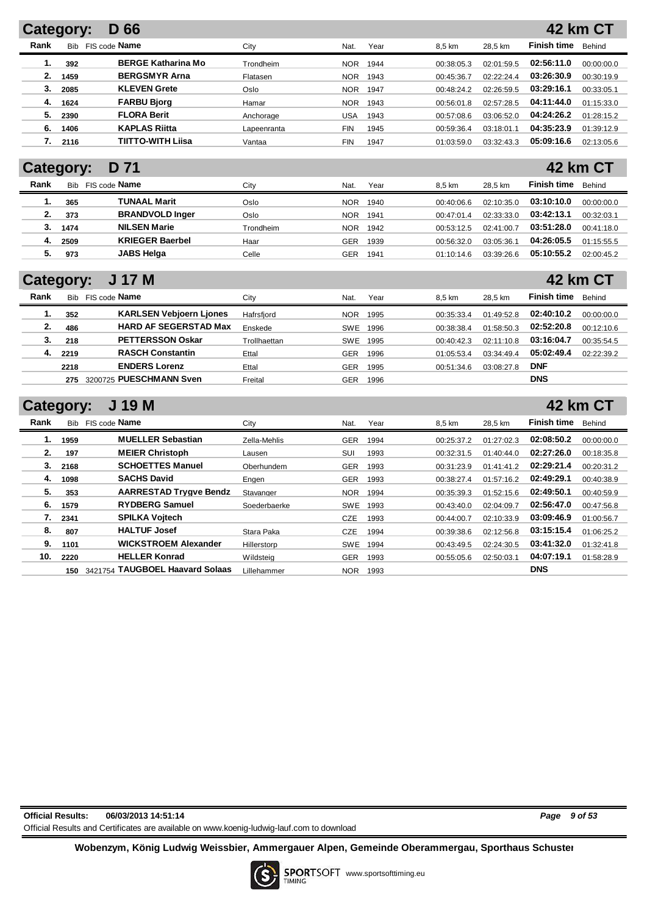## Category: D 66 — 42 km CT

| Rank | Bib | FIS code | Name | City | Nat. | Year | 8,5 km | 28,5 km | Finish time | Behind |
|---|---|---|---|---|---|---|---|---|---|---|
| 1. | 392 | | BERGE Katharina Mo | Trondheim | NOR | 1944 | 00:38:05.3 | 02:01:59.5 | 02:56:11.0 | 00:00:00.0 |
| 2. | 1459 | | BERGSMYR Arna | Flatasen | NOR | 1943 | 00:45:36.7 | 02:22:24.4 | 03:26:30.9 | 00:30:19.9 |
| 3. | 2085 | | KLEVEN Grete | Oslo | NOR | 1947 | 00:48:24.2 | 02:26:59.5 | 03:29:16.1 | 00:33:05.1 |
| 4. | 1624 | | FARBU Bjorg | Hamar | NOR | 1943 | 00:56:01.8 | 02:57:28.5 | 04:11:44.0 | 01:15:33.0 |
| 5. | 2390 | | FLORA Berit | Anchorage | USA | 1943 | 00:57:08.6 | 03:06:52.0 | 04:24:26.2 | 01:28:15.2 |
| 6. | 1406 | | KAPLAS Riitta | Lapeenranta | FIN | 1945 | 00:59:36.4 | 03:18:01.1 | 04:35:23.9 | 01:39:12.9 |
| 7. | 2116 | | TIITTO-WITH Liisa | Vantaa | FIN | 1947 | 01:03:59.0 | 03:32:43.3 | 05:09:16.6 | 02:13:05.6 |

## Category: D 71 — 42 km CT

| Rank | Bib | FIS code | Name | City | Nat. | Year | 8,5 km | 28,5 km | Finish time | Behind |
|---|---|---|---|---|---|---|---|---|---|---|
| 1. | 365 | | TUNAAL Marit | Oslo | NOR | 1940 | 00:40:06.6 | 02:10:35.0 | 03:10:10.0 | 00:00:00.0 |
| 2. | 373 | | BRANDVOLD Inger | Oslo | NOR | 1941 | 00:47:01.4 | 02:33:33.0 | 03:42:13.1 | 00:32:03.1 |
| 3. | 1474 | | NILSEN Marie | Trondheim | NOR | 1942 | 00:53:12.5 | 02:41:00.7 | 03:51:28.0 | 00:41:18.0 |
| 4. | 2509 | | KRIEGER Baerbel | Haar | GER | 1939 | 00:56:32.0 | 03:05:36.1 | 04:26:05.5 | 01:15:55.5 |
| 5. | 973 | | JABS Helga | Celle | GER | 1941 | 01:10:14.6 | 03:39:26.6 | 05:10:55.2 | 02:00:45.2 |

## Category: J 17 M — 42 km CT

| Rank | Bib | FIS code | Name | City | Nat. | Year | 8,5 km | 28,5 km | Finish time | Behind |
|---|---|---|---|---|---|---|---|---|---|---|
| 1. | 352 | | KARLSEN Vebjoern Ljones | Hafrsfjord | NOR | 1995 | 00:35:33.4 | 01:49:52.8 | 02:40:10.2 | 00:00:00.0 |
| 2. | 486 | | HARD AF SEGERSTAD Max | Enskede | SWE | 1996 | 00:38:38.4 | 01:58:50.3 | 02:52:20.8 | 00:12:10.6 |
| 3. | 218 | | PETTERSSON Oskar | Trollhaettan | SWE | 1995 | 00:40:42.3 | 02:11:10.8 | 03:16:04.7 | 00:35:54.5 |
| 4. | 2219 | | RASCH Constantin | Ettal | GER | 1996 | 01:05:53.4 | 03:34:49.4 | 05:02:49.4 | 02:22:39.2 |
| | 2218 | | ENDERS Lorenz | Ettal | GER | 1995 | 00:51:34.6 | 03:08:27.8 | DNF | |
| | 275 | 3200725 | PUESCHMANN Sven | Freital | GER | 1996 | | | DNS | |

## Category: J 19 M — 42 km CT

| Rank | Bib | FIS code | Name | City | Nat. | Year | 8,5 km | 28,5 km | Finish time | Behind |
|---|---|---|---|---|---|---|---|---|---|---|
| 1. | 1959 | | MUELLER Sebastian | Zella-Mehlis | GER | 1994 | 00:25:37.2 | 01:27:02.3 | 02:08:50.2 | 00:00:00.0 |
| 2. | 197 | | MEIER Christoph | Lausen | SUI | 1993 | 00:32:31.5 | 01:40:44.0 | 02:27:26.0 | 00:18:35.8 |
| 3. | 2168 | | SCHOETTES Manuel | Oberhundem | GER | 1993 | 00:31:23.9 | 01:41:41.2 | 02:29:21.4 | 00:20:31.2 |
| 4. | 1098 | | SACHS David | Engen | GER | 1993 | 00:38:27.4 | 01:57:16.2 | 02:49:29.1 | 00:40:38.9 |
| 5. | 353 | | AARRESTAD Trygve Bendz | Stavanger | NOR | 1994 | 00:35:39.3 | 01:52:15.6 | 02:49:50.1 | 00:40:59.9 |
| 6. | 1579 | | RYDBERG Samuel | Soederbaerke | SWE | 1993 | 00:43:40.0 | 02:04:09.7 | 02:56:47.0 | 00:47:56.8 |
| 7. | 2341 | | SPILKA Vojtech | | CZE | 1993 | 00:44:00.7 | 02:10:33.9 | 03:09:46.9 | 01:00:56.7 |
| 8. | 807 | | HALTUF Josef | Stara Paka | CZE | 1994 | 00:39:38.6 | 02:12:56.8 | 03:15:15.4 | 01:06:25.2 |
| 9. | 1101 | | WICKSTROEM Alexander | Hillerstorp | SWE | 1994 | 00:43:49.5 | 02:24:30.5 | 03:41:32.0 | 01:32:41.8 |
| 10. | 2220 | | HELLER Konrad | Wildsteig | GER | 1993 | 00:55:05.6 | 02:50:03.1 | 04:07:19.1 | 01:58:28.9 |
| | 150 | 3421754 | TAUGBOEL Haavard Solaas | Lillehammer | NOR | 1993 | | | DNS | |

**Official Results:** 06/03/2013 14:51:14

Official Results and Certificates are available on www.koenig-ludwig-lauf.com to download

**Wobenzym, König Ludwig Weissbier, Ammergauer Alpen, Gemeinde Oberammergau, Sporthaus Schuster**

SPORTSOFT TIMING www.sportsofttiming.eu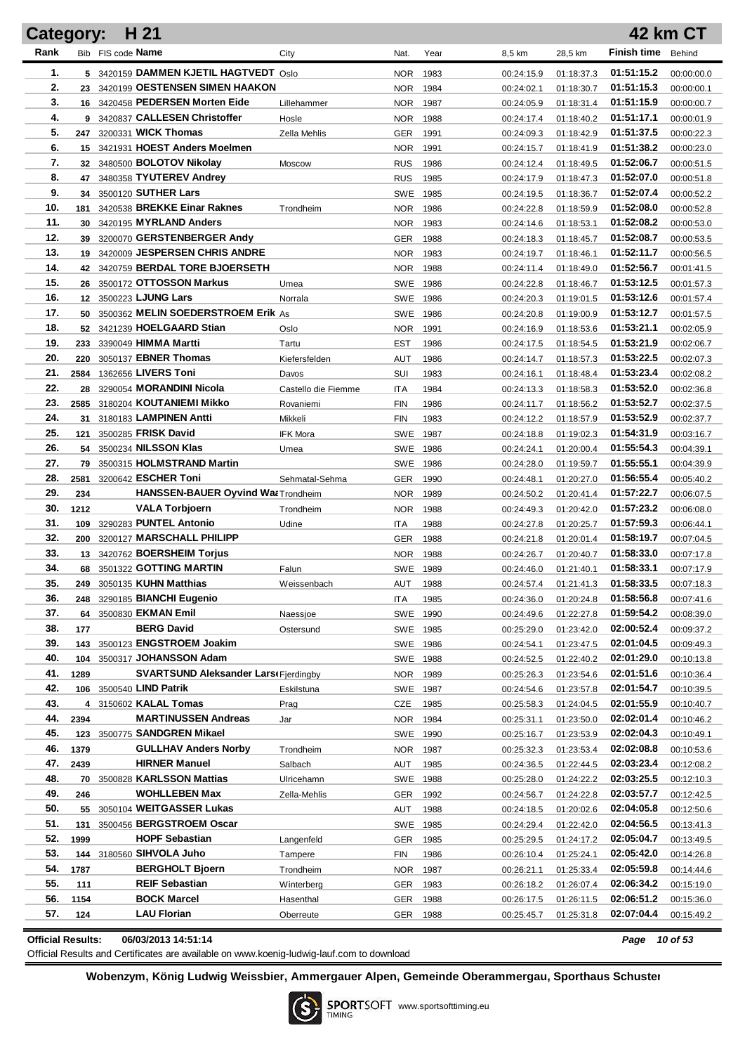## Category: H 21 — 42 km CT

| Rank | Bib | FIS code | Name | City | Nat. | Year | 8,5 km | 28,5 km | Finish time | Behind |
|---|---|---|---|---|---|---|---|---|---|---|
| 1. | 5 | 3420159 | DAMMEN KJETIL HAGTVEDT | Oslo | NOR | 1983 | 00:24:15.9 | 01:18:37.3 | 01:51:15.2 | 00:00:00.0 |
| 2. | 23 | 3420199 | OESTENSEN SIMEN HAAKON | | NOR | 1984 | 00:24:02.1 | 01:18:30.7 | 01:51:15.3 | 00:00:00.1 |
| 3. | 16 | 3420458 | PEDERSEN Morten Eide | Lillehammer | NOR | 1987 | 00:24:05.9 | 01:18:31.4 | 01:51:15.9 | 00:00:00.7 |
| 4. | 9 | 3420837 | CALLESEN Christoffer | Hosle | NOR | 1988 | 00:24:17.4 | 01:18:40.2 | 01:51:17.1 | 00:00:01.9 |
| 5. | 247 | 3200331 | WICK Thomas | Zella Mehlis | GER | 1991 | 00:24:09.3 | 01:18:42.9 | 01:51:37.5 | 00:00:22.3 |
| 6. | 15 | 3421931 | HOEST Anders Moelmen | | NOR | 1991 | 00:24:15.7 | 01:18:41.9 | 01:51:38.2 | 00:00:23.0 |
| 7. | 32 | 3480500 | BOLOTOV Nikolay | Moscow | RUS | 1986 | 00:24:12.4 | 01:18:49.5 | 01:52:06.7 | 00:00:51.5 |
| 8. | 47 | 3480358 | TYUTEREV Andrey | | RUS | 1985 | 00:24:17.9 | 01:18:47.3 | 01:52:07.0 | 00:00:51.8 |
| 9. | 34 | 3500120 | SUTHER Lars | | SWE | 1985 | 00:24:19.5 | 01:18:36.7 | 01:52:07.4 | 00:00:52.2 |
| 10. | 181 | 3420538 | BREKKE Einar Raknes | Trondheim | NOR | 1986 | 00:24:22.8 | 01:18:59.9 | 01:52:08.0 | 00:00:52.8 |
| 11. | 30 | 3420195 | MYRLAND Anders | | NOR | 1983 | 00:24:14.6 | 01:18:53.1 | 01:52:08.2 | 00:00:53.0 |
| 12. | 39 | 3200070 | GERSTENBERGER Andy | | GER | 1988 | 00:24:18.3 | 01:18:45.7 | 01:52:08.7 | 00:00:53.5 |
| 13. | 19 | 3420009 | JESPERSEN CHRIS ANDRE | | NOR | 1983 | 00:24:19.7 | 01:18:46.1 | 01:52:11.7 | 00:00:56.5 |
| 14. | 42 | 3420759 | BERDAL TORE BJOERSETH | | NOR | 1988 | 00:24:11.4 | 01:18:49.0 | 01:52:56.7 | 00:01:41.5 |
| 15. | 26 | 3500172 | OTTOSSON Markus | Umea | SWE | 1986 | 00:24:22.8 | 01:18:46.7 | 01:53:12.5 | 00:01:57.3 |
| 16. | 12 | 3500223 | LJUNG Lars | Norrala | SWE | 1986 | 00:24:20.3 | 01:19:01.5 | 01:53:12.6 | 00:01:57.4 |
| 17. | 50 | 3500362 | MELIN SOEDERSTROEM Erik | As | SWE | 1986 | 00:24:20.8 | 01:19:00.9 | 01:53:12.7 | 00:01:57.5 |
| 18. | 52 | 3421239 | HOELGAARD Stian | Oslo | NOR | 1991 | 00:24:16.9 | 01:18:53.6 | 01:53:21.1 | 00:02:05.9 |
| 19. | 233 | 3390049 | HIMMA Martti | Tartu | EST | 1986 | 00:24:17.5 | 01:18:54.5 | 01:53:21.9 | 00:02:06.7 |
| 20. | 220 | 3050137 | EBNER Thomas | Kiefersfelden | AUT | 1986 | 00:24:14.7 | 01:18:57.3 | 01:53:22.5 | 00:02:07.3 |
| 21. | 2584 | 1362656 | LIVERS Toni | Davos | SUI | 1983 | 00:24:16.1 | 01:18:48.4 | 01:53:23.4 | 00:02:08.2 |
| 22. | 28 | 3290054 | MORANDINI Nicola | Castello die Fiemme | ITA | 1984 | 00:24:13.3 | 01:18:58.3 | 01:53:52.0 | 00:02:36.8 |
| 23. | 2585 | 3180204 | KOUTANIEMI Mikko | Rovaniemi | FIN | 1986 | 00:24:11.7 | 01:18:56.2 | 01:53:52.7 | 00:02:37.5 |
| 24. | 31 | 3180183 | LAMPINEN Antti | Mikkeli | FIN | 1983 | 00:24:12.2 | 01:18:57.9 | 01:53:52.9 | 00:02:37.7 |
| 25. | 121 | 3500285 | FRISK David | IFK Mora | SWE | 1987 | 00:24:18.8 | 01:19:02.3 | 01:54:31.9 | 00:03:16.7 |
| 26. | 54 | 3500234 | NILSSON Klas | Umea | SWE | 1986 | 00:24:24.1 | 01:20:00.4 | 01:55:54.3 | 00:04:39.1 |
| 27. | 79 | 3500315 | HOLMSTRAND Martin | | SWE | 1986 | 00:24:28.0 | 01:19:59.7 | 01:55:55.1 | 00:04:39.9 |
| 28. | 2581 | 3200642 | ESCHER Toni | Sehmatal-Sehma | GER | 1990 | 00:24:48.1 | 01:20:27.0 | 01:56:55.4 | 00:05:40.2 |
| 29. | 234 | | HANSSEN-BAUER Oyvind Wa | Trondheim | NOR | 1989 | 00:24:50.2 | 01:20:41.4 | 01:57:22.7 | 00:06:07.5 |
| 30. | 1212 | | VALA Torbjoern | Trondheim | NOR | 1988 | 00:24:49.3 | 01:20:42.0 | 01:57:23.2 | 00:06:08.0 |
| 31. | 109 | 3290283 | PUNTEL Antonio | Udine | ITA | 1988 | 00:24:27.8 | 01:20:25.7 | 01:57:59.3 | 00:06:44.1 |
| 32. | 200 | 3200127 | MARSCHALL PHILIPP | | GER | 1988 | 00:24:21.8 | 01:20:01.4 | 01:58:19.7 | 00:07:04.5 |
| 33. | 13 | 3420762 | BOERSHEIM Torjus | | NOR | 1988 | 00:24:26.7 | 01:20:40.7 | 01:58:33.0 | 00:07:17.8 |
| 34. | 68 | 3501322 | GOTTING MARTIN | Falun | SWE | 1989 | 00:24:46.0 | 01:21:40.1 | 01:58:33.1 | 00:07:17.9 |
| 35. | 249 | 3050135 | KUHN Matthias | Weissenbach | AUT | 1988 | 00:24:57.4 | 01:21:41.3 | 01:58:33.5 | 00:07:18.3 |
| 36. | 248 | 3290185 | BIANCHI Eugenio | | ITA | 1985 | 00:24:36.0 | 01:20:24.8 | 01:58:56.8 | 00:07:41.6 |
| 37. | 64 | 3500830 | EKMAN Emil | Naessjoe | SWE | 1990 | 00:24:49.6 | 01:22:27.8 | 01:59:54.2 | 00:08:39.0 |
| 38. | 177 | | BERG David | Ostersund | SWE | 1985 | 00:25:29.0 | 01:23:42.0 | 02:00:52.4 | 00:09:37.2 |
| 39. | 143 | 3500123 | ENGSTROEM Joakim | | SWE | 1986 | 00:24:54.1 | 01:23:47.5 | 02:01:04.5 | 00:09:49.3 |
| 40. | 104 | 3500317 | JOHANSSON Adam | | SWE | 1988 | 00:24:52.5 | 01:22:40.2 | 02:01:29.0 | 00:10:13.8 |
| 41. | 1289 | | SVARTSUND Aleksander Lars | Fjerdingby | NOR | 1989 | 00:25:26.3 | 01:23:54.6 | 02:01:51.6 | 00:10:36.4 |
| 42. | 106 | 3500540 | LIND Patrik | Eskilstuna | SWE | 1987 | 00:24:54.6 | 01:23:57.8 | 02:01:54.7 | 00:10:39.5 |
| 43. | 4 | 3150602 | KALAL Tomas | Prag | CZE | 1985 | 00:25:58.3 | 01:24:04.5 | 02:01:55.9 | 00:10:40.7 |
| 44. | 2394 | | MARTINUSSEN Andreas | Jar | NOR | 1984 | 00:25:31.1 | 01:23:50.0 | 02:02:01.4 | 00:10:46.2 |
| 45. | 123 | 3500775 | SANDGREN Mikael | | SWE | 1990 | 00:25:16.7 | 01:23:53.9 | 02:02:04.3 | 00:10:49.1 |
| 46. | 1379 | | GULLHAV Anders Norby | Trondheim | NOR | 1987 | 00:25:32.3 | 01:23:53.4 | 02:02:08.8 | 00:10:53.6 |
| 47. | 2439 | | HIRNER Manuel | Salbach | AUT | 1985 | 00:24:36.5 | 01:22:44.5 | 02:03:23.4 | 00:12:08.2 |
| 48. | 70 | 3500828 | KARLSSON Mattias | Ulricehamn | SWE | 1988 | 00:25:28.0 | 01:24:22.2 | 02:03:25.5 | 00:12:10.3 |
| 49. | 246 | | WOHLLEBEN Max | Zella-Mehlis | GER | 1992 | 00:24:56.7 | 01:24:22.8 | 02:03:57.7 | 00:12:42.5 |
| 50. | 55 | 3050104 | WEITGASSER Lukas | | AUT | 1988 | 00:24:18.5 | 01:20:02.6 | 02:04:05.8 | 00:12:50.6 |
| 51. | 131 | 3500456 | BERGSTROEM Oscar | | SWE | 1985 | 00:24:29.4 | 01:22:42.0 | 02:04:56.5 | 00:13:41.3 |
| 52. | 1999 | | HOPF Sebastian | Langenfeld | GER | 1985 | 00:25:29.5 | 01:24:17.2 | 02:05:04.7 | 00:13:49.5 |
| 53. | 144 | 3180560 | SIHVOLA Juho | Tampere | FIN | 1986 | 00:26:10.4 | 01:25:24.1 | 02:05:42.0 | 00:14:26.8 |
| 54. | 1787 | | BERGHOLT Bjoern | Trondheim | NOR | 1987 | 00:26:21.1 | 01:25:33.4 | 02:05:59.8 | 00:14:44.6 |
| 55. | 111 | | REIF Sebastian | Winterberg | GER | 1983 | 00:26:18.2 | 01:26:07.4 | 02:06:34.2 | 00:15:19.0 |
| 56. | 1154 | | BOCK Marcel | Hasenthal | GER | 1988 | 00:26:17.5 | 01:26:11.5 | 02:06:51.2 | 00:15:36.0 |
| 57. | 124 | | LAU Florian | Oberreute | GER | 1988 | 00:25:45.7 | 01:25:31.8 | 02:07:04.4 | 00:15:49.2 |

**Official Results:** 06/03/2013 14:51:14

Official Results and Certificates are available on www.koenig-ludwig-lauf.com to download

**Wobenzym, König Ludwig Weissbier, Ammergauer Alpen, Gemeinde Oberammergau, Sporthaus Schuster**

SPORTSOFT TIMING www.sportsofttiming.eu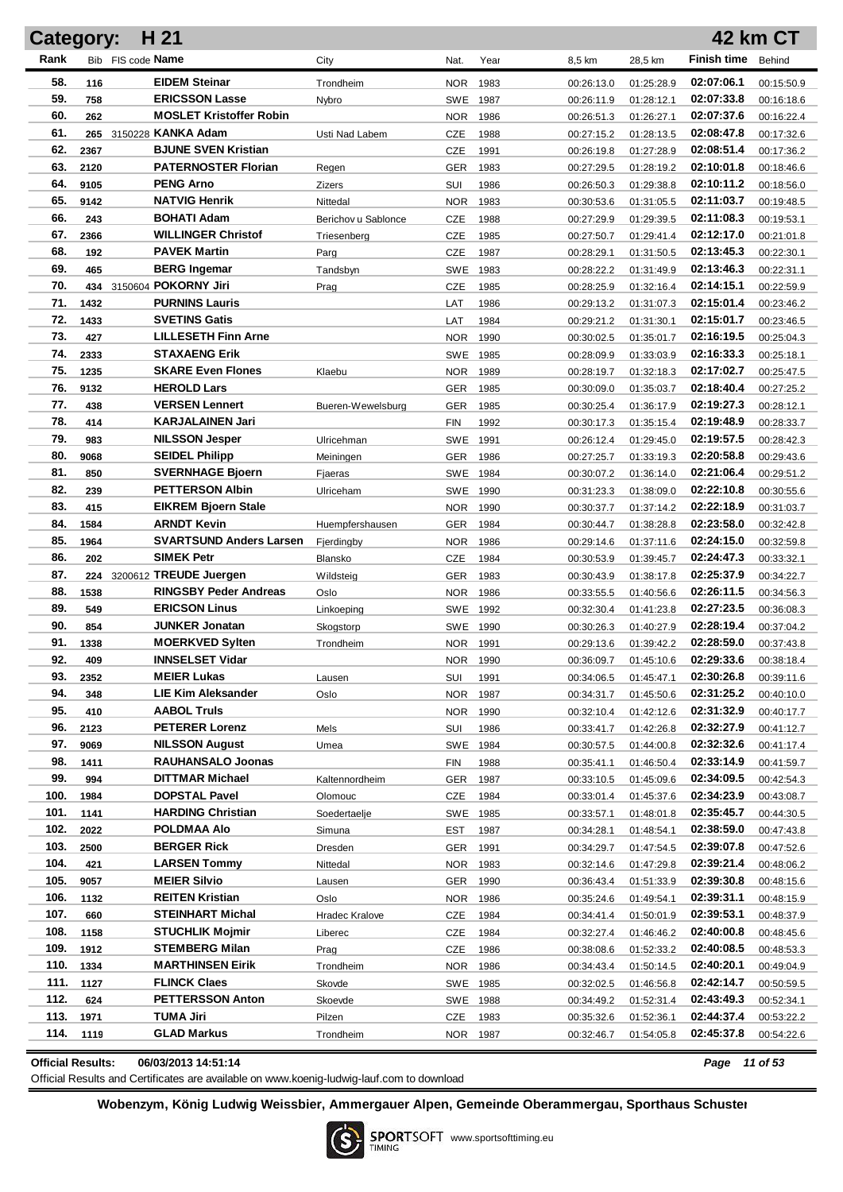**Category: H 21** **42 km CT**

| Rank | Bib | FIS code | Name | City | Nat. | Year | 8,5 km | 28,5 km | Finish time | Behind |
|---|---|---|---|---|---|---|---|---|---|---|
| 58. | 116 | | EIDEM Steinar | Trondheim | NOR | 1983 | 00:26:13.0 | 01:25:28.9 | 02:07:06.1 | 00:15:50.9 |
| 59. | 758 | | ERICSSON Lasse | Nybro | SWE | 1987 | 00:26:11.9 | 01:28:12.1 | 02:07:33.8 | 00:16:18.6 |
| 60. | 262 | | MOSLET Kristoffer Robin | | NOR | 1986 | 00:26:51.3 | 01:26:27.1 | 02:07:37.6 | 00:16:22.4 |
| 61. | 265 | 3150228 | KANKA Adam | Usti Nad Labem | CZE | 1988 | 00:27:15.2 | 01:28:13.5 | 02:08:47.8 | 00:17:32.6 |
| 62. | 2367 | | BJUNE SVEN Kristian | | CZE | 1991 | 00:26:19.8 | 01:27:28.9 | 02:08:51.4 | 00:17:36.2 |
| 63. | 2120 | | PATERNOSTER Florian | Regen | GER | 1983 | 00:27:29.5 | 01:28:19.2 | 02:10:01.8 | 00:18:46.6 |
| 64. | 9105 | | PENG Arno | Zizers | SUI | 1986 | 00:26:50.3 | 01:29:38.8 | 02:10:11.2 | 00:18:56.0 |
| 65. | 9142 | | NATVIG Henrik | Nittedal | NOR | 1983 | 00:30:53.6 | 01:31:05.5 | 02:11:03.7 | 00:19:48.5 |
| 66. | 243 | | BOHATI Adam | Berichov u Sablonce | CZE | 1988 | 00:27:29.9 | 01:29:39.5 | 02:11:08.3 | 00:19:53.1 |
| 67. | 2366 | | WILLINGER Christof | Triesenberg | CZE | 1985 | 00:27:50.7 | 01:29:41.4 | 02:12:17.0 | 00:21:01.8 |
| 68. | 192 | | PAVEK Martin | Parg | CZE | 1987 | 00:28:29.1 | 01:31:50.5 | 02:13:45.3 | 00:22:30.1 |
| 69. | 465 | | BERG Ingemar | Tandsbyn | SWE | 1983 | 00:28:22.2 | 01:31:49.9 | 02:13:46.3 | 00:22:31.1 |
| 70. | 434 | 3150604 | POKORNY Jiri | Prag | CZE | 1985 | 00:28:25.9 | 01:32:16.4 | 02:14:15.1 | 00:22:59.9 |
| 71. | 1432 | | PURNINS Lauris | | LAT | 1986 | 00:29:13.2 | 01:31:07.3 | 02:15:01.4 | 00:23:46.2 |
| 72. | 1433 | | SVETINS Gatis | | LAT | 1984 | 00:29:21.2 | 01:31:30.1 | 02:15:01.7 | 00:23:46.5 |
| 73. | 427 | | LILLESETH Finn Arne | | NOR | 1990 | 00:30:02.5 | 01:35:01.7 | 02:16:19.5 | 00:25:04.3 |
| 74. | 2333 | | STAXAENG Erik | | SWE | 1985 | 00:28:09.9 | 01:33:03.9 | 02:16:33.3 | 00:25:18.1 |
| 75. | 1235 | | SKARE Even Flones | Klaebu | NOR | 1989 | 00:28:19.7 | 01:32:18.3 | 02:17:02.7 | 00:25:47.5 |
| 76. | 9132 | | HEROLD Lars | | GER | 1985 | 00:30:09.0 | 01:35:03.7 | 02:18:40.4 | 00:27:25.2 |
| 77. | 438 | | VERSEN Lennert | Bueren-Wewelsburg | GER | 1985 | 00:30:25.4 | 01:36:17.9 | 02:19:27.3 | 00:28:12.1 |
| 78. | 414 | | KARJALAINEN Jari | | FIN | 1992 | 00:30:17.3 | 01:35:15.4 | 02:19:48.9 | 00:28:33.7 |
| 79. | 983 | | NILSSON Jesper | Ulricehman | SWE | 1991 | 00:26:12.4 | 01:29:45.0 | 02:19:57.5 | 00:28:42.3 |
| 80. | 9068 | | SEIDEL Philipp | Meiningen | GER | 1986 | 00:27:25.7 | 01:33:19.3 | 02:20:58.8 | 00:29:43.6 |
| 81. | 850 | | SVERNHAGE Bjoern | Fjaeras | SWE | 1984 | 00:30:07.2 | 01:36:14.0 | 02:21:06.4 | 00:29:51.2 |
| 82. | 239 | | PETTERSON Albin | Ulriceham | SWE | 1990 | 00:31:23.3 | 01:38:09.0 | 02:22:10.8 | 00:30:55.6 |
| 83. | 415 | | EIKREM Bjoern Stale | | NOR | 1990 | 00:30:37.7 | 01:37:14.2 | 02:22:18.9 | 00:31:03.7 |
| 84. | 1584 | | ARNDT Kevin | Huempfershausen | GER | 1984 | 00:30:44.7 | 01:38:28.8 | 02:23:58.0 | 00:32:42.8 |
| 85. | 1964 | | SVARTSUND Anders Larsen | Fjerdingby | NOR | 1986 | 00:29:14.6 | 01:37:11.6 | 02:24:15.0 | 00:32:59.8 |
| 86. | 202 | | SIMEK Petr | Blansko | CZE | 1984 | 00:30:53.9 | 01:39:45.7 | 02:24:47.3 | 00:33:32.1 |
| 87. | 224 | 3200612 | TREUDE Juergen | Wildsteig | GER | 1983 | 00:30:43.9 | 01:38:17.8 | 02:25:37.9 | 00:34:22.7 |
| 88. | 1538 | | RINGSBY Peder Andreas | Oslo | NOR | 1986 | 00:33:55.5 | 01:40:56.6 | 02:26:11.5 | 00:34:56.3 |
| 89. | 549 | | ERICSON Linus | Linkoeping | SWE | 1992 | 00:32:30.4 | 01:41:23.8 | 02:27:23.5 | 00:36:08.3 |
| 90. | 854 | | JUNKER Jonatan | Skogstorp | SWE | 1990 | 00:30:26.3 | 01:40:27.9 | 02:28:19.4 | 00:37:04.2 |
| 91. | 1338 | | MOERKVED Sylten | Trondheim | NOR | 1991 | 00:29:13.6 | 01:39:42.2 | 02:28:59.0 | 00:37:43.8 |
| 92. | 409 | | INNSELSET Vidar | | NOR | 1990 | 00:36:09.7 | 01:45:10.6 | 02:29:33.6 | 00:38:18.4 |
| 93. | 2352 | | MEIER Lukas | Lausen | SUI | 1991 | 00:34:06.5 | 01:45:47.1 | 02:30:26.8 | 00:39:11.6 |
| 94. | 348 | | LIE Kim Aleksander | Oslo | NOR | 1987 | 00:34:31.7 | 01:45:50.6 | 02:31:25.2 | 00:40:10.0 |
| 95. | 410 | | AABOL Truls | | NOR | 1990 | 00:32:10.4 | 01:42:12.6 | 02:31:32.9 | 00:40:17.7 |
| 96. | 2123 | | PETERER Lorenz | Mels | SUI | 1986 | 00:33:41.7 | 01:42:26.8 | 02:32:27.9 | 00:41:12.7 |
| 97. | 9069 | | NILSSON August | Umea | SWE | 1984 | 00:30:57.5 | 01:44:00.8 | 02:32:32.6 | 00:41:17.4 |
| 98. | 1411 | | RAUHANSALO Joonas | | FIN | 1988 | 00:35:41.1 | 01:46:50.4 | 02:33:14.9 | 00:41:59.7 |
| 99. | 994 | | DITTMAR Michael | Kaltennordheim | GER | 1987 | 00:33:10.5 | 01:45:09.6 | 02:34:09.5 | 00:42:54.3 |
| 100. | 1984 | | DOPSTAL Pavel | Olomouc | CZE | 1984 | 00:33:01.4 | 01:45:37.6 | 02:34:23.9 | 00:43:08.7 |
| 101. | 1141 | | HARDING Christian | Soedertaelje | SWE | 1985 | 00:33:57.1 | 01:48:01.8 | 02:35:45.7 | 00:44:30.5 |
| 102. | 2022 | | POLDMAA Alo | Simuna | EST | 1987 | 00:34:28.1 | 01:48:54.1 | 02:38:59.0 | 00:47:43.8 |
| 103. | 2500 | | BERGER Rick | Dresden | GER | 1991 | 00:34:29.7 | 01:47:54.5 | 02:39:07.8 | 00:47:52.6 |
| 104. | 421 | | LARSEN Tommy | Nittedal | NOR | 1983 | 00:32:14.6 | 01:47:29.8 | 02:39:21.4 | 00:48:06.2 |
| 105. | 9057 | | MEIER Silvio | Lausen | GER | 1990 | 00:36:43.4 | 01:51:33.9 | 02:39:30.8 | 00:48:15.6 |
| 106. | 1132 | | REITEN Kristian | Oslo | NOR | 1986 | 00:35:24.6 | 01:49:54.1 | 02:39:31.1 | 00:48:15.9 |
| 107. | 660 | | STEINHART Michal | Hradec Kralove | CZE | 1984 | 00:34:41.4 | 01:50:01.9 | 02:39:53.1 | 00:48:37.9 |
| 108. | 1158 | | STUCHLIK Mojmir | Liberec | CZE | 1984 | 00:32:27.4 | 01:46:46.2 | 02:40:00.8 | 00:48:45.6 |
| 109. | 1912 | | STEMBERG Milan | Prag | CZE | 1986 | 00:38:08.6 | 01:52:33.2 | 02:40:08.5 | 00:48:53.3 |
| 110. | 1334 | | MARTHINSEN Eirik | Trondheim | NOR | 1986 | 00:34:43.4 | 01:50:14.5 | 02:40:20.1 | 00:49:04.9 |
| 111. | 1127 | | FLINCK Claes | Skovde | SWE | 1985 | 00:32:02.5 | 01:46:56.8 | 02:42:14.7 | 00:50:59.5 |
| 112. | 624 | | PETTERSSON Anton | Skoevde | SWE | 1988 | 00:34:49.2 | 01:52:31.4 | 02:43:49.3 | 00:52:34.1 |
| 113. | 1971 | | TUMA Jiri | Pilzen | CZE | 1983 | 00:35:32.6 | 01:52:36.1 | 02:44:37.4 | 00:53:22.2 |
| 114. | 1119 | | GLAD Markus | Trondheim | NOR | 1987 | 00:32:46.7 | 01:54:05.8 | 02:45:37.8 | 00:54:22.6 |

**Official Results:** 06/03/2013 14:51:14

Official Results and Certificates are available on www.koenig-ludwig-lauf.com to download

**Wobenzym, König Ludwig Weissbier, Ammergauer Alpen, Gemeinde Oberammergau, Sporthaus Schuster**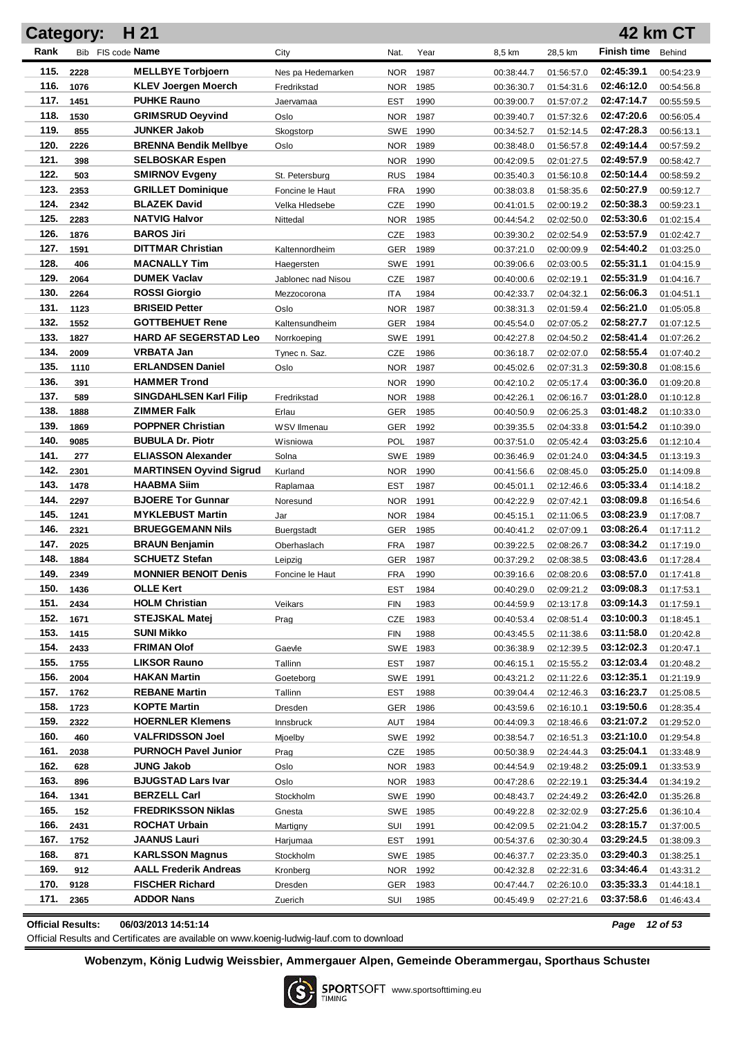## Category: H 21 — 42 km CT

| Rank | Bib | FIS code | Name | City | Nat. | Year | 8,5 km | 28,5 km | Finish time | Behind |
|---|---|---|---|---|---|---|---|---|---|---|
| 115. | 2228 | | MELLBYE Torbjoern | Nes pa Hedemarken | NOR | 1987 | 00:38:44.7 | 01:56:57.0 | 02:45:39.1 | 00:54:23.9 |
| 116. | 1076 | | KLEV Joergen Moerch | Fredrikstad | NOR | 1985 | 00:36:30.7 | 01:54:31.6 | 02:46:12.0 | 00:54:56.8 |
| 117. | 1451 | | PUHKE Rauno | Jaervamaa | EST | 1990 | 00:39:00.7 | 01:57:07.2 | 02:47:14.7 | 00:55:59.5 |
| 118. | 1530 | | GRIMSRUD Oeyvind | Oslo | NOR | 1987 | 00:39:40.7 | 01:57:32.6 | 02:47:20.6 | 00:56:05.4 |
| 119. | 855 | | JUNKER Jakob | Skogstorp | SWE | 1990 | 00:34:52.7 | 01:52:14.5 | 02:47:28.3 | 00:56:13.1 |
| 120. | 2226 | | BRENNA Bendik Mellbye | Oslo | NOR | 1989 | 00:38:48.0 | 01:56:57.8 | 02:49:14.4 | 00:57:59.2 |
| 121. | 398 | | SELBOSKAR Espen | | NOR | 1990 | 00:42:09.5 | 02:01:27.5 | 02:49:57.9 | 00:58:42.7 |
| 122. | 503 | | SMIRNOV Evgeny | St. Petersburg | RUS | 1984 | 00:35:40.3 | 01:56:10.8 | 02:50:14.4 | 00:58:59.2 |
| 123. | 2353 | | GRILLET Dominique | Foncine le Haut | FRA | 1990 | 00:38:03.8 | 01:58:35.6 | 02:50:27.9 | 00:59:12.7 |
| 124. | 2342 | | BLAZEK David | Velka Hledsebe | CZE | 1990 | 00:41:01.5 | 02:00:19.2 | 02:50:38.3 | 00:59:23.1 |
| 125. | 2283 | | NATVIG Halvor | Nittedal | NOR | 1985 | 00:44:54.2 | 02:02:50.0 | 02:53:30.6 | 01:02:15.4 |
| 126. | 1876 | | BAROS Jiri | | CZE | 1983 | 00:39:30.2 | 02:02:54.9 | 02:53:57.9 | 01:02:42.7 |
| 127. | 1591 | | DITTMAR Christian | Kaltennordheim | GER | 1989 | 00:37:21.0 | 02:00:09.9 | 02:54:40.2 | 01:03:25.0 |
| 128. | 406 | | MACNALLY Tim | Haegersten | SWE | 1991 | 00:39:06.6 | 02:03:00.5 | 02:55:31.1 | 01:04:15.9 |
| 129. | 2064 | | DUMEK Vaclav | Jablonec nad Nisou | CZE | 1987 | 00:40:00.6 | 02:02:19.1 | 02:55:31.9 | 01:04:16.7 |
| 130. | 2264 | | ROSSI Giorgio | Mezzocorona | ITA | 1984 | 00:42:33.7 | 02:04:32.1 | 02:56:06.3 | 01:04:51.1 |
| 131. | 1123 | | BRISEID Petter | Oslo | NOR | 1987 | 00:38:31.3 | 02:01:59.4 | 02:56:21.0 | 01:05:05.8 |
| 132. | 1552 | | GOTTBEHUET Rene | Kaltensundheim | GER | 1984 | 00:45:54.0 | 02:07:05.2 | 02:58:27.7 | 01:07:12.5 |
| 133. | 1827 | | HARD AF SEGERSTAD Leo | Norrkoeping | SWE | 1991 | 00:42:27.8 | 02:04:50.2 | 02:58:41.4 | 01:07:26.2 |
| 134. | 2009 | | VRBATA Jan | Tynec n. Saz. | CZE | 1986 | 00:36:18.7 | 02:02:07.0 | 02:58:55.4 | 01:07:40.2 |
| 135. | 1110 | | ERLANDSEN Daniel | Oslo | NOR | 1987 | 00:45:02.6 | 02:07:31.3 | 02:59:30.8 | 01:08:15.6 |
| 136. | 391 | | HAMMER Trond | | NOR | 1990 | 00:42:10.2 | 02:05:17.4 | 03:00:36.0 | 01:09:20.8 |
| 137. | 589 | | SINGDAHLSEN Karl Filip | Fredrikstad | NOR | 1988 | 00:42:26.1 | 02:06:16.7 | 03:01:28.0 | 01:10:12.8 |
| 138. | 1888 | | ZIMMER Falk | Erlau | GER | 1985 | 00:40:50.9 | 02:06:25.3 | 03:01:48.2 | 01:10:33.0 |
| 139. | 1869 | | POPPNER Christian | WSV Ilmenau | GER | 1992 | 00:39:35.5 | 02:04:33.8 | 03:01:54.2 | 01:10:39.0 |
| 140. | 9085 | | BUBULA Dr. Piotr | Wisniowa | POL | 1987 | 00:37:51.0 | 02:05:42.4 | 03:03:25.6 | 01:12:10.4 |
| 141. | 277 | | ELIASSON Alexander | Solna | SWE | 1989 | 00:36:46.9 | 02:01:24.0 | 03:04:34.5 | 01:13:19.3 |
| 142. | 2301 | | MARTINSEN Oyvind Sigrud | Kurland | NOR | 1990 | 00:41:56.6 | 02:08:45.0 | 03:05:25.0 | 01:14:09.8 |
| 143. | 1478 | | HAABMA Siim | Raplamaa | EST | 1987 | 00:45:01.1 | 02:12:46.6 | 03:05:33.4 | 01:14:18.2 |
| 144. | 2297 | | BJOERE Tor Gunnar | Noresund | NOR | 1991 | 00:42:22.9 | 02:07:42.1 | 03:08:09.8 | 01:16:54.6 |
| 145. | 1241 | | MYKLEBUST Martin | Jar | NOR | 1984 | 00:45:15.1 | 02:11:06.5 | 03:08:23.9 | 01:17:08.7 |
| 146. | 2321 | | BRUEGGEMANN Nils | Buergstadt | GER | 1985 | 00:40:41.2 | 02:07:09.1 | 03:08:26.4 | 01:17:11.2 |
| 147. | 2025 | | BRAUN Benjamin | Oberhaslach | FRA | 1987 | 00:39:22.5 | 02:08:26.7 | 03:08:34.2 | 01:17:19.0 |
| 148. | 1884 | | SCHUETZ Stefan | Leipzig | GER | 1987 | 00:37:29.2 | 02:08:38.5 | 03:08:43.6 | 01:17:28.4 |
| 149. | 2349 | | MONNIER BENOIT Denis | Foncine le Haut | FRA | 1990 | 00:39:16.6 | 02:08:20.6 | 03:08:57.0 | 01:17:41.8 |
| 150. | 1436 | | OLLE Kert | | EST | 1984 | 00:40:29.0 | 02:09:21.2 | 03:09:08.3 | 01:17:53.1 |
| 151. | 2434 | | HOLM Christian | Veikars | FIN | 1983 | 00:44:59.9 | 02:13:17.8 | 03:09:14.3 | 01:17:59.1 |
| 152. | 1671 | | STEJSKAL Matej | Prag | CZE | 1983 | 00:40:53.4 | 02:08:51.4 | 03:10:00.3 | 01:18:45.1 |
| 153. | 1415 | | SUNI Mikko | | FIN | 1988 | 00:43:45.5 | 02:11:38.6 | 03:11:58.0 | 01:20:42.8 |
| 154. | 2433 | | FRIMAN Olof | Gaevle | SWE | 1983 | 00:36:38.9 | 02:12:39.5 | 03:12:02.3 | 01:20:47.1 |
| 155. | 1755 | | LIKSOR Rauno | Tallinn | EST | 1987 | 00:46:15.1 | 02:15:55.2 | 03:12:03.4 | 01:20:48.2 |
| 156. | 2004 | | HAKAN Martin | Goeteborg | SWE | 1991 | 00:43:21.2 | 02:11:22.6 | 03:12:35.1 | 01:21:19.9 |
| 157. | 1762 | | REBANE Martin | Tallinn | EST | 1988 | 00:39:04.4 | 02:12:46.3 | 03:16:23.7 | 01:25:08.5 |
| 158. | 1723 | | KOPTE Martin | Dresden | GER | 1986 | 00:43:59.6 | 02:16:10.1 | 03:19:50.6 | 01:28:35.4 |
| 159. | 2322 | | HOERNLER Klemens | Innsbruck | AUT | 1984 | 00:44:09.3 | 02:18:46.6 | 03:21:07.2 | 01:29:52.0 |
| 160. | 460 | | VALFRIDSSON Joel | Mjoelby | SWE | 1992 | 00:38:54.7 | 02:16:51.3 | 03:21:10.0 | 01:29:54.8 |
| 161. | 2038 | | PURNOCH Pavel Junior | Prag | CZE | 1985 | 00:50:38.9 | 02:24:44.3 | 03:25:04.1 | 01:33:48.9 |
| 162. | 628 | | JUNG Jakob | Oslo | NOR | 1983 | 00:44:54.9 | 02:19:48.2 | 03:25:09.1 | 01:33:53.9 |
| 163. | 896 | | BJUGSTAD Lars Ivar | Oslo | NOR | 1983 | 00:47:28.6 | 02:22:19.1 | 03:25:34.4 | 01:34:19.2 |
| 164. | 1341 | | BERZELL Carl | Stockholm | SWE | 1990 | 00:48:43.7 | 02:24:49.2 | 03:26:42.0 | 01:35:26.8 |
| 165. | 152 | | FREDRIKSSON Niklas | Gnesta | SWE | 1985 | 00:49:22.8 | 02:32:02.9 | 03:27:25.6 | 01:36:10.4 |
| 166. | 2431 | | ROCHAT Urbain | Martigny | SUI | 1991 | 00:42:09.5 | 02:21:04.2 | 03:28:15.7 | 01:37:00.5 |
| 167. | 1752 | | JAANUS Lauri | Harjumaa | EST | 1991 | 00:54:37.6 | 02:30:30.4 | 03:29:24.5 | 01:38:09.3 |
| 168. | 871 | | KARLSSON Magnus | Stockholm | SWE | 1985 | 00:46:37.7 | 02:23:35.0 | 03:29:40.3 | 01:38:25.1 |
| 169. | 912 | | AALL Frederik Andreas | Kronberg | NOR | 1992 | 00:42:32.8 | 02:22:31.6 | 03:34:46.4 | 01:43:31.2 |
| 170. | 9128 | | FISCHER Richard | Dresden | GER | 1983 | 00:47:44.7 | 02:26:10.0 | 03:35:33.3 | 01:44:18.1 |
| 171. | 2365 | | ADDOR Nans | Zuerich | SUI | 1985 | 00:45:49.9 | 02:27:21.6 | 03:37:58.6 | 01:46:43.4 |

**Official Results:** 06/03/2013 14:51:14

Official Results and Certificates are available on www.koenig-ludwig-lauf.com to download

**Wobenzym, König Ludwig Weissbier, Ammergauer Alpen, Gemeinde Oberammergau, Sporthaus Schuster**

SPORTSOFT TIMING www.sportsofttiming.eu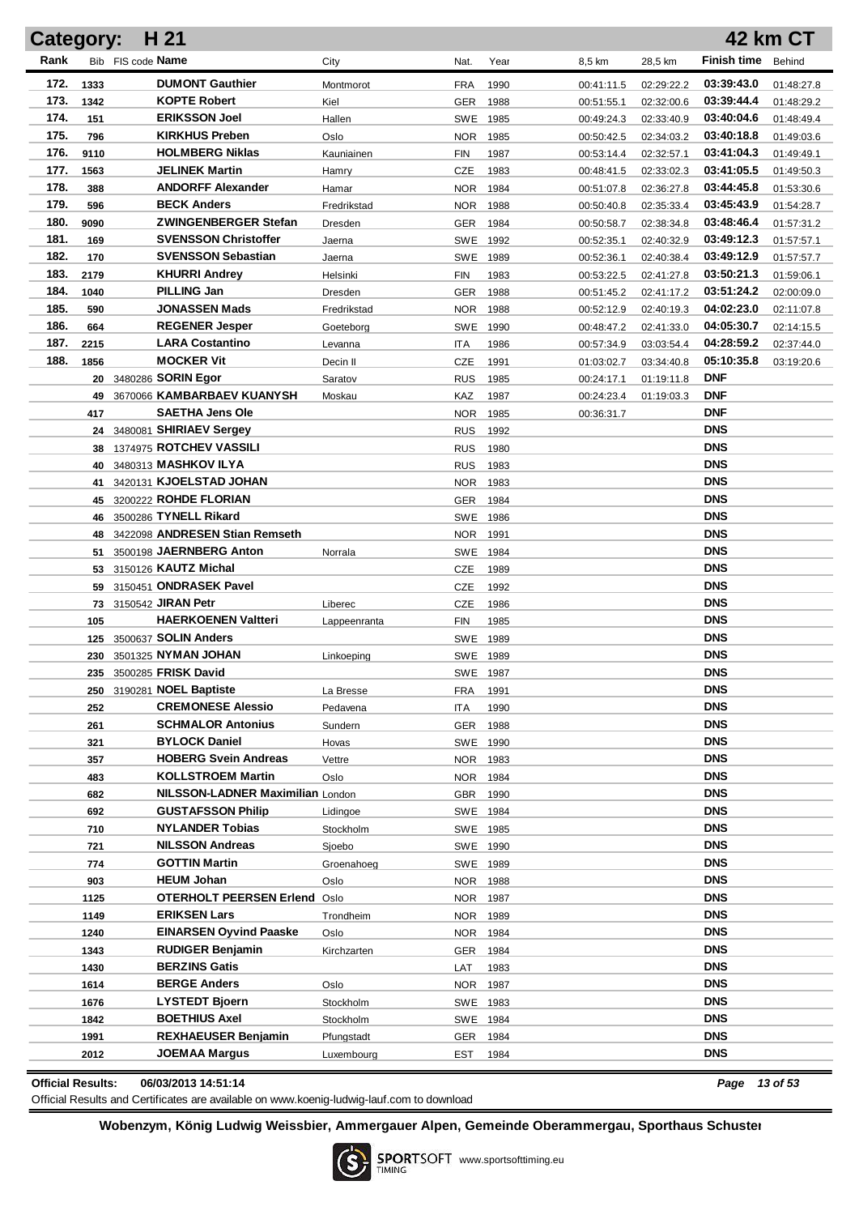# Category: H 21 — 42 km CT

| Rank | Bib | FIS code | Name | City | Nat. | Year | 8,5 km | 28,5 km | Finish time | Behind |
|---|---|---|---|---|---|---|---|---|---|---|
| 172. | 1333 | | DUMONT Gauthier | Montmorot | FRA | 1990 | 00:41:11.5 | 02:29:22.2 | 03:39:43.0 | 01:48:27.8 |
| 173. | 1342 | | KOPTE Robert | Kiel | GER | 1988 | 00:51:55.1 | 02:32:00.6 | 03:39:44.4 | 01:48:29.2 |
| 174. | 151 | | ERIKSSON Joel | Hallen | SWE | 1985 | 00:49:24.3 | 02:33:40.9 | 03:40:04.6 | 01:48:49.4 |
| 175. | 796 | | KIRKHUS Preben | Oslo | NOR | 1985 | 00:50:42.5 | 02:34:03.2 | 03:40:18.8 | 01:49:03.6 |
| 176. | 9110 | | HOLMBERG Niklas | Kauniainen | FIN | 1987 | 00:53:14.4 | 02:32:57.1 | 03:41:04.3 | 01:49:49.1 |
| 177. | 1563 | | JELINEK Martin | Hamry | CZE | 1983 | 00:48:41.5 | 02:33:02.3 | 03:41:05.5 | 01:49:50.3 |
| 178. | 388 | | ANDORFF Alexander | Hamar | NOR | 1984 | 00:51:07.8 | 02:36:27.8 | 03:44:45.8 | 01:53:30.6 |
| 179. | 596 | | BECK Anders | Fredrikstad | NOR | 1988 | 00:50:40.8 | 02:35:33.4 | 03:45:43.9 | 01:54:28.7 |
| 180. | 9090 | | ZWINGENBERGER Stefan | Dresden | GER | 1984 | 00:50:58.7 | 02:38:34.8 | 03:48:46.4 | 01:57:31.2 |
| 181. | 169 | | SVENSSON Christoffer | Jaerna | SWE | 1992 | 00:52:35.1 | 02:40:32.9 | 03:49:12.3 | 01:57:57.1 |
| 182. | 170 | | SVENSSON Sebastian | Jaerna | SWE | 1989 | 00:52:36.1 | 02:40:38.4 | 03:49:12.9 | 01:57:57.7 |
| 183. | 2179 | | KHURRI Andrey | Helsinki | FIN | 1983 | 00:53:22.5 | 02:41:27.8 | 03:50:21.3 | 01:59:06.1 |
| 184. | 1040 | | PILLING Jan | Dresden | GER | 1988 | 00:51:45.2 | 02:41:17.2 | 03:51:24.2 | 02:00:09.0 |
| 185. | 590 | | JONASSEN Mads | Fredrikstad | NOR | 1988 | 00:52:12.9 | 02:40:19.3 | 04:02:23.0 | 02:11:07.8 |
| 186. | 664 | | REGENER Jesper | Goeteborg | SWE | 1990 | 00:48:47.2 | 02:41:33.0 | 04:05:30.7 | 02:14:15.5 |
| 187. | 2215 | | LARA Costantino | Levanna | ITA | 1986 | 00:57:34.9 | 03:03:54.4 | 04:28:59.2 | 02:37:44.0 |
| 188. | 1856 | | MOCKER Vit | Decin II | CZE | 1991 | 01:03:02.7 | 03:34:40.8 | 05:10:35.8 | 03:19:20.6 |
| | 20 | 3480286 | SORIN Egor | Saratov | RUS | 1985 | 00:24:17.1 | 01:19:11.8 | DNF | |
| | 49 | 3670066 | KAMBARBAEV KUANYSH | Moskau | KAZ | 1987 | 00:24:23.4 | 01:19:03.3 | DNF | |
| | 417 | | SAETHA Jens Ole | | NOR | 1985 | 00:36:31.7 | | DNF | |
| | 24 | 3480081 | SHIRIAEV Sergey | | RUS | 1992 | | | DNS | |
| | 38 | 1374975 | ROTCHEV VASSILI | | RUS | 1980 | | | DNS | |
| | 40 | 3480313 | MASHKOV ILYA | | RUS | 1983 | | | DNS | |
| | 41 | 3420131 | KJOELSTAD JOHAN | | NOR | 1983 | | | DNS | |
| | 45 | 3200222 | ROHDE FLORIAN | | GER | 1984 | | | DNS | |
| | 46 | 3500286 | TYNELL Rikard | | SWE | 1986 | | | DNS | |
| | 48 | 3422098 | ANDRESEN Stian Remseth | | NOR | 1991 | | | DNS | |
| | 51 | 3500198 | JAERNBERG Anton | Norrala | SWE | 1984 | | | DNS | |
| | 53 | 3150126 | KAUTZ Michal | | CZE | 1989 | | | DNS | |
| | 59 | 3150451 | ONDRASEK Pavel | | CZE | 1992 | | | DNS | |
| | 73 | 3150542 | JIRAN Petr | Liberec | CZE | 1986 | | | DNS | |
| | 105 | | HAERKOENEN Valtteri | Lappeenranta | FIN | 1985 | | | DNS | |
| | 125 | 3500637 | SOLIN Anders | | SWE | 1989 | | | DNS | |
| | 230 | 3501325 | NYMAN JOHAN | Linkoeping | SWE | 1989 | | | DNS | |
| | 235 | 3500285 | FRISK David | | SWE | 1987 | | | DNS | |
| | 250 | 3190281 | NOEL Baptiste | La Bresse | FRA | 1991 | | | DNS | |
| | 252 | | CREMONESE Alessio | Pedavena | ITA | 1990 | | | DNS | |
| | 261 | | SCHMALOR Antonius | Sundern | GER | 1988 | | | DNS | |
| | 321 | | BYLOCK Daniel | Hovas | SWE | 1990 | | | DNS | |
| | 357 | | HOBERG Svein Andreas | Vettre | NOR | 1983 | | | DNS | |
| | 483 | | KOLLSTROEM Martin | Oslo | NOR | 1984 | | | DNS | |
| | 682 | | NILSSON-LADNER Maximilian | London | GBR | 1990 | | | DNS | |
| | 692 | | GUSTAFSSON Philip | Lidingoe | SWE | 1984 | | | DNS | |
| | 710 | | NYLANDER Tobias | Stockholm | SWE | 1985 | | | DNS | |
| | 721 | | NILSSON Andreas | Sjoebo | SWE | 1990 | | | DNS | |
| | 774 | | GOTTIN Martin | Groenahoeg | SWE | 1989 | | | DNS | |
| | 903 | | HEUM Johan | Oslo | NOR | 1988 | | | DNS | |
| | 1125 | | OTERHOLT PEERSEN Erlend | Oslo | NOR | 1987 | | | DNS | |
| | 1149 | | ERIKSEN Lars | Trondheim | NOR | 1989 | | | DNS | |
| | 1240 | | EINARSEN Oyvind Paaske | Oslo | NOR | 1984 | | | DNS | |
| | 1343 | | RUDIGER Benjamin | Kirchzarten | GER | 1984 | | | DNS | |
| | 1430 | | BERZINS Gatis | | LAT | 1983 | | | DNS | |
| | 1614 | | BERGE Anders | Oslo | NOR | 1987 | | | DNS | |
| | 1676 | | LYSTEDT Bjoern | Stockholm | SWE | 1983 | | | DNS | |
| | 1842 | | BOETHIUS Axel | Stockholm | SWE | 1984 | | | DNS | |
| | 1991 | | REXHAEUSER Benjamin | Pfungstadt | GER | 1984 | | | DNS | |
| | 2012 | | JOEMAA Margus | Luxembourg | EST | 1984 | | | DNS | |

**Official Results:** 06/03/2013 14:51:14

Official Results and Certificates are available on www.koenig-ludwig-lauf.com to download

**Wobenzym, König Ludwig Weissbier, Ammergauer Alpen, Gemeinde Oberammergau, Sporthaus Schuster**

SPORTSOFT TIMING www.sportsofttiming.eu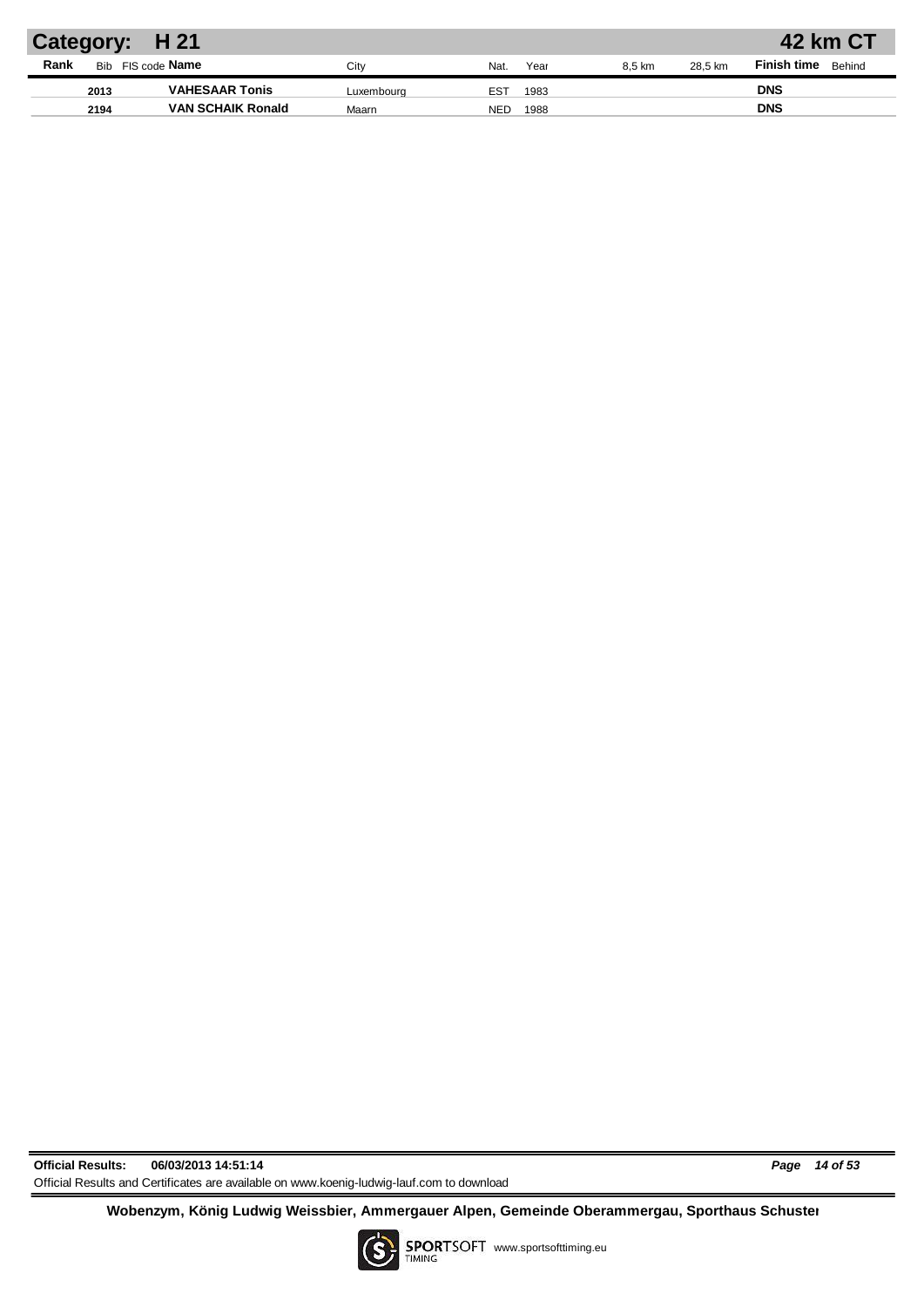## Category: H 21 — 42 km CT

| Rank | Bib | FIS code | Name | City | Nat. | Year | 8,5 km | 28,5 km | Finish time | Behind |
|---|---|---|---|---|---|---|---|---|---|---|
| | 2013 | | **VAHESAAR Tonis** | Luxembourg | EST | 1983 | | | **DNS** | |
| | 2194 | | **VAN SCHAIK Ronald** | Maarn | NED | 1988 | | | **DNS** | |

**Official Results:** **06/03/2013 14:51:14**

Official Results and Certificates are available on www.koenig-ludwig-lauf.com to download

**Wobenzym, König Ludwig Weissbier, Ammergauer Alpen, Gemeinde Oberammergau, Sporthaus Schuster**

SPORTSOFT TIMING www.sportsofttiming.eu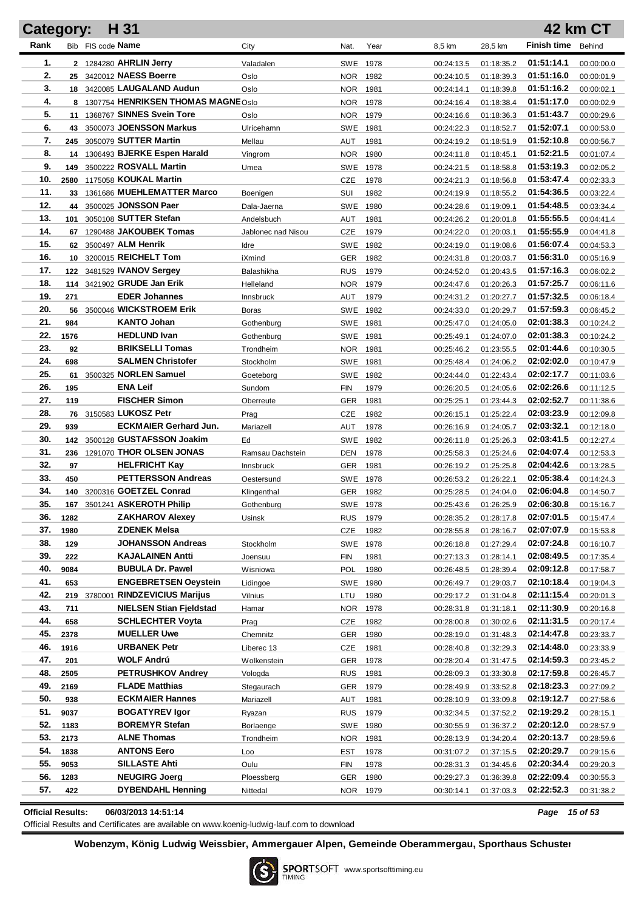# Category: H 31 — 42 km CT

| Rank | Bib | FIS code | Name | City | Nat. | Year | 8,5 km | 28,5 km | Finish time | Behind |
|---|---|---|---|---|---|---|---|---|---|---|
| 1. | 2 | 1284280 | **AHRLIN Jerry** | Valadalen | SWE | 1978 | 00:24:13.5 | 01:18:35.2 | **01:51:14.1** | 00:00:00.0 |
| 2. | 25 | 3420012 | **NAESS Boerre** | Oslo | NOR | 1982 | 00:24:10.5 | 01:18:39.3 | **01:51:16.0** | 00:00:01.9 |
| 3. | 18 | 3420085 | **LAUGALAND Audun** | Oslo | NOR | 1981 | 00:24:14.1 | 01:18:39.8 | **01:51:16.2** | 00:00:02.1 |
| 4. | 8 | 1307754 | **HENRIKSEN THOMAS MAGNE** | Oslo | NOR | 1978 | 00:24:16.4 | 01:18:38.4 | **01:51:17.0** | 00:00:02.9 |
| 5. | 11 | 1368767 | **SINNES Svein Tore** | Oslo | NOR | 1979 | 00:24:16.6 | 01:18:36.3 | **01:51:43.7** | 00:00:29.6 |
| 6. | 43 | 3500073 | **JOENSSON Markus** | Ulricehamn | SWE | 1981 | 00:24:22.3 | 01:18:52.7 | **01:52:07.1** | 00:00:53.0 |
| 7. | 245 | 3050079 | **SUTTER Martin** | Mellau | AUT | 1981 | 00:24:19.2 | 01:18:51.9 | **01:52:10.8** | 00:00:56.7 |
| 8. | 14 | 1306493 | **BJERKE Espen Harald** | Vingrom | NOR | 1980 | 00:24:11.8 | 01:18:45.1 | **01:52:21.5** | 00:01:07.4 |
| 9. | 149 | 3500222 | **ROSVALL Martin** | Umea | SWE | 1978 | 00:24:21.5 | 01:18:58.8 | **01:53:19.3** | 00:02:05.2 |
| 10. | 2580 | 1175058 | **KOUKAL Martin** | | CZE | 1978 | 00:24:21.3 | 01:18:56.8 | **01:53:47.4** | 00:02:33.3 |
| 11. | 33 | 1361686 | **MUEHLEMATTER Marco** | Boenigen | SUI | 1982 | 00:24:19.9 | 01:18:55.2 | **01:54:36.5** | 00:03:22.4 |
| 12. | 44 | 3500025 | **JONSSON Paer** | Dala-Jaerna | SWE | 1980 | 00:24:28.6 | 01:19:09.1 | **01:54:48.5** | 00:03:34.4 |
| 13. | 101 | 3050108 | **SUTTER Stefan** | Andelsbuch | AUT | 1981 | 00:24:26.2 | 01:20:01.8 | **01:55:55.5** | 00:04:41.4 |
| 14. | 67 | 1290488 | **JAKOUBEK Tomas** | Jablonec nad Nisou | CZE | 1979 | 00:24:22.0 | 01:20:03.1 | **01:55:55.9** | 00:04:41.8 |
| 15. | 62 | 3500497 | **ALM Henrik** | Idre | SWE | 1982 | 00:24:19.0 | 01:19:08.6 | **01:56:07.4** | 00:04:53.3 |
| 16. | 10 | 3200015 | **REICHELT Tom** | iXmind | GER | 1982 | 00:24:31.8 | 01:20:03.7 | **01:56:31.0** | 00:05:16.9 |
| 17. | 122 | 3481529 | **IVANOV Sergey** | Balashikha | RUS | 1979 | 00:24:52.0 | 01:20:43.5 | **01:57:16.3** | 00:06:02.2 |
| 18. | 114 | 3421902 | **GRUDE Jan Erik** | Helleland | NOR | 1979 | 00:24:47.6 | 01:20:26.3 | **01:57:25.7** | 00:06:11.6 |
| 19. | 271 | | **EDER Johannes** | Innsbruck | AUT | 1979 | 00:24:31.2 | 01:20:27.7 | **01:57:32.5** | 00:06:18.4 |
| 20. | 56 | 3500046 | **WICKSTROEM Erik** | Boras | SWE | 1982 | 00:24:33.0 | 01:20:29.7 | **01:57:59.3** | 00:06:45.2 |
| 21. | 984 | | **KANTO Johan** | Gothenburg | SWE | 1981 | 00:25:47.0 | 01:24:05.0 | **02:01:38.3** | 00:10:24.2 |
| 22. | 1576 | | **HEDLUND Ivan** | Gothenburg | SWE | 1981 | 00:25:49.1 | 01:24:07.0 | **02:01:38.3** | 00:10:24.2 |
| 23. | 92 | | **BRIKSELLI Tomas** | Trondheim | NOR | 1981 | 00:25:46.2 | 01:23:55.5 | **02:01:44.6** | 00:10:30.5 |
| 24. | 698 | | **SALMEN Christofer** | Stockholm | SWE | 1981 | 00:25:48.4 | 01:24:06.2 | **02:02:02.0** | 00:10:47.9 |
| 25. | 61 | 3500325 | **NORLEN Samuel** | Goeteborg | SWE | 1982 | 00:24:44.0 | 01:22:43.4 | **02:02:17.7** | 00:11:03.6 |
| 26. | 195 | | **ENA Leif** | Sundom | FIN | 1979 | 00:26:20.5 | 01:24:05.6 | **02:02:26.6** | 00:11:12.5 |
| 27. | 119 | | **FISCHER Simon** | Oberreute | GER | 1981 | 00:25:25.1 | 01:23:44.3 | **02:02:52.7** | 00:11:38.6 |
| 28. | 76 | 3150583 | **LUKOSZ Petr** | Prag | CZE | 1982 | 00:26:15.1 | 01:25:22.4 | **02:03:23.9** | 00:12:09.8 |
| 29. | 939 | | **ECKMAIER Gerhard Jun.** | Mariazell | AUT | 1978 | 00:26:16.9 | 01:24:05.7 | **02:03:32.1** | 00:12:18.0 |
| 30. | 142 | 3500128 | **GUSTAFSSON Joakim** | Ed | SWE | 1982 | 00:26:11.8 | 01:25:26.3 | **02:03:41.5** | 00:12:27.4 |
| 31. | 236 | 1291070 | **THOR OLSEN JONAS** | Ramsau Dachstein | DEN | 1978 | 00:25:58.3 | 01:25:24.6 | **02:04:07.4** | 00:12:53.3 |
| 32. | 97 | | **HELFRICHT Kay** | Innsbruck | GER | 1981 | 00:26:19.2 | 01:25:25.8 | **02:04:42.6** | 00:13:28.5 |
| 33. | 450 | | **PETTERSSON Andreas** | Oestersund | SWE | 1978 | 00:26:53.2 | 01:26:22.1 | **02:05:38.4** | 00:14:24.3 |
| 34. | 140 | 3200316 | **GOETZEL Conrad** | Klingenthal | GER | 1982 | 00:25:28.5 | 01:24:04.0 | **02:06:04.8** | 00:14:50.7 |
| 35. | 167 | 3501241 | **ASKEROTH Philip** | Gothenburg | SWE | 1978 | 00:25:43.6 | 01:26:25.9 | **02:06:30.8** | 00:15:16.7 |
| 36. | 1282 | | **ZAKHAROV Alexey** | Usinsk | RUS | 1979 | 00:28:35.2 | 01:28:17.8 | **02:07:01.5** | 00:15:47.4 |
| 37. | 1980 | | **ZDENEK Melsa** | | CZE | 1982 | 00:28:55.8 | 01:28:16.7 | **02:07:07.9** | 00:15:53.8 |
| 38. | 129 | | **JOHANSSON Andreas** | Stockholm | SWE | 1978 | 00:26:18.8 | 01:27:29.4 | **02:07:24.8** | 00:16:10.7 |
| 39. | 222 | | **KAJALAINEN Antti** | Joensuu | FIN | 1981 | 00:27:13.3 | 01:28:14.1 | **02:08:49.5** | 00:17:35.4 |
| 40. | 9084 | | **BUBULA Dr. Pawel** | Wisniowa | POL | 1980 | 00:26:48.5 | 01:28:39.4 | **02:09:12.8** | 00:17:58.7 |
| 41. | 653 | | **ENGEBRETSEN Oeystein** | Lidingoe | SWE | 1980 | 00:26:49.7 | 01:29:03.7 | **02:10:18.4** | 00:19:04.3 |
| 42. | 219 | 3780001 | **RINDZEVICIUS Marijus** | Vilnius | LTU | 1980 | 00:29:17.2 | 01:31:04.8 | **02:11:15.4** | 00:20:01.3 |
| 43. | 711 | | **NIELSEN Stian Fjeldstad** | Hamar | NOR | 1978 | 00:28:31.8 | 01:31:18.1 | **02:11:30.9** | 00:20:16.8 |
| 44. | 658 | | **SCHLECHTER Voyta** | Prag | CZE | 1982 | 00:28:00.8 | 01:30:02.6 | **02:11:31.5** | 00:20:17.4 |
| 45. | 2378 | | **MUELLER Uwe** | Chemnitz | GER | 1980 | 00:28:19.0 | 01:31:48.3 | **02:14:47.8** | 00:23:33.7 |
| 46. | 1916 | | **URBANEK Petr** | Liberec 13 | CZE | 1981 | 00:28:40.8 | 01:32:29.3 | **02:14:48.0** | 00:23:33.9 |
| 47. | 201 | | **WOLF Andrú** | Wolkenstein | GER | 1978 | 00:28:20.4 | 01:31:47.5 | **02:14:59.3** | 00:23:45.2 |
| 48. | 2505 | | **PETRUSHKOV Andrey** | Vologda | RUS | 1981 | 00:28:09.3 | 01:33:30.8 | **02:17:59.8** | 00:26:45.7 |
| 49. | 2169 | | **FLADE Matthias** | Stegaurach | GER | 1979 | 00:28:49.9 | 01:33:52.8 | **02:18:23.3** | 00:27:09.2 |
| 50. | 938 | | **ECKMAIER Hannes** | Mariazell | AUT | 1981 | 00:28:10.9 | 01:33:09.8 | **02:19:12.7** | 00:27:58.6 |
| 51. | 9037 | | **BOGATYREV Igor** | Ryazan | RUS | 1979 | 00:32:34.5 | 01:37:52.2 | **02:19:29.2** | 00:28:15.1 |
| 52. | 1183 | | **BOREMYR Stefan** | Borlaenge | SWE | 1980 | 00:30:55.9 | 01:36:37.2 | **02:20:12.0** | 00:28:57.9 |
| 53. | 2173 | | **ALNE Thomas** | Trondheim | NOR | 1981 | 00:28:13.9 | 01:34:20.4 | **02:20:13.7** | 00:28:59.6 |
| 54. | 1838 | | **ANTONS Eero** | Loo | EST | 1978 | 00:31:07.2 | 01:37:15.5 | **02:20:29.7** | 00:29:15.6 |
| 55. | 9053 | | **SILLASTE Ahti** | Oulu | FIN | 1978 | 00:28:31.3 | 01:34:45.6 | **02:20:34.4** | 00:29:20.3 |
| 56. | 1283 | | **NEUGIRG Joerg** | Ploessberg | GER | 1980 | 00:29:27.3 | 01:36:39.8 | **02:22:09.4** | 00:30:55.3 |
| 57. | 422 | | **DYBENDAHL Henning** | Nittedal | NOR | 1979 | 00:30:14.1 | 01:37:03.3 | **02:22:52.3** | 00:31:38.2 |

**Official Results:** 06/03/2013 14:51:14

Official Results and Certificates are available on www.koenig-ludwig-lauf.com to download

**Wobenzym, König Ludwig Weissbier, Ammergauer Alpen, Gemeinde Oberammergau, Sporthaus Schuster**

SPORTSOFT TIMING www.sportsofttiming.eu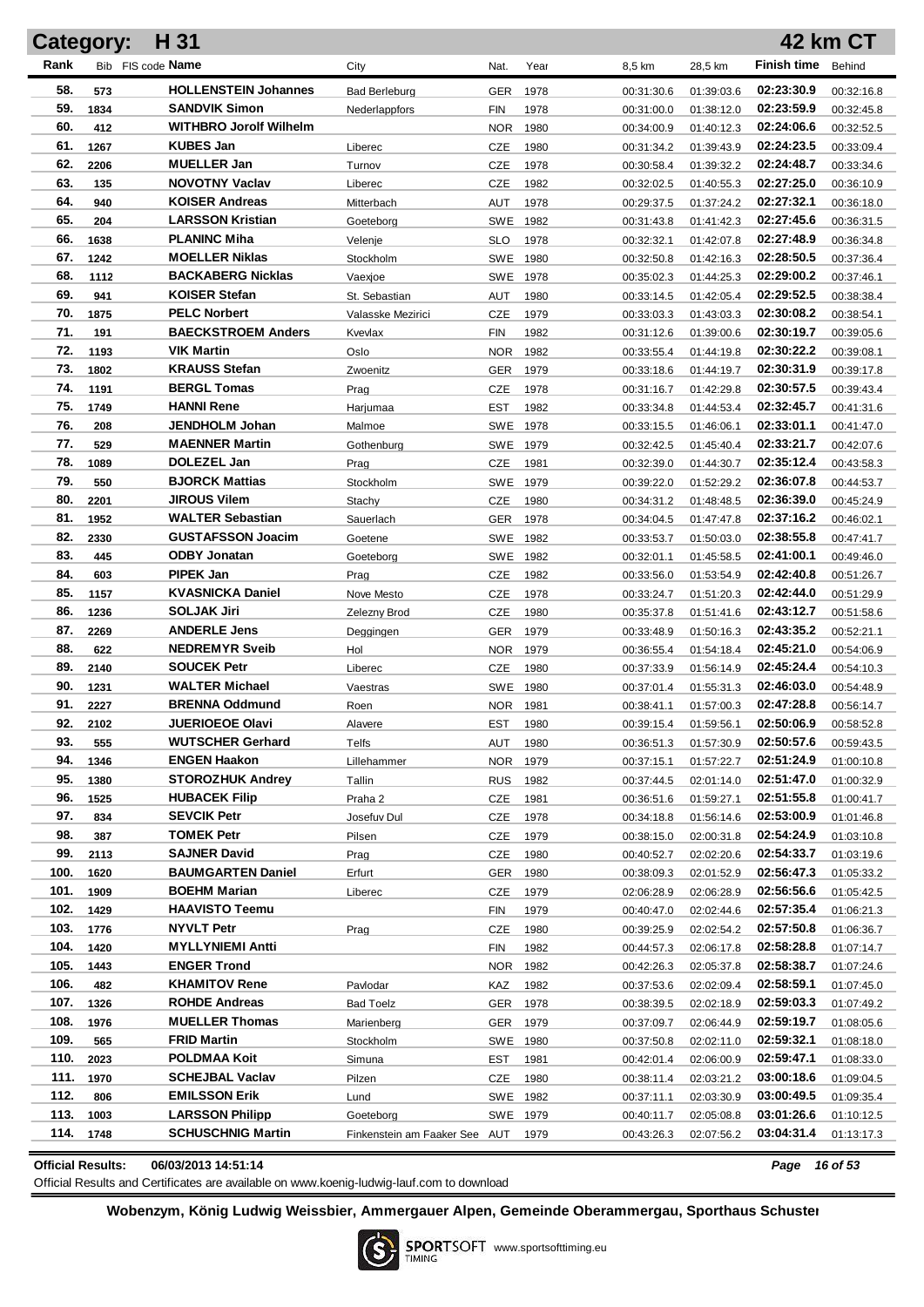# Category: H 31 — 42 km CT

| Rank | Bib | FIS code | Name | City | Nat. | Year | 8,5 km | 28,5 km | Finish time | Behind |
|---|---|---|---|---|---|---|---|---|---|---|
| 58. | 573 | | HOLLENSTEIN Johannes | Bad Berleburg | GER | 1978 | 00:31:30.6 | 01:39:03.6 | 02:23:30.9 | 00:32:16.8 |
| 59. | 1834 | | SANDVIK Simon | Nederlappfors | FIN | 1978 | 00:31:00.0 | 01:38:12.0 | 02:23:59.9 | 00:32:45.8 |
| 60. | 412 | | WITHBRO Jorolf Wilhelm | | NOR | 1980 | 00:34:00.9 | 01:40:12.3 | 02:24:06.6 | 00:32:52.5 |
| 61. | 1267 | | KUBES Jan | Liberec | CZE | 1980 | 00:31:34.2 | 01:39:43.9 | 02:24:23.5 | 00:33:09.4 |
| 62. | 2206 | | MUELLER Jan | Turnov | CZE | 1978 | 00:30:58.4 | 01:39:32.2 | 02:24:48.7 | 00:33:34.6 |
| 63. | 135 | | NOVOTNY Vaclav | Liberec | CZE | 1982 | 00:32:02.5 | 01:40:55.3 | 02:27:25.0 | 00:36:10.9 |
| 64. | 940 | | KOISER Andreas | Mitterbach | AUT | 1978 | 00:29:37.5 | 01:37:24.2 | 02:27:32.1 | 00:36:18.0 |
| 65. | 204 | | LARSSON Kristian | Goeteborg | SWE | 1982 | 00:31:43.8 | 01:41:42.3 | 02:27:45.6 | 00:36:31.5 |
| 66. | 1638 | | PLANINC Miha | Velenje | SLO | 1978 | 00:32:32.1 | 01:42:07.8 | 02:27:48.9 | 00:36:34.8 |
| 67. | 1242 | | MOELLER Niklas | Stockholm | SWE | 1980 | 00:32:50.8 | 01:42:16.3 | 02:28:50.5 | 00:37:36.4 |
| 68. | 1112 | | BACKABERG Nicklas | Vaexjoe | SWE | 1978 | 00:35:02.3 | 01:44:25.3 | 02:29:00.2 | 00:37:46.1 |
| 69. | 941 | | KOISER Stefan | St. Sebastian | AUT | 1980 | 00:33:14.5 | 01:42:05.4 | 02:29:52.5 | 00:38:38.4 |
| 70. | 1875 | | PELC Norbert | Valasske Mezirici | CZE | 1979 | 00:33:03.3 | 01:43:03.3 | 02:30:08.2 | 00:38:54.1 |
| 71. | 191 | | BAECKSTROEM Anders | Kvevlax | FIN | 1982 | 00:31:12.6 | 01:39:00.6 | 02:30:19.7 | 00:39:05.6 |
| 72. | 1193 | | VIK Martin | Oslo | NOR | 1982 | 00:33:55.4 | 01:44:19.8 | 02:30:22.2 | 00:39:08.1 |
| 73. | 1802 | | KRAUSS Stefan | Zwoenitz | GER | 1979 | 00:33:18.6 | 01:44:19.7 | 02:30:31.9 | 00:39:17.8 |
| 74. | 1191 | | BERGL Tomas | Prag | CZE | 1978 | 00:31:16.7 | 01:42:29.8 | 02:30:57.5 | 00:39:43.4 |
| 75. | 1749 | | HANNI Rene | Harjumaa | EST | 1982 | 00:33:34.8 | 01:44:53.4 | 02:32:45.7 | 00:41:31.6 |
| 76. | 208 | | JENDHOLM Johan | Malmoe | SWE | 1978 | 00:33:15.5 | 01:46:06.1 | 02:33:01.1 | 00:41:47.0 |
| 77. | 529 | | MAENNER Martin | Gothenburg | SWE | 1979 | 00:32:42.5 | 01:45:40.4 | 02:33:21.7 | 00:42:07.6 |
| 78. | 1089 | | DOLEZEL Jan | Prag | CZE | 1981 | 00:32:39.0 | 01:44:30.7 | 02:35:12.4 | 00:43:58.3 |
| 79. | 550 | | BJORCK Mattias | Stockholm | SWE | 1979 | 00:39:22.0 | 01:52:29.2 | 02:36:07.8 | 00:44:53.7 |
| 80. | 2201 | | JIROUS Vilem | Stachy | CZE | 1980 | 00:34:31.2 | 01:48:48.5 | 02:36:39.0 | 00:45:24.9 |
| 81. | 1952 | | WALTER Sebastian | Sauerlach | GER | 1978 | 00:34:04.5 | 01:47:47.8 | 02:37:16.2 | 00:46:02.1 |
| 82. | 2330 | | GUSTAFSSON Joacim | Goetene | SWE | 1982 | 00:33:53.7 | 01:50:03.0 | 02:38:55.8 | 00:47:41.7 |
| 83. | 445 | | ODBY Jonatan | Goeteborg | SWE | 1982 | 00:32:01.1 | 01:45:58.5 | 02:41:00.1 | 00:49:46.0 |
| 84. | 603 | | PIPEK Jan | Prag | CZE | 1982 | 00:33:56.0 | 01:53:54.9 | 02:42:40.8 | 00:51:26.7 |
| 85. | 1157 | | KVASNICKA Daniel | Nove Mesto | CZE | 1978 | 00:33:24.7 | 01:51:20.3 | 02:42:44.0 | 00:51:29.9 |
| 86. | 1236 | | SOLJAK Jiri | Zelezny Brod | CZE | 1980 | 00:35:37.8 | 01:51:41.6 | 02:43:12.7 | 00:51:58.6 |
| 87. | 2269 | | ANDERLE Jens | Deggingen | GER | 1979 | 00:33:48.9 | 01:50:16.3 | 02:43:35.2 | 00:52:21.1 |
| 88. | 622 | | NEDREMYR Sveib | Hol | NOR | 1979 | 00:36:55.4 | 01:54:18.4 | 02:45:21.0 | 00:54:06.9 |
| 89. | 2140 | | SOUCEK Petr | Liberec | CZE | 1980 | 00:37:33.9 | 01:56:14.9 | 02:45:24.4 | 00:54:10.3 |
| 90. | 1231 | | WALTER Michael | Vaestras | SWE | 1980 | 00:37:01.4 | 01:55:31.3 | 02:46:03.0 | 00:54:48.9 |
| 91. | 2227 | | BRENNA Oddmund | Roen | NOR | 1981 | 00:38:41.1 | 01:57:00.3 | 02:47:28.8 | 00:56:14.7 |
| 92. | 2102 | | JUERIOEOE Olavi | Alavere | EST | 1980 | 00:39:15.4 | 01:59:56.1 | 02:50:06.9 | 00:58:52.8 |
| 93. | 555 | | WUTSCHER Gerhard | Telfs | AUT | 1980 | 00:36:51.3 | 01:57:30.9 | 02:50:57.6 | 00:59:43.5 |
| 94. | 1346 | | ENGEN Haakon | Lillehammer | NOR | 1979 | 00:37:15.1 | 01:57:22.7 | 02:51:24.9 | 01:00:10.8 |
| 95. | 1380 | | STOROZHUK Andrey | Tallin | RUS | 1982 | 00:37:44.5 | 02:01:14.0 | 02:51:47.0 | 01:00:32.9 |
| 96. | 1525 | | HUBACEK Filip | Praha 2 | CZE | 1981 | 00:36:51.6 | 01:59:27.1 | 02:51:55.8 | 01:00:41.7 |
| 97. | 834 | | SEVCIK Petr | Josefuv Dul | CZE | 1978 | 00:34:18.8 | 01:56:14.6 | 02:53:00.9 | 01:01:46.8 |
| 98. | 387 | | TOMEK Petr | Pilsen | CZE | 1979 | 00:38:15.0 | 02:00:31.8 | 02:54:24.9 | 01:03:10.8 |
| 99. | 2113 | | SAJNER David | Prag | CZE | 1980 | 00:40:52.7 | 02:02:20.6 | 02:54:33.7 | 01:03:19.6 |
| 100. | 1620 | | BAUMGARTEN Daniel | Erfurt | GER | 1980 | 00:38:09.3 | 02:01:52.9 | 02:56:47.3 | 01:05:33.2 |
| 101. | 1909 | | BOEHM Marian | Liberec | CZE | 1979 | 02:06:28.9 | 02:06:28.9 | 02:56:56.6 | 01:05:42.5 |
| 102. | 1429 | | HAAVISTO Teemu | | FIN | 1979 | 00:40:47.0 | 02:02:44.6 | 02:57:35.4 | 01:06:21.3 |
| 103. | 1776 | | NYVLT Petr | Prag | CZE | 1980 | 00:39:25.9 | 02:02:54.2 | 02:57:50.8 | 01:06:36.7 |
| 104. | 1420 | | MYLLYNIEMI Antti | | FIN | 1982 | 00:44:57.3 | 02:06:17.8 | 02:58:28.8 | 01:07:14.7 |
| 105. | 1443 | | ENGER Trond | | NOR | 1982 | 00:42:26.3 | 02:05:37.8 | 02:58:38.7 | 01:07:24.6 |
| 106. | 482 | | KHAMITOV Rene | Pavlodar | KAZ | 1982 | 00:37:53.6 | 02:02:09.4 | 02:58:59.1 | 01:07:45.0 |
| 107. | 1326 | | ROHDE Andreas | Bad Toelz | GER | 1978 | 00:38:39.5 | 02:02:18.9 | 02:59:03.3 | 01:07:49.2 |
| 108. | 1976 | | MUELLER Thomas | Marienberg | GER | 1979 | 00:37:09.7 | 02:06:44.9 | 02:59:19.7 | 01:08:05.6 |
| 109. | 565 | | FRID Martin | Stockholm | SWE | 1980 | 00:37:50.8 | 02:02:11.0 | 02:59:32.1 | 01:08:18.0 |
| 110. | 2023 | | POLDMAA Koit | Simuna | EST | 1981 | 00:42:01.4 | 02:06:00.9 | 02:59:47.1 | 01:08:33.0 |
| 111. | 1970 | | SCHEJBAL Vaclav | Pilzen | CZE | 1980 | 00:38:11.4 | 02:03:21.2 | 03:00:18.6 | 01:09:04.5 |
| 112. | 806 | | EMILSSON Erik | Lund | SWE | 1982 | 00:37:11.1 | 02:03:30.9 | 03:00:49.5 | 01:09:35.4 |
| 113. | 1003 | | LARSSON Philipp | Goeteborg | SWE | 1979 | 00:40:11.7 | 02:05:08.8 | 03:01:26.6 | 01:10:12.5 |
| 114. | 1748 | | SCHUSCHNIG Martin | Finkenstein am Faaker See | AUT | 1979 | 00:43:26.3 | 02:07:56.2 | 03:04:31.4 | 01:13:17.3 |

**Official Results:** 06/03/2013 14:51:14

Official Results and Certificates are available on www.koenig-ludwig-lauf.com to download

**Wobenzym, König Ludwig Weissbier, Ammergauer Alpen, Gemeinde Oberammergau, Sporthaus Schuster**

SPORTSOFT TIMING www.sportsofttiming.eu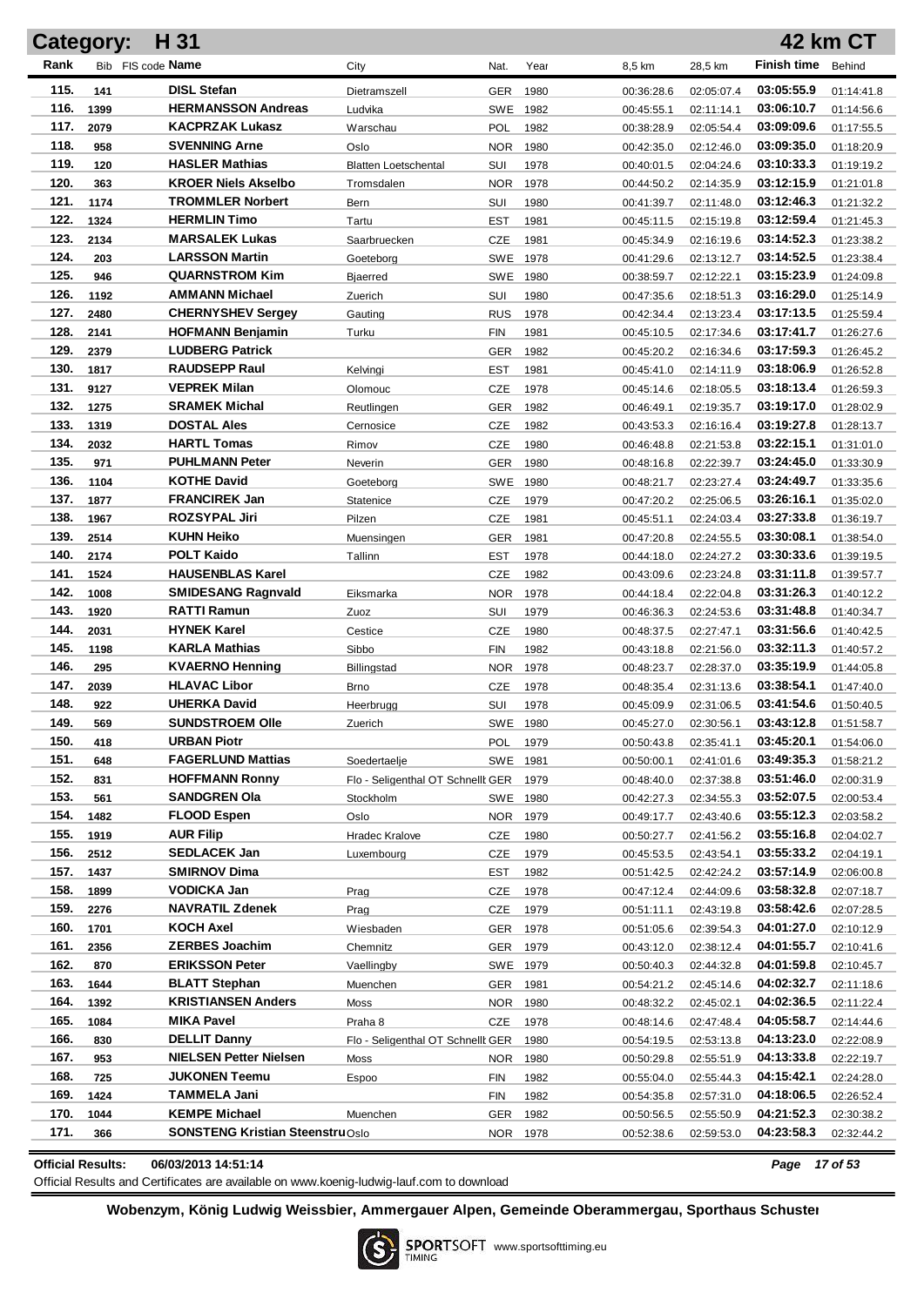## Category: H 31 — 42 km CT

| Rank | Bib | FIS code | Name | City | Nat. | Year | 8,5 km | 28,5 km | Finish time | Behind |
|---|---|---|---|---|---|---|---|---|---|---|
| 115. | 141 | | **DISL Stefan** | Dietramszell | GER | 1980 | 00:36:28.6 | 02:05:07.4 | **03:05:55.9** | 01:14:41.8 |
| 116. | 1399 | | **HERMANSSON Andreas** | Ludvika | SWE | 1982 | 00:45:55.1 | 02:11:14.1 | **03:06:10.7** | 01:14:56.6 |
| 117. | 2079 | | **KACPRZAK Lukasz** | Warschau | POL | 1982 | 00:38:28.9 | 02:05:54.4 | **03:09:09.6** | 01:17:55.5 |
| 118. | 958 | | **SVENNING Arne** | Oslo | NOR | 1980 | 00:42:35.0 | 02:12:46.0 | **03:09:35.0** | 01:18:20.9 |
| 119. | 120 | | **HASLER Mathias** | Blatten Loetschental | SUI | 1978 | 00:40:01.5 | 02:04:24.6 | **03:10:33.3** | 01:19:19.2 |
| 120. | 363 | | **KROER Niels Akselbo** | Tromsdalen | NOR | 1978 | 00:44:50.2 | 02:14:35.9 | **03:12:15.9** | 01:21:01.8 |
| 121. | 1174 | | **TROMMLER Norbert** | Bern | SUI | 1980 | 00:41:39.7 | 02:11:48.0 | **03:12:46.3** | 01:21:32.2 |
| 122. | 1324 | | **HERMLIN Timo** | Tartu | EST | 1981 | 00:45:11.5 | 02:15:19.8 | **03:12:59.4** | 01:21:45.3 |
| 123. | 2134 | | **MARSALEK Lukas** | Saarbruecken | CZE | 1981 | 00:45:34.9 | 02:16:19.6 | **03:14:52.3** | 01:23:38.2 |
| 124. | 203 | | **LARSSON Martin** | Goeteborg | SWE | 1978 | 00:41:29.6 | 02:13:12.7 | **03:14:52.5** | 01:23:38.4 |
| 125. | 946 | | **QUARNSTROM Kim** | Bjaerred | SWE | 1980 | 00:38:59.7 | 02:12:22.1 | **03:15:23.9** | 01:24:09.8 |
| 126. | 1192 | | **AMMANN Michael** | Zuerich | SUI | 1980 | 00:47:35.6 | 02:18:51.3 | **03:16:29.0** | 01:25:14.9 |
| 127. | 2480 | | **CHERNYSHEV Sergey** | Gauting | RUS | 1978 | 00:42:34.4 | 02:13:23.4 | **03:17:13.5** | 01:25:59.4 |
| 128. | 2141 | | **HOFMANN Benjamin** | Turku | FIN | 1981 | 00:45:10.5 | 02:17:34.6 | **03:17:41.7** | 01:26:27.6 |
| 129. | 2379 | | **LUDBERG Patrick** | | GER | 1982 | 00:45:20.2 | 02:16:34.6 | **03:17:59.3** | 01:26:45.2 |
| 130. | 1817 | | **RAUDSEPP Raul** | Kelvingi | EST | 1981 | 00:45:41.0 | 02:14:11.9 | **03:18:06.9** | 01:26:52.8 |
| 131. | 9127 | | **VEPREK Milan** | Olomouc | CZE | 1978 | 00:45:14.6 | 02:18:05.5 | **03:18:13.4** | 01:26:59.3 |
| 132. | 1275 | | **SRAMEK Michal** | Reutlingen | GER | 1982 | 00:46:49.1 | 02:19:35.7 | **03:19:17.0** | 01:28:02.9 |
| 133. | 1319 | | **DOSTAL Ales** | Cernosice | CZE | 1982 | 00:43:53.3 | 02:16:16.4 | **03:19:27.8** | 01:28:13.7 |
| 134. | 2032 | | **HARTL Tomas** | Rimov | CZE | 1980 | 00:46:48.8 | 02:21:53.8 | **03:22:15.1** | 01:31:01.0 |
| 135. | 971 | | **PUHLMANN Peter** | Neverin | GER | 1980 | 00:48:16.8 | 02:22:39.7 | **03:24:45.0** | 01:33:30.9 |
| 136. | 1104 | | **KOTHE David** | Goeteborg | SWE | 1980 | 00:48:21.7 | 02:23:27.4 | **03:24:49.7** | 01:33:35.6 |
| 137. | 1877 | | **FRANCIREK Jan** | Statenice | CZE | 1979 | 00:47:20.2 | 02:25:06.5 | **03:26:16.1** | 01:35:02.0 |
| 138. | 1967 | | **ROZSYPAL Jiri** | Pilzen | CZE | 1981 | 00:45:51.1 | 02:24:03.4 | **03:27:33.8** | 01:36:19.7 |
| 139. | 2514 | | **KUHN Heiko** | Muensingen | GER | 1981 | 00:47:20.8 | 02:24:55.5 | **03:30:08.1** | 01:38:54.0 |
| 140. | 2174 | | **POLT Kaido** | Tallinn | EST | 1978 | 00:44:18.0 | 02:24:27.2 | **03:30:33.6** | 01:39:19.5 |
| 141. | 1524 | | **HAUSENBLAS Karel** | | CZE | 1982 | 00:43:09.6 | 02:23:24.8 | **03:31:11.8** | 01:39:57.7 |
| 142. | 1008 | | **SMIDESANG Ragnvald** | Eiksmarka | NOR | 1978 | 00:44:18.4 | 02:22:04.8 | **03:31:26.3** | 01:40:12.2 |
| 143. | 1920 | | **RATTI Ramun** | Zuoz | SUI | 1979 | 00:46:36.3 | 02:24:53.6 | **03:31:48.8** | 01:40:34.7 |
| 144. | 2031 | | **HYNEK Karel** | Cestice | CZE | 1980 | 00:48:37.5 | 02:27:47.1 | **03:31:56.6** | 01:40:42.5 |
| 145. | 1198 | | **KARLA Mathias** | Sibbo | FIN | 1982 | 00:43:18.8 | 02:21:56.0 | **03:32:11.3** | 01:40:57.2 |
| 146. | 295 | | **KVAERNO Henning** | Billingstad | NOR | 1978 | 00:48:23.7 | 02:28:37.0 | **03:35:19.9** | 01:44:05.8 |
| 147. | 2039 | | **HLAVAC Libor** | Brno | CZE | 1978 | 00:48:35.4 | 02:31:13.6 | **03:38:54.1** | 01:47:40.0 |
| 148. | 922 | | **UHERKA David** | Heerbrugg | SUI | 1978 | 00:45:09.9 | 02:31:06.5 | **03:41:54.6** | 01:50:40.5 |
| 149. | 569 | | **SUNDSTROEM Olle** | Zuerich | SWE | 1980 | 00:45:27.0 | 02:30:56.1 | **03:43:12.8** | 01:51:58.7 |
| 150. | 418 | | **URBAN Piotr** | | POL | 1979 | 00:50:43.8 | 02:35:41.1 | **03:45:20.1** | 01:54:06.0 |
| 151. | 648 | | **FAGERLUND Mattias** | Soedertaelje | SWE | 1981 | 00:50:00.1 | 02:41:01.6 | **03:49:35.3** | 01:58:21.2 |
| 152. | 831 | | **HOFFMANN Ronny** | Flo - Seligenthal OT Schnellt | GER | 1979 | 00:48:40.0 | 02:37:38.8 | **03:51:46.0** | 02:00:31.9 |
| 153. | 561 | | **SANDGREN Ola** | Stockholm | SWE | 1980 | 00:42:27.3 | 02:34:55.3 | **03:52:07.5** | 02:00:53.4 |
| 154. | 1482 | | **FLOOD Espen** | Oslo | NOR | 1979 | 00:49:17.7 | 02:43:40.6 | **03:55:12.3** | 02:03:58.2 |
| 155. | 1919 | | **AUR Filip** | Hradec Kralove | CZE | 1980 | 00:50:27.7 | 02:41:56.2 | **03:55:16.8** | 02:04:02.7 |
| 156. | 2512 | | **SEDLACEK Jan** | Luxembourg | CZE | 1979 | 00:45:53.5 | 02:43:54.1 | **03:55:33.2** | 02:04:19.1 |
| 157. | 1437 | | **SMIRNOV Dima** | | EST | 1982 | 00:51:42.5 | 02:42:24.2 | **03:57:14.9** | 02:06:00.8 |
| 158. | 1899 | | **VODICKA Jan** | Prag | CZE | 1978 | 00:47:12.4 | 02:44:09.6 | **03:58:32.8** | 02:07:18.7 |
| 159. | 2276 | | **NAVRATIL Zdenek** | Prag | CZE | 1979 | 00:51:11.1 | 02:43:19.8 | **03:58:42.6** | 02:07:28.5 |
| 160. | 1701 | | **KOCH Axel** | Wiesbaden | GER | 1978 | 00:51:05.6 | 02:39:54.3 | **04:01:27.0** | 02:10:12.9 |
| 161. | 2356 | | **ZERBES Joachim** | Chemnitz | GER | 1979 | 00:43:12.0 | 02:38:12.4 | **04:01:55.7** | 02:10:41.6 |
| 162. | 870 | | **ERIKSSON Peter** | Vaellingby | SWE | 1979 | 00:50:40.3 | 02:44:32.8 | **04:01:59.8** | 02:10:45.7 |
| 163. | 1644 | | **BLATT Stephan** | Muenchen | GER | 1981 | 00:54:21.2 | 02:45:14.6 | **04:02:32.7** | 02:11:18.6 |
| 164. | 1392 | | **KRISTIANSEN Anders** | Moss | NOR | 1980 | 00:48:32.2 | 02:45:02.1 | **04:02:36.5** | 02:11:22.4 |
| 165. | 1084 | | **MIKA Pavel** | Praha 8 | CZE | 1978 | 00:48:14.6 | 02:47:48.4 | **04:05:58.7** | 02:14:44.6 |
| 166. | 830 | | **DELLIT Danny** | Flo - Seligenthal OT Schnellt | GER | 1980 | 00:54:19.5 | 02:53:13.8 | **04:13:23.0** | 02:22:08.9 |
| 167. | 953 | | **NIELSEN Petter Nielsen** | Moss | NOR | 1980 | 00:50:29.8 | 02:55:51.9 | **04:13:33.8** | 02:22:19.7 |
| 168. | 725 | | **JUKONEN Teemu** | Espoo | FIN | 1982 | 00:55:04.0 | 02:55:44.3 | **04:15:42.1** | 02:24:28.0 |
| 169. | 1424 | | **TAMMELA Jani** | | FIN | 1982 | 00:54:35.8 | 02:57:31.0 | **04:18:06.5** | 02:26:52.4 |
| 170. | 1044 | | **KEMPE Michael** | Muenchen | GER | 1982 | 00:50:56.5 | 02:55:50.9 | **04:21:52.3** | 02:30:38.2 |
| 171. | 366 | | **SONSTENG Kristian Steenstru** | Oslo | NOR | 1978 | 00:52:38.6 | 02:59:53.0 | **04:23:58.3** | 02:32:44.2 |

**Official Results:** 06/03/2013 14:51:14

Official Results and Certificates are available on www.koenig-ludwig-lauf.com to download

**Wobenzym, König Ludwig Weissbier, Ammergauer Alpen, Gemeinde Oberammergau, Sporthaus Schuster**

SPORTSOFT TIMING www.sportsofttiming.eu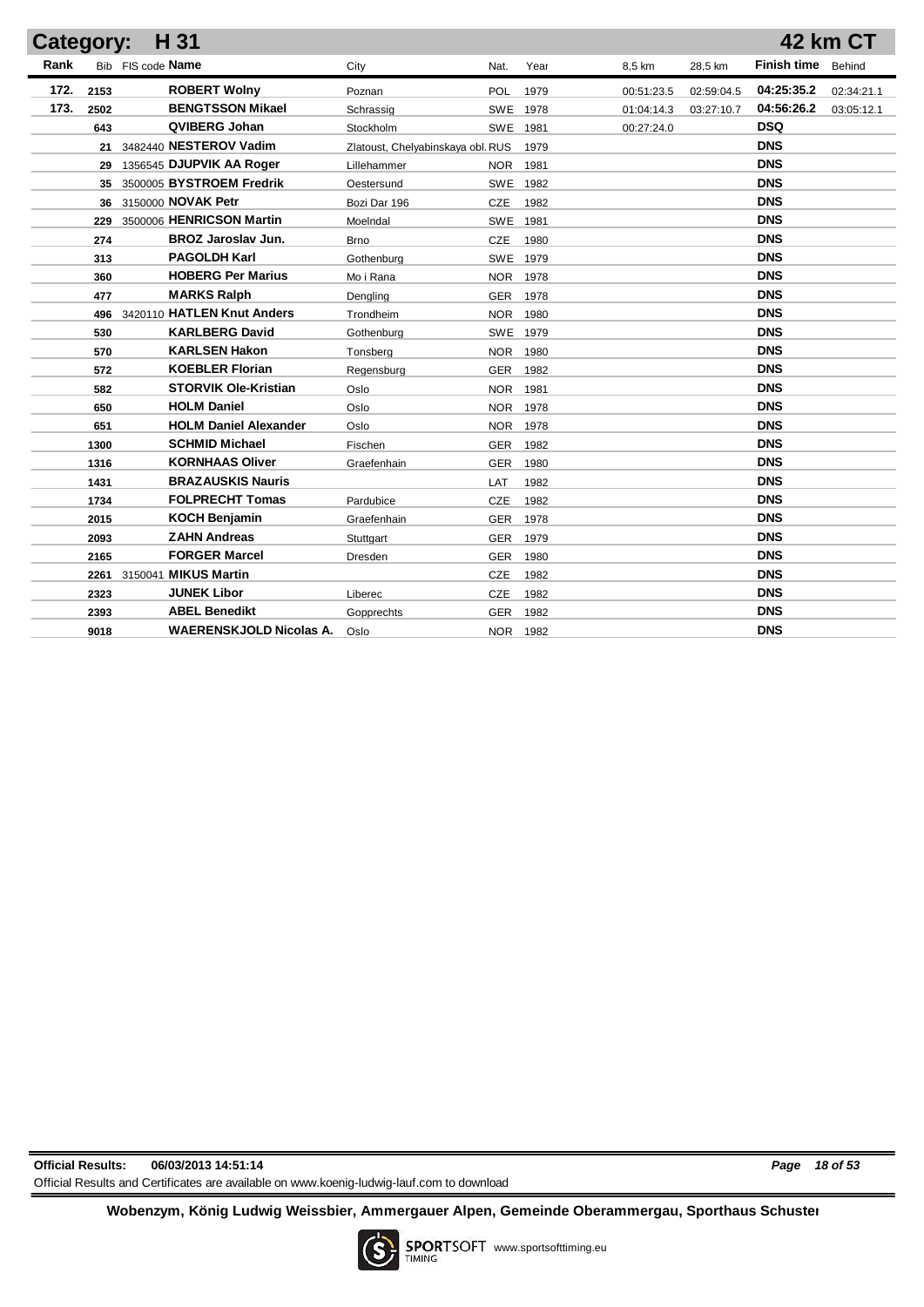## Category: H 31 — 42 km CT

| Rank | Bib | FIS code | Name | City | Nat. | Year | 8,5 km | 28,5 km | Finish time | Behind |
|---|---|---|---|---|---|---|---|---|---|---|
| 172. | 2153 | | ROBERT Wolny | Poznan | POL | 1979 | 00:51:23.5 | 02:59:04.5 | 04:25:35.2 | 02:34:21.1 |
| 173. | 2502 | | BENGTSSON Mikael | Schrassig | SWE | 1978 | 01:04:14.3 | 03:27:10.7 | 04:56:26.2 | 03:05:12.1 |
| | 643 | | QVIBERG Johan | Stockholm | SWE | 1981 | 00:27:24.0 | | DSQ | |
| | 21 | 3482440 | NESTEROV Vadim | Zlatoust, Chelyabinskaya obl. | RUS | 1979 | | | DNS | |
| | 29 | 1356545 | DJUPVIK AA Roger | Lillehammer | NOR | 1981 | | | DNS | |
| | 35 | 3500005 | BYSTROEM Fredrik | Oestersund | SWE | 1982 | | | DNS | |
| | 36 | 3150000 | NOVAK Petr | Bozi Dar 196 | CZE | 1982 | | | DNS | |
| | 229 | 3500006 | HENRICSON Martin | Moelndal | SWE | 1981 | | | DNS | |
| | 274 | | BROZ Jaroslav Jun. | Brno | CZE | 1980 | | | DNS | |
| | 313 | | PAGOLDH Karl | Gothenburg | SWE | 1979 | | | DNS | |
| | 360 | | HOBERG Per Marius | Mo i Rana | NOR | 1978 | | | DNS | |
| | 477 | | MARKS Ralph | Dengling | GER | 1978 | | | DNS | |
| | 496 | 3420110 | HATLEN Knut Anders | Trondheim | NOR | 1980 | | | DNS | |
| | 530 | | KARLBERG David | Gothenburg | SWE | 1979 | | | DNS | |
| | 570 | | KARLSEN Hakon | Tonsberg | NOR | 1980 | | | DNS | |
| | 572 | | KOEBLER Florian | Regensburg | GER | 1982 | | | DNS | |
| | 582 | | STORVIK Ole-Kristian | Oslo | NOR | 1981 | | | DNS | |
| | 650 | | HOLM Daniel | Oslo | NOR | 1978 | | | DNS | |
| | 651 | | HOLM Daniel Alexander | Oslo | NOR | 1978 | | | DNS | |
| | 1300 | | SCHMID Michael | Fischen | GER | 1982 | | | DNS | |
| | 1316 | | KORNHAAS Oliver | Graefenhain | GER | 1980 | | | DNS | |
| | 1431 | | BRAZAUSKIS Nauris | | LAT | 1982 | | | DNS | |
| | 1734 | | FOLPRECHT Tomas | Pardubice | CZE | 1982 | | | DNS | |
| | 2015 | | KOCH Benjamin | Graefenhain | GER | 1978 | | | DNS | |
| | 2093 | | ZAHN Andreas | Stuttgart | GER | 1979 | | | DNS | |
| | 2165 | | FORGER Marcel | Dresden | GER | 1980 | | | DNS | |
| | 2261 | 3150041 | MIKUS Martin | | CZE | 1982 | | | DNS | |
| | 2323 | | JUNEK Libor | Liberec | CZE | 1982 | | | DNS | |
| | 2393 | | ABEL Benedikt | Gopprechts | GER | 1982 | | | DNS | |
| | 9018 | | WAERENSKJOLD Nicolas A. | Oslo | NOR | 1982 | | | DNS | |

**Official Results:** 06/03/2013 14:51:14

Official Results and Certificates are available on www.koenig-ludwig-lauf.com to download

**Wobenzym, König Ludwig Weissbier, Ammergauer Alpen, Gemeinde Oberammergau, Sporthaus Schuster**

SPORTSOFT TIMING www.sportsofttiming.eu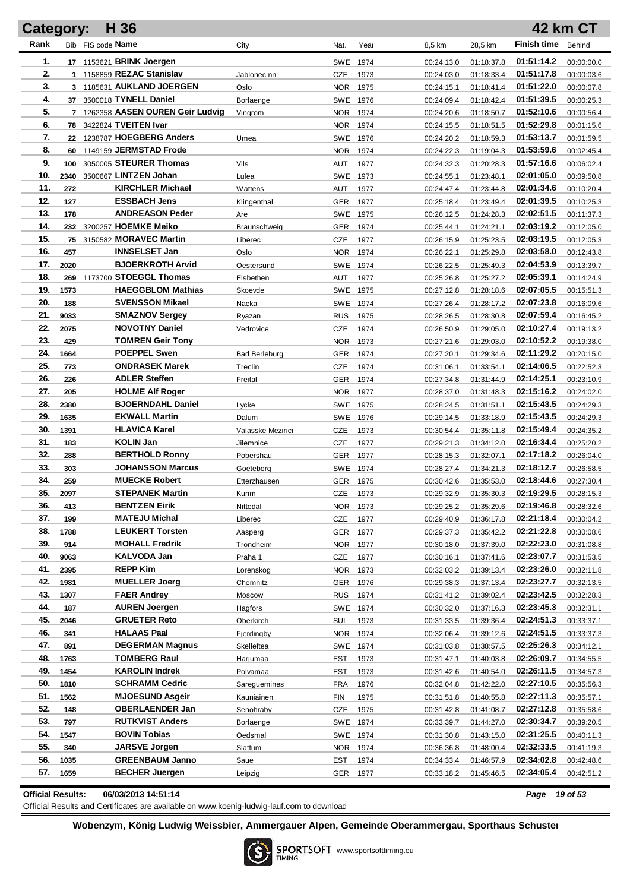# Category: H 36 — 42 km CT

| Rank | Bib | FIS code | Name | City | Nat. | Year | 8,5 km | 28,5 km | Finish time | Behind |
|---|---|---|---|---|---|---|---|---|---|---|
| 1. | 17 | 1153621 | **BRINK Joergen** | | SWE | 1974 | 00:24:13.0 | 01:18:37.8 | 01:51:14.2 | 00:00:00.0 |
| 2. | 1 | 1158859 | **REZAC Stanislav** | Jablonec nn | CZE | 1973 | 00:24:03.0 | 01:18:33.4 | 01:51:17.8 | 00:00:03.6 |
| 3. | 3 | 1185631 | **AUKLAND JOERGEN** | Oslo | NOR | 1975 | 00:24:15.1 | 01:18:41.4 | 01:51:22.0 | 00:00:07.8 |
| 4. | 37 | 3500018 | **TYNELL Daniel** | Borlaenge | SWE | 1976 | 00:24:09.4 | 01:18:42.4 | 01:51:39.5 | 00:00:25.3 |
| 5. | 7 | 1262358 | **AASEN OUREN Geir Ludvig** | Vingrom | NOR | 1974 | 00:24:20.6 | 01:18:50.7 | 01:52:10.6 | 00:00:56.4 |
| 6. | 78 | 3422824 | **TVEITEN Ivar** | | NOR | 1974 | 00:24:15.5 | 01:18:51.5 | 01:52:29.8 | 00:01:15.6 |
| 7. | 22 | 1238787 | **HOEGBERG Anders** | Umea | SWE | 1976 | 00:24:20.2 | 01:18:59.3 | 01:53:13.7 | 00:01:59.5 |
| 8. | 60 | 1149159 | **JERMSTAD Frode** | | NOR | 1974 | 00:24:22.3 | 01:19:04.3 | 01:53:59.6 | 00:02:45.4 |
| 9. | 100 | 3050005 | **STEURER Thomas** | Vils | AUT | 1977 | 00:24:32.3 | 01:20:28.3 | 01:57:16.6 | 00:06:02.4 |
| 10. | 2340 | 3500667 | **LINTZEN Johan** | Lulea | SWE | 1973 | 00:24:55.1 | 01:23:48.1 | 02:01:05.0 | 00:09:50.8 |
| 11. | 272 | | **KIRCHLER Michael** | Wattens | AUT | 1977 | 00:24:47.4 | 01:23:44.8 | 02:01:34.6 | 00:10:20.4 |
| 12. | 127 | | **ESSBACH Jens** | Klingenthal | GER | 1977 | 00:25:18.4 | 01:23:49.4 | 02:01:39.5 | 00:10:25.3 |
| 13. | 178 | | **ANDREASON Peder** | Are | SWE | 1975 | 00:26:12.5 | 01:24:28.3 | 02:02:51.5 | 00:11:37.3 |
| 14. | 232 | 3200257 | **HOEMKE Meiko** | Braunschweig | GER | 1974 | 00:25:44.1 | 01:24:21.1 | 02:03:19.2 | 00:12:05.0 |
| 15. | 75 | 3150582 | **MORAVEC Martin** | Liberec | CZE | 1977 | 00:26:15.9 | 01:25:23.5 | 02:03:19.5 | 00:12:05.3 |
| 16. | 457 | | **INNSELSET Jan** | Oslo | NOR | 1974 | 00:26:22.1 | 01:25:29.8 | 02:03:58.0 | 00:12:43.8 |
| 17. | 2020 | | **BJOERKROTH Arvid** | Oestersund | SWE | 1974 | 00:26:22.5 | 01:25:49.3 | 02:04:53.9 | 00:13:39.7 |
| 18. | 269 | 1173700 | **STOEGGL Thomas** | Elsbethen | AUT | 1977 | 00:25:26.8 | 01:25:27.2 | 02:05:39.1 | 00:14:24.9 |
| 19. | 1573 | | **HAEGGBLOM Mathias** | Skoevde | SWE | 1975 | 00:27:12.8 | 01:28:18.6 | 02:07:05.5 | 00:15:51.3 |
| 20. | 188 | | **SVENSSON Mikael** | Nacka | SWE | 1974 | 00:27:26.4 | 01:28:17.2 | 02:07:23.8 | 00:16:09.6 |
| 21. | 9033 | | **SMAZNOV Sergey** | Ryazan | RUS | 1975 | 00:28:26.5 | 01:28:30.8 | 02:07:59.4 | 00:16:45.2 |
| 22. | 2075 | | **NOVOTNY Daniel** | Vedrovice | CZE | 1974 | 00:26:50.9 | 01:29:05.0 | 02:10:27.4 | 00:19:13.2 |
| 23. | 429 | | **TOMREN Geir Tony** | | NOR | 1973 | 00:27:21.6 | 01:29:03.0 | 02:10:52.2 | 00:19:38.0 |
| 24. | 1664 | | **POEPPEL Swen** | Bad Berleburg | GER | 1974 | 00:27:20.1 | 01:29:34.6 | 02:11:29.2 | 00:20:15.0 |
| 25. | 773 | | **ONDRASEK Marek** | Treclin | CZE | 1974 | 00:31:06.1 | 01:33:54.1 | 02:14:06.5 | 00:22:52.3 |
| 26. | 226 | | **ADLER Steffen** | Freital | GER | 1974 | 00:27:34.8 | 01:31:44.9 | 02:14:25.1 | 00:23:10.9 |
| 27. | 205 | | **HOLME Alf Roger** | | NOR | 1977 | 00:28:37.0 | 01:31:48.3 | 02:15:16.2 | 00:24:02.0 |
| 28. | 2380 | | **BJOERNDAHL Daniel** | Lycke | SWE | 1975 | 00:28:24.5 | 01:31:51.1 | 02:15:43.5 | 00:24:29.3 |
| 29. | 1635 | | **EKWALL Martin** | Dalum | SWE | 1976 | 00:29:14.5 | 01:33:18.9 | 02:15:43.5 | 00:24:29.3 |
| 30. | 1391 | | **HLAVICA Karel** | Valasske Mezirici | CZE | 1973 | 00:30:54.4 | 01:35:11.8 | 02:15:49.4 | 00:24:35.2 |
| 31. | 183 | | **KOLIN Jan** | Jilemnice | CZE | 1977 | 00:29:21.3 | 01:34:12.0 | 02:16:34.4 | 00:25:20.2 |
| 32. | 288 | | **BERTHOLD Ronny** | Pobershau | GER | 1977 | 00:28:15.3 | 01:32:07.1 | 02:17:18.2 | 00:26:04.0 |
| 33. | 303 | | **JOHANSSON Marcus** | Goeteborg | SWE | 1974 | 00:28:27.4 | 01:34:21.3 | 02:18:12.7 | 00:26:58.5 |
| 34. | 259 | | **MUECKE Robert** | Etterzhausen | GER | 1975 | 00:30:42.6 | 01:35:53.0 | 02:18:44.6 | 00:27:30.4 |
| 35. | 2097 | | **STEPANEK Martin** | Kurim | CZE | 1973 | 00:29:32.9 | 01:35:30.3 | 02:19:29.5 | 00:28:15.3 |
| 36. | 413 | | **BENTZEN Eirik** | Nittedal | NOR | 1973 | 00:29:25.2 | 01:35:29.6 | 02:19:46.8 | 00:28:32.6 |
| 37. | 199 | | **MATEJU Michal** | Liberec | CZE | 1977 | 00:29:40.9 | 01:36:17.8 | 02:21:18.4 | 00:30:04.2 |
| 38. | 1788 | | **LEUKERT Torsten** | Aasperg | GER | 1977 | 00:29:37.3 | 01:35:42.2 | 02:21:22.8 | 00:30:08.6 |
| 39. | 914 | | **MOHALL Fredrik** | Trondheim | NOR | 1977 | 00:30:18.0 | 01:37:39.0 | 02:22:23.0 | 00:31:08.8 |
| 40. | 9063 | | **KALVODA Jan** | Praha 1 | CZE | 1977 | 00:30:16.1 | 01:37:41.6 | 02:23:07.7 | 00:31:53.5 |
| 41. | 2395 | | **REPP Kim** | Lorenskog | NOR | 1973 | 00:32:03.2 | 01:39:13.4 | 02:23:26.0 | 00:32:11.8 |
| 42. | 1981 | | **MUELLER Joerg** | Chemnitz | GER | 1976 | 00:29:38.3 | 01:37:13.4 | 02:23:27.7 | 00:32:13.5 |
| 43. | 1307 | | **FAER Andrey** | Moscow | RUS | 1974 | 00:31:41.2 | 01:39:02.4 | 02:23:42.5 | 00:32:28.3 |
| 44. | 187 | | **AUREN Joergen** | Hagfors | SWE | 1974 | 00:30:32.0 | 01:37:16.3 | 02:23:45.3 | 00:32:31.1 |
| 45. | 2046 | | **GRUETER Reto** | Oberkirch | SUI | 1973 | 00:31:33.5 | 01:39:36.4 | 02:24:51.3 | 00:33:37.1 |
| 46. | 341 | | **HALAAS Paal** | Fjerdingby | NOR | 1974 | 00:32:06.4 | 01:39:12.6 | 02:24:51.5 | 00:33:37.3 |
| 47. | 891 | | **DEGERMAN Magnus** | Skelleftea | SWE | 1974 | 00:31:03.8 | 01:38:57.5 | 02:25:26.3 | 00:34:12.1 |
| 48. | 1763 | | **TOMBERG Raul** | Harjumaa | EST | 1973 | 00:31:47.1 | 01:40:03.8 | 02:26:09.7 | 00:34:55.5 |
| 49. | 1454 | | **KAROLIN Indrek** | Polvamaa | EST | 1973 | 00:31:42.6 | 01:40:54.0 | 02:26:11.5 | 00:34:57.3 |
| 50. | 1810 | | **SCHRAMM Cedric** | Sareguemines | FRA | 1976 | 00:32:04.8 | 01:42:22.0 | 02:27:10.5 | 00:35:56.3 |
| 51. | 1562 | | **MJOESUND Asgeir** | Kauniainen | FIN | 1975 | 00:31:51.8 | 01:40:55.8 | 02:27:11.3 | 00:35:57.1 |
| 52. | 148 | | **OBERLAENDER Jan** | Senohraby | CZE | 1975 | 00:31:42.8 | 01:41:08.7 | 02:27:12.8 | 00:35:58.6 |
| 53. | 797 | | **RUTKVIST Anders** | Borlaenge | SWE | 1974 | 00:33:39.7 | 01:44:27.0 | 02:30:34.7 | 00:39:20.5 |
| 54. | 1547 | | **BOVIN Tobias** | Oedsmal | SWE | 1974 | 00:31:30.8 | 01:43:15.0 | 02:31:25.5 | 00:40:11.3 |
| 55. | 340 | | **JARSVE Jorgen** | Slattum | NOR | 1974 | 00:36:36.8 | 01:48:00.4 | 02:32:33.5 | 00:41:19.3 |
| 56. | 1035 | | **GREENBAUM Janno** | Saue | EST | 1974 | 00:34:33.4 | 01:46:57.9 | 02:34:02.8 | 00:42:48.6 |
| 57. | 1659 | | **BECHER Juergen** | Leipzig | GER | 1977 | 00:33:18.2 | 01:45:46.5 | 02:34:05.4 | 00:42:51.2 |

**Official Results:** 06/03/2013 14:51:14

Official Results and Certificates are available on www.koenig-ludwig-lauf.com to download

**Wobenzym, König Ludwig Weissbier, Ammergauer Alpen, Gemeinde Oberammergau, Sporthaus Schuster**

SPORTSOFT TIMING www.sportsofttiming.eu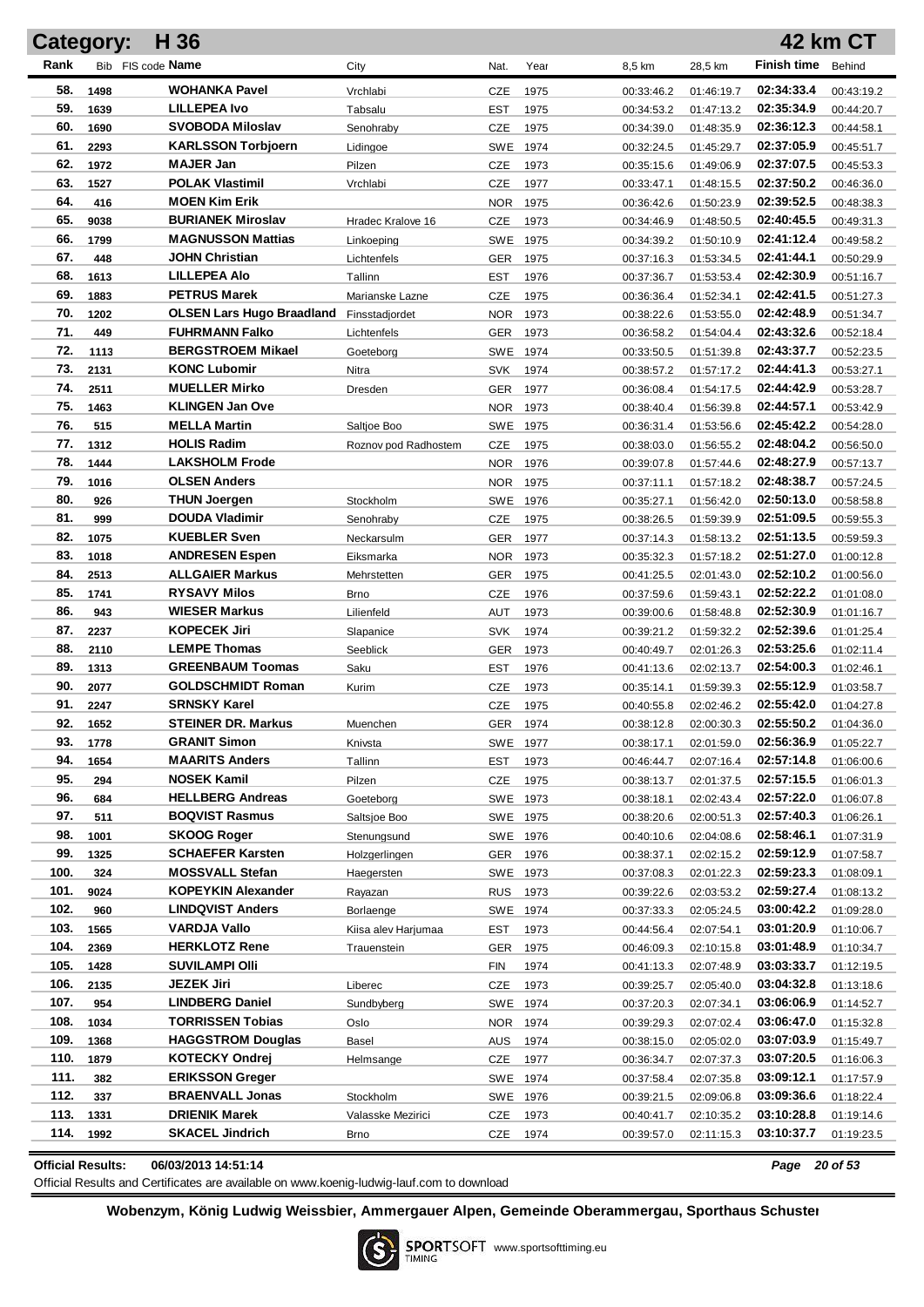## Category: H 36 — 42 km CT

| Rank | Bib | FIS code | Name | City | Nat. | Year | 8,5 km | 28,5 km | Finish time | Behind |
|---|---|---|---|---|---|---|---|---|---|---|
| 58. | 1498 | | WOHANKA Pavel | Vrchlabi | CZE | 1975 | 00:33:46.2 | 01:46:19.7 | 02:34:33.4 | 00:43:19.2 |
| 59. | 1639 | | LILLEPEA Ivo | Tabsalu | EST | 1975 | 00:34:53.2 | 01:47:13.2 | 02:35:34.9 | 00:44:20.7 |
| 60. | 1690 | | SVOBODA Miloslav | Senohraby | CZE | 1975 | 00:34:39.0 | 01:48:35.9 | 02:36:12.3 | 00:44:58.1 |
| 61. | 2293 | | KARLSSON Torbjoern | Lidingoe | SWE | 1974 | 00:32:24.5 | 01:45:29.7 | 02:37:05.9 | 00:45:51.7 |
| 62. | 1972 | | MAJER Jan | Pilzen | CZE | 1973 | 00:35:15.6 | 01:49:06.9 | 02:37:07.5 | 00:45:53.3 |
| 63. | 1527 | | POLAK Vlastimil | Vrchlabi | CZE | 1977 | 00:33:47.1 | 01:48:15.5 | 02:37:50.2 | 00:46:36.0 |
| 64. | 416 | | MOEN Kim Erik | | NOR | 1975 | 00:36:42.6 | 01:50:23.9 | 02:39:52.5 | 00:48:38.3 |
| 65. | 9038 | | BURIANEK Miroslav | Hradec Kralove 16 | CZE | 1973 | 00:34:46.9 | 01:48:50.5 | 02:40:45.5 | 00:49:31.3 |
| 66. | 1799 | | MAGNUSSON Mattias | Linkoeping | SWE | 1975 | 00:34:39.2 | 01:50:10.9 | 02:41:12.4 | 00:49:58.2 |
| 67. | 448 | | JOHN Christian | Lichtenfels | GER | 1975 | 00:37:16.3 | 01:53:34.5 | 02:41:44.1 | 00:50:29.9 |
| 68. | 1613 | | LILLEPEA Alo | Tallinn | EST | 1976 | 00:37:36.7 | 01:53:53.4 | 02:42:30.9 | 00:51:16.7 |
| 69. | 1883 | | PETRUS Marek | Marianske Lazne | CZE | 1975 | 00:36:36.4 | 01:52:34.1 | 02:42:41.5 | 00:51:27.3 |
| 70. | 1202 | | OLSEN Lars Hugo Braadland | Finsstadjordet | NOR | 1973 | 00:38:22.6 | 01:53:55.0 | 02:42:48.9 | 00:51:34.7 |
| 71. | 449 | | FUHRMANN Falko | Lichtenfels | GER | 1973 | 00:36:58.2 | 01:54:04.4 | 02:43:32.6 | 00:52:18.4 |
| 72. | 1113 | | BERGSTROEM Mikael | Goeteborg | SWE | 1974 | 00:33:50.5 | 01:51:39.8 | 02:43:37.7 | 00:52:23.5 |
| 73. | 2131 | | KONC Lubomir | Nitra | SVK | 1974 | 00:38:57.2 | 01:57:17.2 | 02:44:41.3 | 00:53:27.1 |
| 74. | 2511 | | MUELLER Mirko | Dresden | GER | 1977 | 00:36:08.4 | 01:54:17.5 | 02:44:42.9 | 00:53:28.7 |
| 75. | 1463 | | KLINGEN Jan Ove | | NOR | 1973 | 00:38:40.4 | 01:56:39.8 | 02:44:57.1 | 00:53:42.9 |
| 76. | 515 | | MELLA Martin | Saltjoe Boo | SWE | 1975 | 00:36:31.4 | 01:53:56.6 | 02:45:42.2 | 00:54:28.0 |
| 77. | 1312 | | HOLIS Radim | Roznov pod Radhostem | CZE | 1975 | 00:38:03.0 | 01:56:55.2 | 02:48:04.2 | 00:56:50.0 |
| 78. | 1444 | | LAKSHOLM Frode | | NOR | 1976 | 00:39:07.8 | 01:57:44.6 | 02:48:27.9 | 00:57:13.7 |
| 79. | 1016 | | OLSEN Anders | | NOR | 1975 | 00:37:11.1 | 01:57:18.2 | 02:48:38.7 | 00:57:24.5 |
| 80. | 926 | | THUN Joergen | Stockholm | SWE | 1976 | 00:35:27.1 | 01:56:42.0 | 02:50:13.0 | 00:58:58.8 |
| 81. | 999 | | DOUDA Vladimir | Senohraby | CZE | 1975 | 00:38:26.5 | 01:59:39.9 | 02:51:09.5 | 00:59:55.3 |
| 82. | 1075 | | KUEBLER Sven | Neckarsulm | GER | 1977 | 00:37:14.3 | 01:58:13.2 | 02:51:13.5 | 00:59:59.3 |
| 83. | 1018 | | ANDRESEN Espen | Eiksmarka | NOR | 1973 | 00:35:32.3 | 01:57:18.2 | 02:51:27.0 | 01:00:12.8 |
| 84. | 2513 | | ALLGAIER Markus | Mehrstetten | GER | 1975 | 00:41:25.5 | 02:01:43.0 | 02:52:10.2 | 01:00:56.0 |
| 85. | 1741 | | RYSAVY Milos | Brno | CZE | 1976 | 00:37:59.6 | 01:59:43.1 | 02:52:22.2 | 01:01:08.0 |
| 86. | 943 | | WIESER Markus | Lilienfeld | AUT | 1973 | 00:39:00.6 | 01:58:48.8 | 02:52:30.9 | 01:01:16.7 |
| 87. | 2237 | | KOPECEK Jiri | Slapanice | SVK | 1974 | 00:39:21.2 | 01:59:32.2 | 02:52:39.6 | 01:01:25.4 |
| 88. | 2110 | | LEMPE Thomas | Seeblick | GER | 1973 | 00:40:49.7 | 02:01:26.3 | 02:53:25.6 | 01:02:11.4 |
| 89. | 1313 | | GREENBAUM Toomas | Saku | EST | 1976 | 00:41:13.6 | 02:02:13.7 | 02:54:00.3 | 01:02:46.1 |
| 90. | 2077 | | GOLDSCHMIDT Roman | Kurim | CZE | 1973 | 00:35:14.1 | 01:59:39.3 | 02:55:12.9 | 01:03:58.7 |
| 91. | 2247 | | SRNSKY Karel | | CZE | 1975 | 00:40:55.8 | 02:02:46.2 | 02:55:42.0 | 01:04:27.8 |
| 92. | 1652 | | STEINER DR. Markus | Muenchen | GER | 1974 | 00:38:12.8 | 02:00:30.3 | 02:55:50.2 | 01:04:36.0 |
| 93. | 1778 | | GRANIT Simon | Knivsta | SWE | 1977 | 00:38:17.1 | 02:01:59.0 | 02:56:36.9 | 01:05:22.7 |
| 94. | 1654 | | MAARITS Anders | Tallinn | EST | 1973 | 00:46:44.7 | 02:07:16.4 | 02:57:14.8 | 01:06:00.6 |
| 95. | 294 | | NOSEK Kamil | Pilzen | CZE | 1975 | 00:38:13.7 | 02:01:37.5 | 02:57:15.5 | 01:06:01.3 |
| 96. | 684 | | HELLBERG Andreas | Goeteborg | SWE | 1973 | 00:38:18.1 | 02:02:43.4 | 02:57:22.0 | 01:06:07.8 |
| 97. | 511 | | BOQVIST Rasmus | Saltsjoe Boo | SWE | 1975 | 00:38:20.6 | 02:00:51.3 | 02:57:40.3 | 01:06:26.1 |
| 98. | 1001 | | SKOOG Roger | Stenungsund | SWE | 1976 | 00:40:10.6 | 02:04:08.6 | 02:58:46.1 | 01:07:31.9 |
| 99. | 1325 | | SCHAEFER Karsten | Holzgerlingen | GER | 1976 | 00:38:37.1 | 02:02:15.2 | 02:59:12.9 | 01:07:58.7 |
| 100. | 324 | | MOSSVALL Stefan | Haegersten | SWE | 1973 | 00:37:08.3 | 02:01:22.3 | 02:59:23.3 | 01:08:09.1 |
| 101. | 9024 | | KOPEYKIN Alexander | Rayazan | RUS | 1973 | 00:39:22.6 | 02:03:53.2 | 02:59:27.4 | 01:08:13.2 |
| 102. | 960 | | LINDQVIST Anders | Borlaenge | SWE | 1974 | 00:37:33.3 | 02:05:24.5 | 03:00:42.2 | 01:09:28.0 |
| 103. | 1565 | | VARDJA Vallo | Kiisa alev Harjumaa | EST | 1973 | 00:44:56.4 | 02:07:54.1 | 03:01:20.9 | 01:10:06.7 |
| 104. | 2369 | | HERKLOTZ Rene | Trauenstein | GER | 1975 | 00:46:09.3 | 02:10:15.8 | 03:01:48.9 | 01:10:34.7 |
| 105. | 1428 | | SUVILAMPI Olli | | FIN | 1974 | 00:41:13.3 | 02:07:48.9 | 03:03:33.7 | 01:12:19.5 |
| 106. | 2135 | | JEZEK Jiri | Liberec | CZE | 1973 | 00:39:25.7 | 02:05:40.0 | 03:04:32.8 | 01:13:18.6 |
| 107. | 954 | | LINDBERG Daniel | Sundbyberg | SWE | 1974 | 00:37:20.3 | 02:07:34.1 | 03:06:06.9 | 01:14:52.7 |
| 108. | 1034 | | TORRISSEN Tobias | Oslo | NOR | 1974 | 00:39:29.3 | 02:07:02.4 | 03:06:47.0 | 01:15:32.8 |
| 109. | 1368 | | HAGGSTROM Douglas | Basel | AUS | 1974 | 00:38:15.0 | 02:05:02.0 | 03:07:03.9 | 01:15:49.7 |
| 110. | 1879 | | KOTECKY Ondrej | Helmsange | CZE | 1977 | 00:36:34.7 | 02:07:37.3 | 03:07:20.5 | 01:16:06.3 |
| 111. | 382 | | ERIKSSON Greger | | SWE | 1974 | 00:37:58.4 | 02:07:35.8 | 03:09:12.1 | 01:17:57.9 |
| 112. | 337 | | BRAENVALL Jonas | Stockholm | SWE | 1976 | 00:39:21.5 | 02:09:06.8 | 03:09:36.6 | 01:18:22.4 |
| 113. | 1331 | | DRIENIK Marek | Valasske Mezirici | CZE | 1973 | 00:40:41.7 | 02:10:35.2 | 03:10:28.8 | 01:19:14.6 |
| 114. | 1992 | | SKACEL Jindrich | Brno | CZE | 1974 | 00:39:57.0 | 02:11:15.3 | 03:10:37.7 | 01:19:23.5 |

**Official Results:** 06/03/2013 14:51:14

Official Results and Certificates are available on www.koenig-ludwig-lauf.com to download

**Wobenzym, König Ludwig Weissbier, Ammergauer Alpen, Gemeinde Oberammergau, Sporthaus Schuster**

SPORTSOFT TIMING www.sportsofttiming.eu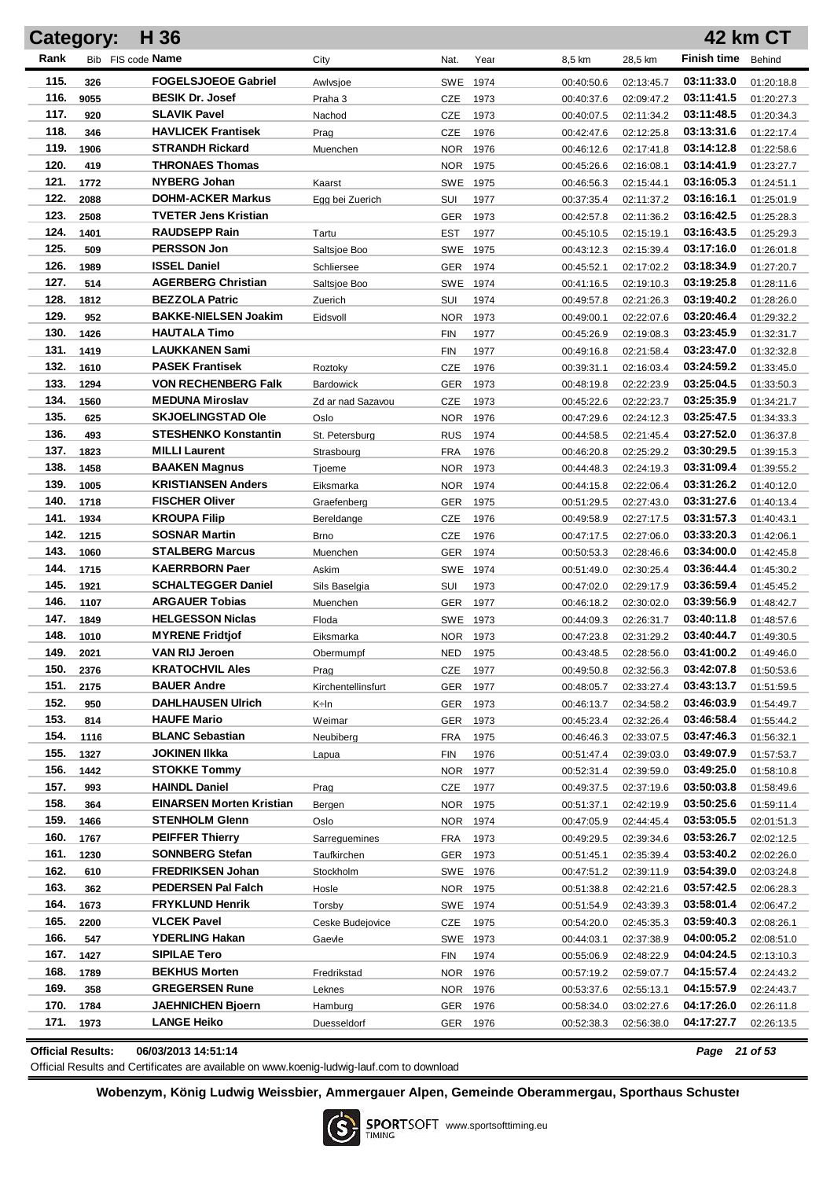# Category: H 36 — 42 km CT

| Rank | Bib | FIS code | Name | City | Nat. | Year | 8,5 km | 28,5 km | Finish time | Behind |
|---|---|---|---|---|---|---|---|---|---|---|
| 115. | 326 | | FOGELSJOEOE Gabriel | Awlvsjoe | SWE | 1974 | 00:40:50.6 | 02:13:45.7 | 03:11:33.0 | 01:20:18.8 |
| 116. | 9055 | | BESIK Dr. Josef | Praha 3 | CZE | 1973 | 00:40:37.6 | 02:09:47.2 | 03:11:41.5 | 01:20:27.3 |
| 117. | 920 | | SLAVIK Pavel | Nachod | CZE | 1973 | 00:40:07.5 | 02:11:34.2 | 03:11:48.5 | 01:20:34.3 |
| 118. | 346 | | HAVLICEK Frantisek | Prag | CZE | 1976 | 00:42:47.6 | 02:12:25.8 | 03:13:31.6 | 01:22:17.4 |
| 119. | 1906 | | STRANDH Rickard | Muenchen | NOR | 1976 | 00:46:12.6 | 02:17:41.8 | 03:14:12.8 | 01:22:58.6 |
| 120. | 419 | | THRONAES Thomas | | NOR | 1975 | 00:45:26.6 | 02:16:08.1 | 03:14:41.9 | 01:23:27.7 |
| 121. | 1772 | | NYBERG Johan | Kaarst | SWE | 1975 | 00:46:56.3 | 02:15:44.1 | 03:16:05.3 | 01:24:51.1 |
| 122. | 2088 | | DOHM-ACKER Markus | Egg bei Zuerich | SUI | 1977 | 00:37:35.4 | 02:11:37.2 | 03:16:16.1 | 01:25:01.9 |
| 123. | 2508 | | TVETER Jens Kristian | | GER | 1973 | 00:42:57.8 | 02:11:36.2 | 03:16:42.5 | 01:25:28.3 |
| 124. | 1401 | | RAUDSEPP Rain | Tartu | EST | 1977 | 00:45:10.5 | 02:15:19.1 | 03:16:43.5 | 01:25:29.3 |
| 125. | 509 | | PERSSON Jon | Saltsjoe Boo | SWE | 1975 | 00:43:12.3 | 02:15:39.4 | 03:17:16.0 | 01:26:01.8 |
| 126. | 1989 | | ISSEL Daniel | Schliersee | GER | 1974 | 00:45:52.1 | 02:17:02.2 | 03:18:34.9 | 01:27:20.7 |
| 127. | 514 | | AGERBERG Christian | Saltsjoe Boo | SWE | 1974 | 00:41:16.5 | 02:19:10.3 | 03:19:25.8 | 01:28:11.6 |
| 128. | 1812 | | BEZZOLA Patric | Zuerich | SUI | 1974 | 00:49:57.8 | 02:21:26.3 | 03:19:40.2 | 01:28:26.0 |
| 129. | 952 | | BAKKE-NIELSEN Joakim | Eidsvoll | NOR | 1973 | 00:49:00.1 | 02:22:07.6 | 03:20:46.4 | 01:29:32.2 |
| 130. | 1426 | | HAUTALA Timo | | FIN | 1977 | 00:45:26.9 | 02:19:08.3 | 03:23:45.9 | 01:32:31.7 |
| 131. | 1419 | | LAUKKANEN Sami | | FIN | 1977 | 00:49:16.8 | 02:21:58.4 | 03:23:47.0 | 01:32:32.8 |
| 132. | 1610 | | PASEK Frantisek | Roztoky | CZE | 1976 | 00:39:31.1 | 02:16:03.4 | 03:24:59.2 | 01:33:45.0 |
| 133. | 1294 | | VON RECHENBERG Falk | Bardowick | GER | 1973 | 00:48:19.8 | 02:22:23.9 | 03:25:04.5 | 01:33:50.3 |
| 134. | 1560 | | MEDUNA Miroslav | Zd ar nad Sazavou | CZE | 1973 | 00:45:22.6 | 02:22:23.7 | 03:25:35.9 | 01:34:21.7 |
| 135. | 625 | | SKJOELINGSTAD Ole | Oslo | NOR | 1976 | 00:47:29.6 | 02:24:12.3 | 03:25:47.5 | 01:34:33.3 |
| 136. | 493 | | STESHENKO Konstantin | St. Petersburg | RUS | 1974 | 00:44:58.5 | 02:21:45.4 | 03:27:52.0 | 01:36:37.8 |
| 137. | 1823 | | MILLI Laurent | Strasbourg | FRA | 1976 | 00:46:20.8 | 02:25:29.2 | 03:30:29.5 | 01:39:15.3 |
| 138. | 1458 | | BAAKEN Magnus | Tjoeme | NOR | 1973 | 00:44:48.3 | 02:24:19.3 | 03:31:09.4 | 01:39:55.2 |
| 139. | 1005 | | KRISTIANSEN Anders | Eiksmarka | NOR | 1974 | 00:44:15.8 | 02:22:06.4 | 03:31:26.2 | 01:40:12.0 |
| 140. | 1718 | | FISCHER Oliver | Graefenberg | GER | 1975 | 00:51:29.5 | 02:27:43.0 | 03:31:27.6 | 01:40:13.4 |
| 141. | 1934 | | KROUPA Filip | Bereldange | CZE | 1976 | 00:49:58.9 | 02:27:17.5 | 03:31:57.3 | 01:40:43.1 |
| 142. | 1215 | | SOSNAR Martin | Brno | CZE | 1976 | 00:47:17.5 | 02:27:06.0 | 03:33:20.3 | 01:42:06.1 |
| 143. | 1060 | | STALBERG Marcus | Muenchen | GER | 1974 | 00:50:53.3 | 02:28:46.6 | 03:34:00.0 | 01:42:45.8 |
| 144. | 1715 | | KAERRBORN Paer | Askim | SWE | 1974 | 00:51:49.0 | 02:30:25.4 | 03:36:44.4 | 01:45:30.2 |
| 145. | 1921 | | SCHALTEGGER Daniel | Sils Baselgia | SUI | 1973 | 00:47:02.0 | 02:29:17.9 | 03:36:59.4 | 01:45:45.2 |
| 146. | 1107 | | ARGAUER Tobias | Muenchen | GER | 1977 | 00:46:18.2 | 02:30:02.0 | 03:39:56.9 | 01:48:42.7 |
| 147. | 1849 | | HELGESSON Niclas | Floda | SWE | 1973 | 00:44:09.3 | 02:26:31.7 | 03:40:11.8 | 01:48:57.6 |
| 148. | 1010 | | MYRENE Fridtjof | Eiksmarka | NOR | 1973 | 00:47:23.8 | 02:31:29.2 | 03:40:44.7 | 01:49:30.5 |
| 149. | 2021 | | VAN RIJ Jeroen | Obermumpf | NED | 1975 | 00:43:48.5 | 02:28:56.0 | 03:41:00.2 | 01:49:46.0 |
| 150. | 2376 | | KRATOCHVIL Ales | Prag | CZE | 1977 | 00:49:50.8 | 02:32:56.3 | 03:42:07.8 | 01:50:53.6 |
| 151. | 2175 | | BAUER Andre | Kirchentellinsfurt | GER | 1977 | 00:48:05.7 | 02:33:27.4 | 03:43:13.7 | 01:51:59.5 |
| 152. | 950 | | DAHLHAUSEN Ulrich | K÷ln | GER | 1973 | 00:46:13.7 | 02:34:58.2 | 03:46:03.9 | 01:54:49.7 |
| 153. | 814 | | HAUFE Mario | Weimar | GER | 1973 | 00:45:23.4 | 02:32:26.4 | 03:46:58.4 | 01:55:44.2 |
| 154. | 1116 | | BLANC Sebastian | Neubiberg | FRA | 1975 | 00:46:46.3 | 02:33:07.5 | 03:47:46.3 | 01:56:32.1 |
| 155. | 1327 | | JOKINEN Ilkka | Lapua | FIN | 1976 | 00:51:47.4 | 02:39:03.0 | 03:49:07.9 | 01:57:53.7 |
| 156. | 1442 | | STOKKE Tommy | | NOR | 1977 | 00:52:31.4 | 02:39:59.0 | 03:49:25.0 | 01:58:10.8 |
| 157. | 993 | | HAINDL Daniel | Prag | CZE | 1977 | 00:49:37.5 | 02:37:19.6 | 03:50:03.8 | 01:58:49.6 |
| 158. | 364 | | EINARSEN Morten Kristian | Bergen | NOR | 1975 | 00:51:37.1 | 02:42:19.9 | 03:50:25.6 | 01:59:11.4 |
| 159. | 1466 | | STENHOLM Glenn | Oslo | NOR | 1974 | 00:47:05.9 | 02:44:45.4 | 03:53:05.5 | 02:01:51.3 |
| 160. | 1767 | | PEIFFER Thierry | Sarreguemines | FRA | 1973 | 00:49:29.5 | 02:39:34.6 | 03:53:26.7 | 02:02:12.5 |
| 161. | 1230 | | SONNBERG Stefan | Taufkirchen | GER | 1973 | 00:51:45.1 | 02:35:39.4 | 03:53:40.2 | 02:02:26.0 |
| 162. | 610 | | FREDRIKSEN Johan | Stockholm | SWE | 1976 | 00:47:51.2 | 02:39:11.9 | 03:54:39.0 | 02:03:24.8 |
| 163. | 362 | | PEDERSEN Pal Falch | Hosle | NOR | 1975 | 00:51:38.8 | 02:42:21.6 | 03:57:42.5 | 02:06:28.3 |
| 164. | 1673 | | FRYKLUND Henrik | Torsby | SWE | 1974 | 00:51:54.9 | 02:43:39.3 | 03:58:01.4 | 02:06:47.2 |
| 165. | 2200 | | VLCEK Pavel | Ceske Budejovice | CZE | 1975 | 00:54:20.0 | 02:45:35.3 | 03:59:40.3 | 02:08:26.1 |
| 166. | 547 | | YDERLING Hakan | Gaevle | SWE | 1973 | 00:44:03.1 | 02:37:38.9 | 04:00:05.2 | 02:08:51.0 |
| 167. | 1427 | | SIPILAE Tero | | FIN | 1974 | 00:55:06.9 | 02:48:22.9 | 04:04:24.5 | 02:13:10.3 |
| 168. | 1789 | | BEKHUS Morten | Fredrikstad | NOR | 1976 | 00:57:19.2 | 02:59:07.7 | 04:15:57.4 | 02:24:43.2 |
| 169. | 358 | | GREGERSEN Rune | Leknes | NOR | 1976 | 00:53:37.6 | 02:55:13.1 | 04:15:57.9 | 02:24:43.7 |
| 170. | 1784 | | JAEHNICHEN Bjoern | Hamburg | GER | 1976 | 00:58:34.0 | 03:02:27.6 | 04:17:26.0 | 02:26:11.8 |
| 171. | 1973 | | LANGE Heiko | Duesseldorf | GER | 1976 | 00:52:38.3 | 02:56:38.0 | 04:17:27.7 | 02:26:13.5 |

**Official Results:** 06/03/2013 14:51:14

Official Results and Certificates are available on www.koenig-ludwig-lauf.com to download

**Wobenzym, König Ludwig Weissbier, Ammergauer Alpen, Gemeinde Oberammergau, Sporthaus Schuster**

SPORTSOFT TIMING www.sportsofttiming.eu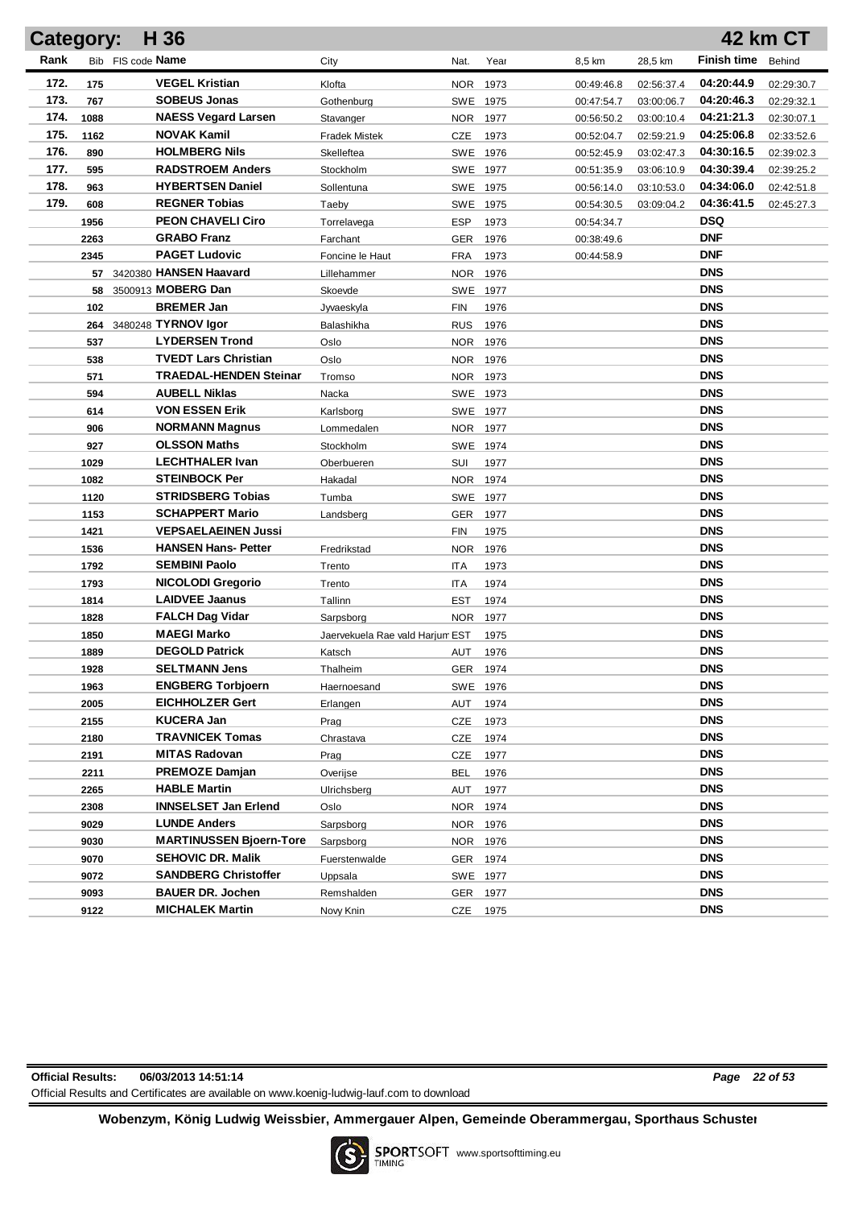## Category: H 36 — 42 km CT

| Rank | Bib | FIS code | Name | City | Nat. | Year | 8,5 km | 28,5 km | Finish time | Behind |
|---|---|---|---|---|---|---|---|---|---|---|
| 172. | 175 | | **VEGEL Kristian** | Klofta | NOR | 1973 | 00:49:46.8 | 02:56:37.4 | **04:20:44.9** | 02:29:30.7 |
| 173. | 767 | | **SOBEUS Jonas** | Gothenburg | SWE | 1975 | 00:47:54.7 | 03:00:06.7 | **04:20:46.3** | 02:29:32.1 |
| 174. | 1088 | | **NAESS Vegard Larsen** | Stavanger | NOR | 1977 | 00:56:50.2 | 03:00:10.4 | **04:21:21.3** | 02:30:07.1 |
| 175. | 1162 | | **NOVAK Kamil** | Fradek Mistek | CZE | 1973 | 00:52:04.7 | 02:59:21.9 | **04:25:06.8** | 02:33:52.6 |
| 176. | 890 | | **HOLMBERG Nils** | Skelleftea | SWE | 1976 | 00:52:45.9 | 03:02:47.3 | **04:30:16.5** | 02:39:02.3 |
| 177. | 595 | | **RADSTROEM Anders** | Stockholm | SWE | 1977 | 00:51:35.9 | 03:06:10.9 | **04:30:39.4** | 02:39:25.2 |
| 178. | 963 | | **HYBERTSEN Daniel** | Sollentuna | SWE | 1975 | 00:56:14.0 | 03:10:53.0 | **04:34:06.0** | 02:42:51.8 |
| 179. | 608 | | **REGNER Tobias** | Taeby | SWE | 1975 | 00:54:30.5 | 03:09:04.2 | **04:36:41.5** | 02:45:27.3 |
| | 1956 | | **PEON CHAVELI Ciro** | Torrelavega | ESP | 1973 | 00:54:34.7 | | **DSQ** | |
| | 2263 | | **GRABO Franz** | Farchant | GER | 1976 | 00:38:49.6 | | **DNF** | |
| | 2345 | | **PAGET Ludovic** | Foncine le Haut | FRA | 1973 | 00:44:58.9 | | **DNF** | |
| | 57 | 3420380 | **HANSEN Haavard** | Lillehammer | NOR | 1976 | | | **DNS** | |
| | 58 | 3500913 | **MOBERG Dan** | Skoevde | SWE | 1977 | | | **DNS** | |
| | 102 | | **BREMER Jan** | Jyvaeskyla | FIN | 1976 | | | **DNS** | |
| | 264 | 3480248 | **TYRNOV Igor** | Balashikha | RUS | 1976 | | | **DNS** | |
| | 537 | | **LYDERSEN Trond** | Oslo | NOR | 1976 | | | **DNS** | |
| | 538 | | **TVEDT Lars Christian** | Oslo | NOR | 1976 | | | **DNS** | |
| | 571 | | **TRAEDAL-HENDEN Steinar** | Tromso | NOR | 1973 | | | **DNS** | |
| | 594 | | **AUBELL Niklas** | Nacka | SWE | 1973 | | | **DNS** | |
| | 614 | | **VON ESSEN Erik** | Karlsborg | SWE | 1977 | | | **DNS** | |
| | 906 | | **NORMANN Magnus** | Lommedalen | NOR | 1977 | | | **DNS** | |
| | 927 | | **OLSSON Maths** | Stockholm | SWE | 1974 | | | **DNS** | |
| | 1029 | | **LECHTHALER Ivan** | Oberbueren | SUI | 1977 | | | **DNS** | |
| | 1082 | | **STEINBOCK Per** | Hakadal | NOR | 1974 | | | **DNS** | |
| | 1120 | | **STRIDSBERG Tobias** | Tumba | SWE | 1977 | | | **DNS** | |
| | 1153 | | **SCHAPPERT Mario** | Landsberg | GER | 1977 | | | **DNS** | |
| | 1421 | | **VEPSAELAEINEN Jussi** | | FIN | 1975 | | | **DNS** | |
| | 1536 | | **HANSEN Hans- Petter** | Fredrikstad | NOR | 1976 | | | **DNS** | |
| | 1792 | | **SEMBINI Paolo** | Trento | ITA | 1973 | | | **DNS** | |
| | 1793 | | **NICOLODI Gregorio** | Trento | ITA | 1974 | | | **DNS** | |
| | 1814 | | **LAIDVEE Jaanus** | Tallinn | EST | 1974 | | | **DNS** | |
| | 1828 | | **FALCH Dag Vidar** | Sarpsborg | NOR | 1977 | | | **DNS** | |
| | 1850 | | **MAEGI Marko** | Jaervekuela Rae vald Harjum | EST | 1975 | | | **DNS** | |
| | 1889 | | **DEGOLD Patrick** | Katsch | AUT | 1976 | | | **DNS** | |
| | 1928 | | **SELTMANN Jens** | Thalheim | GER | 1974 | | | **DNS** | |
| | 1963 | | **ENGBERG Torbjoern** | Haernoesand | SWE | 1976 | | | **DNS** | |
| | 2005 | | **EICHHOLZER Gert** | Erlangen | AUT | 1974 | | | **DNS** | |
| | 2155 | | **KUCERA Jan** | Prag | CZE | 1973 | | | **DNS** | |
| | 2180 | | **TRAVNICEK Tomas** | Chrastava | CZE | 1974 | | | **DNS** | |
| | 2191 | | **MITAS Radovan** | Prag | CZE | 1977 | | | **DNS** | |
| | 2211 | | **PREMOZE Damjan** | Overijse | BEL | 1976 | | | **DNS** | |
| | 2265 | | **HABLE Martin** | Ulrichsberg | AUT | 1977 | | | **DNS** | |
| | 2308 | | **INNSELSET Jan Erlend** | Oslo | NOR | 1974 | | | **DNS** | |
| | 9029 | | **LUNDE Anders** | Sarpsborg | NOR | 1976 | | | **DNS** | |
| | 9030 | | **MARTINUSSEN Bjoern-Tore** | Sarpsborg | NOR | 1976 | | | **DNS** | |
| | 9070 | | **SEHOVIC DR. Malik** | Fuerstenwalde | GER | 1974 | | | **DNS** | |
| | 9072 | | **SANDBERG Christoffer** | Uppsala | SWE | 1977 | | | **DNS** | |
| | 9093 | | **BAUER DR. Jochen** | Remshalden | GER | 1977 | | | **DNS** | |
| | 9122 | | **MICHALEK Martin** | Novy Knin | CZE | 1975 | | | **DNS** | |

**Official Results:** 06/03/2013 14:51:14

Official Results and Certificates are available on www.koenig-ludwig-lauf.com to download

**Wobenzym, König Ludwig Weissbier, Ammergauer Alpen, Gemeinde Oberammergau, Sporthaus Schuster**

SPORTSOFT TIMING www.sportsofttiming.eu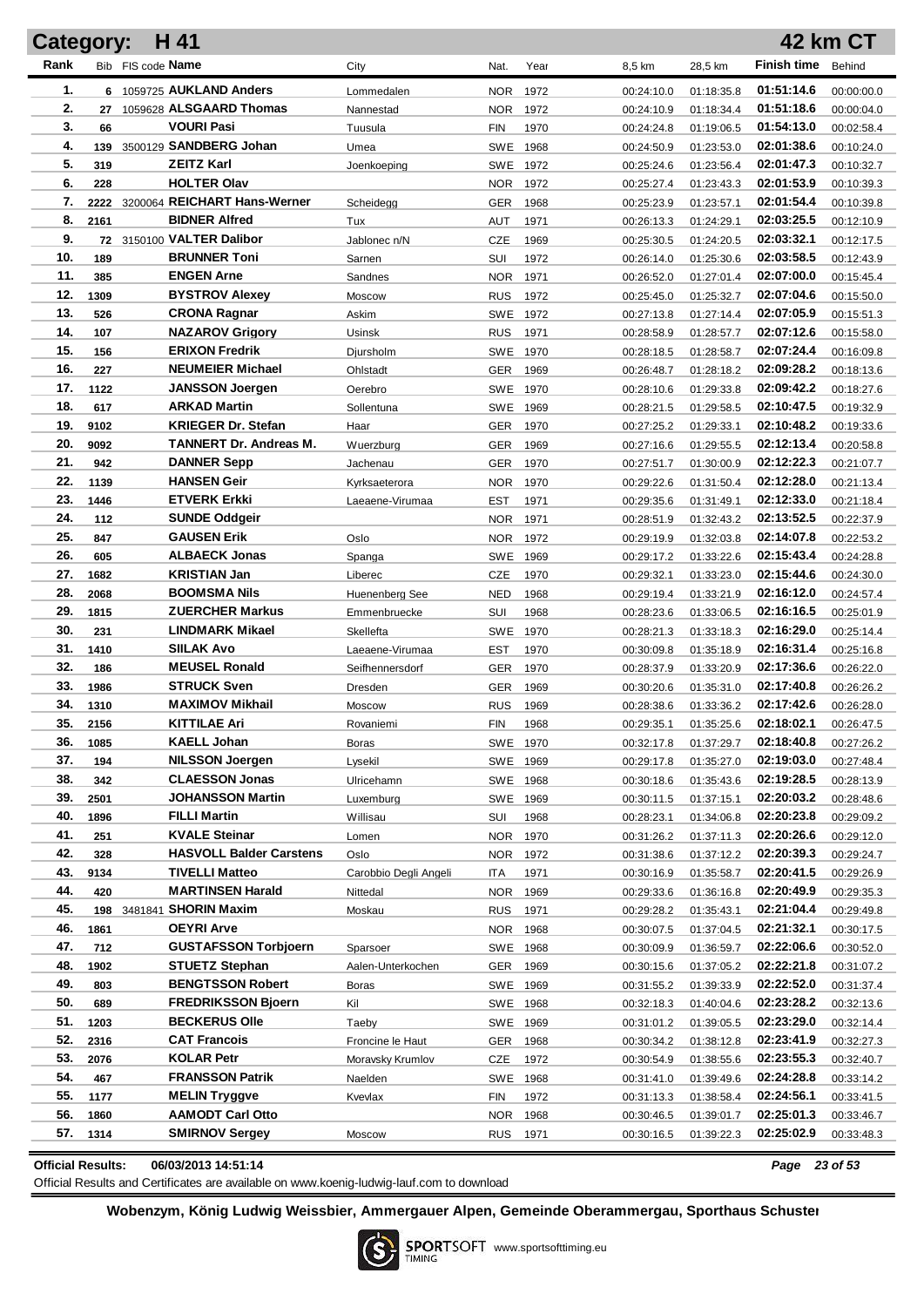# Category: H 41 — 42 km CT

| Rank | Bib | FIS code | Name | City | Nat. | Year | 8,5 km | 28,5 km | Finish time | Behind |
|---|---|---|---|---|---|---|---|---|---|---|
| 1. | 6 | 1059725 | **AUKLAND Anders** | Lommedalen | NOR | 1972 | 00:24:10.0 | 01:18:35.8 | **01:51:14.6** | 00:00:00.0 |
| 2. | 27 | 1059628 | **ALSGAARD Thomas** | Nannestad | NOR | 1972 | 00:24:10.9 | 01:18:34.4 | **01:51:18.6** | 00:00:04.0 |
| 3. | 66 | | **VOURI Pasi** | Tuusula | FIN | 1970 | 00:24:24.8 | 01:19:06.5 | **01:54:13.0** | 00:02:58.4 |
| 4. | 139 | 3500129 | **SANDBERG Johan** | Umea | SWE | 1968 | 00:24:50.9 | 01:23:53.0 | **02:01:38.6** | 00:10:24.0 |
| 5. | 319 | | **ZEITZ Karl** | Joenkoeping | SWE | 1972 | 00:25:24.6 | 01:23:56.4 | **02:01:47.3** | 00:10:32.7 |
| 6. | 228 | | **HOLTER Olav** | | NOR | 1972 | 00:25:27.4 | 01:23:43.3 | **02:01:53.9** | 00:10:39.3 |
| 7. | 2222 | 3200064 | **REICHART Hans-Werner** | Scheidegg | GER | 1968 | 00:25:23.9 | 01:23:57.1 | **02:01:54.4** | 00:10:39.8 |
| 8. | 2161 | | **BIDNER Alfred** | Tux | AUT | 1971 | 00:26:13.3 | 01:24:29.1 | **02:03:25.5** | 00:12:10.9 |
| 9. | 72 | 3150100 | **VALTER Dalibor** | Jablonec n/N | CZE | 1969 | 00:25:30.5 | 01:24:20.5 | **02:03:32.1** | 00:12:17.5 |
| 10. | 189 | | **BRUNNER Toni** | Sarnen | SUI | 1972 | 00:26:14.0 | 01:25:30.6 | **02:03:58.5** | 00:12:43.9 |
| 11. | 385 | | **ENGEN Arne** | Sandnes | NOR | 1971 | 00:26:52.0 | 01:27:01.4 | **02:07:00.0** | 00:15:45.4 |
| 12. | 1309 | | **BYSTROV Alexey** | Moscow | RUS | 1972 | 00:25:45.0 | 01:25:32.7 | **02:07:04.6** | 00:15:50.0 |
| 13. | 526 | | **CRONA Ragnar** | Askim | SWE | 1972 | 00:27:13.8 | 01:27:14.4 | **02:07:05.9** | 00:15:51.3 |
| 14. | 107 | | **NAZAROV Grigory** | Usinsk | RUS | 1971 | 00:28:58.9 | 01:28:57.7 | **02:07:12.6** | 00:15:58.0 |
| 15. | 156 | | **ERIXON Fredrik** | Djursholm | SWE | 1970 | 00:28:18.5 | 01:28:58.7 | **02:07:24.4** | 00:16:09.8 |
| 16. | 227 | | **NEUMEIER Michael** | Ohlstadt | GER | 1969 | 00:26:48.7 | 01:28:18.2 | **02:09:28.2** | 00:18:13.6 |
| 17. | 1122 | | **JANSSON Joergen** | Oerebro | SWE | 1970 | 00:28:10.6 | 01:29:33.8 | **02:09:42.2** | 00:18:27.6 |
| 18. | 617 | | **ARKAD Martin** | Sollentuna | SWE | 1969 | 00:28:21.5 | 01:29:58.5 | **02:10:47.5** | 00:19:32.9 |
| 19. | 9102 | | **KRIEGER Dr. Stefan** | Haar | GER | 1970 | 00:27:25.2 | 01:29:33.1 | **02:10:48.2** | 00:19:33.6 |
| 20. | 9092 | | **TANNERT Dr. Andreas M.** | Wuerzburg | GER | 1969 | 00:27:16.6 | 01:29:55.5 | **02:12:13.4** | 00:20:58.8 |
| 21. | 942 | | **DANNER Sepp** | Jachenau | GER | 1970 | 00:27:51.7 | 01:30:00.9 | **02:12:22.3** | 00:21:07.7 |
| 22. | 1139 | | **HANSEN Geir** | Kyrksaeterora | NOR | 1970 | 00:29:22.6 | 01:31:50.4 | **02:12:28.0** | 00:21:13.4 |
| 23. | 1446 | | **ETVERK Erkki** | Laeaene-Virumaa | EST | 1971 | 00:29:35.6 | 01:31:49.1 | **02:12:33.0** | 00:21:18.4 |
| 24. | 112 | | **SUNDE Oddgeir** | | NOR | 1971 | 00:28:51.9 | 01:32:43.2 | **02:13:52.5** | 00:22:37.9 |
| 25. | 847 | | **GAUSEN Erik** | Oslo | NOR | 1972 | 00:29:19.9 | 01:32:03.8 | **02:14:07.8** | 00:22:53.2 |
| 26. | 605 | | **ALBAECK Jonas** | Spanga | SWE | 1969 | 00:29:17.2 | 01:33:22.6 | **02:15:43.4** | 00:24:28.8 |
| 27. | 1682 | | **KRISTIAN Jan** | Liberec | CZE | 1970 | 00:29:32.1 | 01:33:23.0 | **02:15:44.6** | 00:24:30.0 |
| 28. | 2068 | | **BOOMSMA Nils** | Huenenberg See | NED | 1968 | 00:29:19.4 | 01:33:21.9 | **02:16:12.0** | 00:24:57.4 |
| 29. | 1815 | | **ZUERCHER Markus** | Emmenbruecke | SUI | 1968 | 00:28:23.6 | 01:33:06.5 | **02:16:16.5** | 00:25:01.9 |
| 30. | 231 | | **LINDMARK Mikael** | Skellefta | SWE | 1970 | 00:28:21.3 | 01:33:18.3 | **02:16:29.0** | 00:25:14.4 |
| 31. | 1410 | | **SIILAK Avo** | Laeaene-Virumaa | EST | 1970 | 00:30:09.8 | 01:35:18.9 | **02:16:31.4** | 00:25:16.8 |
| 32. | 186 | | **MEUSEL Ronald** | Seifhennersdorf | GER | 1970 | 00:28:37.9 | 01:33:20.9 | **02:17:36.6** | 00:26:22.0 |
| 33. | 1986 | | **STRUCK Sven** | Dresden | GER | 1969 | 00:30:20.6 | 01:35:31.0 | **02:17:40.8** | 00:26:26.2 |
| 34. | 1310 | | **MAXIMOV Mikhail** | Moscow | RUS | 1969 | 00:28:38.6 | 01:33:36.2 | **02:17:42.6** | 00:26:28.0 |
| 35. | 2156 | | **KITTILAE Ari** | Rovaniemi | FIN | 1968 | 00:29:35.1 | 01:35:25.6 | **02:18:02.1** | 00:26:47.5 |
| 36. | 1085 | | **KAELL Johan** | Boras | SWE | 1970 | 00:32:17.8 | 01:37:29.7 | **02:18:40.8** | 00:27:26.2 |
| 37. | 194 | | **NILSSON Joergen** | Lysekil | SWE | 1969 | 00:29:17.8 | 01:35:27.0 | **02:19:03.0** | 00:27:48.4 |
| 38. | 342 | | **CLAESSON Jonas** | Ulricehamn | SWE | 1968 | 00:30:18.6 | 01:35:43.6 | **02:19:28.5** | 00:28:13.9 |
| 39. | 2501 | | **JOHANSSON Martin** | Luxemburg | SWE | 1969 | 00:30:11.5 | 01:37:15.1 | **02:20:03.2** | 00:28:48.6 |
| 40. | 1896 | | **FILLI Martin** | Willisau | SUI | 1968 | 00:28:23.1 | 01:34:06.8 | **02:20:23.8** | 00:29:09.2 |
| 41. | 251 | | **KVALE Steinar** | Lomen | NOR | 1970 | 00:31:26.2 | 01:37:11.3 | **02:20:26.6** | 00:29:12.0 |
| 42. | 328 | | **HASVOLL Balder Carstens** | Oslo | NOR | 1972 | 00:31:38.6 | 01:37:12.2 | **02:20:39.3** | 00:29:24.7 |
| 43. | 9134 | | **TIVELLI Matteo** | Carobbio Degli Angeli | ITA | 1971 | 00:30:16.9 | 01:35:58.7 | **02:20:41.5** | 00:29:26.9 |
| 44. | 420 | | **MARTINSEN Harald** | Nittedal | NOR | 1969 | 00:29:33.6 | 01:36:16.8 | **02:20:49.9** | 00:29:35.3 |
| 45. | 198 | 3481841 | **SHORIN Maxim** | Moskau | RUS | 1971 | 00:29:28.2 | 01:35:43.1 | **02:21:04.4** | 00:29:49.8 |
| 46. | 1861 | | **OEYRI Arve** | | NOR | 1968 | 00:30:07.5 | 01:37:04.5 | **02:21:32.1** | 00:30:17.5 |
| 47. | 712 | | **GUSTAFSSON Torbjoern** | Sparsoer | SWE | 1968 | 00:30:09.9 | 01:36:59.7 | **02:22:06.6** | 00:30:52.0 |
| 48. | 1902 | | **STUETZ Stephan** | Aalen-Unterkochen | GER | 1969 | 00:30:15.6 | 01:37:05.2 | **02:22:21.8** | 00:31:07.2 |
| 49. | 803 | | **BENGTSSON Robert** | Boras | SWE | 1969 | 00:31:55.2 | 01:39:33.9 | **02:22:52.0** | 00:31:37.4 |
| 50. | 689 | | **FREDRIKSSON Bjoern** | Kil | SWE | 1968 | 00:32:18.3 | 01:40:04.6 | **02:23:28.2** | 00:32:13.6 |
| 51. | 1203 | | **BECKERUS Olle** | Taeby | SWE | 1969 | 00:31:01.2 | 01:39:05.5 | **02:23:29.0** | 00:32:14.4 |
| 52. | 2316 | | **CAT Francois** | Froncine le Haut | GER | 1968 | 00:30:34.2 | 01:38:12.8 | **02:23:41.9** | 00:32:27.3 |
| 53. | 2076 | | **KOLAR Petr** | Moravsky Krumlov | CZE | 1972 | 00:30:54.9 | 01:38:55.6 | **02:23:55.3** | 00:32:40.7 |
| 54. | 467 | | **FRANSSON Patrik** | Naelden | SWE | 1968 | 00:31:41.0 | 01:39:49.6 | **02:24:28.8** | 00:33:14.2 |
| 55. | 1177 | | **MELIN Tryggve** | Kvevlax | FIN | 1972 | 00:31:13.3 | 01:38:58.4 | **02:24:56.1** | 00:33:41.5 |
| 56. | 1860 | | **AAMODT Carl Otto** | | NOR | 1968 | 00:30:46.5 | 01:39:01.7 | **02:25:01.3** | 00:33:46.7 |
| 57. | 1314 | | **SMIRNOV Sergey** | Moscow | RUS | 1971 | 00:30:16.5 | 01:39:22.3 | **02:25:02.9** | 00:33:48.3 |

**Official Results:** 06/03/2013 14:51:14

Official Results and Certificates are available on www.koenig-ludwig-lauf.com to download

**Wobenzym, König Ludwig Weissbier, Ammergauer Alpen, Gemeinde Oberammergau, Sporthaus Schuster**

SPORTSOFT TIMING www.sportsofttiming.eu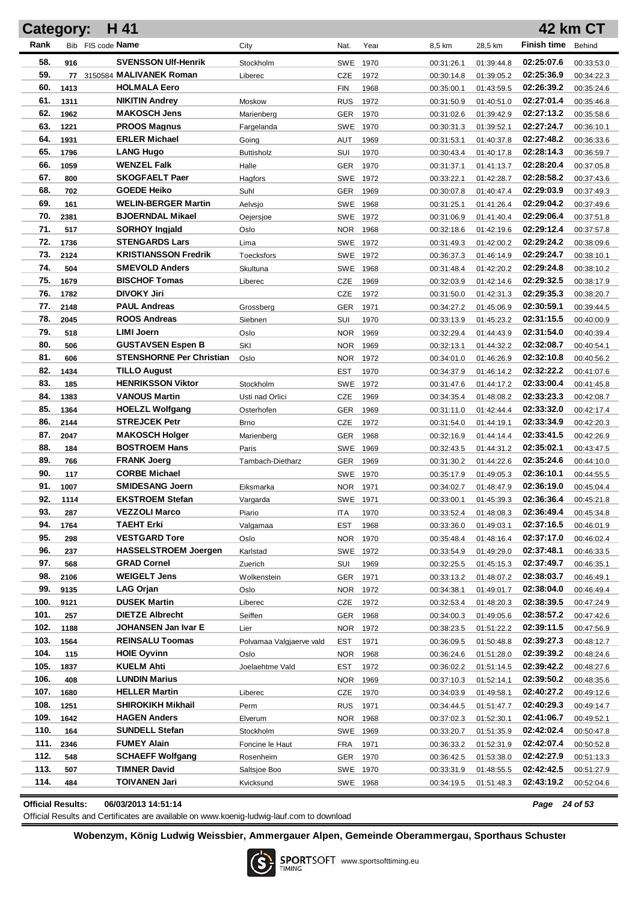# Category: H 41 — 42 km CT

| Rank | Bib | FIS code | Name | City | Nat. | Year | 8,5 km | 28,5 km | Finish time | Behind |
|---|---|---|---|---|---|---|---|---|---|---|
| 58. | 916 | | SVENSSON Ulf-Henrik | Stockholm | SWE | 1970 | 00:31:26.1 | 01:39:44.8 | 02:25:07.6 | 00:33:53.0 |
| 59. | 77 | 3150584 | MALIVANEK Roman | Liberec | CZE | 1972 | 00:30:14.8 | 01:39:05.2 | 02:25:36.9 | 00:34:22.3 |
| 60. | 1413 | | HOLMALA Eero | | FIN | 1968 | 00:35:00.1 | 01:43:59.5 | 02:26:39.2 | 00:35:24.6 |
| 61. | 1311 | | NIKITIN Andrey | Moskow | RUS | 1972 | 00:31:50.9 | 01:40:51.0 | 02:27:01.4 | 00:35:46.8 |
| 62. | 1962 | | MAKOSCH Jens | Marienberg | GER | 1970 | 00:31:02.6 | 01:39:42.9 | 02:27:13.2 | 00:35:58.6 |
| 63. | 1221 | | PROOS Magnus | Fargelanda | SWE | 1970 | 00:30:31.3 | 01:39:52.1 | 02:27:24.7 | 00:36:10.1 |
| 64. | 1931 | | ERLER Michael | Going | AUT | 1969 | 00:31:53.1 | 01:40:37.8 | 02:27:48.2 | 00:36:33.6 |
| 65. | 1796 | | LANG Hugo | Buttisholz | SUI | 1970 | 00:30:43.4 | 01:40:17.8 | 02:28:14.3 | 00:36:59.7 |
| 66. | 1059 | | WENZEL Falk | Halle | GER | 1970 | 00:31:37.1 | 01:41:13.7 | 02:28:20.4 | 00:37:05.8 |
| 67. | 800 | | SKOGFAELT Paer | Hagfors | SWE | 1972 | 00:33:22.1 | 01:42:28.7 | 02:28:58.2 | 00:37:43.6 |
| 68. | 702 | | GOEDE Heiko | Suhl | GER | 1969 | 00:30:07.8 | 01:40:47.4 | 02:29:03.9 | 00:37:49.3 |
| 69. | 161 | | WELIN-BERGER Martin | Aelvsjo | SWE | 1968 | 00:31:25.1 | 01:41:26.4 | 02:29:04.2 | 00:37:49.6 |
| 70. | 2381 | | BJOERNDAL Mikael | Oejersjoe | SWE | 1972 | 00:31:06.9 | 01:41:40.4 | 02:29:06.4 | 00:37:51.8 |
| 71. | 517 | | SORHOY Ingjald | Oslo | NOR | 1968 | 00:32:18.6 | 01:42:19.6 | 02:29:12.4 | 00:37:57.8 |
| 72. | 1736 | | STENGARDS Lars | Lima | SWE | 1972 | 00:31:49.3 | 01:42:00.2 | 02:29:24.2 | 00:38:09.6 |
| 73. | 2124 | | KRISTIANSSON Fredrik | Toecksfors | SWE | 1972 | 00:36:37.3 | 01:46:14.9 | 02:29:24.7 | 00:38:10.1 |
| 74. | 504 | | SMEVOLD Anders | Skultuna | SWE | 1968 | 00:31:48.4 | 01:42:20.2 | 02:29:24.8 | 00:38:10.2 |
| 75. | 1679 | | BISCHOF Tomas | Liberec | CZE | 1969 | 00:32:03.9 | 01:42:14.6 | 02:29:32.5 | 00:38:17.9 |
| 76. | 1782 | | DIVOKY Jiri | | CZE | 1972 | 00:31:50.0 | 01:42:31.3 | 02:29:35.3 | 00:38:20.7 |
| 77. | 2148 | | PAUL Andreas | Grossberg | GER | 1971 | 00:34:27.2 | 01:45:06.9 | 02:30:59.1 | 00:39:44.5 |
| 78. | 2045 | | ROOS Andreas | Siebnen | SUI | 1970 | 00:33:13.9 | 01:45:23.2 | 02:31:15.5 | 00:40:00.9 |
| 79. | 518 | | LIMI Joern | Oslo | NOR | 1969 | 00:32:29.4 | 01:44:43.9 | 02:31:54.0 | 00:40:39.4 |
| 80. | 506 | | GUSTAVSEN Espen B | SKI | NOR | 1969 | 00:32:13.1 | 01:44:32.2 | 02:32:08.7 | 00:40:54.1 |
| 81. | 606 | | STENSHORNE Per Christian | Oslo | NOR | 1972 | 00:34:01.0 | 01:46:26.9 | 02:32:10.8 | 00:40:56.2 |
| 82. | 1434 | | TILLO August | | EST | 1970 | 00:34:37.9 | 01:46:14.2 | 02:32:22.2 | 00:41:07.6 |
| 83. | 185 | | HENRIKSSON Viktor | Stockholm | SWE | 1972 | 00:31:47.6 | 01:44:17.2 | 02:33:00.4 | 00:41:45.8 |
| 84. | 1383 | | VANOUS Martin | Usti nad Orlici | CZE | 1969 | 00:34:35.4 | 01:48:08.2 | 02:33:23.3 | 00:42:08.7 |
| 85. | 1364 | | HOELZL Wolfgang | Osterhofen | GER | 1969 | 00:31:11.0 | 01:42:44.4 | 02:33:32.0 | 00:42:17.4 |
| 86. | 2144 | | STREJCEK Petr | Brno | CZE | 1972 | 00:31:54.0 | 01:44:19.1 | 02:33:34.9 | 00:42:20.3 |
| 87. | 2047 | | MAKOSCH Holger | Marienberg | GER | 1968 | 00:32:16.9 | 01:44:14.4 | 02:33:41.5 | 00:42:26.9 |
| 88. | 184 | | BOSTROEM Hans | Paris | SWE | 1969 | 00:32:43.5 | 01:44:31.2 | 02:35:02.1 | 00:43:47.5 |
| 89. | 766 | | FRANK Joerg | Tambach-Dietharz | GER | 1969 | 00:31:30.2 | 01:44:22.6 | 02:35:24.6 | 00:44:10.0 |
| 90. | 117 | | CORBE Michael | | SWE | 1970 | 00:35:17.9 | 01:49:05.3 | 02:36:10.1 | 00:44:55.5 |
| 91. | 1007 | | SMIDESANG Joern | Eiksmarka | NOR | 1971 | 00:34:02.7 | 01:48:47.9 | 02:36:19.0 | 00:45:04.4 |
| 92. | 1114 | | EKSTROEM Stefan | Vargarda | SWE | 1971 | 00:33:00.1 | 01:45:39.3 | 02:36:36.4 | 00:45:21.8 |
| 93. | 287 | | VEZZOLI Marco | Piario | ITA | 1970 | 00:33:52.4 | 01:48:08.3 | 02:36:49.4 | 00:45:34.8 |
| 94. | 1764 | | TAEHT Erki | Valgamaa | EST | 1968 | 00:33:36.0 | 01:49:03.1 | 02:37:16.5 | 00:46:01.9 |
| 95. | 298 | | VESTGARD Tore | Oslo | NOR | 1970 | 00:35:48.4 | 01:48:16.4 | 02:37:17.0 | 00:46:02.4 |
| 96. | 237 | | HASSELSTROEM Joergen | Karlstad | SWE | 1972 | 00:33:54.9 | 01:49:29.0 | 02:37:48.1 | 00:46:33.5 |
| 97. | 568 | | GRAD Cornel | Zuerich | SUI | 1969 | 00:32:25.5 | 01:45:15.3 | 02:37:49.7 | 00:46:35.1 |
| 98. | 2106 | | WEIGELT Jens | Wolkenstein | GER | 1971 | 00:33:13.2 | 01:48:07.2 | 02:38:03.7 | 00:46:49.1 |
| 99. | 9135 | | LAG Orjan | Oslo | NOR | 1972 | 00:34:38.1 | 01:49:01.7 | 02:38:04.0 | 00:46:49.4 |
| 100. | 9121 | | DUSEK Martin | Liberec | CZE | 1972 | 00:32:53.4 | 01:48:20.3 | 02:38:39.5 | 00:47:24.9 |
| 101. | 257 | | DIETZE Albrecht | Seiffen | GER | 1968 | 00:34:00.3 | 01:49:05.6 | 02:38:57.2 | 00:47:42.6 |
| 102. | 1188 | | JOHANSEN Jan Ivar E | Lier | NOR | 1972 | 00:38:23.5 | 01:51:22.2 | 02:39:11.5 | 00:47:56.9 |
| 103. | 1564 | | REINSALU Toomas | Polvamaa Valgjaerve vald | EST | 1971 | 00:36:09.5 | 01:50:48.8 | 02:39:27.3 | 00:48:12.7 |
| 104. | 115 | | HOIE Oyvinn | Oslo | NOR | 1968 | 00:36:24.6 | 01:51:28.0 | 02:39:39.2 | 00:48:24.6 |
| 105. | 1837 | | KUELM Ahti | Joelaehtme Vald | EST | 1972 | 00:36:02.2 | 01:51:14.5 | 02:39:42.2 | 00:48:27.6 |
| 106. | 408 | | LUNDIN Marius | | NOR | 1969 | 00:37:10.3 | 01:52:14.1 | 02:39:50.2 | 00:48:35.6 |
| 107. | 1680 | | HELLER Martin | Liberec | CZE | 1970 | 00:34:03.9 | 01:49:58.1 | 02:40:27.2 | 00:49:12.6 |
| 108. | 1251 | | SHIROKIKH Mikhail | Perm | RUS | 1971 | 00:34:44.5 | 01:51:47.7 | 02:40:29.3 | 00:49:14.7 |
| 109. | 1642 | | HAGEN Anders | Elverum | NOR | 1968 | 00:37:02.3 | 01:52:30.1 | 02:41:06.7 | 00:49:52.1 |
| 110. | 164 | | SUNDELL Stefan | Stockholm | SWE | 1969 | 00:33:20.7 | 01:51:35.9 | 02:42:02.4 | 00:50:47.8 |
| 111. | 2346 | | FUMEY Alain | Foncine le Haut | FRA | 1971 | 00:36:33.2 | 01:52:31.9 | 02:42:07.4 | 00:50:52.8 |
| 112. | 548 | | SCHAEFF Wolfgang | Rosenheim | GER | 1970 | 00:36:42.5 | 01:53:38.0 | 02:42:27.9 | 00:51:13.3 |
| 113. | 507 | | TIMNER David | Saltsjoe Boo | SWE | 1970 | 00:33:31.9 | 01:48:55.5 | 02:42:42.5 | 00:51:27.9 |
| 114. | 484 | | TOIVANEN Jari | Kvicksund | SWE | 1968 | 00:34:19.5 | 01:51:48.3 | 02:43:19.2 | 00:52:04.6 |

**Official Results:** 06/03/2013 14:51:14

Official Results and Certificates are available on www.koenig-ludwig-lauf.com to download

**Wobenzym, König Ludwig Weissbier, Ammergauer Alpen, Gemeinde Oberammergau, Sporthaus Schuster**

SPORTSOFT TIMING www.sportsofttiming.eu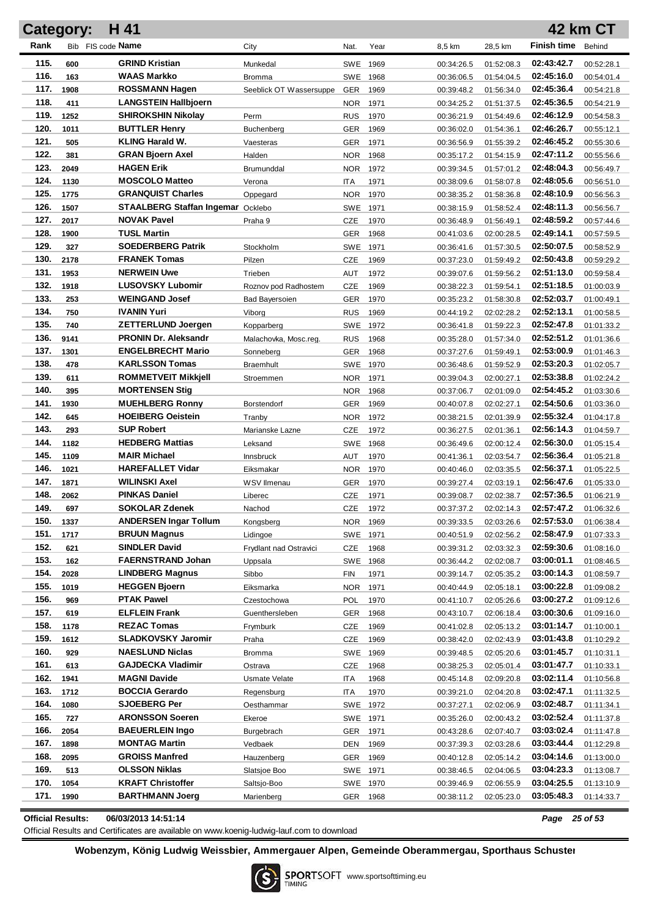## Category: H 41 — 42 km CT

| Rank | Bib | FIS code | Name | City | Nat. | Year | 8,5 km | 28,5 km | Finish time | Behind |
|---|---|---|---|---|---|---|---|---|---|---|
| 115. | 600 | | GRIND Kristian | Munkedal | SWE | 1969 | 00:34:26.5 | 01:52:08.3 | 02:43:42.7 | 00:52:28.1 |
| 116. | 163 | | WAAS Markko | Bromma | SWE | 1968 | 00:36:06.5 | 01:54:04.5 | 02:45:16.0 | 00:54:01.4 |
| 117. | 1908 | | ROSSMANN Hagen | Seeblick OT Wassersuppe | GER | 1969 | 00:39:48.2 | 01:56:34.0 | 02:45:36.4 | 00:54:21.8 |
| 118. | 411 | | LANGSTEIN Hallbjoern | | NOR | 1971 | 00:34:25.2 | 01:51:37.5 | 02:45:36.5 | 00:54:21.9 |
| 119. | 1252 | | SHIROKSHIN Nikolay | Perm | RUS | 1970 | 00:36:21.9 | 01:54:49.6 | 02:46:12.9 | 00:54:58.3 |
| 120. | 1011 | | BUTTLER Henry | Buchenberg | GER | 1969 | 00:36:02.0 | 01:54:36.1 | 02:46:26.7 | 00:55:12.1 |
| 121. | 505 | | KLING Harald W. | Vaesteras | GER | 1971 | 00:36:56.9 | 01:55:39.2 | 02:46:45.2 | 00:55:30.6 |
| 122. | 381 | | GRAN Bjoern Axel | Halden | NOR | 1968 | 00:35:17.2 | 01:54:15.9 | 02:47:11.2 | 00:55:56.6 |
| 123. | 2049 | | HAGEN Erik | Brumunddal | NOR | 1972 | 00:39:34.5 | 01:57:01.2 | 02:48:04.3 | 00:56:49.7 |
| 124. | 1130 | | MOSCOLO Matteo | Verona | ITA | 1971 | 00:38:09.6 | 01:58:07.8 | 02:48:05.6 | 00:56:51.0 |
| 125. | 1775 | | GRANQUIST Charles | Oppegard | NOR | 1970 | 00:38:35.2 | 01:58:36.8 | 02:48:10.9 | 00:56:56.3 |
| 126. | 1507 | | STAALBERG Staffan Ingemar | Ocklebo | SWE | 1971 | 00:38:15.9 | 01:58:52.4 | 02:48:11.3 | 00:56:56.7 |
| 127. | 2017 | | NOVAK Pavel | Praha 9 | CZE | 1970 | 00:36:48.9 | 01:56:49.1 | 02:48:59.2 | 00:57:44.6 |
| 128. | 1900 | | TUSL Martin | | GER | 1968 | 00:41:03.6 | 02:00:28.5 | 02:49:14.1 | 00:57:59.5 |
| 129. | 327 | | SOEDERBERG Patrik | Stockholm | SWE | 1971 | 00:36:41.6 | 01:57:30.5 | 02:50:07.5 | 00:58:52.9 |
| 130. | 2178 | | FRANEK Tomas | Pilzen | CZE | 1969 | 00:37:23.0 | 01:59:49.2 | 02:50:43.8 | 00:59:29.2 |
| 131. | 1953 | | NERWEIN Uwe | Trieben | AUT | 1972 | 00:39:07.6 | 01:59:56.2 | 02:51:13.0 | 00:59:58.4 |
| 132. | 1918 | | LUSOVSKY Lubomir | Roznov pod Radhostem | CZE | 1969 | 00:38:22.3 | 01:59:54.1 | 02:51:18.5 | 01:00:03.9 |
| 133. | 253 | | WEINGAND Josef | Bad Bayersoien | GER | 1970 | 00:35:23.2 | 01:58:30.8 | 02:52:03.7 | 01:00:49.1 |
| 134. | 750 | | IVANIN Yuri | Viborg | RUS | 1969 | 00:44:19.2 | 02:02:28.2 | 02:52:13.1 | 01:00:58.5 |
| 135. | 740 | | ZETTERLUND Joergen | Kopparberg | SWE | 1972 | 00:36:41.8 | 01:59:22.3 | 02:52:47.8 | 01:01:33.2 |
| 136. | 9141 | | PRONIN Dr. Aleksandr | Malachovka, Mosc.reg. | RUS | 1968 | 00:35:28.0 | 01:57:34.0 | 02:52:51.2 | 01:01:36.6 |
| 137. | 1301 | | ENGELBRECHT Mario | Sonneberg | GER | 1968 | 00:37:27.6 | 01:59:49.1 | 02:53:00.9 | 01:01:46.3 |
| 138. | 478 | | KARLSSON Tomas | Braemhult | SWE | 1970 | 00:36:48.6 | 01:59:52.9 | 02:53:20.3 | 01:02:05.7 |
| 139. | 611 | | ROMMETVEIT Mikkjell | Stroemmen | NOR | 1971 | 00:39:04.3 | 02:00:27.1 | 02:53:38.8 | 01:02:24.2 |
| 140. | 395 | | MORTENSEN Stig | | NOR | 1968 | 00:37:06.7 | 02:01:09.0 | 02:54:45.2 | 01:03:30.6 |
| 141. | 1930 | | MUEHLBERG Ronny | Borstendorf | GER | 1969 | 00:40:07.8 | 02:02:27.1 | 02:54:50.6 | 01:03:36.0 |
| 142. | 645 | | HOEIBERG Oeistein | Tranby | NOR | 1972 | 00:38:21.5 | 02:01:39.9 | 02:55:32.4 | 01:04:17.8 |
| 143. | 293 | | SUP Robert | Marianske Lazne | CZE | 1972 | 00:36:27.5 | 02:01:36.1 | 02:56:14.3 | 01:04:59.7 |
| 144. | 1182 | | HEDBERG Mattias | Leksand | SWE | 1968 | 00:36:49.6 | 02:00:12.4 | 02:56:30.0 | 01:05:15.4 |
| 145. | 1109 | | MAIR Michael | Innsbruck | AUT | 1970 | 00:41:36.1 | 02:03:54.7 | 02:56:36.4 | 01:05:21.8 |
| 146. | 1021 | | HAREFALLET Vidar | Eiksmakar | NOR | 1970 | 00:40:46.0 | 02:03:35.5 | 02:56:37.1 | 01:05:22.5 |
| 147. | 1871 | | WILINSKI Axel | WSV Ilmenau | GER | 1970 | 00:39:27.4 | 02:03:19.1 | 02:56:47.6 | 01:05:33.0 |
| 148. | 2062 | | PINKAS Daniel | Liberec | CZE | 1971 | 00:39:08.7 | 02:02:38.7 | 02:57:36.5 | 01:06:21.9 |
| 149. | 697 | | SOKOLAR Zdenek | Nachod | CZE | 1972 | 00:37:37.2 | 02:02:14.3 | 02:57:47.2 | 01:06:32.6 |
| 150. | 1337 | | ANDERSEN Ingar Tollum | Kongsberg | NOR | 1969 | 00:39:33.5 | 02:03:26.6 | 02:57:53.0 | 01:06:38.4 |
| 151. | 1717 | | BRUUN Magnus | Lidingoe | SWE | 1971 | 00:40:51.9 | 02:02:56.2 | 02:58:47.9 | 01:07:33.3 |
| 152. | 621 | | SINDLER David | Frydlant nad Ostravici | CZE | 1968 | 00:39:31.2 | 02:03:32.3 | 02:59:30.6 | 01:08:16.0 |
| 153. | 162 | | FAERNSTRAND Johan | Uppsala | SWE | 1968 | 00:36:44.2 | 02:02:08.7 | 03:00:01.1 | 01:08:46.5 |
| 154. | 2028 | | LINDBERG Magnus | Sibbo | FIN | 1971 | 00:39:14.7 | 02:05:35.2 | 03:00:14.3 | 01:08:59.7 |
| 155. | 1019 | | HEGGEN Bjoern | Eiksmarka | NOR | 1971 | 00:40:44.9 | 02:05:18.1 | 03:00:22.8 | 01:09:08.2 |
| 156. | 969 | | PTAK Pawel | Czestochowa | POL | 1970 | 00:41:10.7 | 02:05:26.6 | 03:00:27.2 | 01:09:12.6 |
| 157. | 619 | | ELFLEIN Frank | Guenthersleben | GER | 1968 | 00:43:10.7 | 02:06:18.4 | 03:00:30.6 | 01:09:16.0 |
| 158. | 1178 | | REZAC Tomas | Frymburk | CZE | 1969 | 00:41:02.8 | 02:05:13.2 | 03:01:14.7 | 01:10:00.1 |
| 159. | 1612 | | SLADKOVSKY Jaromir | Praha | CZE | 1969 | 00:38:42.0 | 02:02:43.9 | 03:01:43.8 | 01:10:29.2 |
| 160. | 929 | | NAESLUND Niclas | Bromma | SWE | 1969 | 00:39:48.5 | 02:05:20.6 | 03:01:45.7 | 01:10:31.1 |
| 161. | 613 | | GAJDECKA Vladimir | Ostrava | CZE | 1968 | 00:38:25.3 | 02:05:01.4 | 03:01:47.7 | 01:10:33.1 |
| 162. | 1941 | | MAGNI Davide | Usmate Velate | ITA | 1968 | 00:45:14.8 | 02:09:20.8 | 03:02:11.4 | 01:10:56.8 |
| 163. | 1712 | | BOCCIA Gerardo | Regensburg | ITA | 1970 | 00:39:21.0 | 02:04:20.8 | 03:02:47.1 | 01:11:32.5 |
| 164. | 1080 | | SJOEBERG Per | Oesthammar | SWE | 1972 | 00:37:27.1 | 02:02:06.9 | 03:02:48.7 | 01:11:34.1 |
| 165. | 727 | | ARONSSON Soeren | Ekeroe | SWE | 1971 | 00:35:26.0 | 02:00:43.2 | 03:02:52.4 | 01:11:37.8 |
| 166. | 2054 | | BAEUERLEIN Ingo | Burgebrach | GER | 1971 | 00:43:28.6 | 02:07:40.7 | 03:03:02.4 | 01:11:47.8 |
| 167. | 1898 | | MONTAG Martin | Vedbaek | DEN | 1969 | 00:37:39.3 | 02:03:28.6 | 03:03:44.4 | 01:12:29.8 |
| 168. | 2095 | | GROISS Manfred | Hauzenberg | GER | 1969 | 00:40:12.8 | 02:05:14.2 | 03:04:14.6 | 01:13:00.0 |
| 169. | 513 | | OLSSON Niklas | Slatsjoe Boo | SWE | 1971 | 00:38:46.5 | 02:04:06.5 | 03:04:23.3 | 01:13:08.7 |
| 170. | 1054 | | KRAFT Christoffer | Saltsjo-Boo | SWE | 1970 | 00:39:46.9 | 02:06:55.9 | 03:04:25.5 | 01:13:10.9 |
| 171. | 1990 | | BARTHMANN Joerg | Marienberg | GER | 1968 | 00:38:11.2 | 02:05:23.0 | 03:05:48.3 | 01:14:33.7 |

**Official Results:** 06/03/2013 14:51:14

Official Results and Certificates are available on www.koenig-ludwig-lauf.com to download

**Wobenzym, König Ludwig Weissbier, Ammergauer Alpen, Gemeinde Oberammergau, Sporthaus Schuster**

SPORTSOFT TIMING www.sportsofttiming.eu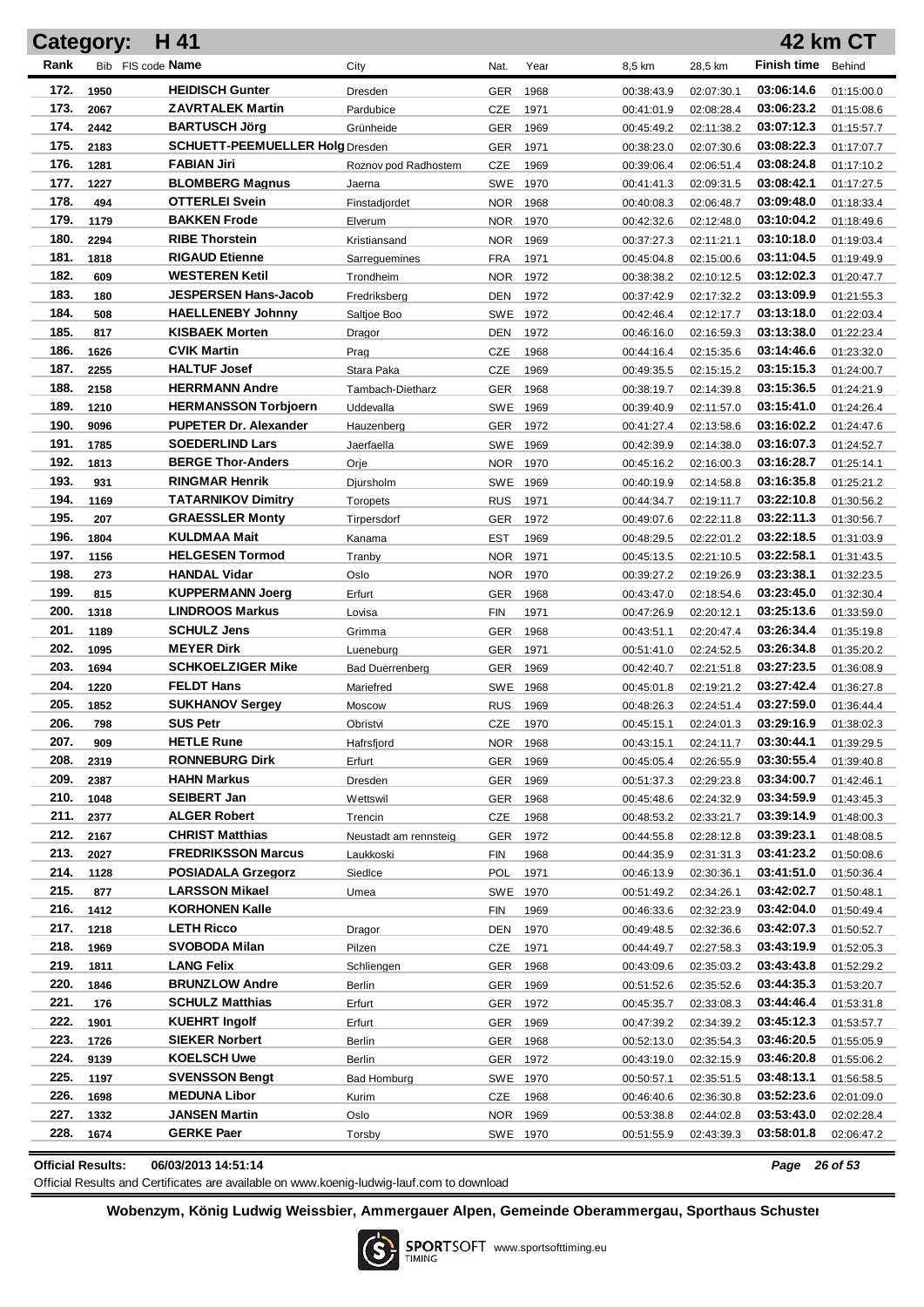# Category: H 41 — 42 km CT

| Rank | Bib | FIS code | Name | City | Nat. | Year | 8,5 km | 28,5 km | Finish time | Behind |
|---|---|---|---|---|---|---|---|---|---|---|
| 172. | 1950 | | HEIDISCH Gunter | Dresden | GER | 1968 | 00:38:43.9 | 02:07:30.1 | 03:06:14.6 | 01:15:00.0 |
| 173. | 2067 | | ZAVRTALEK Martin | Pardubice | CZE | 1971 | 00:41:01.9 | 02:08:28.4 | 03:06:23.2 | 01:15:08.6 |
| 174. | 2442 | | BARTUSCH Jörg | Grünheide | GER | 1969 | 00:45:49.2 | 02:11:38.2 | 03:07:12.3 | 01:15:57.7 |
| 175. | 2183 | | SCHUETT-PEEMUELLER Holg | Dresden | GER | 1971 | 00:38:23.0 | 02:07:30.6 | 03:08:22.3 | 01:17:07.7 |
| 176. | 1281 | | FABIAN Jiri | Roznov pod Radhostem | CZE | 1969 | 00:39:06.4 | 02:06:51.4 | 03:08:24.8 | 01:17:10.2 |
| 177. | 1227 | | BLOMBERG Magnus | Jaerna | SWE | 1970 | 00:41:41.3 | 02:09:31.5 | 03:08:42.1 | 01:17:27.5 |
| 178. | 494 | | OTTERLEI Svein | Finstadjordet | NOR | 1968 | 00:40:08.3 | 02:06:48.7 | 03:09:48.0 | 01:18:33.4 |
| 179. | 1179 | | BAKKEN Frode | Elverum | NOR | 1970 | 00:42:32.6 | 02:12:48.0 | 03:10:04.2 | 01:18:49.6 |
| 180. | 2294 | | RIBE Thorstein | Kristiansand | NOR | 1969 | 00:37:27.3 | 02:11:21.1 | 03:10:18.0 | 01:19:03.4 |
| 181. | 1818 | | RIGAUD Etienne | Sarreguemines | FRA | 1971 | 00:45:04.8 | 02:15:00.6 | 03:11:04.5 | 01:19:49.9 |
| 182. | 609 | | WESTEREN Ketil | Trondheim | NOR | 1972 | 00:38:38.2 | 02:10:12.5 | 03:12:02.3 | 01:20:47.7 |
| 183. | 180 | | JESPERSEN Hans-Jacob | Fredriksberg | DEN | 1972 | 00:37:42.9 | 02:17:32.2 | 03:13:09.9 | 01:21:55.3 |
| 184. | 508 | | HAELLENEBY Johnny | Saltjoe Boo | SWE | 1972 | 00:42:46.4 | 02:12:17.7 | 03:13:18.0 | 01:22:03.4 |
| 185. | 817 | | KISBAEK Morten | Dragor | DEN | 1972 | 00:46:16.0 | 02:16:59.3 | 03:13:38.0 | 01:22:23.4 |
| 186. | 1626 | | CVIK Martin | Prag | CZE | 1968 | 00:44:16.4 | 02:15:35.6 | 03:14:46.6 | 01:23:32.0 |
| 187. | 2255 | | HALTUF Josef | Stara Paka | CZE | 1969 | 00:49:35.5 | 02:15:15.2 | 03:15:15.3 | 01:24:00.7 |
| 188. | 2158 | | HERRMANN Andre | Tambach-Dietharz | GER | 1968 | 00:38:19.7 | 02:14:39.8 | 03:15:36.5 | 01:24:21.9 |
| 189. | 1210 | | HERMANSSON Torbjoern | Uddevalla | SWE | 1969 | 00:39:40.9 | 02:11:57.0 | 03:15:41.0 | 01:24:26.4 |
| 190. | 9096 | | PUPETER Dr. Alexander | Hauzenberg | GER | 1972 | 00:41:27.4 | 02:13:58.6 | 03:16:02.2 | 01:24:47.6 |
| 191. | 1785 | | SOEDERLIND Lars | Jaerfaella | SWE | 1969 | 00:42:39.9 | 02:14:38.0 | 03:16:07.3 | 01:24:52.7 |
| 192. | 1813 | | BERGE Thor-Anders | Orje | NOR | 1970 | 00:45:16.2 | 02:16:00.3 | 03:16:28.7 | 01:25:14.1 |
| 193. | 931 | | RINGMAR Henrik | Djursholm | SWE | 1969 | 00:40:19.9 | 02:14:58.8 | 03:16:35.8 | 01:25:21.2 |
| 194. | 1169 | | TATARNIKOV Dimitry | Toropets | RUS | 1971 | 00:44:34.7 | 02:19:11.7 | 03:22:10.8 | 01:30:56.2 |
| 195. | 207 | | GRAESSLER Monty | Tirpersdorf | GER | 1972 | 00:49:07.6 | 02:22:11.8 | 03:22:11.3 | 01:30:56.7 |
| 196. | 1804 | | KULDMAA Mait | Kanama | EST | 1969 | 00:48:29.5 | 02:22:01.2 | 03:22:18.5 | 01:31:03.9 |
| 197. | 1156 | | HELGESEN Tormod | Tranby | NOR | 1971 | 00:45:13.5 | 02:21:10.5 | 03:22:58.1 | 01:31:43.5 |
| 198. | 273 | | HANDAL Vidar | Oslo | NOR | 1970 | 00:39:27.2 | 02:19:26.9 | 03:23:38.1 | 01:32:23.5 |
| 199. | 815 | | KUPPERMANN Joerg | Erfurt | GER | 1968 | 00:43:47.0 | 02:18:54.6 | 03:23:45.0 | 01:32:30.4 |
| 200. | 1318 | | LINDROOS Markus | Lovisa | FIN | 1971 | 00:47:26.9 | 02:20:12.1 | 03:25:13.6 | 01:33:59.0 |
| 201. | 1189 | | SCHULZ Jens | Grimma | GER | 1968 | 00:43:51.1 | 02:20:47.4 | 03:26:34.4 | 01:35:19.8 |
| 202. | 1095 | | MEYER Dirk | Lueneburg | GER | 1971 | 00:51:41.0 | 02:24:52.5 | 03:26:34.8 | 01:35:20.2 |
| 203. | 1694 | | SCHKOELZIGER Mike | Bad Duerrenberg | GER | 1969 | 00:42:40.7 | 02:21:51.8 | 03:27:23.5 | 01:36:08.9 |
| 204. | 1220 | | FELDT Hans | Mariefred | SWE | 1968 | 00:45:01.8 | 02:19:21.2 | 03:27:42.4 | 01:36:27.8 |
| 205. | 1852 | | SUKHANOV Sergey | Moscow | RUS | 1969 | 00:48:26.3 | 02:24:51.4 | 03:27:59.0 | 01:36:44.4 |
| 206. | 798 | | SUS Petr | Obristvi | CZE | 1970 | 00:45:15.1 | 02:24:01.3 | 03:29:16.9 | 01:38:02.3 |
| 207. | 909 | | HETLE Rune | Hafrsfjord | NOR | 1968 | 00:43:15.1 | 02:24:11.7 | 03:30:44.1 | 01:39:29.5 |
| 208. | 2319 | | RONNEBURG Dirk | Erfurt | GER | 1969 | 00:45:05.4 | 02:26:55.9 | 03:30:55.4 | 01:39:40.8 |
| 209. | 2387 | | HAHN Markus | Dresden | GER | 1969 | 00:51:37.3 | 02:29:23.8 | 03:34:00.7 | 01:42:46.1 |
| 210. | 1048 | | SEIBERT Jan | Wettswil | GER | 1968 | 00:45:48.6 | 02:24:32.9 | 03:34:59.9 | 01:43:45.3 |
| 211. | 2377 | | ALGER Robert | Trencin | CZE | 1968 | 00:48:53.2 | 02:33:21.7 | 03:39:14.9 | 01:48:00.3 |
| 212. | 2167 | | CHRIST Matthias | Neustadt am rennsteig | GER | 1972 | 00:44:55.8 | 02:28:12.8 | 03:39:23.1 | 01:48:08.5 |
| 213. | 2027 | | FREDRIKSSON Marcus | Laukkoski | FIN | 1968 | 00:44:35.9 | 02:31:31.3 | 03:41:23.2 | 01:50:08.6 |
| 214. | 1128 | | POSIADALA Grzegorz | Siedlce | POL | 1971 | 00:46:13.9 | 02:30:36.1 | 03:41:51.0 | 01:50:36.4 |
| 215. | 877 | | LARSSON Mikael | Umea | SWE | 1970 | 00:51:49.2 | 02:34:26.1 | 03:42:02.7 | 01:50:48.1 |
| 216. | 1412 | | KORHONEN Kalle | | FIN | 1969 | 00:46:33.6 | 02:32:23.9 | 03:42:04.0 | 01:50:49.4 |
| 217. | 1218 | | LETH Ricco | Dragor | DEN | 1970 | 00:49:48.5 | 02:32:36.6 | 03:42:07.3 | 01:50:52.7 |
| 218. | 1969 | | SVOBODA Milan | Pilzen | CZE | 1971 | 00:44:49.7 | 02:27:58.3 | 03:43:19.9 | 01:52:05.3 |
| 219. | 1811 | | LANG Felix | Schliengen | GER | 1968 | 00:43:09.6 | 02:35:03.2 | 03:43:43.8 | 01:52:29.2 |
| 220. | 1846 | | BRUNZLOW Andre | Berlin | GER | 1969 | 00:51:52.6 | 02:35:52.6 | 03:44:35.3 | 01:53:20.7 |
| 221. | 176 | | SCHULZ Matthias | Erfurt | GER | 1972 | 00:45:35.7 | 02:33:08.3 | 03:44:46.4 | 01:53:31.8 |
| 222. | 1901 | | KUEHRT Ingolf | Erfurt | GER | 1969 | 00:47:39.2 | 02:34:39.2 | 03:45:12.3 | 01:53:57.7 |
| 223. | 1726 | | SIEKER Norbert | Berlin | GER | 1968 | 00:52:13.0 | 02:35:54.3 | 03:46:20.5 | 01:55:05.9 |
| 224. | 9139 | | KOELSCH Uwe | Berlin | GER | 1972 | 00:43:19.0 | 02:32:15.9 | 03:46:20.8 | 01:55:06.2 |
| 225. | 1197 | | SVENSSON Bengt | Bad Homburg | SWE | 1970 | 00:50:57.1 | 02:35:51.5 | 03:48:13.1 | 01:56:58.5 |
| 226. | 1698 | | MEDUNA Libor | Kurim | CZE | 1968 | 00:46:40.6 | 02:36:30.8 | 03:52:23.6 | 02:01:09.0 |
| 227. | 1332 | | JANSEN Martin | Oslo | NOR | 1969 | 00:53:38.8 | 02:44:02.8 | 03:53:43.0 | 02:02:28.4 |
| 228. | 1674 | | GERKE Paer | Torsby | SWE | 1970 | 00:51:55.9 | 02:43:39.3 | 03:58:01.8 | 02:06:47.2 |

**Official Results:** 06/03/2013 14:51:14

Official Results and Certificates are available on www.koenig-ludwig-lauf.com to download

**Wobenzym, König Ludwig Weissbier, Ammergauer Alpen, Gemeinde Oberammergau, Sporthaus Schuster**

SPORTSOFT TIMING www.sportsofttiming.eu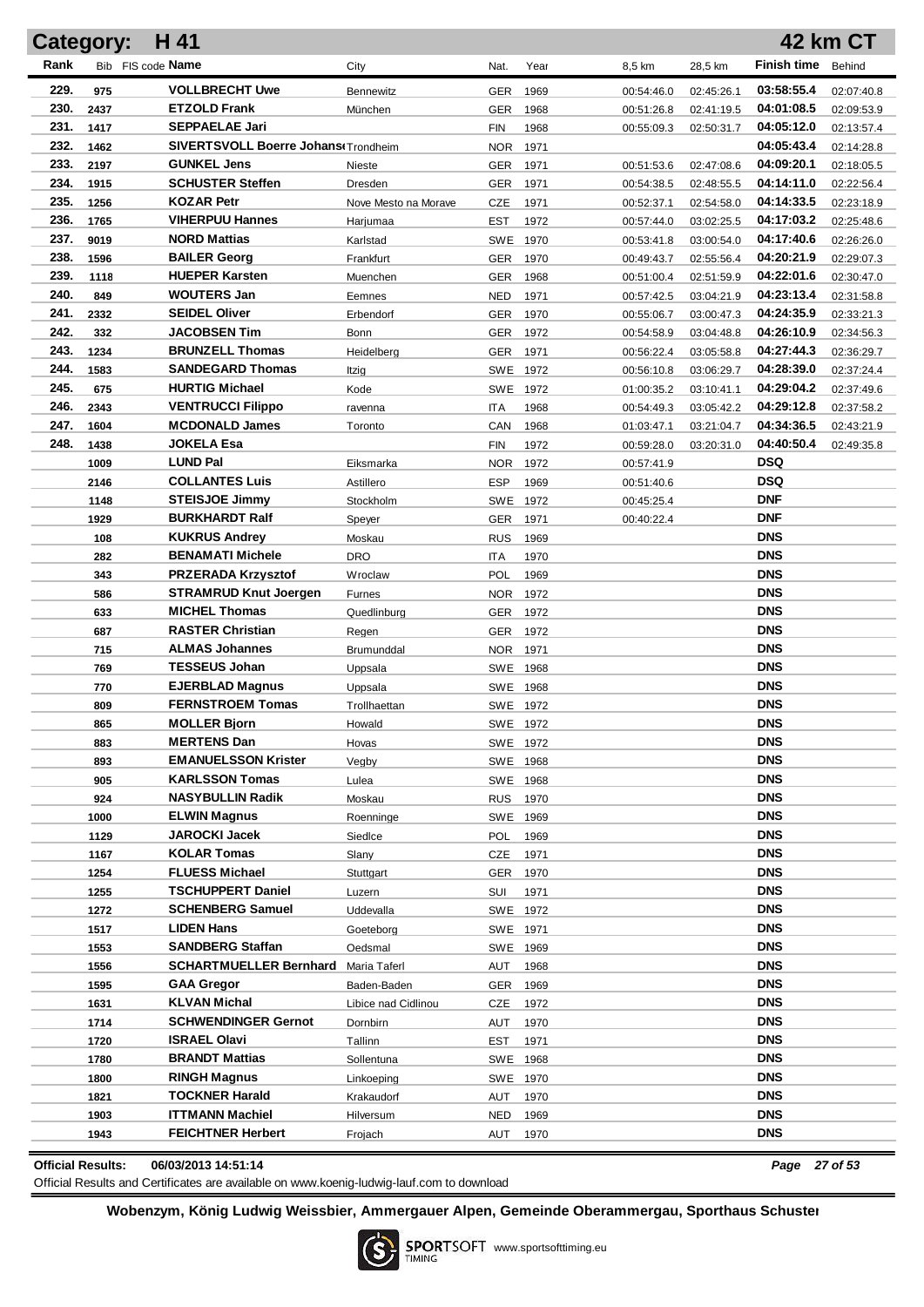## Category: H 41 — 42 km CT

| Rank | Bib | FIS code | Name | City | Nat. | Year | 8,5 km | 28,5 km | Finish time | Behind |
|---|---|---|---|---|---|---|---|---|---|---|
| 229. | 975 | | VOLLBRECHT Uwe | Bennewitz | GER | 1969 | 00:54:46.0 | 02:45:26.1 | 03:58:55.4 | 02:07:40.8 |
| 230. | 2437 | | ETZOLD Frank | München | GER | 1968 | 00:51:26.8 | 02:41:19.5 | 04:01:08.5 | 02:09:53.9 |
| 231. | 1417 | | SEPPAELAE Jari | | FIN | 1968 | 00:55:09.3 | 02:50:31.7 | 04:05:12.0 | 02:13:57.4 |
| 232. | 1462 | | SIVERTSVOLL Boerre Johans | Trondheim | NOR | 1971 | | | 04:05:43.4 | 02:14:28.8 |
| 233. | 2197 | | GUNKEL Jens | Nieste | GER | 1971 | 00:51:53.6 | 02:47:08.6 | 04:09:20.1 | 02:18:05.5 |
| 234. | 1915 | | SCHUSTER Steffen | Dresden | GER | 1971 | 00:54:38.5 | 02:48:55.5 | 04:14:11.0 | 02:22:56.4 |
| 235. | 1256 | | KOZAR Petr | Nove Mesto na Morave | CZE | 1971 | 00:52:37.1 | 02:54:58.0 | 04:14:33.5 | 02:23:18.9 |
| 236. | 1765 | | VIHERPUU Hannes | Harjumaa | EST | 1972 | 00:57:44.0 | 03:02:25.5 | 04:17:03.2 | 02:25:48.6 |
| 237. | 9019 | | NORD Mattias | Karlstad | SWE | 1970 | 00:53:41.8 | 03:00:54.0 | 04:17:40.6 | 02:26:26.0 |
| 238. | 1596 | | BAILER Georg | Frankfurt | GER | 1970 | 00:49:43.7 | 02:55:56.4 | 04:20:21.9 | 02:29:07.3 |
| 239. | 1118 | | HUEPER Karsten | Muenchen | GER | 1968 | 00:51:00.4 | 02:51:59.9 | 04:22:01.6 | 02:30:47.0 |
| 240. | 849 | | WOUTERS Jan | Eemnes | NED | 1971 | 00:57:42.5 | 03:04:21.9 | 04:23:13.4 | 02:31:58.8 |
| 241. | 2332 | | SEIDEL Oliver | Erbendorf | GER | 1970 | 00:55:06.7 | 03:00:47.3 | 04:24:35.9 | 02:33:21.3 |
| 242. | 332 | | JACOBSEN Tim | Bonn | GER | 1972 | 00:54:58.9 | 03:04:48.8 | 04:26:10.9 | 02:34:56.3 |
| 243. | 1234 | | BRUNZELL Thomas | Heidelberg | GER | 1971 | 00:56:22.4 | 03:05:58.8 | 04:27:44.3 | 02:36:29.7 |
| 244. | 1583 | | SANDEGARD Thomas | Itzig | SWE | 1972 | 00:56:10.8 | 03:06:29.7 | 04:28:39.0 | 02:37:24.4 |
| 245. | 675 | | HURTIG Michael | Kode | SWE | 1972 | 01:00:35.2 | 03:10:41.1 | 04:29:04.2 | 02:37:49.6 |
| 246. | 2343 | | VENTRUCCI Filippo | ravenna | ITA | 1968 | 00:54:49.3 | 03:05:42.2 | 04:29:12.8 | 02:37:58.2 |
| 247. | 1604 | | MCDONALD James | Toronto | CAN | 1968 | 01:03:47.1 | 03:21:04.7 | 04:34:36.5 | 02:43:21.9 |
| 248. | 1438 | | JOKELA Esa | | FIN | 1972 | 00:59:28.0 | 03:20:31.0 | 04:40:50.4 | 02:49:35.8 |
| | 1009 | | LUND Pal | Eiksmarka | NOR | 1972 | 00:57:41.9 | | DSQ | |
| | 2146 | | COLLANTES Luis | Astillero | ESP | 1969 | 00:51:40.6 | | DSQ | |
| | 1148 | | STEISJOE Jimmy | Stockholm | SWE | 1972 | 00:45:25.4 | | DNF | |
| | 1929 | | BURKHARDT Ralf | Speyer | GER | 1971 | 00:40:22.4 | | DNF | |
| | 108 | | KUKRUS Andrey | Moskau | RUS | 1969 | | | DNS | |
| | 282 | | BENAMATI Michele | DRO | ITA | 1970 | | | DNS | |
| | 343 | | PRZERADA Krzysztof | Wroclaw | POL | 1969 | | | DNS | |
| | 586 | | STRAMRUD Knut Joergen | Furnes | NOR | 1972 | | | DNS | |
| | 633 | | MICHEL Thomas | Quedlinburg | GER | 1972 | | | DNS | |
| | 687 | | RASTER Christian | Regen | GER | 1972 | | | DNS | |
| | 715 | | ALMAS Johannes | Brumunddal | NOR | 1971 | | | DNS | |
| | 769 | | TESSEUS Johan | Uppsala | SWE | 1968 | | | DNS | |
| | 770 | | EJERBLAD Magnus | Uppsala | SWE | 1968 | | | DNS | |
| | 809 | | FERNSTROEM Tomas | Trollhaettan | SWE | 1972 | | | DNS | |
| | 865 | | MOLLER Bjorn | Howald | SWE | 1972 | | | DNS | |
| | 883 | | MERTENS Dan | Hovas | SWE | 1972 | | | DNS | |
| | 893 | | EMANUELSSON Krister | Vegby | SWE | 1968 | | | DNS | |
| | 905 | | KARLSSON Tomas | Lulea | SWE | 1968 | | | DNS | |
| | 924 | | NASYBULLIN Radik | Moskau | RUS | 1970 | | | DNS | |
| | 1000 | | ELWIN Magnus | Roenninge | SWE | 1969 | | | DNS | |
| | 1129 | | JAROCKI Jacek | Siedlce | POL | 1969 | | | DNS | |
| | 1167 | | KOLAR Tomas | Slany | CZE | 1971 | | | DNS | |
| | 1254 | | FLUESS Michael | Stuttgart | GER | 1970 | | | DNS | |
| | 1255 | | TSCHUPPERT Daniel | Luzern | SUI | 1971 | | | DNS | |
| | 1272 | | SCHENBERG Samuel | Uddevalla | SWE | 1972 | | | DNS | |
| | 1517 | | LIDEN Hans | Goeteborg | SWE | 1971 | | | DNS | |
| | 1553 | | SANDBERG Staffan | Oedsmal | SWE | 1969 | | | DNS | |
| | 1556 | | SCHARTMUELLER Bernhard | Maria Taferl | AUT | 1968 | | | DNS | |
| | 1595 | | GAA Gregor | Baden-Baden | GER | 1969 | | | DNS | |
| | 1631 | | KLVAN Michal | Libice nad Cidlinou | CZE | 1972 | | | DNS | |
| | 1714 | | SCHWENDINGER Gernot | Dornbirn | AUT | 1970 | | | DNS | |
| | 1720 | | ISRAEL Olavi | Tallinn | EST | 1971 | | | DNS | |
| | 1780 | | BRANDT Mattias | Sollentuna | SWE | 1968 | | | DNS | |
| | 1800 | | RINGH Magnus | Linkoeping | SWE | 1970 | | | DNS | |
| | 1821 | | TOCKNER Harald | Krakaudorf | AUT | 1970 | | | DNS | |
| | 1903 | | ITTMANN Machiel | Hilversum | NED | 1969 | | | DNS | |
| | 1943 | | FEICHTNER Herbert | Frojach | AUT | 1970 | | | DNS | |

**Official Results:** 06/03/2013 14:51:14

Official Results and Certificates are available on www.koenig-ludwig-lauf.com to download

**Wobenzym, König Ludwig Weissbier, Ammergauer Alpen, Gemeinde Oberammergau, Sporthaus Schuster**

SPORTSOFT TIMING www.sportsofttiming.eu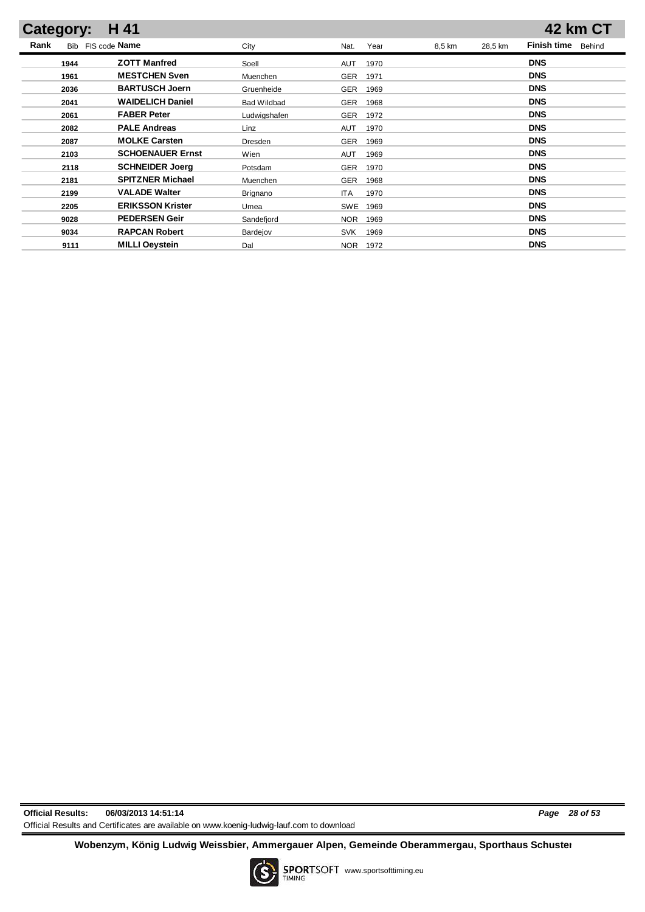## Category: H 41 — 42 km CT

| Rank | Bib | FIS code | Name | City | Nat. | Year | 8,5 km | 28,5 km | Finish time | Behind |
|---|---|---|---|---|---|---|---|---|---|---|
| | 1944 | | **ZOTT Manfred** | Soell | AUT | 1970 | | | **DNS** | |
| | 1961 | | **MESTCHEN Sven** | Muenchen | GER | 1971 | | | **DNS** | |
| | 2036 | | **BARTUSCH Joern** | Gruenheide | GER | 1969 | | | **DNS** | |
| | 2041 | | **WAIDELICH Daniel** | Bad Wildbad | GER | 1968 | | | **DNS** | |
| | 2061 | | **FABER Peter** | Ludwigshafen | GER | 1972 | | | **DNS** | |
| | 2082 | | **PALE Andreas** | Linz | AUT | 1970 | | | **DNS** | |
| | 2087 | | **MOLKE Carsten** | Dresden | GER | 1969 | | | **DNS** | |
| | 2103 | | **SCHOENAUER Ernst** | Wien | AUT | 1969 | | | **DNS** | |
| | 2118 | | **SCHNEIDER Joerg** | Potsdam | GER | 1970 | | | **DNS** | |
| | 2181 | | **SPITZNER Michael** | Muenchen | GER | 1968 | | | **DNS** | |
| | 2199 | | **VALADE Walter** | Brignano | ITA | 1970 | | | **DNS** | |
| | 2205 | | **ERIKSSON Krister** | Umea | SWE | 1969 | | | **DNS** | |
| | 9028 | | **PEDERSEN Geir** | Sandefjord | NOR | 1969 | | | **DNS** | |
| | 9034 | | **RAPCAN Robert** | Bardejov | SVK | 1969 | | | **DNS** | |
| | 9111 | | **MILLI Oeystein** | Dal | NOR | 1972 | | | **DNS** | |

**Official Results: 06/03/2013 14:51:14**

Official Results and Certificates are available on www.koenig-ludwig-lauf.com to download

**Wobenzym, König Ludwig Weissbier, Ammergauer Alpen, Gemeinde Oberammergau, Sporthaus Schuster**

SPORTSOFT TIMING www.sportsofttiming.eu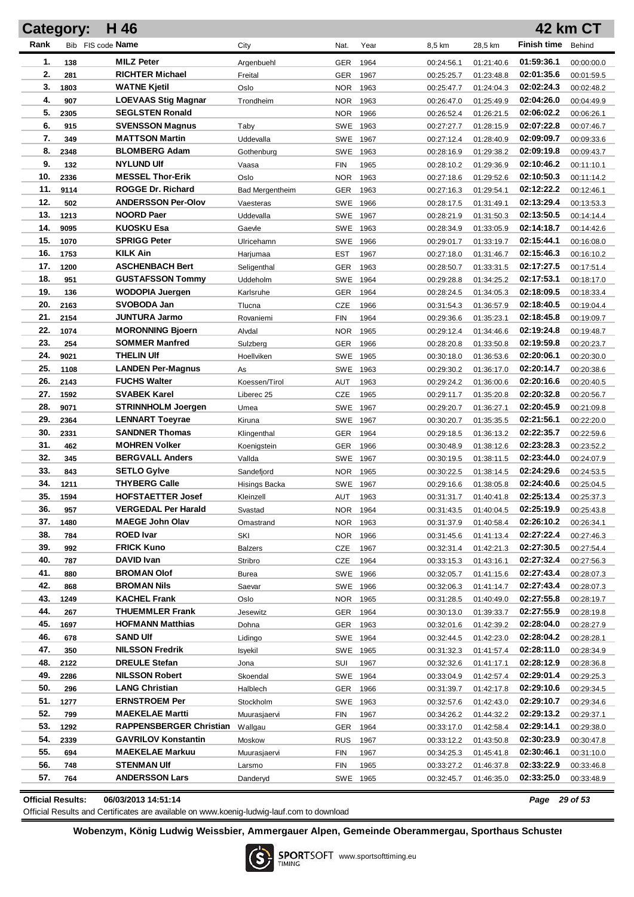# Category: H 46 — 42 km CT

| Rank | Bib | FIS code | Name | City | Nat. | Year | 8,5 km | 28,5 km | Finish time | Behind |
|---|---|---|---|---|---|---|---|---|---|---|
| 1. | 138 | | MILZ Peter | Argenbuehl | GER | 1964 | 00:24:56.1 | 01:21:40.6 | 01:59:36.1 | 00:00:00.0 |
| 2. | 281 | | RICHTER Michael | Freital | GER | 1967 | 00:25:25.7 | 01:23:48.8 | 02:01:35.6 | 00:01:59.5 |
| 3. | 1803 | | WATNE Kjetil | Oslo | NOR | 1963 | 00:25:47.7 | 01:24:04.3 | 02:02:24.3 | 00:02:48.2 |
| 4. | 907 | | LOEVAAS Stig Magnar | Trondheim | NOR | 1963 | 00:26:47.0 | 01:25:49.9 | 02:04:26.0 | 00:04:49.9 |
| 5. | 2305 | | SEGLSTEN Ronald | | NOR | 1966 | 00:26:52.4 | 01:26:21.5 | 02:06:02.2 | 00:06:26.1 |
| 6. | 915 | | SVENSSON Magnus | Taby | SWE | 1963 | 00:27:27.7 | 01:28:15.9 | 02:07:22.8 | 00:07:46.7 |
| 7. | 349 | | MATTSON Martin | Uddevalla | SWE | 1967 | 00:27:12.4 | 01:28:40.9 | 02:09:09.7 | 00:09:33.6 |
| 8. | 2348 | | BLOMBERG Adam | Gothenburg | SWE | 1963 | 00:28:16.9 | 01:29:38.2 | 02:09:19.8 | 00:09:43.7 |
| 9. | 132 | | NYLUND Ulf | Vaasa | FIN | 1965 | 00:28:10.2 | 01:29:36.9 | 02:10:46.2 | 00:11:10.1 |
| 10. | 2336 | | MESSEL Thor-Erik | Oslo | NOR | 1963 | 00:27:18.6 | 01:29:52.6 | 02:10:50.3 | 00:11:14.2 |
| 11. | 9114 | | ROGGE Dr. Richard | Bad Mergentheim | GER | 1963 | 00:27:16.3 | 01:29:54.1 | 02:12:22.2 | 00:12:46.1 |
| 12. | 502 | | ANDERSSON Per-Olov | Vaesteras | SWE | 1966 | 00:28:17.5 | 01:31:49.1 | 02:13:29.4 | 00:13:53.3 |
| 13. | 1213 | | NOORD Paer | Uddevalla | SWE | 1967 | 00:28:21.9 | 01:31:50.3 | 02:13:50.5 | 00:14:14.4 |
| 14. | 9095 | | KUOSKU Esa | Gaevle | SWE | 1963 | 00:28:34.9 | 01:33:05.9 | 02:14:18.7 | 00:14:42.6 |
| 15. | 1070 | | SPRIGG Peter | Ulricehamn | SWE | 1966 | 00:29:01.7 | 01:33:19.7 | 02:15:44.1 | 00:16:08.0 |
| 16. | 1753 | | KILK Ain | Harjumaa | EST | 1967 | 00:27:18.0 | 01:31:46.7 | 02:15:46.3 | 00:16:10.2 |
| 17. | 1200 | | ASCHENBACH Bert | Seligenthal | GER | 1963 | 00:28:50.7 | 01:33:31.5 | 02:17:27.5 | 00:17:51.4 |
| 18. | 951 | | GUSTAFSSON Tommy | Uddeholm | SWE | 1964 | 00:29:28.8 | 01:34:25.2 | 02:17:53.1 | 00:18:17.0 |
| 19. | 136 | | WODOPIA Juergen | Karlsruhe | GER | 1964 | 00:28:24.5 | 01:34:05.3 | 02:18:09.5 | 00:18:33.4 |
| 20. | 2163 | | SVOBODA Jan | Tlucna | CZE | 1966 | 00:31:54.3 | 01:36:57.9 | 02:18:40.5 | 00:19:04.4 |
| 21. | 2154 | | JUNTURA Jarmo | Rovaniemi | FIN | 1964 | 00:29:36.6 | 01:35:23.1 | 02:18:45.8 | 00:19:09.7 |
| 22. | 1074 | | MORONNING Bjoern | Alvdal | NOR | 1965 | 00:29:12.4 | 01:34:46.6 | 02:19:24.8 | 00:19:48.7 |
| 23. | 254 | | SOMMER Manfred | Sulzberg | GER | 1966 | 00:28:20.8 | 01:33:50.8 | 02:19:59.8 | 00:20:23.7 |
| 24. | 9021 | | THELIN Ulf | Hoellviken | SWE | 1965 | 00:30:18.0 | 01:36:53.6 | 02:20:06.1 | 00:20:30.0 |
| 25. | 1108 | | LANDEN Per-Magnus | As | SWE | 1963 | 00:29:30.2 | 01:36:17.0 | 02:20:14.7 | 00:20:38.6 |
| 26. | 2143 | | FUCHS Walter | Koessen/Tirol | AUT | 1963 | 00:29:24.2 | 01:36:00.6 | 02:20:16.6 | 00:20:40.5 |
| 27. | 1592 | | SVABEK Karel | Liberec 25 | CZE | 1965 | 00:29:11.7 | 01:35:20.8 | 02:20:32.8 | 00:20:56.7 |
| 28. | 9071 | | STRINNHOLM Joergen | Umea | SWE | 1967 | 00:29:20.7 | 01:36:27.1 | 02:20:45.9 | 00:21:09.8 |
| 29. | 2364 | | LENNART Toeyrae | Kiruna | SWE | 1967 | 00:30:20.7 | 01:35:35.5 | 02:21:56.1 | 00:22:20.0 |
| 30. | 2331 | | SANDNER Thomas | Klingenthal | GER | 1964 | 00:29:18.5 | 01:36:13.2 | 02:22:35.7 | 00:22:59.6 |
| 31. | 462 | | MOHREN Volker | Koenigstein | GER | 1966 | 00:30:48.9 | 01:38:12.6 | 02:23:28.3 | 00:23:52.2 |
| 32. | 345 | | BERGVALL Anders | Vallda | SWE | 1967 | 00:30:19.5 | 01:38:11.5 | 02:23:44.0 | 00:24:07.9 |
| 33. | 843 | | SETLO Gylve | Sandefjord | NOR | 1965 | 00:30:22.5 | 01:38:14.5 | 02:24:29.6 | 00:24:53.5 |
| 34. | 1211 | | THYBERG Calle | Hisings Backa | SWE | 1967 | 00:29:16.6 | 01:38:05.8 | 02:24:40.6 | 00:25:04.5 |
| 35. | 1594 | | HOFSTAETTER Josef | Kleinzell | AUT | 1963 | 00:31:31.7 | 01:40:41.8 | 02:25:13.4 | 00:25:37.3 |
| 36. | 957 | | VERGEDAL Per Harald | Svastad | NOR | 1964 | 00:31:43.5 | 01:40:04.5 | 02:25:19.9 | 00:25:43.8 |
| 37. | 1480 | | MAEGE John Olav | Omastrand | NOR | 1963 | 00:31:37.9 | 01:40:58.4 | 02:26:10.2 | 00:26:34.1 |
| 38. | 784 | | ROED Ivar | SKI | NOR | 1966 | 00:31:45.6 | 01:41:13.4 | 02:27:22.4 | 00:27:46.3 |
| 39. | 992 | | FRICK Kuno | Balzers | CZE | 1967 | 00:32:31.4 | 01:42:21.3 | 02:27:30.5 | 00:27:54.4 |
| 40. | 787 | | DAVID Ivan | Stribro | CZE | 1964 | 00:33:15.3 | 01:43:16.1 | 02:27:32.4 | 00:27:56.3 |
| 41. | 880 | | BROMAN Olof | Burea | SWE | 1966 | 00:32:05.7 | 01:41:15.6 | 02:27:43.4 | 00:28:07.3 |
| 42. | 868 | | BROMAN Nils | Saevar | SWE | 1966 | 00:32:06.3 | 01:41:14.7 | 02:27:43.4 | 00:28:07.3 |
| 43. | 1249 | | KACHEL Frank | Oslo | NOR | 1965 | 00:31:28.5 | 01:40:49.0 | 02:27:55.8 | 00:28:19.7 |
| 44. | 267 | | THUEMMLER Frank | Jesewitz | GER | 1964 | 00:30:13.0 | 01:39:33.7 | 02:27:55.9 | 00:28:19.8 |
| 45. | 1697 | | HOFMANN Matthias | Dohna | GER | 1963 | 00:32:01.6 | 01:42:39.2 | 02:28:04.0 | 00:28:27.9 |
| 46. | 678 | | SAND Ulf | Lidingo | SWE | 1964 | 00:32:44.5 | 01:42:23.0 | 02:28:04.2 | 00:28:28.1 |
| 47. | 350 | | NILSSON Fredrik | Isyekil | SWE | 1965 | 00:31:32.3 | 01:41:57.4 | 02:28:11.0 | 00:28:34.9 |
| 48. | 2122 | | DREULE Stefan | Jona | SUI | 1967 | 00:32:32.6 | 01:41:17.1 | 02:28:12.9 | 00:28:36.8 |
| 49. | 2286 | | NILSSON Robert | Skoendal | SWE | 1964 | 00:33:04.9 | 01:42:57.4 | 02:29:01.4 | 00:29:25.3 |
| 50. | 296 | | LANG Christian | Halblech | GER | 1966 | 00:31:39.7 | 01:42:17.8 | 02:29:10.6 | 00:29:34.5 |
| 51. | 1277 | | ERNSTROEM Per | Stockholm | SWE | 1963 | 00:32:57.6 | 01:42:43.0 | 02:29:10.7 | 00:29:34.6 |
| 52. | 799 | | MAEKELAE Martti | Muurasjaervi | FIN | 1967 | 00:34:26.2 | 01:44:32.2 | 02:29:13.2 | 00:29:37.1 |
| 53. | 1292 | | RAPPENSBERGER Christian | Wallgau | GER | 1964 | 00:33:17.0 | 01:42:58.4 | 02:29:14.1 | 00:29:38.0 |
| 54. | 2339 | | GAVRILOV Konstantin | Moskow | RUS | 1967 | 00:33:12.2 | 01:43:50.8 | 02:30:23.9 | 00:30:47.8 |
| 55. | 694 | | MAEKELAE Markuu | Muurasjaervi | FIN | 1967 | 00:34:25.3 | 01:45:41.8 | 02:30:46.1 | 00:31:10.0 |
| 56. | 748 | | STENMAN Ulf | Larsmo | FIN | 1965 | 00:33:27.2 | 01:46:37.8 | 02:33:22.9 | 00:33:46.8 |
| 57. | 764 | | ANDERSSON Lars | Danderyd | SWE | 1965 | 00:32:45.7 | 01:46:35.0 | 02:33:25.0 | 00:33:48.9 |

**Official Results:** 06/03/2013 14:51:14

Official Results and Certificates are available on www.koenig-ludwig-lauf.com to download

**Wobenzym, König Ludwig Weissbier, Ammergauer Alpen, Gemeinde Oberammergau, Sporthaus Schuster**

SPORTSOFT TIMING www.sportsofttiming.eu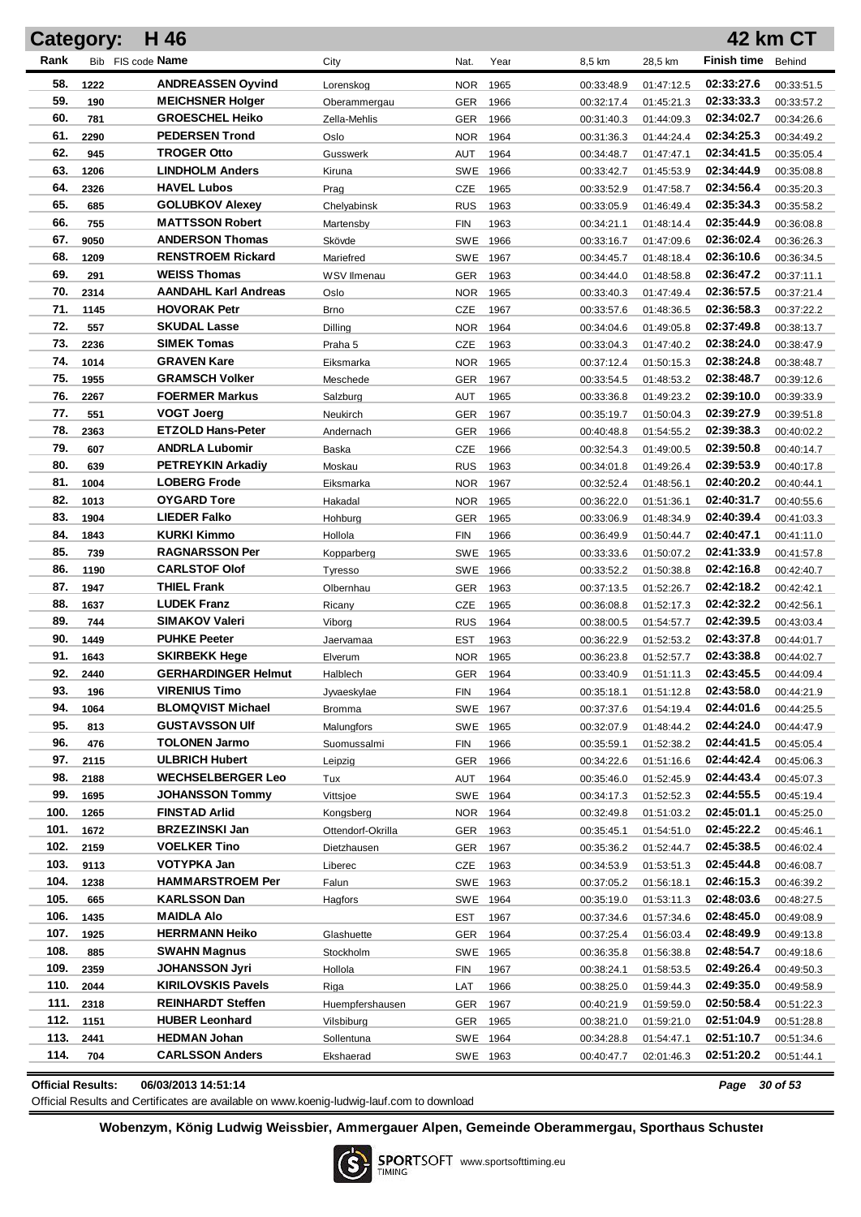# Category: H 46 — 42 km CT

| Rank | Bib | FIS code | Name | City | Nat. | Year | 8,5 km | 28,5 km | Finish time | Behind |
|---|---|---|---|---|---|---|---|---|---|---|
| 58. | 1222 | | ANDREASSEN Oyvind | Lorenskog | NOR | 1965 | 00:33:48.9 | 01:47:12.5 | 02:33:27.6 | 00:33:51.5 |
| 59. | 190 | | MEICHSNER Holger | Oberammergau | GER | 1966 | 00:32:17.4 | 01:45:21.3 | 02:33:33.3 | 00:33:57.2 |
| 60. | 781 | | GROESCHEL Heiko | Zella-Mehlis | GER | 1966 | 00:31:40.3 | 01:44:09.3 | 02:34:02.7 | 00:34:26.6 |
| 61. | 2290 | | PEDERSEN Trond | Oslo | NOR | 1964 | 00:31:36.3 | 01:44:24.4 | 02:34:25.3 | 00:34:49.2 |
| 62. | 945 | | TROGER Otto | Gusswerk | AUT | 1964 | 00:34:48.7 | 01:47:47.1 | 02:34:41.5 | 00:35:05.4 |
| 63. | 1206 | | LINDHOLM Anders | Kiruna | SWE | 1966 | 00:33:42.7 | 01:45:53.9 | 02:34:44.9 | 00:35:08.8 |
| 64. | 2326 | | HAVEL Lubos | Prag | CZE | 1965 | 00:33:52.9 | 01:47:58.7 | 02:34:56.4 | 00:35:20.3 |
| 65. | 685 | | GOLUBKOV Alexey | Chelyabinsk | RUS | 1963 | 00:33:05.9 | 01:46:49.4 | 02:35:34.3 | 00:35:58.2 |
| 66. | 755 | | MATTSSON Robert | Martensby | FIN | 1963 | 00:34:21.1 | 01:48:14.4 | 02:35:44.9 | 00:36:08.8 |
| 67. | 9050 | | ANDERSON Thomas | Skövde | SWE | 1966 | 00:33:16.7 | 01:47:09.6 | 02:36:02.4 | 00:36:26.3 |
| 68. | 1209 | | RENSTROEM Rickard | Mariefred | SWE | 1967 | 00:34:45.7 | 01:48:18.4 | 02:36:10.6 | 00:36:34.5 |
| 69. | 291 | | WEISS Thomas | WSV Ilmenau | GER | 1963 | 00:34:44.0 | 01:48:58.8 | 02:36:47.2 | 00:37:11.1 |
| 70. | 2314 | | AANDAHL Karl Andreas | Oslo | NOR | 1965 | 00:33:40.3 | 01:47:49.4 | 02:36:57.5 | 00:37:21.4 |
| 71. | 1145 | | HOVORAK Petr | Brno | CZE | 1967 | 00:33:57.6 | 01:48:36.5 | 02:36:58.3 | 00:37:22.2 |
| 72. | 557 | | SKUDAL Lasse | Dilling | NOR | 1964 | 00:34:04.6 | 01:49:05.8 | 02:37:49.8 | 00:38:13.7 |
| 73. | 2236 | | SIMEK Tomas | Praha 5 | CZE | 1963 | 00:33:04.3 | 01:47:40.2 | 02:38:24.0 | 00:38:47.9 |
| 74. | 1014 | | GRAVEN Kare | Eiksmarka | NOR | 1965 | 00:37:12.4 | 01:50:15.3 | 02:38:24.8 | 00:38:48.7 |
| 75. | 1955 | | GRAMSCH Volker | Meschede | GER | 1967 | 00:33:54.5 | 01:48:53.2 | 02:38:48.7 | 00:39:12.6 |
| 76. | 2267 | | FOERMER Markus | Salzburg | AUT | 1965 | 00:33:36.8 | 01:49:23.2 | 02:39:10.0 | 00:39:33.9 |
| 77. | 551 | | VOGT Joerg | Neukirch | GER | 1967 | 00:35:19.7 | 01:50:04.3 | 02:39:27.9 | 00:39:51.8 |
| 78. | 2363 | | ETZOLD Hans-Peter | Andernach | GER | 1966 | 00:40:48.8 | 01:54:55.2 | 02:39:38.3 | 00:40:02.2 |
| 79. | 607 | | ANDRLA Lubomir | Baska | CZE | 1966 | 00:32:54.3 | 01:49:00.5 | 02:39:50.8 | 00:40:14.7 |
| 80. | 639 | | PETREYKIN Arkadiy | Moskau | RUS | 1963 | 00:34:01.8 | 01:49:26.4 | 02:39:53.9 | 00:40:17.8 |
| 81. | 1004 | | LOBERG Frode | Eiksmarka | NOR | 1967 | 00:32:52.4 | 01:48:56.1 | 02:40:20.2 | 00:40:44.1 |
| 82. | 1013 | | OYGARD Tore | Hakadal | NOR | 1965 | 00:36:22.0 | 01:51:36.1 | 02:40:31.7 | 00:40:55.6 |
| 83. | 1904 | | LIEDER Falko | Hohburg | GER | 1965 | 00:33:06.9 | 01:48:34.9 | 02:40:39.4 | 00:41:03.3 |
| 84. | 1843 | | KURKI Kimmo | Hollola | FIN | 1966 | 00:36:49.9 | 01:50:44.7 | 02:40:47.1 | 00:41:11.0 |
| 85. | 739 | | RAGNARSSON Per | Kopparberg | SWE | 1965 | 00:33:33.6 | 01:50:07.2 | 02:41:33.9 | 00:41:57.8 |
| 86. | 1190 | | CARLSTOF Olof | Tyresso | SWE | 1966 | 00:33:52.2 | 01:50:38.8 | 02:42:16.8 | 00:42:40.7 |
| 87. | 1947 | | THIEL Frank | Olbernhau | GER | 1963 | 00:37:13.5 | 01:52:26.7 | 02:42:18.2 | 00:42:42.1 |
| 88. | 1637 | | LUDEK Franz | Ricany | CZE | 1965 | 00:36:08.8 | 01:52:17.3 | 02:42:32.2 | 00:42:56.1 |
| 89. | 744 | | SIMAKOV Valeri | Viborg | RUS | 1964 | 00:38:00.5 | 01:54:57.7 | 02:42:39.5 | 00:43:03.4 |
| 90. | 1449 | | PUHKE Peeter | Jaervamaa | EST | 1963 | 00:36:22.9 | 01:52:53.2 | 02:43:37.8 | 00:44:01.7 |
| 91. | 1643 | | SKIRBEKK Hege | Elverum | NOR | 1965 | 00:36:23.8 | 01:52:57.7 | 02:43:38.8 | 00:44:02.7 |
| 92. | 2440 | | GERHARDINGER Helmut | Halblech | GER | 1964 | 00:33:40.9 | 01:51:11.3 | 02:43:45.5 | 00:44:09.4 |
| 93. | 196 | | VIRENIUS Timo | Jyvaeskylae | FIN | 1964 | 00:35:18.1 | 01:51:12.8 | 02:43:58.0 | 00:44:21.9 |
| 94. | 1064 | | BLOMQVIST Michael | Bromma | SWE | 1967 | 00:37:37.6 | 01:54:19.4 | 02:44:01.6 | 00:44:25.5 |
| 95. | 813 | | GUSTAVSSON Ulf | Malungfors | SWE | 1965 | 00:32:07.9 | 01:48:44.2 | 02:44:24.0 | 00:44:47.9 |
| 96. | 476 | | TOLONEN Jarmo | Suomussalmi | FIN | 1966 | 00:35:59.1 | 01:52:38.2 | 02:44:41.5 | 00:45:05.4 |
| 97. | 2115 | | ULBRICH Hubert | Leipzig | GER | 1966 | 00:34:22.6 | 01:51:16.6 | 02:44:42.4 | 00:45:06.3 |
| 98. | 2188 | | WECHSELBERGER Leo | Tux | AUT | 1964 | 00:35:46.0 | 01:52:45.9 | 02:44:43.4 | 00:45:07.3 |
| 99. | 1695 | | JOHANSSON Tommy | Vittsjoe | SWE | 1964 | 00:34:17.3 | 01:52:52.3 | 02:44:55.5 | 00:45:19.4 |
| 100. | 1265 | | FINSTAD Arlid | Kongsberg | NOR | 1964 | 00:32:49.8 | 01:51:03.2 | 02:45:01.1 | 00:45:25.0 |
| 101. | 1672 | | BRZEZINSKI Jan | Ottendorf-Okrilla | GER | 1963 | 00:35:45.1 | 01:54:51.0 | 02:45:22.2 | 00:45:46.1 |
| 102. | 2159 | | VOELKER Tino | Dietzhausen | GER | 1967 | 00:35:36.2 | 01:52:44.7 | 02:45:38.5 | 00:46:02.4 |
| 103. | 9113 | | VOTYPKA Jan | Liberec | CZE | 1963 | 00:34:53.9 | 01:53:51.3 | 02:45:44.8 | 00:46:08.7 |
| 104. | 1238 | | HAMMARSTROEM Per | Falun | SWE | 1963 | 00:37:05.2 | 01:56:18.1 | 02:46:15.3 | 00:46:39.2 |
| 105. | 665 | | KARLSSON Dan | Hagfors | SWE | 1964 | 00:35:19.0 | 01:53:11.3 | 02:48:03.6 | 00:48:27.5 |
| 106. | 1435 | | MAIDLA Alo | | EST | 1967 | 00:37:34.6 | 01:57:34.6 | 02:48:45.0 | 00:49:08.9 |
| 107. | 1925 | | HERRMANN Heiko | Glashuette | GER | 1964 | 00:37:25.4 | 01:56:03.4 | 02:48:49.9 | 00:49:13.8 |
| 108. | 885 | | SWAHN Magnus | Stockholm | SWE | 1965 | 00:36:35.8 | 01:56:38.8 | 02:48:54.7 | 00:49:18.6 |
| 109. | 2359 | | JOHANSSON Jyri | Hollola | FIN | 1967 | 00:38:24.1 | 01:58:53.5 | 02:49:26.4 | 00:49:50.3 |
| 110. | 2044 | | KIRILOVSKIS Pavels | Riga | LAT | 1966 | 00:38:25.0 | 01:59:44.3 | 02:49:35.0 | 00:49:58.9 |
| 111. | 2318 | | REINHARDT Steffen | Huempfershausen | GER | 1967 | 00:40:21.9 | 01:59:59.0 | 02:50:58.4 | 00:51:22.3 |
| 112. | 1151 | | HUBER Leonhard | Vilsbiburg | GER | 1965 | 00:38:21.0 | 01:59:21.0 | 02:51:04.9 | 00:51:28.8 |
| 113. | 2441 | | HEDMAN Johan | Sollentuna | SWE | 1964 | 00:34:28.8 | 01:54:47.1 | 02:51:10.7 | 00:51:34.6 |
| 114. | 704 | | CARLSSON Anders | Ekshaerad | SWE | 1963 | 00:40:47.7 | 02:01:46.3 | 02:51:20.2 | 00:51:44.1 |

**Official Results:** 06/03/2013 14:51:14

Official Results and Certificates are available on www.koenig-ludwig-lauf.com to download

**Wobenzym, König Ludwig Weissbier, Ammergauer Alpen, Gemeinde Oberammergau, Sporthaus Schuster**

SPORTSOFT TIMING www.sportsofttiming.eu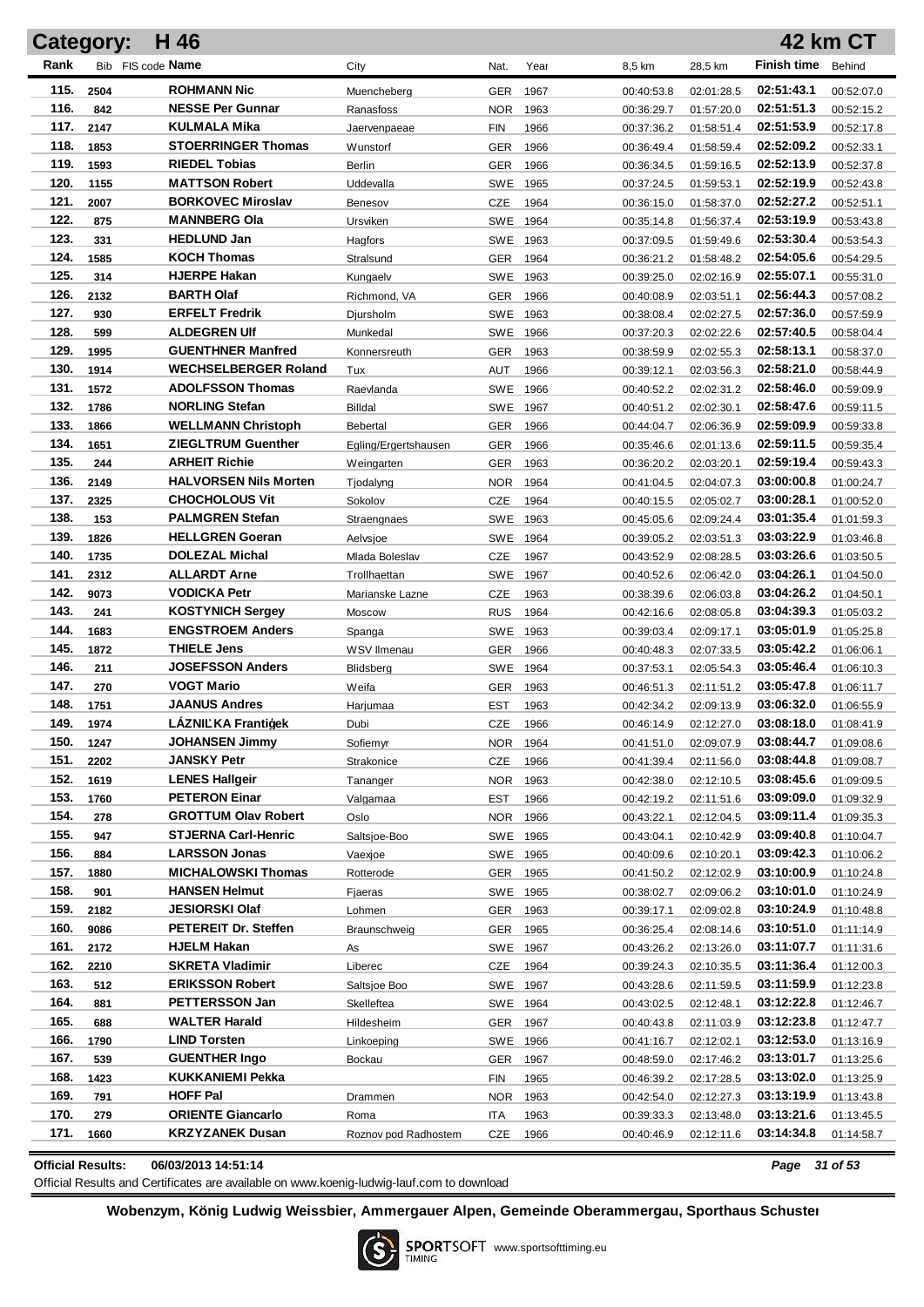# Category: H 46

## 42 km CT

| Rank | Bib | FIS code | Name | City | Nat. | Year | 8,5 km | 28,5 km | Finish time | Behind |
|---|---|---|---|---|---|---|---|---|---|---|
| 115. | 2504 | | ROHMANN Nic | Muencheberg | GER | 1967 | 00:40:53.8 | 02:01:28.5 | 02:51:43.1 | 00:52:07.0 |
| 116. | 842 | | NESSE Per Gunnar | Ranasfoss | NOR | 1963 | 00:36:29.7 | 01:57:20.0 | 02:51:51.3 | 00:52:15.2 |
| 117. | 2147 | | KULMALA Mika | Jaervenpaeae | FIN | 1966 | 00:37:36.2 | 01:58:51.4 | 02:51:53.9 | 00:52:17.8 |
| 118. | 1853 | | STOERRINGER Thomas | Wunstorf | GER | 1966 | 00:36:49.4 | 01:58:59.4 | 02:52:09.2 | 00:52:33.1 |
| 119. | 1593 | | RIEDEL Tobias | Berlin | GER | 1966 | 00:36:34.5 | 01:59:16.5 | 02:52:13.9 | 00:52:37.8 |
| 120. | 1155 | | MATTSON Robert | Uddevalla | SWE | 1965 | 00:37:24.5 | 01:59:53.1 | 02:52:19.9 | 00:52:43.8 |
| 121. | 2007 | | BORKOVEC Miroslav | Benesov | CZE | 1964 | 00:36:15.0 | 01:58:37.0 | 02:52:27.2 | 00:52:51.1 |
| 122. | 875 | | MANNBERG Ola | Ursviken | SWE | 1964 | 00:35:14.8 | 01:56:37.4 | 02:53:19.9 | 00:53:43.8 |
| 123. | 331 | | HEDLUND Jan | Hagfors | SWE | 1963 | 00:37:09.5 | 01:59:49.6 | 02:53:30.4 | 00:53:54.3 |
| 124. | 1585 | | KOCH Thomas | Stralsund | GER | 1964 | 00:36:21.2 | 01:58:48.2 | 02:54:05.6 | 00:54:29.5 |
| 125. | 314 | | HJERPE Hakan | Kungaelv | SWE | 1963 | 00:39:25.0 | 02:02:16.9 | 02:55:07.1 | 00:55:31.0 |
| 126. | 2132 | | BARTH Olaf | Richmond, VA | GER | 1966 | 00:40:08.9 | 02:03:51.1 | 02:56:44.3 | 00:57:08.2 |
| 127. | 930 | | ERFELT Fredrik | Djursholm | SWE | 1963 | 00:38:08.4 | 02:02:27.5 | 02:57:36.0 | 00:57:59.9 |
| 128. | 599 | | ALDEGREN Ulf | Munkedal | SWE | 1966 | 00:37:20.3 | 02:02:22.6 | 02:57:40.5 | 00:58:04.4 |
| 129. | 1995 | | GUENTHNER Manfred | Konnersreuth | GER | 1963 | 00:38:59.9 | 02:02:55.3 | 02:58:13.1 | 00:58:37.0 |
| 130. | 1914 | | WECHSELBERGER Roland | Tux | AUT | 1966 | 00:39:12.1 | 02:03:56.3 | 02:58:21.0 | 00:58:44.9 |
| 131. | 1572 | | ADOLFSSON Thomas | Raevlanda | SWE | 1966 | 00:40:52.2 | 02:02:31.2 | 02:58:46.0 | 00:59:09.9 |
| 132. | 1786 | | NORLING Stefan | Billdal | SWE | 1967 | 00:40:51.2 | 02:02:30.1 | 02:58:47.6 | 00:59:11.5 |
| 133. | 1866 | | WELLMANN Christoph | Bebertal | GER | 1966 | 00:44:04.7 | 02:06:36.9 | 02:59:09.9 | 00:59:33.8 |
| 134. | 1651 | | ZIEGLTRUM Guenther | Egling/Ergertshausen | GER | 1966 | 00:35:46.6 | 02:01:13.6 | 02:59:11.5 | 00:59:35.4 |
| 135. | 244 | | ARHEIT Richie | Weingarten | GER | 1963 | 00:36:20.2 | 02:03:20.1 | 02:59:19.4 | 00:59:43.3 |
| 136. | 2149 | | HALVORSEN Nils Morten | Tjodalyng | NOR | 1964 | 00:41:04.5 | 02:04:07.3 | 03:00:00.8 | 01:00:24.7 |
| 137. | 2325 | | CHOCHOLOUS Vit | Sokolov | CZE | 1964 | 00:40:15.5 | 02:05:02.7 | 03:00:28.1 | 01:00:52.0 |
| 138. | 153 | | PALMGREN Stefan | Straengnaes | SWE | 1963 | 00:45:05.6 | 02:09:24.4 | 03:01:35.4 | 01:01:59.3 |
| 139. | 1826 | | HELLGREN Goeran | Aelvsjoe | SWE | 1964 | 00:39:05.2 | 02:03:51.3 | 03:03:22.9 | 01:03:46.8 |
| 140. | 1735 | | DOLEZAL Michal | Mlada Boleslav | CZE | 1967 | 00:43:52.9 | 02:08:28.5 | 03:03:26.6 | 01:03:50.5 |
| 141. | 2312 | | ALLARDT Arne | Trollhaettan | SWE | 1967 | 00:40:52.6 | 02:06:42.0 | 03:04:26.1 | 01:04:50.0 |
| 142. | 9073 | | VODICKA Petr | Marianske Lazne | CZE | 1963 | 00:38:39.6 | 02:06:03.8 | 03:04:26.2 | 01:04:50.1 |
| 143. | 241 | | KOSTYNICH Sergey | Moscow | RUS | 1964 | 00:42:16.6 | 02:08:05.8 | 03:04:39.3 | 01:05:03.2 |
| 144. | 1683 | | ENGSTROEM Anders | Spanga | SWE | 1963 | 00:39:03.4 | 02:09:17.1 | 03:05:01.9 | 01:05:25.8 |
| 145. | 1872 | | THIELE Jens | WSV Ilmenau | GER | 1966 | 00:40:48.3 | 02:07:33.5 | 03:05:42.2 | 01:06:06.1 |
| 146. | 211 | | JOSEFSSON Anders | Blidsberg | SWE | 1964 | 00:37:53.1 | 02:05:54.3 | 03:05:46.4 | 01:06:10.3 |
| 147. | 270 | | VOGT Mario | Weifa | GER | 1963 | 00:46:51.3 | 02:11:51.2 | 03:05:47.8 | 01:06:11.7 |
| 148. | 1751 | | JAANUS Andres | Harjumaa | EST | 1963 | 00:42:34.2 | 02:09:13.9 | 03:06:32.0 | 01:06:55.9 |
| 149. | 1974 | | LÁZNIĽKA Frantiģek | Dubi | CZE | 1966 | 00:46:14.9 | 02:12:27.0 | 03:08:18.0 | 01:08:41.9 |
| 150. | 1247 | | JOHANSEN Jimmy | Sofiemyr | NOR | 1964 | 00:41:51.0 | 02:09:07.9 | 03:08:44.7 | 01:09:08.6 |
| 151. | 2202 | | JANSKY Petr | Strakonice | CZE | 1966 | 00:41:39.4 | 02:11:56.0 | 03:08:44.8 | 01:09:08.7 |
| 152. | 1619 | | LENES Hallgeir | Tananger | NOR | 1963 | 00:42:38.0 | 02:12:10.5 | 03:08:45.6 | 01:09:09.5 |
| 153. | 1760 | | PETERON Einar | Valgamaa | EST | 1966 | 00:42:19.2 | 02:11:51.6 | 03:09:09.0 | 01:09:32.9 |
| 154. | 278 | | GROTTUM Olav Robert | Oslo | NOR | 1966 | 00:43:22.1 | 02:12:04.5 | 03:09:11.4 | 01:09:35.3 |
| 155. | 947 | | STJERNA Carl-Henric | Saltsjoe-Boo | SWE | 1965 | 00:43:04.1 | 02:10:42.9 | 03:09:40.8 | 01:10:04.7 |
| 156. | 884 | | LARSSON Jonas | Vaexjoe | SWE | 1965 | 00:40:09.6 | 02:10:20.1 | 03:09:42.3 | 01:10:06.2 |
| 157. | 1880 | | MICHALOWSKI Thomas | Rotterode | GER | 1965 | 00:41:50.2 | 02:12:02.9 | 03:10:00.9 | 01:10:24.8 |
| 158. | 901 | | HANSEN Helmut | Fjaeras | SWE | 1965 | 00:38:02.7 | 02:09:06.2 | 03:10:01.0 | 01:10:24.9 |
| 159. | 2182 | | JESIORSKI Olaf | Lohmen | GER | 1963 | 00:39:17.1 | 02:09:02.8 | 03:10:24.9 | 01:10:48.8 |
| 160. | 9086 | | PETEREIT Dr. Steffen | Braunschweig | GER | 1965 | 00:36:25.4 | 02:08:14.6 | 03:10:51.0 | 01:11:14.9 |
| 161. | 2172 | | HJELM Hakan | As | SWE | 1967 | 00:43:26.2 | 02:13:26.0 | 03:11:07.7 | 01:11:31.6 |
| 162. | 2210 | | SKRETA Vladimir | Liberec | CZE | 1964 | 00:39:24.3 | 02:10:35.5 | 03:11:36.4 | 01:12:00.3 |
| 163. | 512 | | ERIKSSON Robert | Saltsjoe Boo | SWE | 1967 | 00:43:28.6 | 02:11:59.5 | 03:11:59.9 | 01:12:23.8 |
| 164. | 881 | | PETTERSSON Jan | Skelleftea | SWE | 1964 | 00:43:02.5 | 02:12:48.1 | 03:12:22.8 | 01:12:46.7 |
| 165. | 688 | | WALTER Harald | Hildesheim | GER | 1967 | 00:40:43.8 | 02:11:03.9 | 03:12:23.8 | 01:12:47.7 |
| 166. | 1790 | | LIND Torsten | Linkoeping | SWE | 1966 | 00:41:16.7 | 02:12:02.1 | 03:12:53.0 | 01:13:16.9 |
| 167. | 539 | | GUENTHER Ingo | Bockau | GER | 1967 | 00:48:59.0 | 02:17:46.2 | 03:13:01.7 | 01:13:25.6 |
| 168. | 1423 | | KUKKANIEMI Pekka | | FIN | 1965 | 00:46:39.2 | 02:17:28.5 | 03:13:02.0 | 01:13:25.9 |
| 169. | 791 | | HOFF Pal | Drammen | NOR | 1963 | 00:42:54.0 | 02:12:27.3 | 03:13:19.9 | 01:13:43.8 |
| 170. | 279 | | ORIENTE Giancarlo | Roma | ITA | 1963 | 00:39:33.3 | 02:13:48.0 | 03:13:21.6 | 01:13:45.5 |
| 171. | 1660 | | KRZYZANEK Dusan | Roznov pod Radhostem | CZE | 1966 | 00:40:46.9 | 02:12:11.6 | 03:14:34.8 | 01:14:58.7 |

**Official Results:** 06/03/2013 14:51:14

Official Results and Certificates are available on www.koenig-ludwig-lauf.com to download

**Wobenzym, König Ludwig Weissbier, Ammergauer Alpen, Gemeinde Oberammergau, Sporthaus Schuster**

SPORTSOFT TIMING www.sportsofttiming.eu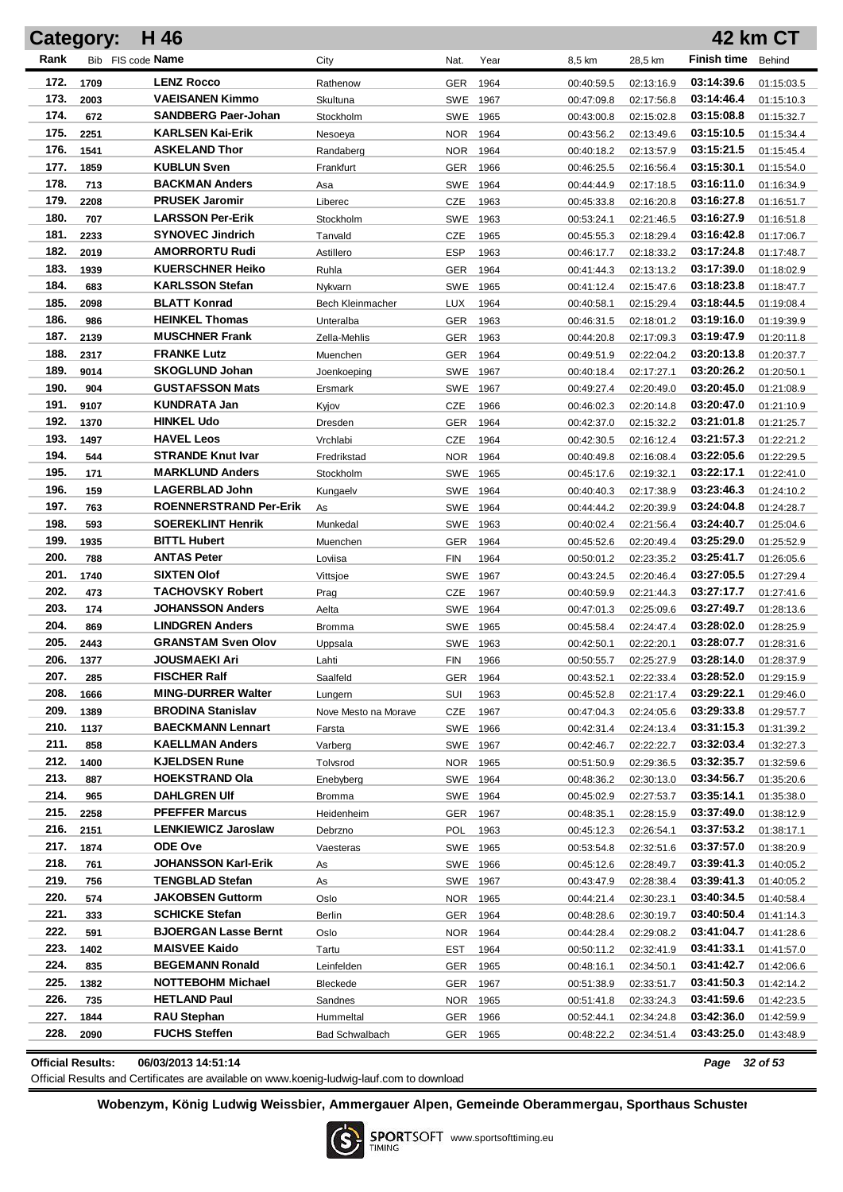# Category: H 46 — 42 km CT

| Rank | Bib | FIS code | Name | City | Nat. | Year | 8,5 km | 28,5 km | Finish time | Behind |
|---|---|---|---|---|---|---|---|---|---|---|
| 172. | 1709 | | LENZ Rocco | Rathenow | GER | 1964 | 00:40:59.5 | 02:13:16.9 | 03:14:39.6 | 01:15:03.5 |
| 173. | 2003 | | VAEISANEN Kimmo | Skultuna | SWE | 1967 | 00:47:09.8 | 02:17:56.8 | 03:14:46.4 | 01:15:10.3 |
| 174. | 672 | | SANDBERG Paer-Johan | Stockholm | SWE | 1965 | 00:43:00.8 | 02:15:02.8 | 03:15:08.8 | 01:15:32.7 |
| 175. | 2251 | | KARLSEN Kai-Erik | Nesoeya | NOR | 1964 | 00:43:56.2 | 02:13:49.6 | 03:15:10.5 | 01:15:34.4 |
| 176. | 1541 | | ASKELAND Thor | Randaberg | NOR | 1964 | 00:40:18.2 | 02:13:57.9 | 03:15:21.5 | 01:15:45.4 |
| 177. | 1859 | | KUBLUN Sven | Frankfurt | GER | 1966 | 00:46:25.5 | 02:16:56.4 | 03:15:30.1 | 01:15:54.0 |
| 178. | 713 | | BACKMAN Anders | Asa | SWE | 1964 | 00:44:44.9 | 02:17:18.5 | 03:16:11.0 | 01:16:34.9 |
| 179. | 2208 | | PRUSEK Jaromir | Liberec | CZE | 1963 | 00:45:33.8 | 02:16:20.8 | 03:16:27.8 | 01:16:51.7 |
| 180. | 707 | | LARSSON Per-Erik | Stockholm | SWE | 1963 | 00:53:24.1 | 02:21:46.5 | 03:16:27.9 | 01:16:51.8 |
| 181. | 2233 | | SYNOVEC Jindrich | Tanvald | CZE | 1965 | 00:45:55.3 | 02:18:29.4 | 03:16:42.8 | 01:17:06.7 |
| 182. | 2019 | | AMORRORTU Rudi | Astillero | ESP | 1963 | 00:46:17.7 | 02:18:33.2 | 03:17:24.8 | 01:17:48.7 |
| 183. | 1939 | | KUERSCHNER Heiko | Ruhla | GER | 1964 | 00:41:44.3 | 02:13:13.2 | 03:17:39.0 | 01:18:02.9 |
| 184. | 683 | | KARLSSON Stefan | Nykvarn | SWE | 1965 | 00:41:12.4 | 02:15:47.6 | 03:18:23.8 | 01:18:47.7 |
| 185. | 2098 | | BLATT Konrad | Bech Kleinmacher | LUX | 1964 | 00:40:58.1 | 02:15:29.4 | 03:18:44.5 | 01:19:08.4 |
| 186. | 986 | | HEINKEL Thomas | Unteralba | GER | 1963 | 00:46:31.5 | 02:18:01.2 | 03:19:16.0 | 01:19:39.9 |
| 187. | 2139 | | MUSCHNER Frank | Zella-Mehlis | GER | 1963 | 00:44:20.8 | 02:17:09.3 | 03:19:47.9 | 01:20:11.8 |
| 188. | 2317 | | FRANKE Lutz | Muenchen | GER | 1964 | 00:49:51.9 | 02:22:04.2 | 03:20:13.8 | 01:20:37.7 |
| 189. | 9014 | | SKOGLUND Johan | Joenkoeping | SWE | 1967 | 00:40:18.4 | 02:17:27.1 | 03:20:26.2 | 01:20:50.1 |
| 190. | 904 | | GUSTAFSSON Mats | Ersmark | SWE | 1967 | 00:49:27.4 | 02:20:49.0 | 03:20:45.0 | 01:21:08.9 |
| 191. | 9107 | | KUNDRATA Jan | Kyjov | CZE | 1966 | 00:46:02.3 | 02:20:14.8 | 03:20:47.0 | 01:21:10.9 |
| 192. | 1370 | | HINKEL Udo | Dresden | GER | 1964 | 00:42:37.0 | 02:15:32.2 | 03:21:01.8 | 01:21:25.7 |
| 193. | 1497 | | HAVEL Leos | Vrchlabi | CZE | 1964 | 00:42:30.5 | 02:16:12.4 | 03:21:57.3 | 01:22:21.2 |
| 194. | 544 | | STRANDE Knut Ivar | Fredrikstad | NOR | 1964 | 00:40:49.8 | 02:16:08.4 | 03:22:05.6 | 01:22:29.5 |
| 195. | 171 | | MARKLUND Anders | Stockholm | SWE | 1965 | 00:45:17.6 | 02:19:32.1 | 03:22:17.1 | 01:22:41.0 |
| 196. | 159 | | LAGERBLAD John | Kungaelv | SWE | 1964 | 00:40:40.3 | 02:17:38.9 | 03:23:46.3 | 01:24:10.2 |
| 197. | 763 | | ROENNERSTRAND Per-Erik | As | SWE | 1964 | 00:44:44.2 | 02:20:39.9 | 03:24:04.8 | 01:24:28.7 |
| 198. | 593 | | SOEREKLINT Henrik | Munkedal | SWE | 1963 | 00:40:02.4 | 02:21:56.4 | 03:24:40.7 | 01:25:04.6 |
| 199. | 1935 | | BITTL Hubert | Muenchen | GER | 1964 | 00:45:52.6 | 02:20:49.4 | 03:25:29.0 | 01:25:52.9 |
| 200. | 788 | | ANTAS Peter | Loviisa | FIN | 1964 | 00:50:01.2 | 02:23:35.2 | 03:25:41.7 | 01:26:05.6 |
| 201. | 1740 | | SIXTEN Olof | Vittsjoe | SWE | 1967 | 00:43:24.5 | 02:20:46.4 | 03:27:05.5 | 01:27:29.4 |
| 202. | 473 | | TACHOVSKY Robert | Prag | CZE | 1967 | 00:40:59.9 | 02:21:44.3 | 03:27:17.7 | 01:27:41.6 |
| 203. | 174 | | JOHANSSON Anders | Aelta | SWE | 1964 | 00:47:01.3 | 02:25:09.6 | 03:27:49.7 | 01:28:13.6 |
| 204. | 869 | | LINDGREN Anders | Bromma | SWE | 1965 | 00:45:58.4 | 02:24:47.4 | 03:28:02.0 | 01:28:25.9 |
| 205. | 2443 | | GRANSTAM Sven Olov | Uppsala | SWE | 1963 | 00:42:50.1 | 02:22:20.1 | 03:28:07.7 | 01:28:31.6 |
| 206. | 1377 | | JOUSMAEKI Ari | Lahti | FIN | 1966 | 00:50:55.7 | 02:25:27.9 | 03:28:14.0 | 01:28:37.9 |
| 207. | 285 | | FISCHER Ralf | Saalfeld | GER | 1964 | 00:43:52.1 | 02:22:33.4 | 03:28:52.0 | 01:29:15.9 |
| 208. | 1666 | | MING-DURRER Walter | Lungern | SUI | 1963 | 00:45:52.8 | 02:21:17.4 | 03:29:22.1 | 01:29:46.0 |
| 209. | 1389 | | BRODINA Stanislav | Nove Mesto na Morave | CZE | 1967 | 00:47:04.3 | 02:24:05.6 | 03:29:33.8 | 01:29:57.7 |
| 210. | 1137 | | BAECKMANN Lennart | Farsta | SWE | 1966 | 00:42:31.4 | 02:24:13.4 | 03:31:15.3 | 01:31:39.2 |
| 211. | 858 | | KAELLMAN Anders | Varberg | SWE | 1967 | 00:42:46.7 | 02:22:22.7 | 03:32:03.4 | 01:32:27.3 |
| 212. | 1400 | | KJELDSEN Rune | Tolvsrod | NOR | 1965 | 00:51:50.9 | 02:29:36.5 | 03:32:35.7 | 01:32:59.6 |
| 213. | 887 | | HOEKSTRAND Ola | Enebyberg | SWE | 1964 | 00:48:36.2 | 02:30:13.0 | 03:34:56.7 | 01:35:20.6 |
| 214. | 965 | | DAHLGREN Ulf | Bromma | SWE | 1964 | 00:45:02.9 | 02:27:53.7 | 03:35:14.1 | 01:35:38.0 |
| 215. | 2258 | | PFEFFER Marcus | Heidenheim | GER | 1967 | 00:48:35.1 | 02:28:15.9 | 03:37:49.0 | 01:38:12.9 |
| 216. | 2151 | | LENKIEWICZ Jaroslaw | Debrzno | POL | 1963 | 00:45:12.3 | 02:26:54.1 | 03:37:53.2 | 01:38:17.1 |
| 217. | 1874 | | ODE Ove | Vaesteras | SWE | 1965 | 00:53:54.8 | 02:32:51.6 | 03:37:57.0 | 01:38:20.9 |
| 218. | 761 | | JOHANSSON Karl-Erik | As | SWE | 1966 | 00:45:12.6 | 02:28:49.7 | 03:39:41.3 | 01:40:05.2 |
| 219. | 756 | | TENGBLAD Stefan | As | SWE | 1967 | 00:43:47.9 | 02:28:38.4 | 03:39:41.3 | 01:40:05.2 |
| 220. | 574 | | JAKOBSEN Guttorm | Oslo | NOR | 1965 | 00:44:21.4 | 02:30:23.1 | 03:40:34.5 | 01:40:58.4 |
| 221. | 333 | | SCHICKE Stefan | Berlin | GER | 1964 | 00:48:28.6 | 02:30:19.7 | 03:40:50.4 | 01:41:14.3 |
| 222. | 591 | | BJOERGAN Lasse Bernt | Oslo | NOR | 1964 | 00:44:28.4 | 02:29:08.2 | 03:41:04.7 | 01:41:28.6 |
| 223. | 1402 | | MAISVEE Kaido | Tartu | EST | 1964 | 00:50:11.2 | 02:32:41.9 | 03:41:33.1 | 01:41:57.0 |
| 224. | 835 | | BEGEMANN Ronald | Leinfelden | GER | 1965 | 00:48:16.1 | 02:34:50.1 | 03:41:42.7 | 01:42:06.6 |
| 225. | 1382 | | NOTTEBOHM Michael | Bleckede | GER | 1967 | 00:51:38.9 | 02:33:51.7 | 03:41:50.3 | 01:42:14.2 |
| 226. | 735 | | HETLAND Paul | Sandnes | NOR | 1965 | 00:51:41.8 | 02:33:24.3 | 03:41:59.6 | 01:42:23.5 |
| 227. | 1844 | | RAU Stephan | Hummeltal | GER | 1966 | 00:52:44.1 | 02:34:24.8 | 03:42:36.0 | 01:42:59.9 |
| 228. | 2090 | | FUCHS Steffen | Bad Schwalbach | GER | 1965 | 00:48:22.2 | 02:34:51.4 | 03:43:25.0 | 01:43:48.9 |

**Official Results:** 06/03/2013 14:51:14

Official Results and Certificates are available on www.koenig-ludwig-lauf.com to download

**Wobenzym, König Ludwig Weissbier, Ammergauer Alpen, Gemeinde Oberammergau, Sporthaus Schuster**

SPORTSOFT TIMING www.sportsofttiming.eu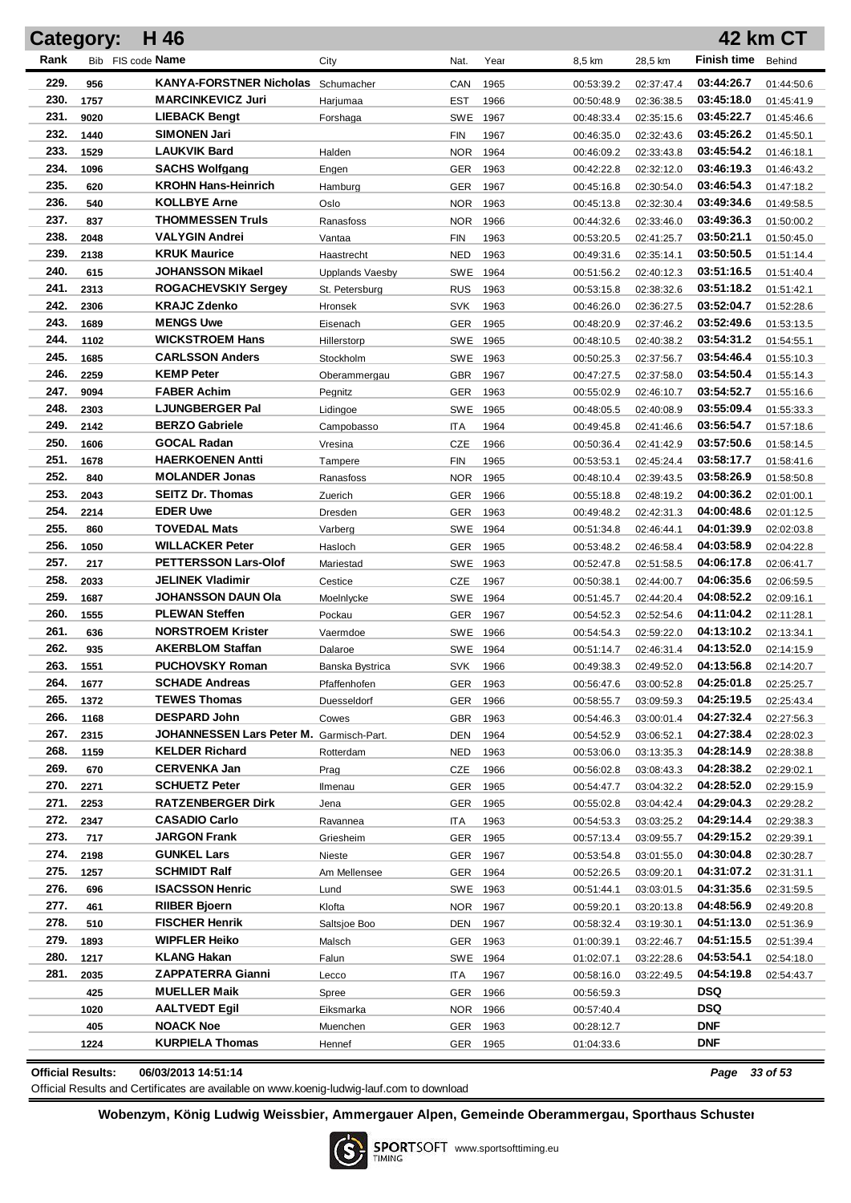# Category: H 46

## 42 km CT

| Rank | Bib | FIS code | Name | City | Nat. | Year | 8,5 km | 28,5 km | Finish time | Behind |
|---|---|---|---|---|---|---|---|---|---|---|
| 229. | 956 | | KANYA-FORSTNER Nicholas | Schumacher | CAN | 1965 | 00:53:39.2 | 02:37:47.4 | 03:44:26.7 | 01:44:50.6 |
| 230. | 1757 | | MARCINKEVICZ Juri | Harjumaa | EST | 1966 | 00:50:48.9 | 02:36:38.5 | 03:45:18.0 | 01:45:41.9 |
| 231. | 9020 | | LIEBACK Bengt | Forshaga | SWE | 1967 | 00:48:33.4 | 02:35:15.6 | 03:45:22.7 | 01:45:46.6 |
| 232. | 1440 | | SIMONEN Jari | | FIN | 1967 | 00:46:35.0 | 02:32:43.6 | 03:45:26.2 | 01:45:50.1 |
| 233. | 1529 | | LAUKVIK Bard | Halden | NOR | 1964 | 00:46:09.2 | 02:33:43.8 | 03:45:54.2 | 01:46:18.1 |
| 234. | 1096 | | SACHS Wolfgang | Engen | GER | 1963 | 00:42:22.8 | 02:32:12.0 | 03:46:19.3 | 01:46:43.2 |
| 235. | 620 | | KROHN Hans-Heinrich | Hamburg | GER | 1967 | 00:45:16.8 | 02:30:54.0 | 03:46:54.3 | 01:47:18.2 |
| 236. | 540 | | KOLLBYE Arne | Oslo | NOR | 1963 | 00:45:13.8 | 02:32:30.4 | 03:49:34.6 | 01:49:58.5 |
| 237. | 837 | | THOMMESSEN Truls | Ranasfoss | NOR | 1966 | 00:44:32.6 | 02:33:46.0 | 03:49:36.3 | 01:50:00.2 |
| 238. | 2048 | | VALYGIN Andrei | Vantaa | FIN | 1963 | 00:53:20.5 | 02:41:25.7 | 03:50:21.1 | 01:50:45.0 |
| 239. | 2138 | | KRUK Maurice | Haastrecht | NED | 1963 | 00:49:31.6 | 02:35:14.1 | 03:50:50.5 | 01:51:14.4 |
| 240. | 615 | | JOHANSSON Mikael | Upplands Vaesby | SWE | 1964 | 00:51:56.2 | 02:40:12.3 | 03:51:16.5 | 01:51:40.4 |
| 241. | 2313 | | ROGACHEVSKIY Sergey | St. Petersburg | RUS | 1963 | 00:53:15.8 | 02:38:32.6 | 03:51:18.2 | 01:51:42.1 |
| 242. | 2306 | | KRAJC Zdenko | Hronsek | SVK | 1963 | 00:46:26.0 | 02:36:27.5 | 03:52:04.7 | 01:52:28.6 |
| 243. | 1689 | | MENGS Uwe | Eisenach | GER | 1965 | 00:48:20.9 | 02:37:46.2 | 03:52:49.6 | 01:53:13.5 |
| 244. | 1102 | | WICKSTROEM Hans | Hillerstorp | SWE | 1965 | 00:48:10.5 | 02:40:38.2 | 03:54:31.2 | 01:54:55.1 |
| 245. | 1685 | | CARLSSON Anders | Stockholm | SWE | 1963 | 00:50:25.3 | 02:37:56.7 | 03:54:46.4 | 01:55:10.3 |
| 246. | 2259 | | KEMP Peter | Oberammergau | GBR | 1967 | 00:47:27.5 | 02:37:58.0 | 03:54:50.4 | 01:55:14.3 |
| 247. | 9094 | | FABER Achim | Pegnitz | GER | 1963 | 00:55:02.9 | 02:46:10.7 | 03:54:52.7 | 01:55:16.6 |
| 248. | 2303 | | LJUNGBERGER Pal | Lidingoe | SWE | 1965 | 00:48:05.5 | 02:40:08.9 | 03:55:09.4 | 01:55:33.3 |
| 249. | 2142 | | BERZO Gabriele | Campobasso | ITA | 1964 | 00:49:45.8 | 02:41:46.6 | 03:56:54.7 | 01:57:18.6 |
| 250. | 1606 | | GOCAL Radan | Vresina | CZE | 1966 | 00:50:36.4 | 02:41:42.9 | 03:57:50.6 | 01:58:14.5 |
| 251. | 1678 | | HAERKOENEN Antti | Tampere | FIN | 1965 | 00:53:53.1 | 02:45:24.4 | 03:58:17.7 | 01:58:41.6 |
| 252. | 840 | | MOLANDER Jonas | Ranasfoss | NOR | 1965 | 00:48:10.4 | 02:39:43.5 | 03:58:26.9 | 01:58:50.8 |
| 253. | 2043 | | SEITZ Dr. Thomas | Zuerich | GER | 1966 | 00:55:18.8 | 02:48:19.2 | 04:00:36.2 | 02:01:00.1 |
| 254. | 2214 | | EDER Uwe | Dresden | GER | 1963 | 00:49:48.2 | 02:42:31.3 | 04:00:48.6 | 02:01:12.5 |
| 255. | 860 | | TOVEDAL Mats | Varberg | SWE | 1964 | 00:51:34.8 | 02:46:44.1 | 04:01:39.9 | 02:02:03.8 |
| 256. | 1050 | | WILLACKER Peter | Hasloch | GER | 1965 | 00:53:48.2 | 02:46:58.4 | 04:03:58.9 | 02:04:22.8 |
| 257. | 217 | | PETTERSSON Lars-Olof | Mariestad | SWE | 1963 | 00:52:47.8 | 02:51:58.5 | 04:06:17.8 | 02:06:41.7 |
| 258. | 2033 | | JELINEK Vladimir | Cestice | CZE | 1967 | 00:50:38.1 | 02:44:00.7 | 04:06:35.6 | 02:06:59.5 |
| 259. | 1687 | | JOHANSSON DAUN Ola | Moelnlycke | SWE | 1964 | 00:51:45.7 | 02:44:20.4 | 04:08:52.2 | 02:09:16.1 |
| 260. | 1555 | | PLEWAN Steffen | Pockau | GER | 1967 | 00:54:52.3 | 02:52:54.6 | 04:11:04.2 | 02:11:28.1 |
| 261. | 636 | | NORSTROEM Krister | Vaermdoe | SWE | 1966 | 00:54:54.3 | 02:59:22.0 | 04:13:10.2 | 02:13:34.1 |
| 262. | 935 | | AKERBLOM Staffan | Dalaroe | SWE | 1964 | 00:51:14.7 | 02:46:31.4 | 04:13:52.0 | 02:14:15.9 |
| 263. | 1551 | | PUCHOVSKY Roman | Banska Bystrica | SVK | 1966 | 00:49:38.3 | 02:49:52.0 | 04:13:56.8 | 02:14:20.7 |
| 264. | 1677 | | SCHADE Andreas | Pfaffenhofen | GER | 1963 | 00:56:47.6 | 03:00:52.8 | 04:25:01.8 | 02:25:25.7 |
| 265. | 1372 | | TEWES Thomas | Duesseldorf | GER | 1966 | 00:58:55.7 | 03:09:59.3 | 04:25:19.5 | 02:25:43.4 |
| 266. | 1168 | | DESPARD John | Cowes | GBR | 1963 | 00:54:46.3 | 03:00:01.4 | 04:27:32.4 | 02:27:56.3 |
| 267. | 2315 | | JOHANNESSEN Lars Peter M. | Garmisch-Part. | DEN | 1964 | 00:54:52.9 | 03:06:52.1 | 04:27:38.4 | 02:28:02.3 |
| 268. | 1159 | | KELDER Richard | Rotterdam | NED | 1963 | 00:53:06.0 | 03:13:35.3 | 04:28:14.9 | 02:28:38.8 |
| 269. | 670 | | CERVENKA Jan | Prag | CZE | 1966 | 00:56:02.8 | 03:08:43.3 | 04:28:38.2 | 02:29:02.1 |
| 270. | 2271 | | SCHUETZ Peter | Ilmenau | GER | 1965 | 00:54:47.7 | 03:04:32.2 | 04:28:52.0 | 02:29:15.9 |
| 271. | 2253 | | RATZENBERGER Dirk | Jena | GER | 1965 | 00:55:02.8 | 03:04:42.4 | 04:29:04.3 | 02:29:28.2 |
| 272. | 2347 | | CASADIO Carlo | Ravannea | ITA | 1963 | 00:54:53.3 | 03:03:25.2 | 04:29:14.4 | 02:29:38.3 |
| 273. | 717 | | JARGON Frank | Griesheim | GER | 1965 | 00:57:13.4 | 03:09:55.7 | 04:29:15.2 | 02:29:39.1 |
| 274. | 2198 | | GUNKEL Lars | Nieste | GER | 1967 | 00:53:54.8 | 03:01:55.0 | 04:30:04.8 | 02:30:28.7 |
| 275. | 1257 | | SCHMIDT Ralf | Am Mellensee | GER | 1964 | 00:52:26.5 | 03:09:20.1 | 04:31:07.2 | 02:31:31.1 |
| 276. | 696 | | ISACSSON Henric | Lund | SWE | 1963 | 00:51:44.1 | 03:03:01.5 | 04:31:35.6 | 02:31:59.5 |
| 277. | 461 | | RIIBER Bjoern | Klofta | NOR | 1967 | 00:59:20.1 | 03:20:13.8 | 04:48:56.9 | 02:49:20.8 |
| 278. | 510 | | FISCHER Henrik | Saltsjoe Boo | DEN | 1967 | 00:58:32.4 | 03:19:30.1 | 04:51:13.0 | 02:51:36.9 |
| 279. | 1893 | | WIPFLER Heiko | Malsch | GER | 1963 | 01:00:39.1 | 03:22:46.7 | 04:51:15.5 | 02:51:39.4 |
| 280. | 1217 | | KLANG Hakan | Falun | SWE | 1964 | 01:02:07.1 | 03:22:28.6 | 04:53:54.1 | 02:54:18.0 |
| 281. | 2035 | | ZAPPATERRA Gianni | Lecco | ITA | 1967 | 00:58:16.0 | 03:22:49.5 | 04:54:19.8 | 02:54:43.7 |
| | 425 | | MUELLER Maik | Spree | GER | 1966 | 00:56:59.3 | | DSQ | |
| | 1020 | | AALTVEDT Egil | Eiksmarka | NOR | 1966 | 00:57:40.4 | | DSQ | |
| | 405 | | NOACK Noe | Muenchen | GER | 1963 | 00:28:12.7 | | DNF | |
| | 1224 | | KURPIELA Thomas | Hennef | GER | 1965 | 01:04:33.6 | | DNF | |

**Official Results:** 06/03/2013 14:51:14

Official Results and Certificates are available on www.koenig-ludwig-lauf.com to download

**Wobenzym, König Ludwig Weissbier, Ammergauer Alpen, Gemeinde Oberammergau, Sporthaus Schuster**

SPORTSOFT TIMING www.sportsofttiming.eu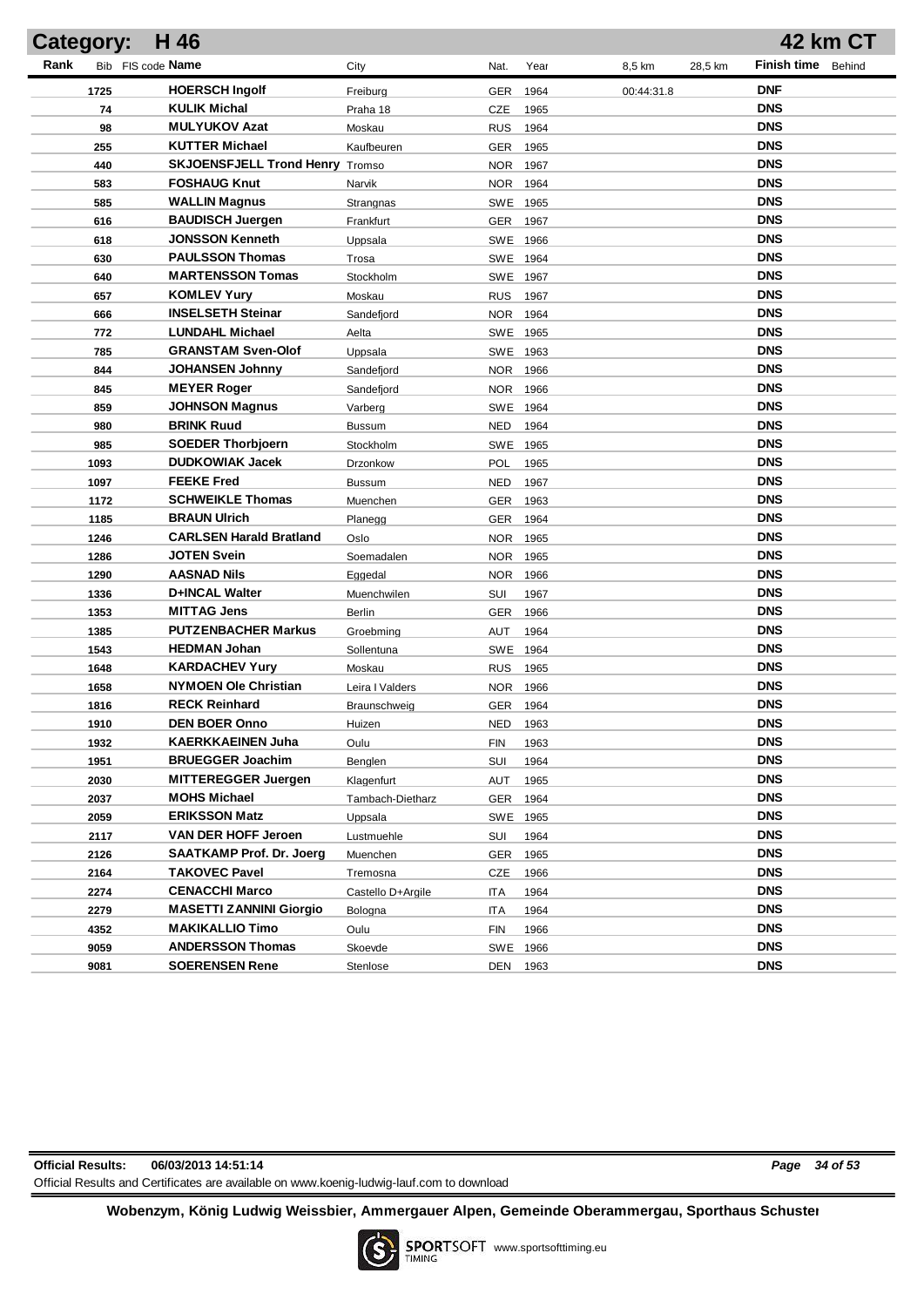# Category: H 46 — 42 km CT

| Rank | Bib | FIS code | Name | City | Nat. | Year | 8,5 km | 28,5 km | Finish time | Behind |
|---|---|---|---|---|---|---|---|---|---|---|
| | 1725 | | **HOERSCH Ingolf** | Freiburg | GER | 1964 | 00:44:31.8 | | **DNF** | |
| | 74 | | **KULIK Michal** | Praha 18 | CZE | 1965 | | | **DNS** | |
| | 98 | | **MULYUKOV Azat** | Moskau | RUS | 1964 | | | **DNS** | |
| | 255 | | **KUTTER Michael** | Kaufbeuren | GER | 1965 | | | **DNS** | |
| | 440 | | **SKJOENSFJELL Trond Henry** | Tromso | NOR | 1967 | | | **DNS** | |
| | 583 | | **FOSHAUG Knut** | Narvik | NOR | 1964 | | | **DNS** | |
| | 585 | | **WALLIN Magnus** | Strangnas | SWE | 1965 | | | **DNS** | |
| | 616 | | **BAUDISCH Juergen** | Frankfurt | GER | 1967 | | | **DNS** | |
| | 618 | | **JONSSON Kenneth** | Uppsala | SWE | 1966 | | | **DNS** | |
| | 630 | | **PAULSSON Thomas** | Trosa | SWE | 1964 | | | **DNS** | |
| | 640 | | **MARTENSSON Tomas** | Stockholm | SWE | 1967 | | | **DNS** | |
| | 657 | | **KOMLEV Yury** | Moskau | RUS | 1967 | | | **DNS** | |
| | 666 | | **INSELSETH Steinar** | Sandefjord | NOR | 1964 | | | **DNS** | |
| | 772 | | **LUNDAHL Michael** | Aelta | SWE | 1965 | | | **DNS** | |
| | 785 | | **GRANSTAM Sven-Olof** | Uppsala | SWE | 1963 | | | **DNS** | |
| | 844 | | **JOHANSEN Johnny** | Sandefjord | NOR | 1966 | | | **DNS** | |
| | 845 | | **MEYER Roger** | Sandefjord | NOR | 1966 | | | **DNS** | |
| | 859 | | **JOHNSON Magnus** | Varberg | SWE | 1964 | | | **DNS** | |
| | 980 | | **BRINK Ruud** | Bussum | NED | 1964 | | | **DNS** | |
| | 985 | | **SOEDER Thorbjoern** | Stockholm | SWE | 1965 | | | **DNS** | |
| | 1093 | | **DUDKOWIAK Jacek** | Drzonkow | POL | 1965 | | | **DNS** | |
| | 1097 | | **FEEKE Fred** | Bussum | NED | 1967 | | | **DNS** | |
| | 1172 | | **SCHWEIKLE Thomas** | Muenchen | GER | 1963 | | | **DNS** | |
| | 1185 | | **BRAUN Ulrich** | Planegg | GER | 1964 | | | **DNS** | |
| | 1246 | | **CARLSEN Harald Bratland** | Oslo | NOR | 1965 | | | **DNS** | |
| | 1286 | | **JOTEN Svein** | Soemadalen | NOR | 1965 | | | **DNS** | |
| | 1290 | | **AASNAD Nils** | Eggedal | NOR | 1966 | | | **DNS** | |
| | 1336 | | **D+INCAL Walter** | Muenchwilen | SUI | 1967 | | | **DNS** | |
| | 1353 | | **MITTAG Jens** | Berlin | GER | 1966 | | | **DNS** | |
| | 1385 | | **PUTZENBACHER Markus** | Groebming | AUT | 1964 | | | **DNS** | |
| | 1543 | | **HEDMAN Johan** | Sollentuna | SWE | 1964 | | | **DNS** | |
| | 1648 | | **KARDACHEV Yury** | Moskau | RUS | 1965 | | | **DNS** | |
| | 1658 | | **NYMOEN Ole Christian** | Leira I Valders | NOR | 1966 | | | **DNS** | |
| | 1816 | | **RECK Reinhard** | Braunschweig | GER | 1964 | | | **DNS** | |
| | 1910 | | **DEN BOER Onno** | Huizen | NED | 1963 | | | **DNS** | |
| | 1932 | | **KAERKKAEINEN Juha** | Oulu | FIN | 1963 | | | **DNS** | |
| | 1951 | | **BRUEGGER Joachim** | Benglen | SUI | 1964 | | | **DNS** | |
| | 2030 | | **MITTEREGGER Juergen** | Klagenfurt | AUT | 1965 | | | **DNS** | |
| | 2037 | | **MOHS Michael** | Tambach-Dietharz | GER | 1964 | | | **DNS** | |
| | 2059 | | **ERIKSSON Matz** | Uppsala | SWE | 1965 | | | **DNS** | |
| | 2117 | | **VAN DER HOFF Jeroen** | Lustmuehle | SUI | 1964 | | | **DNS** | |
| | 2126 | | **SAATKAMP Prof. Dr. Joerg** | Muenchen | GER | 1965 | | | **DNS** | |
| | 2164 | | **TAKOVEC Pavel** | Tremosna | CZE | 1966 | | | **DNS** | |
| | 2274 | | **CENACCHI Marco** | Castello D+Argile | ITA | 1964 | | | **DNS** | |
| | 2279 | | **MASETTI ZANNINI Giorgio** | Bologna | ITA | 1964 | | | **DNS** | |
| | 4352 | | **MAKIKALLIO Timo** | Oulu | FIN | 1966 | | | **DNS** | |
| | 9059 | | **ANDERSSON Thomas** | Skoevde | SWE | 1966 | | | **DNS** | |
| | 9081 | | **SOERENSEN Rene** | Stenlose | DEN | 1963 | | | **DNS** | |

**Official Results:** 06/03/2013 14:51:14

Official Results and Certificates are available on www.koenig-ludwig-lauf.com to download

**Wobenzym, König Ludwig Weissbier, Ammergauer Alpen, Gemeinde Oberammergau, Sporthaus Schuster**

SPORTSOFT TIMING www.sportsofttiming.eu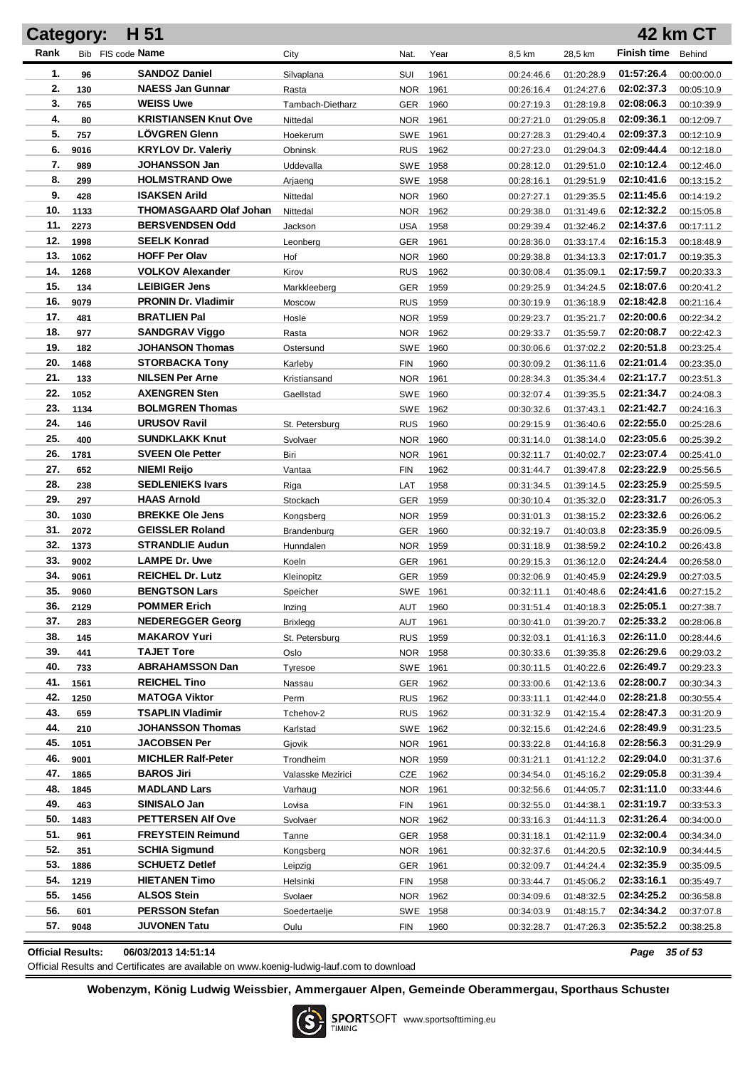## Category: H 51 — 42 km CT

| Rank | Bib | FIS code | Name | City | Nat. | Year | 8,5 km | 28,5 km | Finish time | Behind |
|---|---|---|---|---|---|---|---|---|---|---|
| 1. | 96 | | **SANDOZ Daniel** | Silvaplana | SUI | 1961 | 00:24:46.6 | 01:20:28.9 | **01:57:26.4** | 00:00:00.0 |
| 2. | 130 | | **NAESS Jan Gunnar** | Rasta | NOR | 1961 | 00:26:16.4 | 01:24:27.6 | **02:02:37.3** | 00:05:10.9 |
| 3. | 765 | | **WEISS Uwe** | Tambach-Dietharz | GER | 1960 | 00:27:19.3 | 01:28:19.8 | **02:08:06.3** | 00:10:39.9 |
| 4. | 80 | | **KRISTIANSEN Knut Ove** | Nittedal | NOR | 1961 | 00:27:21.0 | 01:29:05.8 | **02:09:36.1** | 00:12:09.7 |
| 5. | 757 | | **LÖVGREN Glenn** | Hoekerum | SWE | 1961 | 00:27:28.3 | 01:29:40.4 | **02:09:37.3** | 00:12:10.9 |
| 6. | 9016 | | **KRYLOV Dr. Valeriy** | Obninsk | RUS | 1962 | 00:27:23.0 | 01:29:04.3 | **02:09:44.4** | 00:12:18.0 |
| 7. | 989 | | **JOHANSSON Jan** | Uddevalla | SWE | 1958 | 00:28:12.0 | 01:29:51.0 | **02:10:12.4** | 00:12:46.0 |
| 8. | 299 | | **HOLMSTRAND Owe** | Arjaeng | SWE | 1958 | 00:28:16.1 | 01:29:51.9 | **02:10:41.6** | 00:13:15.2 |
| 9. | 428 | | **ISAKSEN Arild** | Nittedal | NOR | 1960 | 00:27:27.1 | 01:29:35.5 | **02:11:45.6** | 00:14:19.2 |
| 10. | 1133 | | **THOMASGAARD Olaf Johan** | Nittedal | NOR | 1962 | 00:29:38.0 | 01:31:49.6 | **02:12:32.2** | 00:15:05.8 |
| 11. | 2273 | | **BERSVENDSEN Odd** | Jackson | USA | 1958 | 00:29:39.4 | 01:32:46.2 | **02:14:37.6** | 00:17:11.2 |
| 12. | 1998 | | **SEELK Konrad** | Leonberg | GER | 1961 | 00:28:36.0 | 01:33:17.4 | **02:16:15.3** | 00:18:48.9 |
| 13. | 1062 | | **HOFF Per Olav** | Hof | NOR | 1960 | 00:29:38.8 | 01:34:13.3 | **02:17:01.7** | 00:19:35.3 |
| 14. | 1268 | | **VOLKOV Alexander** | Kirov | RUS | 1962 | 00:30:08.4 | 01:35:09.1 | **02:17:59.7** | 00:20:33.3 |
| 15. | 134 | | **LEIBIGER Jens** | Markkleeberg | GER | 1959 | 00:29:25.9 | 01:34:24.5 | **02:18:07.6** | 00:20:41.2 |
| 16. | 9079 | | **PRONIN Dr. Vladimir** | Moscow | RUS | 1959 | 00:30:19.9 | 01:36:18.9 | **02:18:42.8** | 00:21:16.4 |
| 17. | 481 | | **BRATLIEN Pal** | Hosle | NOR | 1959 | 00:29:23.7 | 01:35:21.7 | **02:20:00.6** | 00:22:34.2 |
| 18. | 977 | | **SANDGRAV Viggo** | Rasta | NOR | 1962 | 00:29:33.7 | 01:35:59.7 | **02:20:08.7** | 00:22:42.3 |
| 19. | 182 | | **JOHANSON Thomas** | Ostersund | SWE | 1960 | 00:30:06.6 | 01:37:02.2 | **02:20:51.8** | 00:23:25.4 |
| 20. | 1468 | | **STORBACKA Tony** | Karleby | FIN | 1960 | 00:30:09.2 | 01:36:11.6 | **02:21:01.4** | 00:23:35.0 |
| 21. | 133 | | **NILSEN Per Arne** | Kristiansand | NOR | 1961 | 00:28:34.3 | 01:35:34.4 | **02:21:17.7** | 00:23:51.3 |
| 22. | 1052 | | **AXENGREN Sten** | Gaellstad | SWE | 1960 | 00:32:07.4 | 01:39:35.5 | **02:21:34.7** | 00:24:08.3 |
| 23. | 1134 | | **BOLMGREN Thomas** | | SWE | 1962 | 00:30:32.6 | 01:37:43.1 | **02:21:42.7** | 00:24:16.3 |
| 24. | 146 | | **URUSOV Ravil** | St. Petersburg | RUS | 1960 | 00:29:15.9 | 01:36:40.6 | **02:22:55.0** | 00:25:28.6 |
| 25. | 400 | | **SUNDKLAKK Knut** | Svolvaer | NOR | 1960 | 00:31:14.0 | 01:38:14.0 | **02:23:05.6** | 00:25:39.2 |
| 26. | 1781 | | **SVEEN Ole Petter** | Biri | NOR | 1961 | 00:32:11.7 | 01:40:02.7 | **02:23:07.4** | 00:25:41.0 |
| 27. | 652 | | **NIEMI Reijo** | Vantaa | FIN | 1962 | 00:31:44.7 | 01:39:47.8 | **02:23:22.9** | 00:25:56.5 |
| 28. | 238 | | **SEDLENIEKS Ivars** | Riga | LAT | 1958 | 00:31:34.5 | 01:39:14.5 | **02:23:25.9** | 00:25:59.5 |
| 29. | 297 | | **HAAS Arnold** | Stockach | GER | 1959 | 00:30:10.4 | 01:35:32.0 | **02:23:31.7** | 00:26:05.3 |
| 30. | 1030 | | **BREKKE Ole Jens** | Kongsberg | NOR | 1959 | 00:31:01.3 | 01:38:15.2 | **02:23:32.6** | 00:26:06.2 |
| 31. | 2072 | | **GEISSLER Roland** | Brandenburg | GER | 1960 | 00:32:19.7 | 01:40:03.8 | **02:23:35.9** | 00:26:09.5 |
| 32. | 1373 | | **STRANDLIE Audun** | Hunndalen | NOR | 1959 | 00:31:18.9 | 01:38:59.2 | **02:24:10.2** | 00:26:43.8 |
| 33. | 9002 | | **LAMPE Dr. Uwe** | Koeln | GER | 1961 | 00:29:15.3 | 01:36:12.0 | **02:24:24.4** | 00:26:58.0 |
| 34. | 9061 | | **REICHEL Dr. Lutz** | Kleinopitz | GER | 1959 | 00:32:06.9 | 01:40:45.9 | **02:24:29.9** | 00:27:03.5 |
| 35. | 9060 | | **BENGTSON Lars** | Speicher | SWE | 1961 | 00:32:11.1 | 01:40:48.6 | **02:24:41.6** | 00:27:15.2 |
| 36. | 2129 | | **POMMER Erich** | Inzing | AUT | 1960 | 00:31:51.4 | 01:40:18.3 | **02:25:05.1** | 00:27:38.7 |
| 37. | 283 | | **NEDEREGGER Georg** | Brixlegg | AUT | 1961 | 00:30:41.0 | 01:39:20.7 | **02:25:33.2** | 00:28:06.8 |
| 38. | 145 | | **MAKAROV Yuri** | St. Petersburg | RUS | 1959 | 00:32:03.1 | 01:41:16.3 | **02:26:11.0** | 00:28:44.6 |
| 39. | 441 | | **TAJET Tore** | Oslo | NOR | 1958 | 00:30:33.6 | 01:39:35.8 | **02:26:29.6** | 00:29:03.2 |
| 40. | 733 | | **ABRAHAMSSON Dan** | Tyresoe | SWE | 1961 | 00:30:11.5 | 01:40:22.6 | **02:26:49.7** | 00:29:23.3 |
| 41. | 1561 | | **REICHEL Tino** | Nassau | GER | 1962 | 00:33:00.6 | 01:42:13.6 | **02:28:00.7** | 00:30:34.3 |
| 42. | 1250 | | **MATOGA Viktor** | Perm | RUS | 1962 | 00:33:11.1 | 01:42:44.0 | **02:28:21.8** | 00:30:55.4 |
| 43. | 659 | | **TSAPLIN Vladimir** | Tchehov-2 | RUS | 1962 | 00:31:32.9 | 01:42:15.4 | **02:28:47.3** | 00:31:20.9 |
| 44. | 210 | | **JOHANSSON Thomas** | Karlstad | SWE | 1962 | 00:32:15.6 | 01:42:24.6 | **02:28:49.9** | 00:31:23.5 |
| 45. | 1051 | | **JACOBSEN Per** | Gjovik | NOR | 1961 | 00:33:22.8 | 01:44:16.8 | **02:28:56.3** | 00:31:29.9 |
| 46. | 9001 | | **MICHLER Ralf-Peter** | Trondheim | NOR | 1959 | 00:31:21.1 | 01:41:12.2 | **02:29:04.0** | 00:31:37.6 |
| 47. | 1865 | | **BAROS Jiri** | Valasske Mezirici | CZE | 1962 | 00:34:54.0 | 01:45:16.2 | **02:29:05.8** | 00:31:39.4 |
| 48. | 1845 | | **MADLAND Lars** | Varhaug | NOR | 1961 | 00:32:56.6 | 01:44:05.7 | **02:31:11.0** | 00:33:44.6 |
| 49. | 463 | | **SINISALO Jan** | Lovisa | FIN | 1961 | 00:32:55.0 | 01:44:38.1 | **02:31:19.7** | 00:33:53.3 |
| 50. | 1483 | | **PETTERSEN Alf Ove** | Svolvaer | NOR | 1962 | 00:33:16.3 | 01:44:11.3 | **02:31:26.4** | 00:34:00.0 |
| 51. | 961 | | **FREYSTEIN Reimund** | Tanne | GER | 1958 | 00:31:18.1 | 01:42:11.9 | **02:32:00.4** | 00:34:34.0 |
| 52. | 351 | | **SCHIA Sigmund** | Kongsberg | NOR | 1961 | 00:32:37.6 | 01:44:20.5 | **02:32:10.9** | 00:34:44.5 |
| 53. | 1886 | | **SCHUETZ Detlef** | Leipzig | GER | 1961 | 00:32:09.7 | 01:44:24.4 | **02:32:35.9** | 00:35:09.5 |
| 54. | 1219 | | **HIETANEN Timo** | Helsinki | FIN | 1958 | 00:33:44.7 | 01:45:06.2 | **02:33:16.1** | 00:35:49.7 |
| 55. | 1456 | | **ALSOS Stein** | Svolaer | NOR | 1962 | 00:34:09.6 | 01:48:32.5 | **02:34:25.2** | 00:36:58.8 |
| 56. | 601 | | **PERSSON Stefan** | Soedertaelje | SWE | 1958 | 00:34:03.9 | 01:48:15.7 | **02:34:34.2** | 00:37:07.8 |
| 57. | 9048 | | **JUVONEN Tatu** | Oulu | FIN | 1960 | 00:32:28.7 | 01:47:26.3 | **02:35:52.2** | 00:38:25.8 |

**Official Results:** 06/03/2013 14:51:14

Official Results and Certificates are available on www.koenig-ludwig-lauf.com to download

**Wobenzym, König Ludwig Weissbier, Ammergauer Alpen, Gemeinde Oberammergau, Sporthaus Schuster**

SPORTSOFT TIMING www.sportsofttiming.eu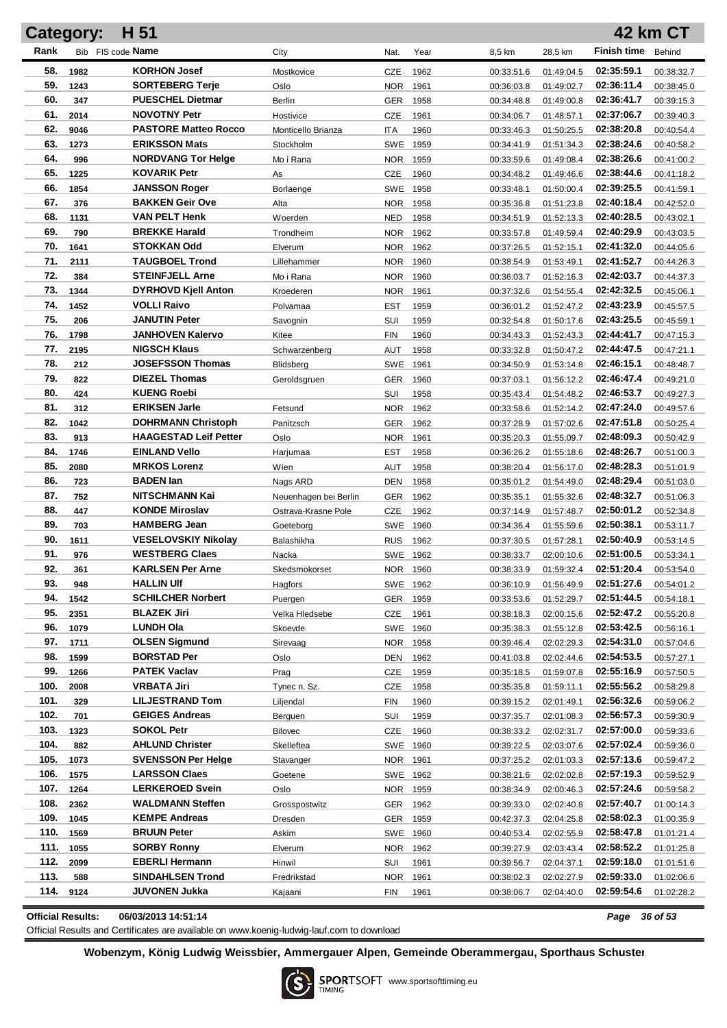# Category: H 51 — 42 km CT

| Rank | Bib | FIS code | Name | City | Nat. | Year | 8,5 km | 28,5 km | Finish time | Behind |
|---|---|---|---|---|---|---|---|---|---|---|
| 58. | 1982 | | KORHON Josef | Mostkovice | CZE | 1962 | 00:33:51.6 | 01:49:04.5 | 02:35:59.1 | 00:38:32.7 |
| 59. | 1243 | | SORTEBERG Terje | Oslo | NOR | 1961 | 00:36:03.8 | 01:49:02.7 | 02:36:11.4 | 00:38:45.0 |
| 60. | 347 | | PUESCHEL Dietmar | Berlin | GER | 1958 | 00:34:48.8 | 01:49:00.8 | 02:36:41.7 | 00:39:15.3 |
| 61. | 2014 | | NOVOTNY Petr | Hostivice | CZE | 1961 | 00:34:06.7 | 01:48:57.1 | 02:37:06.7 | 00:39:40.3 |
| 62. | 9046 | | PASTORE Matteo Rocco | Monticello Brianza | ITA | 1960 | 00:33:46.3 | 01:50:25.5 | 02:38:20.8 | 00:40:54.4 |
| 63. | 1273 | | ERIKSSON Mats | Stockholm | SWE | 1959 | 00:34:41.9 | 01:51:34.3 | 02:38:24.6 | 00:40:58.2 |
| 64. | 996 | | NORDVANG Tor Helge | Mo i Rana | NOR | 1959 | 00:33:59.6 | 01:49:08.4 | 02:38:26.6 | 00:41:00.2 |
| 65. | 1225 | | KOVARIK Petr | As | CZE | 1960 | 00:34:48.2 | 01:49:46.6 | 02:38:44.6 | 00:41:18.2 |
| 66. | 1854 | | JANSSON Roger | Borlaenge | SWE | 1958 | 00:33:48.1 | 01:50:00.4 | 02:39:25.5 | 00:41:59.1 |
| 67. | 376 | | BAKKEN Geir Ove | Alta | NOR | 1958 | 00:35:36.8 | 01:51:23.8 | 02:40:18.4 | 00:42:52.0 |
| 68. | 1131 | | VAN PELT Henk | Woerden | NED | 1958 | 00:34:51.9 | 01:52:13.3 | 02:40:28.5 | 00:43:02.1 |
| 69. | 790 | | BREKKE Harald | Trondheim | NOR | 1962 | 00:33:57.8 | 01:49:59.4 | 02:40:29.9 | 00:43:03.5 |
| 70. | 1641 | | STOKKAN Odd | Elverum | NOR | 1962 | 00:37:26.5 | 01:52:15.1 | 02:41:32.0 | 00:44:05.6 |
| 71. | 2111 | | TAUGBOEL Trond | Lillehammer | NOR | 1960 | 00:38:54.9 | 01:53:49.1 | 02:41:52.7 | 00:44:26.3 |
| 72. | 384 | | STEINFJELL Arne | Mo i Rana | NOR | 1960 | 00:36:03.7 | 01:52:16.3 | 02:42:03.7 | 00:44:37.3 |
| 73. | 1344 | | DYRHOVD Kjell Anton | Kroederen | NOR | 1961 | 00:37:32.6 | 01:54:55.4 | 02:42:32.5 | 00:45:06.1 |
| 74. | 1452 | | VOLLI Raivo | Polvamaa | EST | 1959 | 00:36:01.2 | 01:52:47.2 | 02:43:23.9 | 00:45:57.5 |
| 75. | 206 | | JANUTIN Peter | Savognin | SUI | 1959 | 00:32:54.8 | 01:50:17.6 | 02:43:25.5 | 00:45:59.1 |
| 76. | 1798 | | JANHOVEN Kalervo | Kitee | FIN | 1960 | 00:34:43.3 | 01:52:43.3 | 02:44:41.7 | 00:47:15.3 |
| 77. | 2195 | | NIGSCH Klaus | Schwarzenberg | AUT | 1958 | 00:33:32.8 | 01:50:47.2 | 02:44:47.5 | 00:47:21.1 |
| 78. | 212 | | JOSEFSSON Thomas | Blidsberg | SWE | 1961 | 00:34:50.9 | 01:53:14.8 | 02:46:15.1 | 00:48:48.7 |
| 79. | 822 | | DIEZEL Thomas | Geroldsgruen | GER | 1960 | 00:37:03.1 | 01:56:12.2 | 02:46:47.4 | 00:49:21.0 |
| 80. | 424 | | KUENG Roebi | | SUI | 1958 | 00:35:43.4 | 01:54:48.2 | 02:46:53.7 | 00:49:27.3 |
| 81. | 312 | | ERIKSEN Jarle | Fetsund | NOR | 1962 | 00:33:58.6 | 01:52:14.2 | 02:47:24.0 | 00:49:57.6 |
| 82. | 1042 | | DOHRMANN Christoph | Panitzsch | GER | 1962 | 00:37:28.9 | 01:57:02.6 | 02:47:51.8 | 00:50:25.4 |
| 83. | 913 | | HAAGESTAD Leif Petter | Oslo | NOR | 1961 | 00:35:20.3 | 01:55:09.7 | 02:48:09.3 | 00:50:42.9 |
| 84. | 1746 | | EINLAND Vello | Harjumaa | EST | 1958 | 00:36:26.2 | 01:55:18.6 | 02:48:26.7 | 00:51:00.3 |
| 85. | 2080 | | MRKOS Lorenz | Wien | AUT | 1958 | 00:38:20.4 | 01:56:17.0 | 02:48:28.3 | 00:51:01.9 |
| 86. | 723 | | BADEN Ian | Nags ARD | DEN | 1958 | 00:35:01.2 | 01:54:49.0 | 02:48:29.4 | 00:51:03.0 |
| 87. | 752 | | NITSCHMANN Kai | Neuenhagen bei Berlin | GER | 1962 | 00:35:35.1 | 01:55:32.6 | 02:48:32.7 | 00:51:06.3 |
| 88. | 447 | | KONDE Miroslav | Ostrava-Krasne Pole | CZE | 1962 | 00:37:14.9 | 01:57:48.7 | 02:50:01.2 | 00:52:34.8 |
| 89. | 703 | | HAMBERG Jean | Goeteborg | SWE | 1960 | 00:34:36.4 | 01:55:59.6 | 02:50:38.1 | 00:53:11.7 |
| 90. | 1611 | | VESELOVSKIY Nikolay | Balashikha | RUS | 1962 | 00:37:30.5 | 01:57:28.1 | 02:50:40.9 | 00:53:14.5 |
| 91. | 976 | | WESTBERG Claes | Nacka | SWE | 1962 | 00:38:33.7 | 02:00:10.6 | 02:51:00.5 | 00:53:34.1 |
| 92. | 361 | | KARLSEN Per Arne | Skedsmokorset | NOR | 1960 | 00:38:33.9 | 01:59:32.4 | 02:51:20.4 | 00:53:54.0 |
| 93. | 948 | | HALLIN Ulf | Hagfors | SWE | 1962 | 00:36:10.9 | 01:56:49.9 | 02:51:27.6 | 00:54:01.2 |
| 94. | 1542 | | SCHILCHER Norbert | Puergen | GER | 1959 | 00:33:53.6 | 01:52:29.7 | 02:51:44.5 | 00:54:18.1 |
| 95. | 2351 | | BLAZEK Jiri | Velka Hledsebe | CZE | 1961 | 00:38:18.3 | 02:00:15.6 | 02:52:47.2 | 00:55:20.8 |
| 96. | 1079 | | LUNDH Ola | Skoevde | SWE | 1960 | 00:35:38.3 | 01:55:12.8 | 02:53:42.5 | 00:56:16.1 |
| 97. | 1711 | | OLSEN Sigmund | Sirevaag | NOR | 1958 | 00:39:46.4 | 02:02:29.3 | 02:54:31.0 | 00:57:04.6 |
| 98. | 1599 | | BORSTAD Per | Oslo | DEN | 1962 | 00:41:03.8 | 02:02:44.6 | 02:54:53.5 | 00:57:27.1 |
| 99. | 1266 | | PATEK Vaclav | Prag | CZE | 1959 | 00:35:18.5 | 01:59:07.8 | 02:55:16.9 | 00:57:50.5 |
| 100. | 2008 | | VRBATA Jiri | Tynec n. Sz. | CZE | 1958 | 00:35:35.8 | 01:59:11.1 | 02:55:56.2 | 00:58:29.8 |
| 101. | 329 | | LILJESTRAND Tom | Liljendal | FIN | 1960 | 00:39:15.2 | 02:01:49.1 | 02:56:32.6 | 00:59:06.2 |
| 102. | 701 | | GEIGES Andreas | Berguen | SUI | 1959 | 00:37:35.7 | 02:01:08.3 | 02:56:57.3 | 00:59:30.9 |
| 103. | 1323 | | SOKOL Petr | Bilovec | CZE | 1960 | 00:38:33.2 | 02:02:31.7 | 02:57:00.0 | 00:59:33.6 |
| 104. | 882 | | AHLUND Christer | Skelleftea | SWE | 1960 | 00:39:22.5 | 02:03:07.6 | 02:57:02.4 | 00:59:36.0 |
| 105. | 1073 | | SVENSSON Per Helge | Stavanger | NOR | 1961 | 00:37:25.2 | 02:01:03.3 | 02:57:13.6 | 00:59:47.2 |
| 106. | 1575 | | LARSSON Claes | Goetene | SWE | 1962 | 00:38:21.6 | 02:02:02.8 | 02:57:19.3 | 00:59:52.9 |
| 107. | 1264 | | LERKEROED Svein | Oslo | NOR | 1959 | 00:38:34.9 | 02:00:46.3 | 02:57:24.6 | 00:59:58.2 |
| 108. | 2362 | | WALDMANN Steffen | Grosspostwitz | GER | 1962 | 00:39:33.0 | 02:02:40.8 | 02:57:40.7 | 01:00:14.3 |
| 109. | 1045 | | KEMPE Andreas | Dresden | GER | 1959 | 00:42:37.3 | 02:04:25.8 | 02:58:02.3 | 01:00:35.9 |
| 110. | 1569 | | BRUUN Peter | Askim | SWE | 1960 | 00:40:53.4 | 02:02:55.9 | 02:58:47.8 | 01:01:21.4 |
| 111. | 1055 | | SORBY Ronny | Elverum | NOR | 1962 | 00:39:27.9 | 02:03:43.4 | 02:58:52.2 | 01:01:25.8 |
| 112. | 2099 | | EBERLI Hermann | Hinwil | SUI | 1961 | 00:39:56.7 | 02:04:37.1 | 02:59:18.0 | 01:01:51.6 |
| 113. | 588 | | SINDAHLSEN Trond | Fredrikstad | NOR | 1961 | 00:38:02.3 | 02:02:27.9 | 02:59:33.0 | 01:02:06.6 |
| 114. | 9124 | | JUVONEN Jukka | Kajaani | FIN | 1961 | 00:38:06.7 | 02:04:40.0 | 02:59:54.6 | 01:02:28.2 |

**Official Results:** 06/03/2013 14:51:14

Official Results and Certificates are available on www.koenig-ludwig-lauf.com to download

**Wobenzym, König Ludwig Weissbier, Ammergauer Alpen, Gemeinde Oberammergau, Sporthaus Schuster**

SPORTSOFT TIMING www.sportsofttiming.eu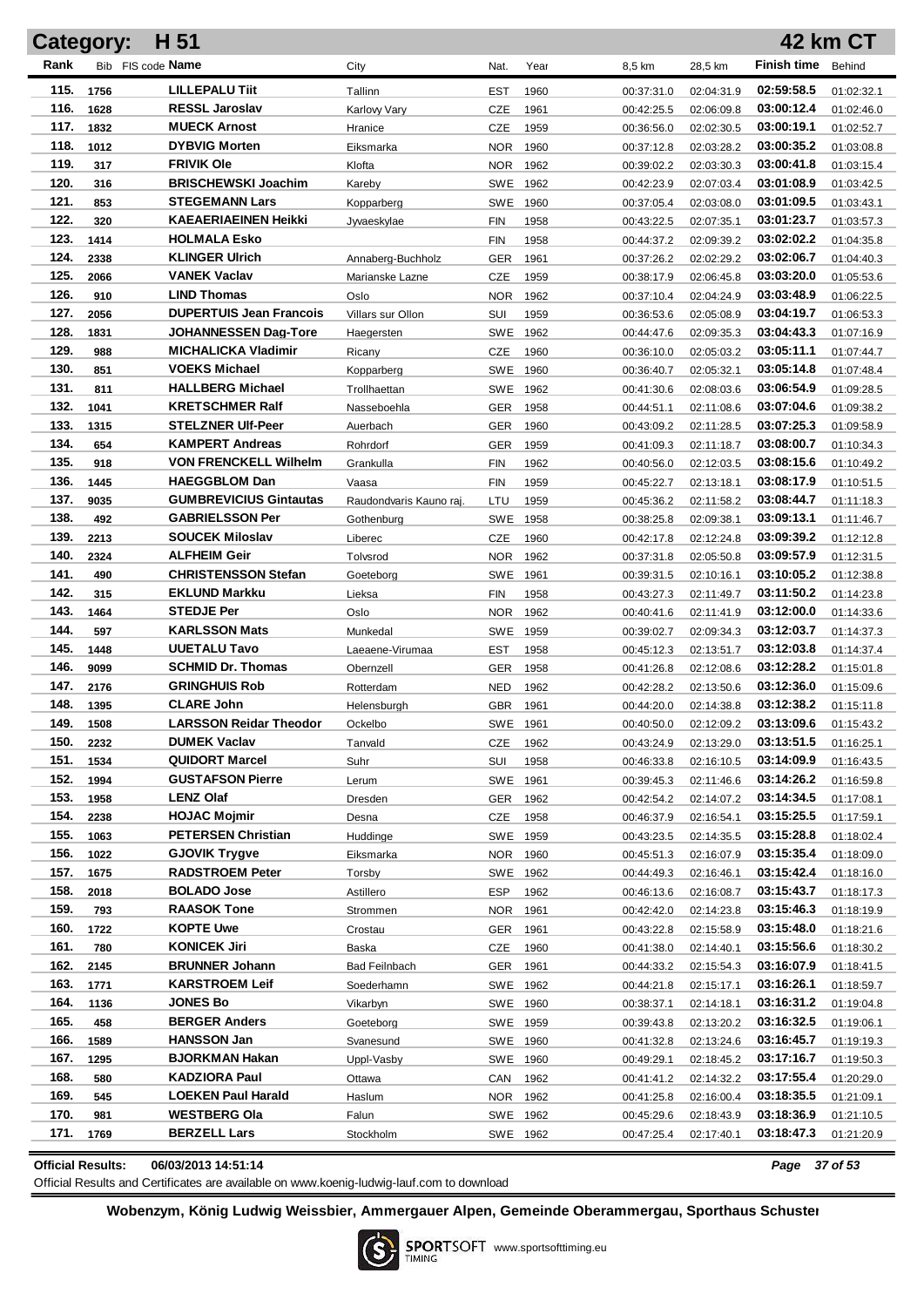# Category: H 51 — 42 km CT

| Rank | Bib | FIS code | Name | City | Nat. | Year | 8,5 km | 28,5 km | Finish time | Behind |
|---|---|---|---|---|---|---|---|---|---|---|
| 115. | 1756 | | **LILLEPALU Tiit** | Tallinn | EST | 1960 | 00:37:31.0 | 02:04:31.9 | **02:59:58.5** | 01:02:32.1 |
| 116. | 1628 | | **RESSL Jaroslav** | Karlovy Vary | CZE | 1961 | 00:42:25.5 | 02:06:09.8 | **03:00:12.4** | 01:02:46.0 |
| 117. | 1832 | | **MUECK Arnost** | Hranice | CZE | 1959 | 00:36:56.0 | 02:02:30.5 | **03:00:19.1** | 01:02:52.7 |
| 118. | 1012 | | **DYBVIG Morten** | Eiksmarka | NOR | 1960 | 00:37:12.8 | 02:03:28.2 | **03:00:35.2** | 01:03:08.8 |
| 119. | 317 | | **FRIVIK Ole** | Klofta | NOR | 1962 | 00:39:02.2 | 02:03:30.3 | **03:00:41.8** | 01:03:15.4 |
| 120. | 316 | | **BRISCHEWSKI Joachim** | Kareby | SWE | 1962 | 00:42:23.9 | 02:07:03.4 | **03:01:08.9** | 01:03:42.5 |
| 121. | 853 | | **STEGEMANN Lars** | Kopparberg | SWE | 1960 | 00:37:05.4 | 02:03:08.0 | **03:01:09.5** | 01:03:43.1 |
| 122. | 320 | | **KAEAERIAEINEN Heikki** | Jyvaeskylae | FIN | 1958 | 00:43:22.5 | 02:07:35.1 | **03:01:23.7** | 01:03:57.3 |
| 123. | 1414 | | **HOLMALA Esko** | | FIN | 1958 | 00:44:37.2 | 02:09:39.2 | **03:02:02.2** | 01:04:35.8 |
| 124. | 2338 | | **KLINGER Ulrich** | Annaberg-Buchholz | GER | 1961 | 00:37:26.2 | 02:02:29.2 | **03:02:06.7** | 01:04:40.3 |
| 125. | 2066 | | **VANEK Vaclav** | Marianske Lazne | CZE | 1959 | 00:38:17.9 | 02:06:45.8 | **03:03:20.0** | 01:05:53.6 |
| 126. | 910 | | **LIND Thomas** | Oslo | NOR | 1962 | 00:37:10.4 | 02:04:24.9 | **03:03:48.9** | 01:06:22.5 |
| 127. | 2056 | | **DUPERTUIS Jean Francois** | Villars sur Ollon | SUI | 1959 | 00:36:53.6 | 02:05:08.9 | **03:04:19.7** | 01:06:53.3 |
| 128. | 1831 | | **JOHANNESSEN Dag-Tore** | Haegersten | SWE | 1962 | 00:44:47.6 | 02:09:35.3 | **03:04:43.3** | 01:07:16.9 |
| 129. | 988 | | **MICHALICKA Vladimir** | Ricany | CZE | 1960 | 00:36:10.0 | 02:05:03.2 | **03:05:11.1** | 01:07:44.7 |
| 130. | 851 | | **VOEKS Michael** | Kopparberg | SWE | 1960 | 00:36:40.7 | 02:05:32.1 | **03:05:14.8** | 01:07:48.4 |
| 131. | 811 | | **HALLBERG Michael** | Trollhaettan | SWE | 1962 | 00:41:30.6 | 02:08:03.6 | **03:06:54.9** | 01:09:28.5 |
| 132. | 1041 | | **KRETSCHMER Ralf** | Nasseboehla | GER | 1958 | 00:44:51.1 | 02:11:08.6 | **03:07:04.6** | 01:09:38.2 |
| 133. | 1315 | | **STELZNER Ulf-Peer** | Auerbach | GER | 1960 | 00:43:09.2 | 02:11:28.5 | **03:07:25.3** | 01:09:58.9 |
| 134. | 654 | | **KAMPERT Andreas** | Rohrdorf | GER | 1959 | 00:41:09.3 | 02:11:18.7 | **03:08:00.7** | 01:10:34.3 |
| 135. | 918 | | **VON FRENCKELL Wilhelm** | Grankulla | FIN | 1962 | 00:40:56.0 | 02:12:03.5 | **03:08:15.6** | 01:10:49.2 |
| 136. | 1445 | | **HAEGGBLOM Dan** | Vaasa | FIN | 1959 | 00:45:22.7 | 02:13:18.1 | **03:08:17.9** | 01:10:51.5 |
| 137. | 9035 | | **GUMBREVICIUS Gintautas** | Raudondvaris Kauno raj. | LTU | 1959 | 00:45:36.2 | 02:11:58.2 | **03:08:44.7** | 01:11:18.3 |
| 138. | 492 | | **GABRIELSSON Per** | Gothenburg | SWE | 1958 | 00:38:25.8 | 02:09:38.1 | **03:09:13.1** | 01:11:46.7 |
| 139. | 2213 | | **SOUCEK Miloslav** | Liberec | CZE | 1960 | 00:42:17.8 | 02:12:24.8 | **03:09:39.2** | 01:12:12.8 |
| 140. | 2324 | | **ALFHEIM Geir** | Tolvsrod | NOR | 1962 | 00:37:31.8 | 02:05:50.8 | **03:09:57.9** | 01:12:31.5 |
| 141. | 490 | | **CHRISTENSSON Stefan** | Goeteborg | SWE | 1961 | 00:39:31.5 | 02:10:16.1 | **03:10:05.2** | 01:12:38.8 |
| 142. | 315 | | **EKLUND Markku** | Lieksa | FIN | 1958 | 00:43:27.3 | 02:11:49.7 | **03:11:50.2** | 01:14:23.8 |
| 143. | 1464 | | **STEDJE Per** | Oslo | NOR | 1962 | 00:40:41.6 | 02:11:41.9 | **03:12:00.0** | 01:14:33.6 |
| 144. | 597 | | **KARLSSON Mats** | Munkedal | SWE | 1959 | 00:39:02.7 | 02:09:34.3 | **03:12:03.7** | 01:14:37.3 |
| 145. | 1448 | | **UUETALU Tavo** | Laeaene-Virumaa | EST | 1958 | 00:45:12.3 | 02:13:51.7 | **03:12:03.8** | 01:14:37.4 |
| 146. | 9099 | | **SCHMID Dr. Thomas** | Obernzell | GER | 1958 | 00:41:26.8 | 02:12:08.6 | **03:12:28.2** | 01:15:01.8 |
| 147. | 2176 | | **GRINGHUIS Rob** | Rotterdam | NED | 1962 | 00:42:28.2 | 02:13:50.6 | **03:12:36.0** | 01:15:09.6 |
| 148. | 1395 | | **CLARE John** | Helensburgh | GBR | 1961 | 00:44:20.0 | 02:14:38.8 | **03:12:38.2** | 01:15:11.8 |
| 149. | 1508 | | **LARSSON Reidar Theodor** | Ockelbo | SWE | 1961 | 00:40:50.0 | 02:12:09.2 | **03:13:09.6** | 01:15:43.2 |
| 150. | 2232 | | **DUMEK Vaclav** | Tanvald | CZE | 1962 | 00:43:24.9 | 02:13:29.0 | **03:13:51.5** | 01:16:25.1 |
| 151. | 1534 | | **QUIDORT Marcel** | Suhr | SUI | 1958 | 00:46:33.8 | 02:16:10.5 | **03:14:09.9** | 01:16:43.5 |
| 152. | 1994 | | **GUSTAFSON Pierre** | Lerum | SWE | 1961 | 00:39:45.3 | 02:11:46.6 | **03:14:26.2** | 01:16:59.8 |
| 153. | 1958 | | **LENZ Olaf** | Dresden | GER | 1962 | 00:42:54.2 | 02:14:07.2 | **03:14:34.5** | 01:17:08.1 |
| 154. | 2238 | | **HOJAC Mojmir** | Desna | CZE | 1958 | 00:46:37.9 | 02:16:54.1 | **03:15:25.5** | 01:17:59.1 |
| 155. | 1063 | | **PETERSEN Christian** | Huddinge | SWE | 1959 | 00:43:23.5 | 02:14:35.5 | **03:15:28.8** | 01:18:02.4 |
| 156. | 1022 | | **GJOVIK Trygve** | Eiksmarka | NOR | 1960 | 00:45:51.3 | 02:16:07.9 | **03:15:35.4** | 01:18:09.0 |
| 157. | 1675 | | **RADSTROEM Peter** | Torsby | SWE | 1962 | 00:44:49.3 | 02:16:46.1 | **03:15:42.4** | 01:18:16.0 |
| 158. | 2018 | | **BOLADO Jose** | Astillero | ESP | 1962 | 00:46:13.6 | 02:16:08.7 | **03:15:43.7** | 01:18:17.3 |
| 159. | 793 | | **RAASOK Tone** | Strommen | NOR | 1961 | 00:42:42.0 | 02:14:23.8 | **03:15:46.3** | 01:18:19.9 |
| 160. | 1722 | | **KOPTE Uwe** | Crostau | GER | 1961 | 00:43:22.8 | 02:15:58.9 | **03:15:48.0** | 01:18:21.6 |
| 161. | 780 | | **KONICEK Jiri** | Baska | CZE | 1960 | 00:41:38.0 | 02:14:40.1 | **03:15:56.6** | 01:18:30.2 |
| 162. | 2145 | | **BRUNNER Johann** | Bad Feilnbach | GER | 1961 | 00:44:33.2 | 02:15:54.3 | **03:16:07.9** | 01:18:41.5 |
| 163. | 1771 | | **KARSTROEM Leif** | Soederhamn | SWE | 1962 | 00:44:21.8 | 02:15:17.1 | **03:16:26.1** | 01:18:59.7 |
| 164. | 1136 | | **JONES Bo** | Vikarbyn | SWE | 1960 | 00:38:37.1 | 02:14:18.1 | **03:16:31.2** | 01:19:04.8 |
| 165. | 458 | | **BERGER Anders** | Goeteborg | SWE | 1959 | 00:39:43.8 | 02:13:20.2 | **03:16:32.5** | 01:19:06.1 |
| 166. | 1589 | | **HANSSON Jan** | Svanesund | SWE | 1960 | 00:41:32.8 | 02:13:24.6 | **03:16:45.7** | 01:19:19.3 |
| 167. | 1295 | | **BJORKMAN Hakan** | Uppl-Vasby | SWE | 1960 | 00:49:29.1 | 02:18:45.2 | **03:17:16.7** | 01:19:50.3 |
| 168. | 580 | | **KADZIORA Paul** | Ottawa | CAN | 1962 | 00:41:41.2 | 02:14:32.2 | **03:17:55.4** | 01:20:29.0 |
| 169. | 545 | | **LOEKEN Paul Harald** | Haslum | NOR | 1962 | 00:41:25.8 | 02:16:00.4 | **03:18:35.5** | 01:21:09.1 |
| 170. | 981 | | **WESTBERG Ola** | Falun | SWE | 1962 | 00:45:29.6 | 02:18:43.9 | **03:18:36.9** | 01:21:10.5 |
| 171. | 1769 | | **BERZELL Lars** | Stockholm | SWE | 1962 | 00:47:25.4 | 02:17:40.1 | **03:18:47.3** | 01:21:20.9 |

**Official Results:** 06/03/2013 14:51:14

Official Results and Certificates are available on www.koenig-ludwig-lauf.com to download

**Wobenzym, König Ludwig Weissbier, Ammergauer Alpen, Gemeinde Oberammergau, Sporthaus Schuster**

SPORTSOFT TIMING www.sportsofttiming.eu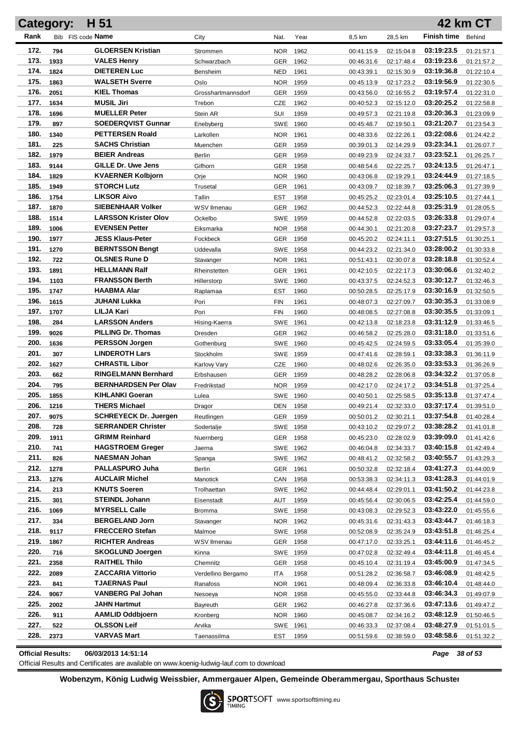## Category: H 51

## 42 km CT

| Rank | Bib | FIS code | Name | City | Nat. | Year | 8,5 km | 28,5 km | Finish time | Behind |
|---|---|---|---|---|---|---|---|---|---|---|
| 172. | 794 | | GLOERSEN Kristian | Strommen | NOR | 1962 | 00:41:15.9 | 02:15:04.8 | 03:19:23.5 | 01:21:57.1 |
| 173. | 1933 | | VALES Henry | Schwarzbach | GER | 1962 | 00:46:31.6 | 02:17:48.4 | 03:19:23.6 | 01:21:57.2 |
| 174. | 1824 | | DIETEREN Luc | Bensheim | NED | 1961 | 00:43:39.1 | 02:15:30.9 | 03:19:36.8 | 01:22:10.4 |
| 175. | 1863 | | WALSETH Sverre | Oslo | NOR | 1959 | 00:45:13.9 | 02:17:23.2 | 03:19:56.9 | 01:22:30.5 |
| 176. | 2051 | | KIEL Thomas | Grosshartmannsdorf | GER | 1959 | 00:43:56.0 | 02:16:55.2 | 03:19:57.4 | 01:22:31.0 |
| 177. | 1634 | | MUSIL Jiri | Trebon | CZE | 1962 | 00:40:52.3 | 02:15:12.0 | 03:20:25.2 | 01:22:58.8 |
| 178. | 1696 | | MUELLER Peter | Stein AR | SUI | 1959 | 00:49:57.3 | 02:21:19.8 | 03:20:36.3 | 01:23:09.9 |
| 179. | 897 | | SOEDERQVIST Gunnar | Enebyberg | SWE | 1960 | 00:45:48.7 | 02:19:50.1 | 03:21:20.7 | 01:23:54.3 |
| 180. | 1340 | | PETTERSEN Roald | Larkollen | NOR | 1961 | 00:48:33.6 | 02:22:26.1 | 03:22:08.6 | 01:24:42.2 |
| 181. | 225 | | SACHS Christian | Muenchen | GER | 1959 | 00:39:01.3 | 02:14:29.9 | 03:23:34.1 | 01:26:07.7 |
| 182. | 1979 | | BEIER Andreas | Berlin | GER | 1959 | 00:49:23.9 | 02:24:33.7 | 03:23:52.1 | 01:26:25.7 |
| 183. | 9144 | | GILLE Dr. Uwe Jens | Gifhorn | GER | 1958 | 00:48:54.6 | 02:22:25.7 | 03:24:13.5 | 01:26:47.1 |
| 184. | 1829 | | KVAERNER Kolbjorn | Orje | NOR | 1960 | 00:43:06.8 | 02:19:29.1 | 03:24:44.9 | 01:27:18.5 |
| 185. | 1949 | | STORCH Lutz | Trusetal | GER | 1961 | 00:43:09.7 | 02:18:39.7 | 03:25:06.3 | 01:27:39.9 |
| 186. | 1754 | | LIKSOR Aivo | Tallin | EST | 1958 | 00:45:25.2 | 02:23:01.4 | 03:25:10.5 | 01:27:44.1 |
| 187. | 1870 | | SIEBENHAAR Volker | WSV Ilmenau | GER | 1962 | 00:44:52.3 | 02:22:44.8 | 03:25:31.9 | 01:28:05.5 |
| 188. | 1514 | | LARSSON Krister Olov | Ockelbo | SWE | 1959 | 00:44:52.8 | 02:22:03.5 | 03:26:33.8 | 01:29:07.4 |
| 189. | 1006 | | EVENSEN Petter | Eiksmarka | NOR | 1958 | 00:44:30.1 | 02:21:20.8 | 03:27:23.7 | 01:29:57.3 |
| 190. | 1977 | | JESS Klaus-Peter | Fockbeck | GER | 1958 | 00:45:20.2 | 02:24:11.1 | 03:27:51.5 | 01:30:25.1 |
| 191. | 1270 | | BERNTSSON Bengt | Uddevalla | SWE | 1958 | 00:44:23.2 | 02:21:34.0 | 03:28:00.2 | 01:30:33.8 |
| 192. | 722 | | OLSNES Rune D | Stavanger | NOR | 1961 | 00:51:43.1 | 02:30:07.8 | 03:28:18.8 | 01:30:52.4 |
| 193. | 1891 | | HELLMANN Ralf | Rheinstetten | GER | 1961 | 00:42:10.5 | 02:22:17.3 | 03:30:06.6 | 01:32:40.2 |
| 194. | 1103 | | FRANSSON Berth | Hillerstorp | SWE | 1960 | 00:43:37.5 | 02:24:52.3 | 03:30:12.7 | 01:32:46.3 |
| 195. | 1747 | | HAABMA Alar | Raplamaa | EST | 1960 | 00:50:28.5 | 02:25:17.9 | 03:30:16.9 | 01:32:50.5 |
| 196. | 1615 | | JUHANI Lukka | Pori | FIN | 1961 | 00:48:07.3 | 02:27:09.7 | 03:30:35.3 | 01:33:08.9 |
| 197. | 1707 | | LILJA Kari | Pori | FIN | 1960 | 00:48:08.5 | 02:27:08.8 | 03:30:35.5 | 01:33:09.1 |
| 198. | 284 | | LARSSON Anders | Hising-Kaerra | SWE | 1961 | 00:42:13.8 | 02:18:23.8 | 03:31:12.9 | 01:33:46.5 |
| 199. | 9026 | | PILLING Dr. Thomas | Dresden | GER | 1962 | 00:46:58.2 | 02:25:28.0 | 03:31:18.0 | 01:33:51.6 |
| 200. | 1636 | | PERSSON Jorgen | Gothenburg | SWE | 1960 | 00:45:42.5 | 02:24:59.5 | 03:33:05.4 | 01:35:39.0 |
| 201. | 307 | | LINDEROTH Lars | Stockholm | SWE | 1959 | 00:47:41.6 | 02:28:59.1 | 03:33:38.3 | 01:36:11.9 |
| 202. | 1627 | | CHRASTIL Libor | Karlovy Vary | CZE | 1960 | 00:48:02.6 | 02:26:35.0 | 03:33:53.3 | 01:36:26.9 |
| 203. | 662 | | RINGELMANN Bernhard | Erbshausen | GER | 1959 | 00:48:28.2 | 02:28:06.8 | 03:34:32.2 | 01:37:05.8 |
| 204. | 795 | | BERNHARDSEN Per Olav | Fredrikstad | NOR | 1959 | 00:42:17.0 | 02:24:17.2 | 03:34:51.8 | 01:37:25.4 |
| 205. | 1855 | | KIHLANKI Goeran | Lulea | SWE | 1960 | 00:40:50.1 | 02:25:58.5 | 03:35:13.8 | 01:37:47.4 |
| 206. | 1216 | | THERS Michael | Dragor | DEN | 1958 | 00:49:21.4 | 02:32:33.0 | 03:37:17.4 | 01:39:51.0 |
| 207. | 9075 | | SCHREYECK Dr. Juergen | Reutlingen | GER | 1959 | 00:50:01.2 | 02:30:21.1 | 03:37:54.8 | 01:40:28.4 |
| 208. | 728 | | SERRANDER Christer | Sodertalje | SWE | 1958 | 00:43:10.2 | 02:29:07.2 | 03:38:28.2 | 01:41:01.8 |
| 209. | 1911 | | GRIMM Reinhard | Nuernberg | GER | 1958 | 00:45:23.0 | 02:28:02.9 | 03:39:09.0 | 01:41:42.6 |
| 210. | 741 | | HAGSTROEM Greger | Jaerna | SWE | 1962 | 00:46:04.8 | 02:34:33.7 | 03:40:15.8 | 01:42:49.4 |
| 211. | 826 | | NAESMAN Johan | Spanga | SWE | 1962 | 00:48:41.2 | 02:32:58.2 | 03:40:55.7 | 01:43:29.3 |
| 212. | 1278 | | PALLASPURO Juha | Berlin | GER | 1961 | 00:50:32.8 | 02:32:18.4 | 03:41:27.3 | 01:44:00.9 |
| 213. | 1276 | | AUCLAIR Michel | Manotick | CAN | 1958 | 00:53:38.3 | 02:34:11.3 | 03:41:28.3 | 01:44:01.9 |
| 214. | 213 | | KNUTS Soeren | Trolhaettan | SWE | 1962 | 00:44:48.4 | 02:29:01.1 | 03:41:50.2 | 01:44:23.8 |
| 215. | 301 | | STEINDL Johann | Eisenstadt | AUT | 1959 | 00:45:56.4 | 02:30:06.5 | 03:42:25.4 | 01:44:59.0 |
| 216. | 1069 | | MYRSELL Calle | Bromma | SWE | 1958 | 00:43:08.3 | 02:29:52.3 | 03:43:22.0 | 01:45:55.6 |
| 217. | 334 | | BERGELAND Jorn | Stavanger | NOR | 1962 | 00:45:31.6 | 02:31:43.3 | 03:43:44.7 | 01:46:18.3 |
| 218. | 9117 | | FRECCERO Stefan | Malmoe | SWE | 1958 | 00:52:08.9 | 02:35:24.9 | 03:43:51.8 | 01:46:25.4 |
| 219. | 1867 | | RICHTER Andreas | WSV Ilmenau | GER | 1958 | 00:47:17.0 | 02:33:25.1 | 03:44:11.6 | 01:46:45.2 |
| 220. | 716 | | SKOGLUND Joergen | Kinna | SWE | 1959 | 00:47:02.8 | 02:32:49.4 | 03:44:11.8 | 01:46:45.4 |
| 221. | 2358 | | RAITHEL Thilo | Chemnitz | GER | 1958 | 00:45:10.4 | 02:31:19.4 | 03:45:00.9 | 01:47:34.5 |
| 222. | 2089 | | ZACCARIA Vittorio | Verdellino Bergamo | ITA | 1958 | 00:51:28.2 | 02:36:58.7 | 03:46:08.9 | 01:48:42.5 |
| 223. | 841 | | TJAERNAS Paul | Ranafoss | NOR | 1961 | 00:48:09.4 | 02:36:33.8 | 03:46:10.4 | 01:48:44.0 |
| 224. | 9067 | | VANBERG Pal Johan | Nesoeya | NOR | 1958 | 00:45:55.0 | 02:33:44.8 | 03:46:34.3 | 01:49:07.9 |
| 225. | 2002 | | JAHN Hartmut | Bayreuth | GER | 1962 | 00:46:27.8 | 02:37:36.6 | 03:47:13.6 | 01:49:47.2 |
| 226. | 911 | | AAMLID Oddbjoern | Kronberg | NOR | 1960 | 00:45:08.7 | 02:34:16.2 | 03:48:12.9 | 01:50:46.5 |
| 227. | 522 | | OLSSON Leif | Arvika | SWE | 1961 | 00:46:33.3 | 02:37:08.4 | 03:48:27.9 | 01:51:01.5 |
| 228. | 2373 | | VARVAS Mart | Taenassilma | EST | 1959 | 00:51:59.6 | 02:38:59.0 | 03:48:58.6 | 01:51:32.2 |

**Official Results:** 06/03/2013 14:51:14

Official Results and Certificates are available on www.koenig-ludwig-lauf.com to download

**Wobenzym, König Ludwig Weissbier, Ammergauer Alpen, Gemeinde Oberammergau, Sporthaus Schuster**

SPORTSOFT TIMING www.sportsofttiming.eu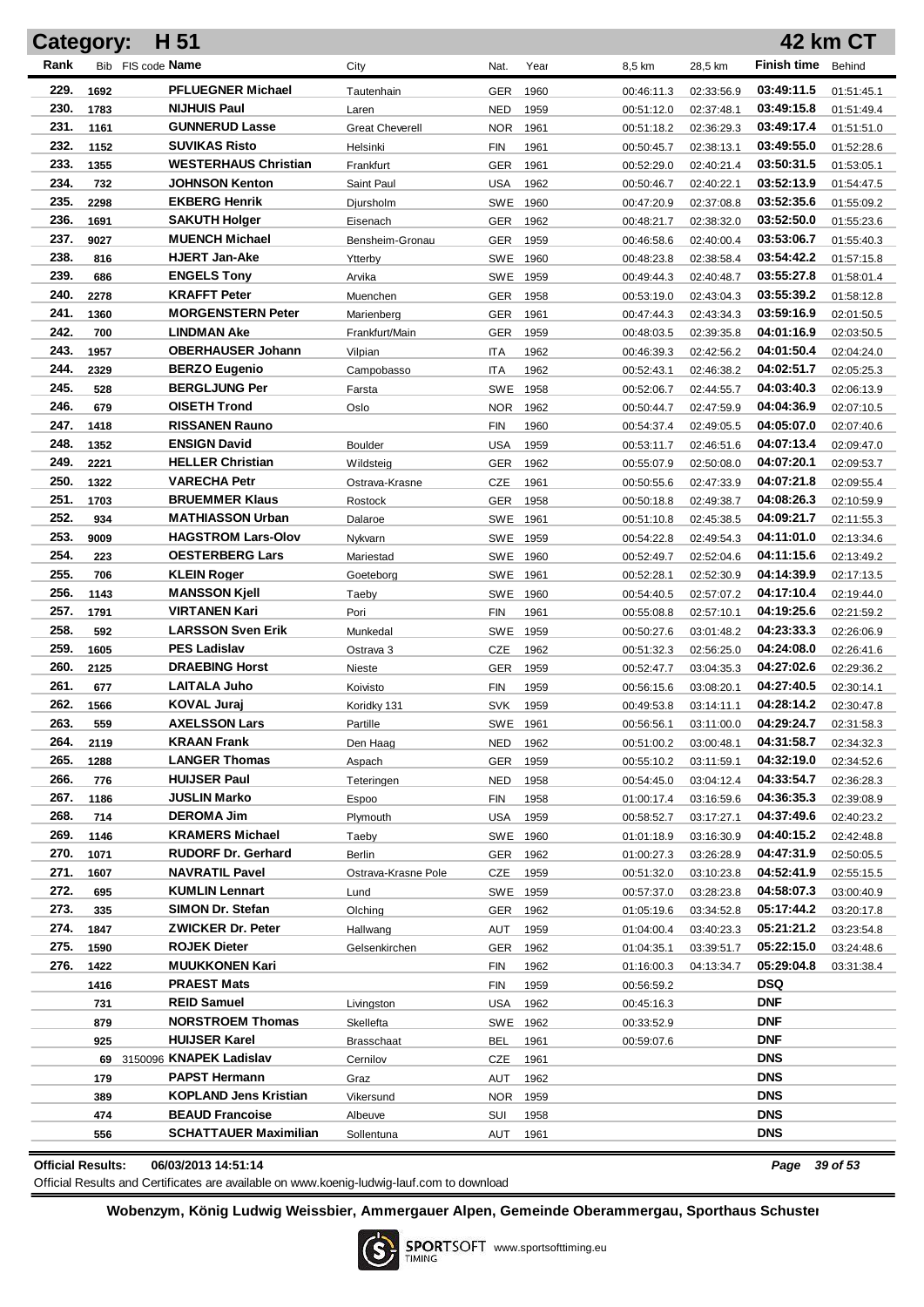**Category: H 51** **42 km CT**

| Rank | Bib | FIS code | Name | City | Nat. | Year | 8,5 km | 28,5 km | Finish time | Behind |
|---|---|---|---|---|---|---|---|---|---|---|
| 229. | 1692 | | PFLUEGNER Michael | Tautenhain | GER | 1960 | 00:46:11.3 | 02:33:56.9 | 03:49:11.5 | 01:51:45.1 |
| 230. | 1783 | | NIJHUIS Paul | Laren | NED | 1959 | 00:51:12.0 | 02:37:48.1 | 03:49:15.8 | 01:51:49.4 |
| 231. | 1161 | | GUNNERUD Lasse | Great Cheverell | NOR | 1961 | 00:51:18.2 | 02:36:29.3 | 03:49:17.4 | 01:51:51.0 |
| 232. | 1152 | | SUVIKAS Risto | Helsinki | FIN | 1961 | 00:50:45.7 | 02:38:13.1 | 03:49:55.0 | 01:52:28.6 |
| 233. | 1355 | | WESTERHAUS Christian | Frankfurt | GER | 1961 | 00:52:29.0 | 02:40:21.4 | 03:50:31.5 | 01:53:05.1 |
| 234. | 732 | | JOHNSON Kenton | Saint Paul | USA | 1962 | 00:50:46.7 | 02:40:22.1 | 03:52:13.9 | 01:54:47.5 |
| 235. | 2298 | | EKBERG Henrik | Djursholm | SWE | 1960 | 00:47:20.9 | 02:37:08.8 | 03:52:35.6 | 01:55:09.2 |
| 236. | 1691 | | SAKUTH Holger | Eisenach | GER | 1962 | 00:48:21.7 | 02:38:32.0 | 03:52:50.0 | 01:55:23.6 |
| 237. | 9027 | | MUENCH Michael | Bensheim-Gronau | GER | 1959 | 00:46:58.6 | 02:40:00.4 | 03:53:06.7 | 01:55:40.3 |
| 238. | 816 | | HJERT Jan-Ake | Ytterby | SWE | 1960 | 00:48:23.8 | 02:38:58.4 | 03:54:42.2 | 01:57:15.8 |
| 239. | 686 | | ENGELS Tony | Arvika | SWE | 1959 | 00:49:44.3 | 02:40:48.7 | 03:55:27.8 | 01:58:01.4 |
| 240. | 2278 | | KRAFFT Peter | Muenchen | GER | 1958 | 00:53:19.0 | 02:43:04.3 | 03:55:39.2 | 01:58:12.8 |
| 241. | 1360 | | MORGENSTERN Peter | Marienberg | GER | 1961 | 00:47:44.3 | 02:43:34.3 | 03:59:16.9 | 02:01:50.5 |
| 242. | 700 | | LINDMAN Ake | Frankfurt/Main | GER | 1959 | 00:48:03.5 | 02:39:35.8 | 04:01:16.9 | 02:03:50.5 |
| 243. | 1957 | | OBERHAUSER Johann | Vilpian | ITA | 1962 | 00:46:39.3 | 02:42:56.2 | 04:01:50.4 | 02:04:24.0 |
| 244. | 2329 | | BERZO Eugenio | Campobasso | ITA | 1962 | 00:52:43.1 | 02:46:38.2 | 04:02:51.7 | 02:05:25.3 |
| 245. | 528 | | BERGLJUNG Per | Farsta | SWE | 1958 | 00:52:06.7 | 02:44:55.7 | 04:03:40.3 | 02:06:13.9 |
| 246. | 679 | | OISETH Trond | Oslo | NOR | 1962 | 00:50:44.7 | 02:47:59.9 | 04:04:36.9 | 02:07:10.5 |
| 247. | 1418 | | RISSANEN Rauno | | FIN | 1960 | 00:54:37.4 | 02:49:05.5 | 04:05:07.0 | 02:07:40.6 |
| 248. | 1352 | | ENSIGN David | Boulder | USA | 1959 | 00:53:11.7 | 02:46:51.6 | 04:07:13.4 | 02:09:47.0 |
| 249. | 2221 | | HELLER Christian | Wildsteig | GER | 1962 | 00:55:07.9 | 02:50:08.0 | 04:07:20.1 | 02:09:53.7 |
| 250. | 1322 | | VARECHA Petr | Ostrava-Krasne | CZE | 1961 | 00:50:55.6 | 02:47:33.9 | 04:07:21.8 | 02:09:55.4 |
| 251. | 1703 | | BRUEMMER Klaus | Rostock | GER | 1958 | 00:50:18.8 | 02:49:38.7 | 04:08:26.3 | 02:10:59.9 |
| 252. | 934 | | MATHIASSON Urban | Dalaroe | SWE | 1961 | 00:51:10.8 | 02:45:38.5 | 04:09:21.7 | 02:11:55.3 |
| 253. | 9009 | | HAGSTROM Lars-Olov | Nykvarn | SWE | 1959 | 00:54:22.8 | 02:49:54.3 | 04:11:01.0 | 02:13:34.6 |
| 254. | 223 | | OESTERBERG Lars | Mariestad | SWE | 1960 | 00:52:49.7 | 02:52:04.6 | 04:11:15.6 | 02:13:49.2 |
| 255. | 706 | | KLEIN Roger | Goeteborg | SWE | 1961 | 00:52:28.1 | 02:52:30.9 | 04:14:39.9 | 02:17:13.5 |
| 256. | 1143 | | MANSSON Kjell | Taeby | SWE | 1960 | 00:54:40.5 | 02:57:07.2 | 04:17:10.4 | 02:19:44.0 |
| 257. | 1791 | | VIRTANEN Kari | Pori | FIN | 1961 | 00:55:08.8 | 02:57:10.1 | 04:19:25.6 | 02:21:59.2 |
| 258. | 592 | | LARSSON Sven Erik | Munkedal | SWE | 1959 | 00:50:27.6 | 03:01:48.2 | 04:23:33.3 | 02:26:06.9 |
| 259. | 1605 | | PES Ladislav | Ostrava 3 | CZE | 1962 | 00:51:32.3 | 02:56:25.0 | 04:24:08.0 | 02:26:41.6 |
| 260. | 2125 | | DRAEBING Horst | Nieste | GER | 1959 | 00:52:47.7 | 03:04:35.3 | 04:27:02.6 | 02:29:36.2 |
| 261. | 677 | | LAITALA Juho | Koivisto | FIN | 1959 | 00:56:15.6 | 03:08:20.1 | 04:27:40.5 | 02:30:14.1 |
| 262. | 1566 | | KOVAL Juraj | Koridky 131 | SVK | 1959 | 00:49:53.8 | 03:14:11.1 | 04:28:14.2 | 02:30:47.8 |
| 263. | 559 | | AXELSSON Lars | Partille | SWE | 1961 | 00:56:56.1 | 03:11:00.0 | 04:29:24.7 | 02:31:58.3 |
| 264. | 2119 | | KRAAN Frank | Den Haag | NED | 1962 | 00:51:00.2 | 03:00:48.1 | 04:31:58.7 | 02:34:32.3 |
| 265. | 1288 | | LANGER Thomas | Aspach | GER | 1959 | 00:55:10.2 | 03:11:59.1 | 04:32:19.0 | 02:34:52.6 |
| 266. | 776 | | HUIJSER Paul | Teteringen | NED | 1958 | 00:54:45.0 | 03:04:12.4 | 04:33:54.7 | 02:36:28.3 |
| 267. | 1186 | | JUSLIN Marko | Espoo | FIN | 1958 | 01:00:17.4 | 03:16:59.6 | 04:36:35.3 | 02:39:08.9 |
| 268. | 714 | | DEROMA Jim | Plymouth | USA | 1959 | 00:58:52.7 | 03:17:27.1 | 04:37:49.6 | 02:40:23.2 |
| 269. | 1146 | | KRAMERS Michael | Taeby | SWE | 1960 | 01:01:18.9 | 03:16:30.9 | 04:40:15.2 | 02:42:48.8 |
| 270. | 1071 | | RUDORF Dr. Gerhard | Berlin | GER | 1962 | 01:00:27.3 | 03:26:28.9 | 04:47:31.9 | 02:50:05.5 |
| 271. | 1607 | | NAVRATIL Pavel | Ostrava-Krasne Pole | CZE | 1959 | 00:51:32.0 | 03:10:23.8 | 04:52:41.9 | 02:55:15.5 |
| 272. | 695 | | KUMLIN Lennart | Lund | SWE | 1959 | 00:57:37.0 | 03:28:23.8 | 04:58:07.3 | 03:00:40.9 |
| 273. | 335 | | SIMON Dr. Stefan | Olching | GER | 1962 | 01:05:19.6 | 03:34:52.8 | 05:17:44.2 | 03:20:17.8 |
| 274. | 1847 | | ZWICKER Dr. Peter | Hallwang | AUT | 1959 | 01:04:00.4 | 03:40:23.3 | 05:21:21.2 | 03:23:54.8 |
| 275. | 1590 | | ROJEK Dieter | Gelsenkirchen | GER | 1962 | 01:04:35.1 | 03:39:51.7 | 05:22:15.0 | 03:24:48.6 |
| 276. | 1422 | | MUUKKONEN Kari | | FIN | 1962 | 01:16:00.3 | 04:13:34.7 | 05:29:04.8 | 03:31:38.4 |
| | 1416 | | PRAEST Mats | | FIN | 1959 | 00:56:59.2 | | DSQ | |
| | 731 | | REID Samuel | Livingston | USA | 1962 | 00:45:16.3 | | DNF | |
| | 879 | | NORSTROEM Thomas | Skellefta | SWE | 1962 | 00:33:52.9 | | DNF | |
| | 925 | | HUIJSER Karel | Brasschaat | BEL | 1961 | 00:59:07.6 | | DNF | |
| | 69 | 3150096 | KNAPEK Ladislav | Cernilov | CZE | 1961 | | | DNS | |
| | 179 | | PAPST Hermann | Graz | AUT | 1962 | | | DNS | |
| | 389 | | KOPLAND Jens Kristian | Vikersund | NOR | 1959 | | | DNS | |
| | 474 | | BEAUD Francoise | Albeuve | SUI | 1958 | | | DNS | |
| | 556 | | SCHATTAUER Maximilian | Sollentuna | AUT | 1961 | | | DNS | |

**Official Results:** 06/03/2013 14:51:14

Official Results and Certificates are available on www.koenig-ludwig-lauf.com to download

**Wobenzym, König Ludwig Weissbier, Ammergauer Alpen, Gemeinde Oberammergau, Sporthaus Schuster**

SPORTSOFT TIMING www.sportsofttiming.eu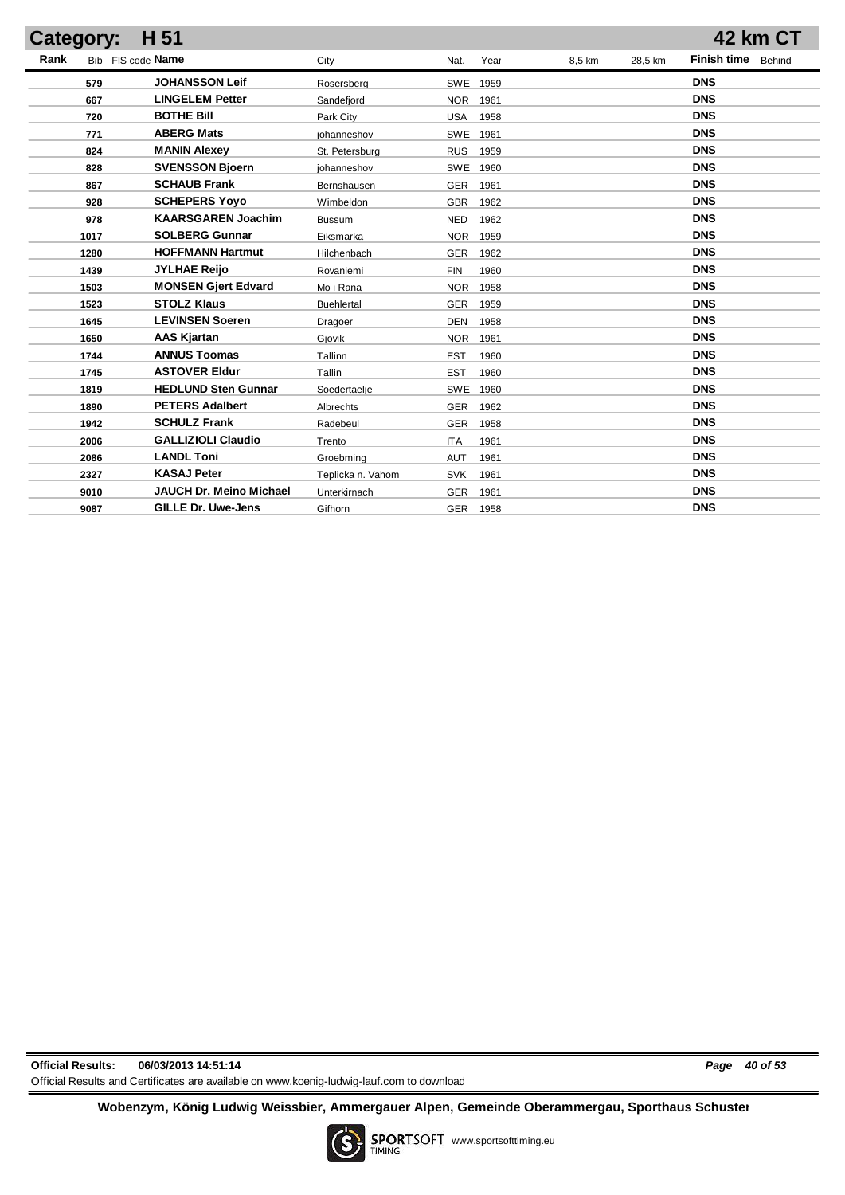## Category: H 51 — 42 km CT

| Rank | Bib | FIS code | Name | City | Nat. | Year | 8,5 km | 28,5 km | Finish time | Behind |
|---|---|---|---|---|---|---|---|---|---|---|
| | 579 | | JOHANSSON Leif | Rosersberg | SWE | 1959 | | | DNS | |
| | 667 | | LINGELEM Petter | Sandefjord | NOR | 1961 | | | DNS | |
| | 720 | | BOTHE Bill | Park City | USA | 1958 | | | DNS | |
| | 771 | | ABERG Mats | johanneshov | SWE | 1961 | | | DNS | |
| | 824 | | MANIN Alexey | St. Petersburg | RUS | 1959 | | | DNS | |
| | 828 | | SVENSSON Bjoern | johanneshov | SWE | 1960 | | | DNS | |
| | 867 | | SCHAUB Frank | Bernshausen | GER | 1961 | | | DNS | |
| | 928 | | SCHEPERS Yoyo | Wimbeldon | GBR | 1962 | | | DNS | |
| | 978 | | KAARSGAREN Joachim | Bussum | NED | 1962 | | | DNS | |
| | 1017 | | SOLBERG Gunnar | Eiksmarka | NOR | 1959 | | | DNS | |
| | 1280 | | HOFFMANN Hartmut | Hilchenbach | GER | 1962 | | | DNS | |
| | 1439 | | JYLHAE Reijo | Rovaniemi | FIN | 1960 | | | DNS | |
| | 1503 | | MONSEN Gjert Edvard | Mo i Rana | NOR | 1958 | | | DNS | |
| | 1523 | | STOLZ Klaus | Buehlertal | GER | 1959 | | | DNS | |
| | 1645 | | LEVINSEN Soeren | Dragoer | DEN | 1958 | | | DNS | |
| | 1650 | | AAS Kjartan | Gjovik | NOR | 1961 | | | DNS | |
| | 1744 | | ANNUS Toomas | Tallinn | EST | 1960 | | | DNS | |
| | 1745 | | ASTOVER Eldur | Tallin | EST | 1960 | | | DNS | |
| | 1819 | | HEDLUND Sten Gunnar | Soedertaelje | SWE | 1960 | | | DNS | |
| | 1890 | | PETERS Adalbert | Albrechts | GER | 1962 | | | DNS | |
| | 1942 | | SCHULZ Frank | Radebeul | GER | 1958 | | | DNS | |
| | 2006 | | GALLIZIOLI Claudio | Trento | ITA | 1961 | | | DNS | |
| | 2086 | | LANDL Toni | Groebming | AUT | 1961 | | | DNS | |
| | 2327 | | KASAJ Peter | Teplicka n. Vahom | SVK | 1961 | | | DNS | |
| | 9010 | | JAUCH Dr. Meino Michael | Unterkirnach | GER | 1961 | | | DNS | |
| | 9087 | | GILLE Dr. Uwe-Jens | Gifhorn | GER | 1958 | | | DNS | |

**Official Results:** 06/03/2013 14:51:14

Official Results and Certificates are available on www.koenig-ludwig-lauf.com to download

**Wobenzym, König Ludwig Weissbier, Ammergauer Alpen, Gemeinde Oberammergau, Sporthaus Schuster**

SPORTSOFT TIMING www.sportsofttiming.eu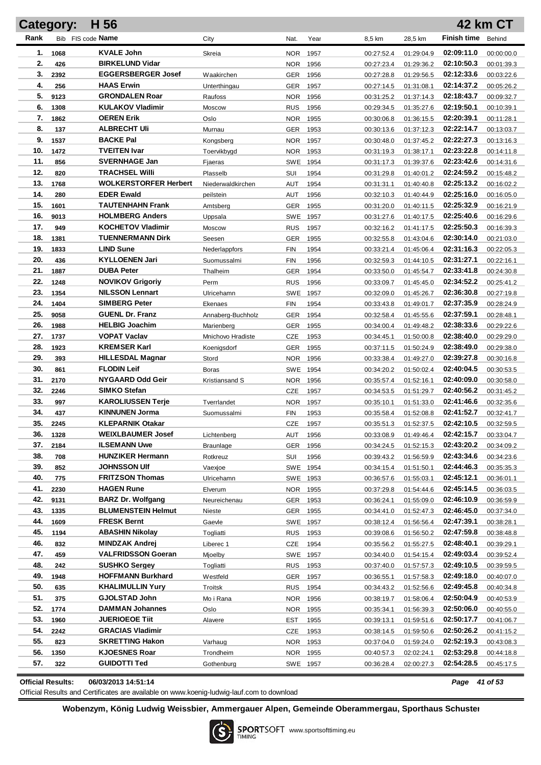# Category: H 56 — 42 km CT

| Rank | Bib | FIS code | Name | City | Nat. | Year | 8,5 km | 28,5 km | Finish time | Behind |
|---|---|---|---|---|---|---|---|---|---|---|
| 1. | 1068 | | KVALE John | Skreia | NOR | 1957 | 00:27:52.4 | 01:29:04.9 | 02:09:11.0 | 00:00:00.0 |
| 2. | 426 | | BIRKELUND Vidar | | NOR | 1956 | 00:27:23.4 | 01:29:36.2 | 02:10:50.3 | 00:01:39.3 |
| 3. | 2392 | | EGGERSBERGER Josef | Waakirchen | GER | 1956 | 00:27:28.8 | 01:29:56.5 | 02:12:33.6 | 00:03:22.6 |
| 4. | 256 | | HAAS Erwin | Unterthingau | GER | 1957 | 00:27:14.5 | 01:31:08.1 | 02:14:37.2 | 00:05:26.2 |
| 5. | 9123 | | GRONDALEN Roar | Raufoss | NOR | 1956 | 00:31:25.2 | 01:37:14.3 | 02:18:43.7 | 00:09:32.7 |
| 6. | 1308 | | KULAKOV Vladimir | Moscow | RUS | 1956 | 00:29:34.5 | 01:35:27.6 | 02:19:50.1 | 00:10:39.1 |
| 7. | 1862 | | OEREN Erik | Oslo | NOR | 1955 | 00:30:06.8 | 01:36:15.5 | 02:20:39.1 | 00:11:28.1 |
| 8. | 137 | | ALBRECHT Uli | Murnau | GER | 1953 | 00:30:13.6 | 01:37:12.3 | 02:22:14.7 | 00:13:03.7 |
| 9. | 1537 | | BACKE Pal | Kongsberg | NOR | 1957 | 00:30:48.0 | 01:37:45.2 | 02:22:27.3 | 00:13:16.3 |
| 10. | 1472 | | TVEITEN Ivar | Toervikbygd | NOR | 1953 | 00:31:19.3 | 01:38:17.1 | 02:23:22.8 | 00:14:11.8 |
| 11. | 856 | | SVERNHAGE Jan | Fjaeras | SWE | 1954 | 00:31:17.3 | 01:39:37.6 | 02:23:42.6 | 00:14:31.6 |
| 12. | 820 | | TRACHSEL Willi | Plasselb | SUI | 1954 | 00:31:29.8 | 01:40:01.2 | 02:24:59.2 | 00:15:48.2 |
| 13. | 1768 | | WOLKERSTORFER Herbert | Niederwaldkirchen | AUT | 1954 | 00:31:31.1 | 01:40:40.8 | 02:25:13.2 | 00:16:02.2 |
| 14. | 280 | | EDER Ewald | peilstein | AUT | 1956 | 00:32:10.3 | 01:40:44.9 | 02:25:16.0 | 00:16:05.0 |
| 15. | 1601 | | TAUTENHAHN Frank | Amtsberg | GER | 1955 | 00:31:20.0 | 01:40:11.5 | 02:25:32.9 | 00:16:21.9 |
| 16. | 9013 | | HOLMBERG Anders | Uppsala | SWE | 1957 | 00:31:27.6 | 01:40:17.5 | 02:25:40.6 | 00:16:29.6 |
| 17. | 949 | | KOCHETOV Vladimir | Moscow | RUS | 1957 | 00:32:16.2 | 01:41:17.5 | 02:25:50.3 | 00:16:39.3 |
| 18. | 1381 | | TUENNERMANN Dirk | Seesen | GER | 1955 | 00:32:55.8 | 01:43:04.6 | 02:30:14.0 | 00:21:03.0 |
| 19. | 1833 | | LIND Sune | Nederlappfors | FIN | 1954 | 00:33:21.4 | 01:45:06.4 | 02:31:16.3 | 00:22:05.3 |
| 20. | 436 | | KYLLOENEN Jari | Suomussalmi | FIN | 1956 | 00:32:59.3 | 01:44:10.5 | 02:31:27.1 | 00:22:16.1 |
| 21. | 1887 | | DUBA Peter | Thalheim | GER | 1954 | 00:33:50.0 | 01:45:54.7 | 02:33:41.8 | 00:24:30.8 |
| 22. | 1248 | | NOVIKOV Grigoriy | Perm | RUS | 1956 | 00:33:09.7 | 01:45:45.0 | 02:34:52.2 | 00:25:41.2 |
| 23. | 1354 | | NILSSON Lennart | Ulricehamn | SWE | 1957 | 00:32:09.0 | 01:45:26.7 | 02:36:30.8 | 00:27:19.8 |
| 24. | 1404 | | SIMBERG Peter | Ekenaes | FIN | 1954 | 00:33:43.8 | 01:49:01.7 | 02:37:35.9 | 00:28:24.9 |
| 25. | 9058 | | GUENL Dr. Franz | Annaberg-Buchholz | GER | 1954 | 00:32:58.4 | 01:45:55.6 | 02:37:59.1 | 00:28:48.1 |
| 26. | 1988 | | HELBIG Joachim | Marienberg | GER | 1955 | 00:34:00.4 | 01:49:48.2 | 02:38:33.6 | 00:29:22.6 |
| 27. | 1737 | | VOPAT Vaclav | Mnichovo Hradiste | CZE | 1953 | 00:34:45.1 | 01:50:00.8 | 02:38:40.0 | 00:29:29.0 |
| 28. | 1923 | | KREMSER Karl | Koenigsdorf | GER | 1955 | 00:37:11.5 | 01:50:24.9 | 02:38:49.0 | 00:29:38.0 |
| 29. | 393 | | HILLESDAL Magnar | Stord | NOR | 1956 | 00:33:38.4 | 01:49:27.0 | 02:39:27.8 | 00:30:16.8 |
| 30. | 861 | | FLODIN Leif | Boras | SWE | 1954 | 00:34:20.2 | 01:50:02.4 | 02:40:04.5 | 00:30:53.5 |
| 31. | 2170 | | NYGAARD Odd Geir | Kristiansand S | NOR | 1956 | 00:35:57.4 | 01:52:16.1 | 02:40:09.0 | 00:30:58.0 |
| 32. | 2246 | | SIMKO Stefan | | CZE | 1957 | 00:34:53.5 | 01:51:29.7 | 02:40:56.2 | 00:31:45.2 |
| 33. | 997 | | KAROLIUSSEN Terje | Tverrlandet | NOR | 1957 | 00:35:10.1 | 01:51:33.0 | 02:41:46.6 | 00:32:35.6 |
| 34. | 437 | | KINNUNEN Jorma | Suomussalmi | FIN | 1953 | 00:35:58.4 | 01:52:08.8 | 02:41:52.7 | 00:32:41.7 |
| 35. | 2245 | | KLEPARNIK Otakar | | CZE | 1957 | 00:35:51.3 | 01:52:37.5 | 02:42:10.5 | 00:32:59.5 |
| 36. | 1328 | | WEIXLBAUMER Josef | Lichtenberg | AUT | 1956 | 00:33:08.9 | 01:49:46.4 | 02:42:15.7 | 00:33:04.7 |
| 37. | 2184 | | ILSEMANN Uwe | Braunlage | GER | 1956 | 00:34:24.5 | 01:52:15.3 | 02:43:20.2 | 00:34:09.2 |
| 38. | 708 | | HUNZIKER Hermann | Rotkreuz | SUI | 1956 | 00:39:43.2 | 01:56:59.9 | 02:43:34.6 | 00:34:23.6 |
| 39. | 852 | | JOHNSSON Ulf | Vaexjoe | SWE | 1954 | 00:34:15.4 | 01:51:50.1 | 02:44:46.3 | 00:35:35.3 |
| 40. | 775 | | FRITZSON Thomas | Ulricehamn | SWE | 1953 | 00:36:57.6 | 01:55:03.1 | 02:45:12.1 | 00:36:01.1 |
| 41. | 2230 | | HAGEN Rune | Elverum | NOR | 1955 | 00:37:29.8 | 01:54:44.6 | 02:45:14.5 | 00:36:03.5 |
| 42. | 9131 | | BARZ Dr. Wolfgang | Neureichenau | GER | 1953 | 00:36:24.1 | 01:55:09.0 | 02:46:10.9 | 00:36:59.9 |
| 43. | 1335 | | BLUMENSTEIN Helmut | Nieste | GER | 1955 | 00:34:41.0 | 01:52:47.3 | 02:46:45.0 | 00:37:34.0 |
| 44. | 1609 | | FRESK Bernt | Gaevle | SWE | 1957 | 00:38:12.4 | 01:56:56.4 | 02:47:39.1 | 00:38:28.1 |
| 45. | 1194 | | ABASHIN Nikolay | Togliatti | RUS | 1953 | 00:39:08.6 | 01:56:50.2 | 02:47:59.8 | 00:38:48.8 |
| 46. | 832 | | MINDZAK Andrej | Liberec 1 | CZE | 1954 | 00:35:56.2 | 01:55:27.5 | 02:48:40.1 | 00:39:29.1 |
| 47. | 459 | | VALFRIDSSON Goeran | Mjoelby | SWE | 1957 | 00:34:40.0 | 01:54:15.4 | 02:49:03.4 | 00:39:52.4 |
| 48. | 242 | | SUSHKO Sergey | Togliatti | RUS | 1953 | 00:37:40.0 | 01:57:57.3 | 02:49:10.5 | 00:39:59.5 |
| 49. | 1948 | | HOFFMANN Burkhard | Westfeld | GER | 1957 | 00:36:55.1 | 01:57:58.3 | 02:49:18.0 | 00:40:07.0 |
| 50. | 635 | | KHALIMULLIN Yury | Troitsk | RUS | 1954 | 00:34:43.2 | 01:52:56.6 | 02:49:45.8 | 00:40:34.8 |
| 51. | 375 | | GJOLSTAD John | Mo i Rana | NOR | 1956 | 00:38:19.7 | 01:58:06.4 | 02:50:04.9 | 00:40:53.9 |
| 52. | 1774 | | DAMMAN Johannes | Oslo | NOR | 1955 | 00:35:34.1 | 01:56:39.3 | 02:50:06.0 | 00:40:55.0 |
| 53. | 1960 | | JUERIOEOE Tiit | Alavere | EST | 1955 | 00:39:13.1 | 01:59:51.6 | 02:50:17.7 | 00:41:06.7 |
| 54. | 2242 | | GRACIAS Vladimir | | CZE | 1953 | 00:38:14.5 | 01:59:50.6 | 02:50:26.2 | 00:41:15.2 |
| 55. | 823 | | SKRETTING Hakon | Varhaug | NOR | 1953 | 00:37:04.0 | 01:59:24.0 | 02:52:19.3 | 00:43:08.3 |
| 56. | 1350 | | KJOESNES Roar | Trondheim | NOR | 1955 | 00:40:57.3 | 02:02:24.1 | 02:53:29.8 | 00:44:18.8 |
| 57. | 322 | | GUIDOTTI Ted | Gothenburg | SWE | 1957 | 00:36:28.4 | 02:00:27.3 | 02:54:28.5 | 00:45:17.5 |

**Official Results:** 06/03/2013 14:51:14

Official Results and Certificates are available on www.koenig-ludwig-lauf.com to download

**Wobenzym, König Ludwig Weissbier, Ammergauer Alpen, Gemeinde Oberammergau, Sporthaus Schuster**

SPORTSOFT TIMING www.sportsofttiming.eu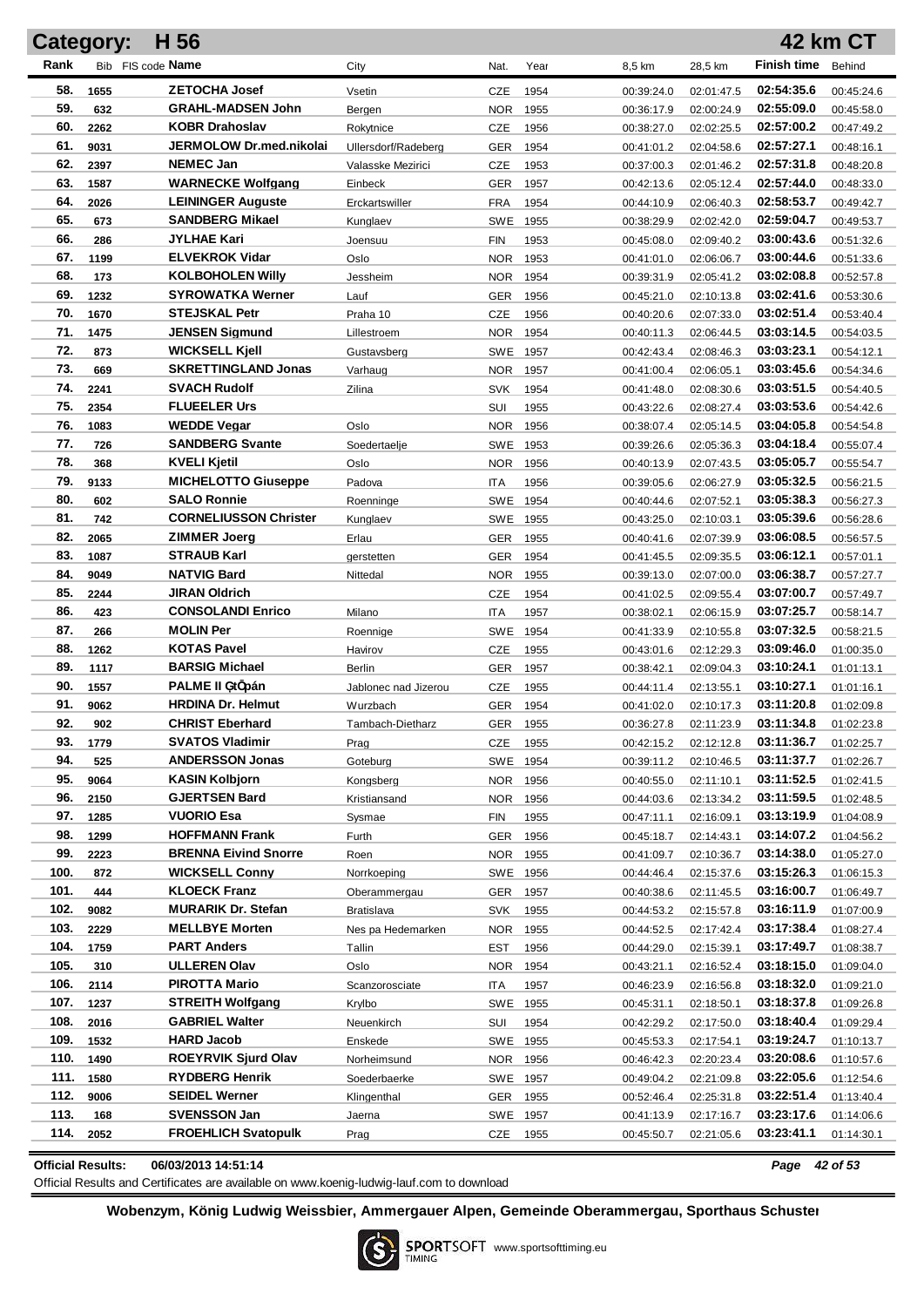# Category: H 56 — 42 km CT

| Rank | Bib | FIS code | Name | City | Nat. | Year | 8,5 km | 28,5 km | Finish time | Behind |
|---|---|---|---|---|---|---|---|---|---|---|
| 58. | 1655 | | ZETOCHA Josef | Vsetin | CZE | 1954 | 00:39:24.0 | 02:01:47.5 | 02:54:35.6 | 00:45:24.6 |
| 59. | 632 | | GRAHL-MADSEN John | Bergen | NOR | 1955 | 00:36:17.9 | 02:00:24.9 | 02:55:09.0 | 00:45:58.0 |
| 60. | 2262 | | KOBR Drahoslav | Rokytnice | CZE | 1956 | 00:38:27.0 | 02:02:25.5 | 02:57:00.2 | 00:47:49.2 |
| 61. | 9031 | | JERMOLOW Dr.med.nikolai | Ullersdorf/Radeberg | GER | 1954 | 00:41:01.2 | 02:04:58.6 | 02:57:27.1 | 00:48:16.1 |
| 62. | 2397 | | NEMEC Jan | Valasske Mezirici | CZE | 1953 | 00:37:00.3 | 02:01:46.2 | 02:57:31.8 | 00:48:20.8 |
| 63. | 1587 | | WARNECKE Wolfgang | Einbeck | GER | 1957 | 00:42:13.6 | 02:05:12.4 | 02:57:44.0 | 00:48:33.0 |
| 64. | 2026 | | LEININGER Auguste | Erckartswiller | FRA | 1954 | 00:44:10.9 | 02:06:40.3 | 02:58:53.7 | 00:49:42.7 |
| 65. | 673 | | SANDBERG Mikael | Kunglaev | SWE | 1955 | 00:38:29.9 | 02:02:42.0 | 02:59:04.7 | 00:49:53.7 |
| 66. | 286 | | JYLHAE Kari | Joensuu | FIN | 1953 | 00:45:08.0 | 02:09:40.2 | 03:00:43.6 | 00:51:32.6 |
| 67. | 1199 | | ELVEKROK Vidar | Oslo | NOR | 1953 | 00:41:01.0 | 02:06:06.7 | 03:00:44.6 | 00:51:33.6 |
| 68. | 173 | | KOLBOHOLEN Willy | Jessheim | NOR | 1954 | 00:39:31.9 | 02:05:41.2 | 03:02:08.8 | 00:52:57.8 |
| 69. | 1232 | | SYROWATKA Werner | Lauf | GER | 1956 | 00:45:21.0 | 02:10:13.8 | 03:02:41.6 | 00:53:30.6 |
| 70. | 1670 | | STEJSKAL Petr | Praha 10 | CZE | 1956 | 00:40:20.6 | 02:07:33.0 | 03:02:51.4 | 00:53:40.4 |
| 71. | 1475 | | JENSEN Sigmund | Lillestroem | NOR | 1954 | 00:40:11.3 | 02:06:44.5 | 03:03:14.5 | 00:54:03.5 |
| 72. | 873 | | WICKSELL Kjell | Gustavsberg | SWE | 1957 | 00:42:43.4 | 02:08:46.3 | 03:03:23.1 | 00:54:12.1 |
| 73. | 669 | | SKRETTINGLAND Jonas | Varhaug | NOR | 1957 | 00:41:00.4 | 02:06:05.1 | 03:03:45.6 | 00:54:34.6 |
| 74. | 2241 | | SVACH Rudolf | Zilina | SVK | 1954 | 00:41:48.0 | 02:08:30.6 | 03:03:51.5 | 00:54:40.5 |
| 75. | 2354 | | FLUEELER Urs | | SUI | 1955 | 00:43:22.6 | 02:08:27.4 | 03:03:53.6 | 00:54:42.6 |
| 76. | 1083 | | WEDDE Vegar | Oslo | NOR | 1956 | 00:38:07.4 | 02:05:14.5 | 03:04:05.8 | 00:54:54.8 |
| 77. | 726 | | SANDBERG Svante | Soedertaelje | SWE | 1953 | 00:39:26.6 | 02:05:36.3 | 03:04:18.4 | 00:55:07.4 |
| 78. | 368 | | KVELI Kjetil | Oslo | NOR | 1956 | 00:40:13.9 | 02:07:43.5 | 03:05:05.7 | 00:55:54.7 |
| 79. | 9133 | | MICHELOTTO Giuseppe | Padova | ITA | 1956 | 00:39:05.6 | 02:06:27.9 | 03:05:32.5 | 00:56:21.5 |
| 80. | 602 | | SALO Ronnie | Roenninge | SWE | 1954 | 00:40:44.6 | 02:07:52.1 | 03:05:38.3 | 00:56:27.3 |
| 81. | 742 | | CORNELIUSSON Christer | Kunglaev | SWE | 1955 | 00:43:25.0 | 02:10:03.1 | 03:05:39.6 | 00:56:28.6 |
| 82. | 2065 | | ZIMMER Joerg | Erlau | GER | 1955 | 00:40:41.6 | 02:07:39.9 | 03:06:08.5 | 00:56:57.5 |
| 83. | 1087 | | STRAUB Karl | gerstetten | GER | 1954 | 00:41:45.5 | 02:09:35.5 | 03:06:12.1 | 00:57:01.1 |
| 84. | 9049 | | NATVIG Bard | Nittedal | NOR | 1955 | 00:39:13.0 | 02:07:00.0 | 03:06:38.7 | 00:57:27.7 |
| 85. | 2244 | | JIRAN Oldrich | | CZE | 1954 | 00:41:02.5 | 02:09:55.4 | 03:07:00.7 | 00:57:49.7 |
| 86. | 423 | | CONSOLANDI Enrico | Milano | ITA | 1957 | 00:38:02.1 | 02:06:15.9 | 03:07:25.7 | 00:58:14.7 |
| 87. | 266 | | MOLIN Per | Roennige | SWE | 1954 | 00:41:33.9 | 02:10:55.8 | 03:07:32.5 | 00:58:21.5 |
| 88. | 1262 | | KOTAS Pavel | Havirov | CZE | 1955 | 00:43:01.6 | 02:12:29.3 | 03:09:46.0 | 01:00:35.0 |
| 89. | 1117 | | BARSIG Michael | Berlin | GER | 1957 | 00:38:42.1 | 02:09:04.3 | 03:10:24.1 | 01:01:13.1 |
| 90. | 1557 | | PALME II ŞtŐpán | Jablonec nad Jizerou | CZE | 1955 | 00:44:11.4 | 02:13:55.1 | 03:10:27.1 | 01:01:16.1 |
| 91. | 9062 | | HRDINA Dr. Helmut | Wurzbach | GER | 1954 | 00:41:02.0 | 02:10:17.3 | 03:11:20.8 | 01:02:09.8 |
| 92. | 902 | | CHRIST Eberhard | Tambach-Dietharz | GER | 1955 | 00:36:27.8 | 02:11:23.9 | 03:11:34.8 | 01:02:23.8 |
| 93. | 1779 | | SVATOS Vladimir | Prag | CZE | 1955 | 00:42:15.2 | 02:12:12.8 | 03:11:36.7 | 01:02:25.7 |
| 94. | 525 | | ANDERSSON Jonas | Goteburg | SWE | 1954 | 00:39:11.2 | 02:10:46.5 | 03:11:37.7 | 01:02:26.7 |
| 95. | 9064 | | KASIN Kolbjorn | Kongsberg | NOR | 1956 | 00:40:55.0 | 02:11:10.1 | 03:11:52.5 | 01:02:41.5 |
| 96. | 2150 | | GJERTSEN Bard | Kristiansand | NOR | 1956 | 00:44:03.6 | 02:13:34.2 | 03:11:59.5 | 01:02:48.5 |
| 97. | 1285 | | VUORIO Esa | Sysmae | FIN | 1955 | 00:47:11.1 | 02:16:09.1 | 03:13:19.9 | 01:04:08.9 |
| 98. | 1299 | | HOFFMANN Frank | Furth | GER | 1956 | 00:45:18.7 | 02:14:43.1 | 03:14:07.2 | 01:04:56.2 |
| 99. | 2223 | | BRENNA Eivind Snorre | Roen | NOR | 1955 | 00:41:09.7 | 02:10:36.7 | 03:14:38.0 | 01:05:27.0 |
| 100. | 872 | | WICKSELL Conny | Norrkoeping | SWE | 1956 | 00:44:46.4 | 02:15:37.6 | 03:15:26.3 | 01:06:15.3 |
| 101. | 444 | | KLOECK Franz | Oberammergau | GER | 1957 | 00:40:38.6 | 02:11:45.5 | 03:16:00.7 | 01:06:49.7 |
| 102. | 9082 | | MURARIK Dr. Stefan | Bratislava | SVK | 1955 | 00:44:53.2 | 02:15:57.8 | 03:16:11.9 | 01:07:00.9 |
| 103. | 2229 | | MELLBYE Morten | Nes pa Hedemarken | NOR | 1955 | 00:44:52.5 | 02:17:42.4 | 03:17:38.4 | 01:08:27.4 |
| 104. | 1759 | | PART Anders | Tallin | EST | 1956 | 00:44:29.0 | 02:15:39.1 | 03:17:49.7 | 01:08:38.7 |
| 105. | 310 | | ULLEREN Olav | Oslo | NOR | 1954 | 00:43:21.1 | 02:16:52.4 | 03:18:15.0 | 01:09:04.0 |
| 106. | 2114 | | PIROTTA Mario | Scanzorosciate | ITA | 1957 | 00:46:23.9 | 02:16:56.8 | 03:18:32.0 | 01:09:21.0 |
| 107. | 1237 | | STREITH Wolfgang | Krylbo | SWE | 1955 | 00:45:31.1 | 02:18:50.1 | 03:18:37.8 | 01:09:26.8 |
| 108. | 2016 | | GABRIEL Walter | Neuenkirch | SUI | 1954 | 00:42:29.2 | 02:17:50.0 | 03:18:40.4 | 01:09:29.4 |
| 109. | 1532 | | HARD Jacob | Enskede | SWE | 1955 | 00:45:53.3 | 02:17:54.1 | 03:19:24.7 | 01:10:13.7 |
| 110. | 1490 | | ROEYRVIK Sjurd Olav | Norheimsund | NOR | 1956 | 00:46:42.3 | 02:20:23.4 | 03:20:08.6 | 01:10:57.6 |
| 111. | 1580 | | RYDBERG Henrik | Soederbaerke | SWE | 1957 | 00:49:04.2 | 02:21:09.8 | 03:22:05.6 | 01:12:54.6 |
| 112. | 9006 | | SEIDEL Werner | Klingenthal | GER | 1955 | 00:52:46.4 | 02:25:31.8 | 03:22:51.4 | 01:13:40.4 |
| 113. | 168 | | SVENSSON Jan | Jaerna | SWE | 1957 | 00:41:13.9 | 02:17:16.7 | 03:23:17.6 | 01:14:06.6 |
| 114. | 2052 | | FROEHLICH Svatopulk | Prag | CZE | 1955 | 00:45:50.7 | 02:21:05.6 | 03:23:41.1 | 01:14:30.1 |

**Official Results:** 06/03/2013 14:51:14

Official Results and Certificates are available on www.koenig-ludwig-lauf.com to download

**Wobenzym, König Ludwig Weissbier, Ammergauer Alpen, Gemeinde Oberammergau, Sporthaus Schuster**

SPORTSOFT TIMING www.sportsofttiming.eu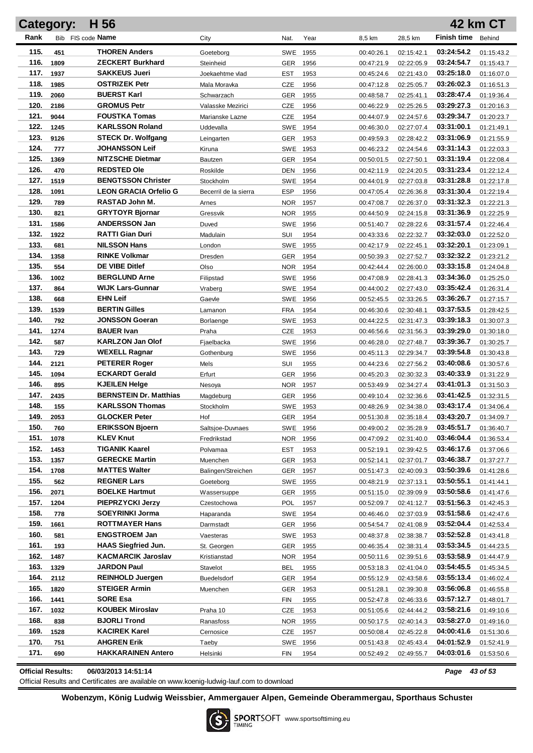# Category: H 56 — 42 km CT

| Rank | Bib | FIS code | Name | City | Nat. | Year | 8,5 km | 28,5 km | Finish time | Behind |
|---|---|---|---|---|---|---|---|---|---|---|
| 115. | 451 | | THOREN Anders | Goeteborg | SWE | 1955 | 00:40:26.1 | 02:15:42.1 | 03:24:54.2 | 01:15:43.2 |
| 116. | 1809 | | ZECKERT Burkhard | Steinheid | GER | 1956 | 00:47:21.9 | 02:22:05.9 | 03:24:54.7 | 01:15:43.7 |
| 117. | 1937 | | SAKKEUS Jueri | Joekaehtme vlad | EST | 1953 | 00:45:24.6 | 02:21:43.0 | 03:25:18.0 | 01:16:07.0 |
| 118. | 1985 | | OSTRIZEK Petr | Mala Moravka | CZE | 1956 | 00:47:12.8 | 02:25:05.7 | 03:26:02.3 | 01:16:51.3 |
| 119. | 2060 | | BUERST Karl | Schwarzach | GER | 1955 | 00:48:58.7 | 02:25:41.1 | 03:28:47.4 | 01:19:36.4 |
| 120. | 2186 | | GROMUS Petr | Valasske Mezirici | CZE | 1956 | 00:46:22.9 | 02:25:26.5 | 03:29:27.3 | 01:20:16.3 |
| 121. | 9044 | | FOUSTKA Tomas | Marianske Lazne | CZE | 1954 | 00:44:07.9 | 02:24:57.6 | 03:29:34.7 | 01:20:23.7 |
| 122. | 1245 | | KARLSSON Roland | Uddevalla | SWE | 1954 | 00:46:30.0 | 02:27:07.4 | 03:31:00.1 | 01:21:49.1 |
| 123. | 9126 | | STECK Dr. Wolfgang | Leingarten | GER | 1953 | 00:49:59.3 | 02:28:42.2 | 03:31:06.9 | 01:21:55.9 |
| 124. | 777 | | JOHANSSON Leif | Kiruna | SWE | 1953 | 00:46:23.2 | 02:24:54.6 | 03:31:14.3 | 01:22:03.3 |
| 125. | 1369 | | NITZSCHE Dietmar | Bautzen | GER | 1954 | 00:50:01.5 | 02:27:50.1 | 03:31:19.4 | 01:22:08.4 |
| 126. | 470 | | REDSTED Ole | Roskilde | DEN | 1956 | 00:42:11.9 | 02:24:20.5 | 03:31:23.4 | 01:22:12.4 |
| 127. | 1519 | | BENGTSSON Christer | Stockholm | SWE | 1954 | 00:44:01.9 | 02:27:03.8 | 03:31:28.8 | 01:22:17.8 |
| 128. | 1091 | | LEON GRACIA Orfelio G | Becerril de la sierra | ESP | 1956 | 00:47:05.4 | 02:26:36.8 | 03:31:30.4 | 01:22:19.4 |
| 129. | 789 | | RASTAD John M. | Arnes | NOR | 1957 | 00:47:08.7 | 02:26:37.0 | 03:31:32.3 | 01:22:21.3 |
| 130. | 821 | | GRYTOYR Bjornar | Gressvik | NOR | 1955 | 00:44:50.9 | 02:24:15.8 | 03:31:36.9 | 01:22:25.9 |
| 131. | 1586 | | ANDERSSON Jan | Duved | SWE | 1956 | 00:51:40.7 | 02:28:22.6 | 03:31:57.4 | 01:22:46.4 |
| 132. | 1922 | | RATTI Gian Duri | Madulain | SUI | 1954 | 00:43:33.6 | 02:22:32.7 | 03:32:03.0 | 01:22:52.0 |
| 133. | 681 | | NILSSON Hans | London | SWE | 1955 | 00:42:17.9 | 02:22:45.1 | 03:32:20.1 | 01:23:09.1 |
| 134. | 1358 | | RINKE Volkmar | Dresden | GER | 1954 | 00:50:39.3 | 02:27:52.7 | 03:32:32.2 | 01:23:21.2 |
| 135. | 554 | | DE VIBE Ditlef | Olso | NOR | 1954 | 00:42:44.4 | 02:26:00.0 | 03:33:15.8 | 01:24:04.8 |
| 136. | 1002 | | BERGLUND Arne | Filipstad | SWE | 1956 | 00:47:08.9 | 02:28:41.3 | 03:34:36.0 | 01:25:25.0 |
| 137. | 864 | | WIJK Lars-Gunnar | Vraberg | SWE | 1954 | 00:44:00.2 | 02:27:43.0 | 03:35:42.4 | 01:26:31.4 |
| 138. | 668 | | EHN Leif | Gaevle | SWE | 1956 | 00:52:45.5 | 02:33:26.5 | 03:36:26.7 | 01:27:15.7 |
| 139. | 1539 | | BERTIN Gilles | Lamanon | FRA | 1954 | 00:46:30.6 | 02:30:48.1 | 03:37:53.5 | 01:28:42.5 |
| 140. | 792 | | JONSSON Goeran | Borlaenge | SWE | 1953 | 00:44:22.5 | 02:31:47.3 | 03:39:18.3 | 01:30:07.3 |
| 141. | 1274 | | BAUER Ivan | Praha | CZE | 1953 | 00:46:56.6 | 02:31:56.3 | 03:39:29.0 | 01:30:18.0 |
| 142. | 587 | | KARLZON Jan Olof | Fjaelbacka | SWE | 1956 | 00:46:28.0 | 02:27:48.7 | 03:39:36.7 | 01:30:25.7 |
| 143. | 729 | | WEXELL Ragnar | Gothenburg | SWE | 1956 | 00:45:11.3 | 02:29:34.7 | 03:39:54.8 | 01:30:43.8 |
| 144. | 2121 | | PETERER Roger | Mels | SUI | 1955 | 00:44:23.6 | 02:27:56.2 | 03:40:08.6 | 01:30:57.6 |
| 145. | 1094 | | ECKARDT Gerald | Erfurt | GER | 1956 | 00:45:20.3 | 02:30:32.3 | 03:40:33.9 | 01:31:22.9 |
| 146. | 895 | | KJEILEN Helge | Nesoya | NOR | 1957 | 00:53:49.9 | 02:34:27.4 | 03:41:01.3 | 01:31:50.3 |
| 147. | 2435 | | BERNSTEIN Dr. Matthias | Magdeburg | GER | 1956 | 00:49:10.4 | 02:32:36.6 | 03:41:42.5 | 01:32:31.5 |
| 148. | 155 | | KARLSSON Thomas | Stockholm | SWE | 1953 | 00:48:26.9 | 02:34:38.0 | 03:43:17.4 | 01:34:06.4 |
| 149. | 2053 | | GLOCKER Peter | Hof | GER | 1954 | 00:51:30.8 | 02:35:18.4 | 03:43:20.7 | 01:34:09.7 |
| 150. | 760 | | ERIKSSON Bjoern | Saltsjoe-Duvnaes | SWE | 1956 | 00:49:00.2 | 02:35:28.9 | 03:45:51.7 | 01:36:40.7 |
| 151. | 1078 | | KLEV Knut | Fredrikstad | NOR | 1956 | 00:47:09.2 | 02:31:40.0 | 03:46:04.4 | 01:36:53.4 |
| 152. | 1453 | | TIGANIK Kaarel | Polvamaa | EST | 1953 | 00:52:19.1 | 02:39:42.5 | 03:46:17.6 | 01:37:06.6 |
| 153. | 1357 | | GERECKE Martin | Muenchen | GER | 1953 | 00:52:14.1 | 02:37:01.7 | 03:46:38.7 | 01:37:27.7 |
| 154. | 1708 | | MATTES Walter | Balingen/Streichen | GER | 1957 | 00:51:47.3 | 02:40:09.3 | 03:50:39.6 | 01:41:28.6 |
| 155. | 562 | | REGNER Lars | Goeteborg | SWE | 1955 | 00:48:21.9 | 02:37:13.1 | 03:50:55.1 | 01:41:44.1 |
| 156. | 2071 | | BOELKE Hartmut | Wassersuppe | GER | 1955 | 00:51:15.0 | 02:39:09.9 | 03:50:58.6 | 01:41:47.6 |
| 157. | 1204 | | PIEPRZYCKI Jerzy | Czestochowa | POL | 1957 | 00:52:09.7 | 02:41:12.7 | 03:51:56.3 | 01:42:45.3 |
| 158. | 778 | | SOEYRINKI Jorma | Haparanda | SWE | 1954 | 00:46:46.0 | 02:37:03.9 | 03:51:58.6 | 01:42:47.6 |
| 159. | 1661 | | ROTTMAYER Hans | Darmstadt | GER | 1956 | 00:54:54.7 | 02:41:08.9 | 03:52:04.4 | 01:42:53.4 |
| 160. | 581 | | ENGSTROEM Jan | Vaesteras | SWE | 1953 | 00:48:37.8 | 02:38:38.7 | 03:52:52.8 | 01:43:41.8 |
| 161. | 193 | | HAAS Siegfried Jun. | St. Georgen | GER | 1955 | 00:46:35.4 | 02:38:31.4 | 03:53:34.5 | 01:44:23.5 |
| 162. | 1487 | | KACMARCIK Jaroslav | Kristianstad | NOR | 1954 | 00:50:11.6 | 02:39:51.6 | 03:53:58.9 | 01:44:47.9 |
| 163. | 1329 | | JARDON Paul | Stavelot | BEL | 1955 | 00:53:18.3 | 02:41:04.0 | 03:54:45.5 | 01:45:34.5 |
| 164. | 2112 | | REINHOLD Juergen | Buedelsdorf | GER | 1954 | 00:55:12.9 | 02:43:58.6 | 03:55:13.4 | 01:46:02.4 |
| 165. | 1820 | | STEIGER Armin | Muenchen | GER | 1953 | 00:51:28.1 | 02:39:30.8 | 03:56:06.8 | 01:46:55.8 |
| 166. | 1441 | | SORE Esa | | FIN | 1955 | 00:52:47.8 | 02:46:33.6 | 03:57:12.7 | 01:48:01.7 |
| 167. | 1032 | | KOUBEK Miroslav | Praha 10 | CZE | 1953 | 00:51:05.6 | 02:44:44.2 | 03:58:21.6 | 01:49:10.6 |
| 168. | 838 | | BJORLI Trond | Ranasfoss | NOR | 1955 | 00:50:17.5 | 02:40:14.3 | 03:58:27.0 | 01:49:16.0 |
| 169. | 1528 | | KACIREK Karel | Cernosice | CZE | 1957 | 00:50:08.4 | 02:45:22.8 | 04:00:41.6 | 01:51:30.6 |
| 170. | 751 | | AHGREN Erik | Taeby | SWE | 1956 | 00:51:43.8 | 02:45:43.4 | 04:01:52.9 | 01:52:41.9 |
| 171. | 690 | | HAKKARAINEN Antero | Helsinki | FIN | 1954 | 00:52:49.2 | 02:49:55.7 | 04:03:01.6 | 01:53:50.6 |

**Official Results:** 06/03/2013 14:51:14

Official Results and Certificates are available on www.koenig-ludwig-lauf.com to download

**Wobenzym, König Ludwig Weissbier, Ammergauer Alpen, Gemeinde Oberammergau, Sporthaus Schuster**

SPORTSOFT TIMING www.sportsofttiming.eu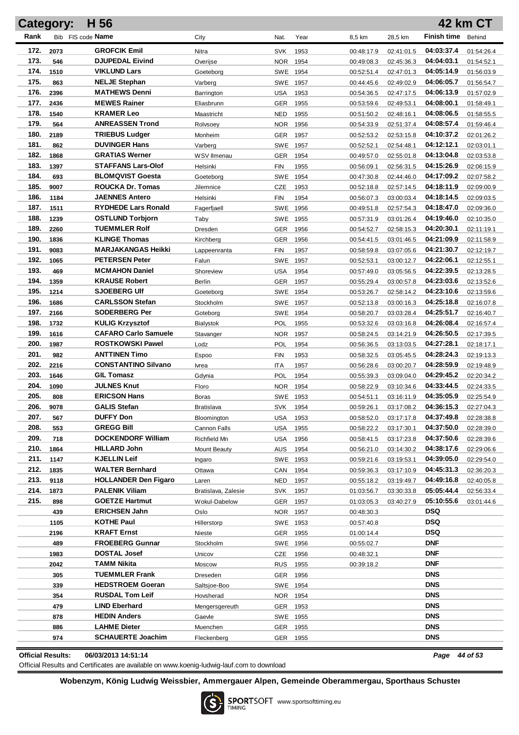## Category: H 56 — 42 km CT

| Rank | Bib | FIS code | Name | City | Nat. | Year | 8,5 km | 28,5 km | Finish time | Behind |
|---|---|---|---|---|---|---|---|---|---|---|
| 172. | 2073 | | GROFCIK Emil | Nitra | SVK | 1953 | 00:48:17.9 | 02:41:01.5 | 04:03:37.4 | 01:54:26.4 |
| 173. | 546 | | DJUPEDAL Eivind | Overijse | NOR | 1954 | 00:49:08.3 | 02:45:36.3 | 04:04:03.1 | 01:54:52.1 |
| 174. | 1510 | | VIKLUND Lars | Goeteborg | SWE | 1954 | 00:52:51.4 | 02:47:01.3 | 04:05:14.9 | 01:56:03.9 |
| 175. | 863 | | NELJE Stephan | Varberg | SWE | 1957 | 00:44:45.6 | 02:49:02.9 | 04:06:05.7 | 01:56:54.7 |
| 176. | 2396 | | MATHEWS Denni | Barrington | USA | 1953 | 00:54:36.5 | 02:47:17.5 | 04:06:13.9 | 01:57:02.9 |
| 177. | 2436 | | MEWES Rainer | Eliasbrunn | GER | 1955 | 00:53:59.6 | 02:49:53.1 | 04:08:00.1 | 01:58:49.1 |
| 178. | 1540 | | KRAMER Leo | Maastricht | NED | 1955 | 00:51:50.2 | 02:48:16.1 | 04:08:06.5 | 01:58:55.5 |
| 179. | 564 | | ANREASSEN Trond | Rolvsoey | NOR | 1956 | 00:54:33.9 | 02:51:37.4 | 04:08:57.4 | 01:59:46.4 |
| 180. | 2189 | | TRIEBUS Ludger | Monheim | GER | 1957 | 00:52:53.2 | 02:53:15.8 | 04:10:37.2 | 02:01:26.2 |
| 181. | 862 | | DUVINGER Hans | Varberg | SWE | 1957 | 00:52:52.1 | 02:54:48.1 | 04:12:12.1 | 02:03:01.1 |
| 182. | 1868 | | GRATIAS Werner | WSV Ilmenau | GER | 1954 | 00:49:57.0 | 02:55:01.8 | 04:13:04.8 | 02:03:53.8 |
| 183. | 1397 | | STAFFANS Lars-Olof | Helsinki | FIN | 1955 | 00:56:09.1 | 02:56:31.5 | 04:15:26.9 | 02:06:15.9 |
| 184. | 693 | | BLOMQVIST Goesta | Goeteborg | SWE | 1954 | 00:47:30.8 | 02:44:46.0 | 04:17:09.2 | 02:07:58.2 |
| 185. | 9007 | | ROUCKA Dr. Tomas | Jilemnice | CZE | 1953 | 00:52:18.8 | 02:57:14.5 | 04:18:11.9 | 02:09:00.9 |
| 186. | 1184 | | JAENNES Antero | Helsinki | FIN | 1954 | 00:56:07.3 | 03:00:03.4 | 04:18:14.5 | 02:09:03.5 |
| 187. | 1511 | | RYDHEDE Lars Ronald | Fagerfjaell | SWE | 1956 | 00:49:51.8 | 02:57:54.3 | 04:18:47.0 | 02:09:36.0 |
| 188. | 1239 | | OSTLUND Torbjorn | Taby | SWE | 1955 | 00:57:31.9 | 03:01:26.4 | 04:19:46.0 | 02:10:35.0 |
| 189. | 2260 | | TUEMMLER Rolf | Dresden | GER | 1956 | 00:54:52.7 | 02:58:15.3 | 04:20:30.1 | 02:11:19.1 |
| 190. | 1836 | | KLINGE Thomas | Kirchberg | GER | 1956 | 00:54:41.5 | 03:01:46.5 | 04:21:09.9 | 02:11:58.9 |
| 191. | 9083 | | MARJAKANGAS Heikki | Lappeenranta | FIN | 1957 | 00:58:59.8 | 03:07:05.6 | 04:21:30.7 | 02:12:19.7 |
| 192. | 1065 | | PETERSEN Peter | Falun | SWE | 1957 | 00:52:53.1 | 03:00:12.7 | 04:22:06.1 | 02:12:55.1 |
| 193. | 469 | | MCMAHON Daniel | Shoreview | USA | 1954 | 00:57:49.0 | 03:05:56.5 | 04:22:39.5 | 02:13:28.5 |
| 194. | 1359 | | KRAUSE Robert | Berlin | GER | 1957 | 00:55:29.4 | 03:00:57.8 | 04:23:03.6 | 02:13:52.6 |
| 195. | 1214 | | SJOEBERG Ulf | Goeteborg | SWE | 1954 | 00:53:26.7 | 02:58:14.2 | 04:23:10.6 | 02:13:59.6 |
| 196. | 1686 | | CARLSSON Stefan | Stockholm | SWE | 1957 | 00:52:13.8 | 03:00:16.3 | 04:25:18.8 | 02:16:07.8 |
| 197. | 2166 | | SODERBERG Per | Goteborg | SWE | 1954 | 00:58:20.7 | 03:03:28.4 | 04:25:51.7 | 02:16:40.7 |
| 198. | 1732 | | KULIG Krzysztof | Bialystok | POL | 1955 | 00:53:32.6 | 03:03:16.8 | 04:26:08.4 | 02:16:57.4 |
| 199. | 1616 | | CAFARO Carlo Samuele | Stavanger | NOR | 1957 | 00:58:24.5 | 03:14:21.9 | 04:26:50.5 | 02:17:39.5 |
| 200. | 1987 | | ROSTKOWSKI Pawel | Lodz | POL | 1954 | 00:56:36.5 | 03:13:03.5 | 04:27:28.1 | 02:18:17.1 |
| 201. | 982 | | ANTTINEN Timo | Espoo | FIN | 1953 | 00:58:32.5 | 03:05:45.5 | 04:28:24.3 | 02:19:13.3 |
| 202. | 2216 | | CONSTANTINO Silvano | Ivrea | ITA | 1957 | 00:56:28.6 | 03:00:20.7 | 04:28:59.9 | 02:19:48.9 |
| 203. | 1646 | | GIL Tomasz | Gdynia | POL | 1954 | 00:55:39.3 | 03:09:04.0 | 04:29:45.2 | 02:20:34.2 |
| 204. | 1090 | | JULNES Knut | Floro | NOR | 1954 | 00:58:22.9 | 03:10:34.6 | 04:33:44.5 | 02:24:33.5 |
| 205. | 808 | | ERICSON Hans | Boras | SWE | 1953 | 00:54:51.1 | 03:16:11.9 | 04:35:05.9 | 02:25:54.9 |
| 206. | 9078 | | GALIS Stefan | Bratislava | SVK | 1954 | 00:59:26.1 | 03:17:08.2 | 04:36:15.3 | 02:27:04.3 |
| 207. | 567 | | DUFFY Don | Bloomington | USA | 1953 | 00:58:52.0 | 03:17:17.8 | 04:37:49.8 | 02:28:38.8 |
| 208. | 553 | | GREGG Bill | Cannon Falls | USA | 1955 | 00:58:22.2 | 03:17:30.1 | 04:37:50.0 | 02:28:39.0 |
| 209. | 718 | | DOCKENDORF William | Richfield Mn | USA | 1956 | 00:58:41.5 | 03:17:23.8 | 04:37:50.6 | 02:28:39.6 |
| 210. | 1864 | | HILLARD John | Mount Beauty | AUS | 1954 | 00:56:21.0 | 03:14:30.2 | 04:38:17.6 | 02:29:06.6 |
| 211. | 1147 | | KJELLIN Leif | Ingaro | SWE | 1953 | 00:59:21.6 | 03:19:53.1 | 04:39:05.0 | 02:29:54.0 |
| 212. | 1835 | | WALTER Bernhard | Ottawa | CAN | 1954 | 00:59:36.3 | 03:17:10.9 | 04:45:31.3 | 02:36:20.3 |
| 213. | 9118 | | HOLLANDER Den Figaro | Laren | NED | 1957 | 00:55:18.2 | 03:19:49.7 | 04:49:16.8 | 02:40:05.8 |
| 214. | 1873 | | PALENIK Viliam | Bratislava, Zalesie | SVK | 1957 | 01:03:56.7 | 03:30:33.8 | 05:05:44.4 | 02:56:33.4 |
| 215. | 898 | | GOETZE Hartmut | Wokul-Dabelow | GER | 1957 | 01:03:05.3 | 03:40:27.9 | 05:10:55.6 | 03:01:44.6 |
| | 439 | | ERICHSEN Jahn | Oslo | NOR | 1957 | 00:48:30.3 | | DSQ | |
| | 1105 | | KOTHE Paul | Hillerstorp | SWE | 1953 | 00:57:40.8 | | DSQ | |
| | 2196 | | KRAFT Ernst | Nieste | GER | 1955 | 01:00:14.4 | | DSQ | |
| | 489 | | FROEBERG Gunnar | Stockholm | SWE | 1956 | 00:55:02.7 | | DNF | |
| | 1983 | | DOSTAL Josef | Unicov | CZE | 1956 | 00:48:32.1 | | DNF | |
| | 2042 | | TAMM Nikita | Moscow | RUS | 1955 | 00:39:18.2 | | DNF | |
| | 305 | | TUEMMLER Frank | Dreseden | GER | 1956 | | | DNS | |
| | 339 | | HEDSTROEM Goeran | Saltsjoe-Boo | SWE | 1954 | | | DNS | |
| | 354 | | RUSDAL Tom Leif | Hovsherad | NOR | 1954 | | | DNS | |
| | 479 | | LIND Eberhard | Mengersgereuth | GER | 1953 | | | DNS | |
| | 878 | | HEDIN Anders | Gaevle | SWE | 1955 | | | DNS | |
| | 886 | | LAHME Dieter | Muenchen | GER | 1955 | | | DNS | |
| | 974 | | SCHAUERTE Joachim | Fleckenberg | GER | 1955 | | | DNS | |

**Official Results:** 06/03/2013 14:51:14

Official Results and Certificates are available on www.koenig-ludwig-lauf.com to download

**Wobenzym, König Ludwig Weissbier, Ammergauer Alpen, Gemeinde Oberammergau, Sporthaus Schuster**

SPORTSOFT TIMING www.sportsofttiming.eu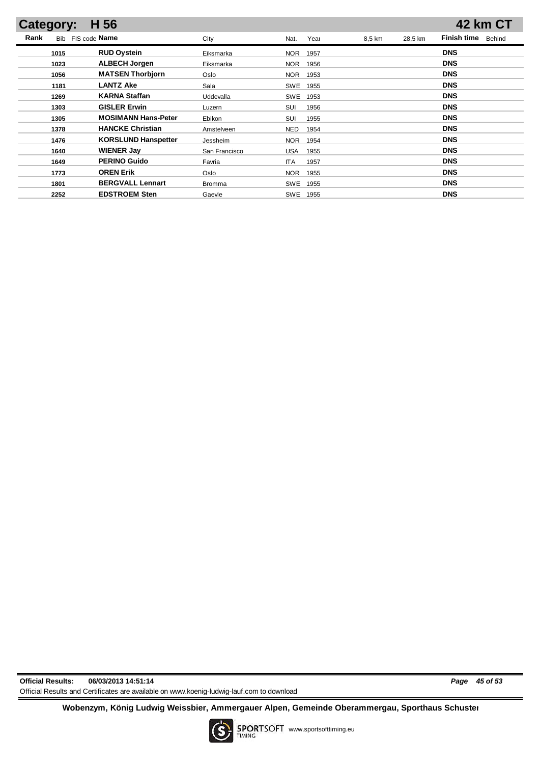## Category: H 56 — 42 km CT

| Rank | Bib | FIS code | Name | City | Nat. | Year | 8,5 km | 28,5 km | Finish time | Behind |
|---|---|---|---|---|---|---|---|---|---|---|
| | 1015 | | **RUD Oystein** | Eiksmarka | NOR | 1957 | | | **DNS** | |
| | 1023 | | **ALBECH Jorgen** | Eiksmarka | NOR | 1956 | | | **DNS** | |
| | 1056 | | **MATSEN Thorbjorn** | Oslo | NOR | 1953 | | | **DNS** | |
| | 1181 | | **LANTZ Ake** | Sala | SWE | 1955 | | | **DNS** | |
| | 1269 | | **KARNA Staffan** | Uddevalla | SWE | 1953 | | | **DNS** | |
| | 1303 | | **GISLER Erwin** | Luzern | SUI | 1956 | | | **DNS** | |
| | 1305 | | **MOSIMANN Hans-Peter** | Ebikon | SUI | 1955 | | | **DNS** | |
| | 1378 | | **HANCKE Christian** | Amstelveen | NED | 1954 | | | **DNS** | |
| | 1476 | | **KORSLUND Hanspetter** | Jessheim | NOR | 1954 | | | **DNS** | |
| | 1640 | | **WIENER Jay** | San Francisco | USA | 1955 | | | **DNS** | |
| | 1649 | | **PERINO Guido** | Favria | ITA | 1957 | | | **DNS** | |
| | 1773 | | **OREN Erik** | Oslo | NOR | 1955 | | | **DNS** | |
| | 1801 | | **BERGVALL Lennart** | Bromma | SWE | 1955 | | | **DNS** | |
| | 2252 | | **EDSTROEM Sten** | Gaevle | SWE | 1955 | | | **DNS** | |

**Official Results: 06/03/2013 14:51:14**

Official Results and Certificates are available on www.koenig-ludwig-lauf.com to download

**Wobenzym, König Ludwig Weissbier, Ammergauer Alpen, Gemeinde Oberammergau, Sporthaus Schuster**

SPORTSOFT TIMING www.sportsofttiming.eu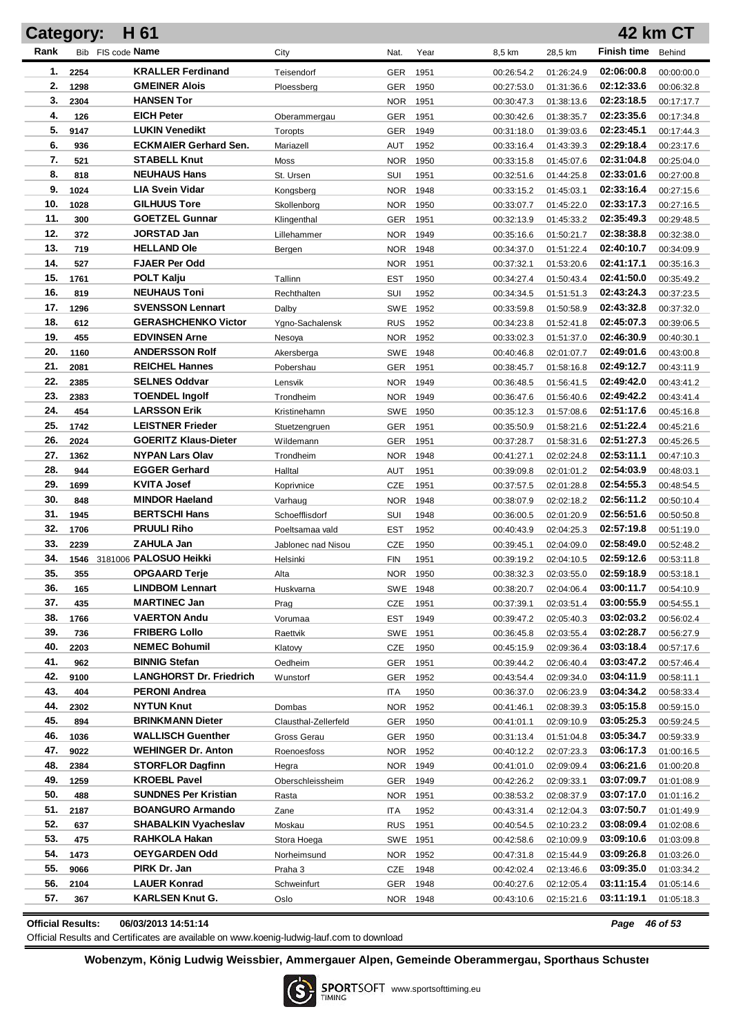# Category: H 61 — 42 km CT

| Rank | Bib | FIS code | Name | City | Nat. | Year | 8,5 km | 28,5 km | Finish time | Behind |
|---|---|---|---|---|---|---|---|---|---|---|
| 1. | 2254 | | KRALLER Ferdinand | Teisendorf | GER | 1951 | 00:26:54.2 | 01:26:24.9 | 02:06:00.8 | 00:00:00.0 |
| 2. | 1298 | | GMEINER Alois | Ploessberg | GER | 1950 | 00:27:53.0 | 01:31:36.6 | 02:12:33.6 | 00:06:32.8 |
| 3. | 2304 | | HANSEN Tor | | NOR | 1951 | 00:30:47.3 | 01:38:13.6 | 02:23:18.5 | 00:17:17.7 |
| 4. | 126 | | EICH Peter | Oberammergau | GER | 1951 | 00:30:42.6 | 01:38:35.7 | 02:23:35.6 | 00:17:34.8 |
| 5. | 9147 | | LUKIN Venedikt | Toropts | GER | 1949 | 00:31:18.0 | 01:39:03.6 | 02:23:45.1 | 00:17:44.3 |
| 6. | 936 | | ECKMAIER Gerhard Sen. | Mariazell | AUT | 1952 | 00:33:16.4 | 01:43:39.3 | 02:29:18.4 | 00:23:17.6 |
| 7. | 521 | | STABELL Knut | Moss | NOR | 1950 | 00:33:15.8 | 01:45:07.6 | 02:31:04.8 | 00:25:04.0 |
| 8. | 818 | | NEUHAUS Hans | St. Ursen | SUI | 1951 | 00:32:51.6 | 01:44:25.8 | 02:33:01.6 | 00:27:00.8 |
| 9. | 1024 | | LIA Svein Vidar | Kongsberg | NOR | 1948 | 00:33:15.2 | 01:45:03.1 | 02:33:16.4 | 00:27:15.6 |
| 10. | 1028 | | GILHUUS Tore | Skollenborg | NOR | 1950 | 00:33:07.7 | 01:45:22.0 | 02:33:17.3 | 00:27:16.5 |
| 11. | 300 | | GOETZEL Gunnar | Klingenthal | GER | 1951 | 00:32:13.9 | 01:45:33.2 | 02:35:49.3 | 00:29:48.5 |
| 12. | 372 | | JORSTAD Jan | Lillehammer | NOR | 1949 | 00:35:16.6 | 01:50:21.7 | 02:38:38.8 | 00:32:38.0 |
| 13. | 719 | | HELLAND Ole | Bergen | NOR | 1948 | 00:34:37.0 | 01:51:22.4 | 02:40:10.7 | 00:34:09.9 |
| 14. | 527 | | FJAER Per Odd | | NOR | 1951 | 00:37:32.1 | 01:53:20.6 | 02:41:17.1 | 00:35:16.3 |
| 15. | 1761 | | POLT Kalju | Tallinn | EST | 1950 | 00:34:27.4 | 01:50:43.4 | 02:41:50.0 | 00:35:49.2 |
| 16. | 819 | | NEUHAUS Toni | Rechthalten | SUI | 1952 | 00:34:34.5 | 01:51:51.3 | 02:43:24.3 | 00:37:23.5 |
| 17. | 1296 | | SVENSSON Lennart | Dalby | SWE | 1952 | 00:33:59.8 | 01:50:58.9 | 02:43:32.8 | 00:37:32.0 |
| 18. | 612 | | GERASHCHENKO Victor | Ygno-Sachalensk | RUS | 1952 | 00:34:23.8 | 01:52:41.8 | 02:45:07.3 | 00:39:06.5 |
| 19. | 455 | | EDVINSEN Arne | Nesoya | NOR | 1952 | 00:33:02.3 | 01:51:37.0 | 02:46:30.9 | 00:40:30.1 |
| 20. | 1160 | | ANDERSSON Rolf | Akersberga | SWE | 1948 | 00:40:46.8 | 02:01:07.7 | 02:49:01.6 | 00:43:00.8 |
| 21. | 2081 | | REICHEL Hannes | Pobershau | GER | 1951 | 00:38:45.7 | 01:58:16.8 | 02:49:12.7 | 00:43:11.9 |
| 22. | 2385 | | SELNES Oddvar | Lensvik | NOR | 1949 | 00:36:48.5 | 01:56:41.5 | 02:49:42.0 | 00:43:41.2 |
| 23. | 2383 | | TOENDEL Ingolf | Trondheim | NOR | 1949 | 00:36:47.6 | 01:56:40.6 | 02:49:42.2 | 00:43:41.4 |
| 24. | 454 | | LARSSON Erik | Kristinehamn | SWE | 1950 | 00:35:12.3 | 01:57:08.6 | 02:51:17.6 | 00:45:16.8 |
| 25. | 1742 | | LEISTNER Frieder | Stuetzengruen | GER | 1951 | 00:35:50.9 | 01:58:21.6 | 02:51:22.4 | 00:45:21.6 |
| 26. | 2024 | | GOERITZ Klaus-Dieter | Wildemann | GER | 1951 | 00:37:28.7 | 01:58:31.6 | 02:51:27.3 | 00:45:26.5 |
| 27. | 1362 | | NYPAN Lars Olav | Trondheim | NOR | 1948 | 00:41:27.1 | 02:02:24.8 | 02:53:11.1 | 00:47:10.3 |
| 28. | 944 | | EGGER Gerhard | Halltal | AUT | 1951 | 00:39:09.8 | 02:01:01.2 | 02:54:03.9 | 00:48:03.1 |
| 29. | 1699 | | KVITA Josef | Koprivnice | CZE | 1951 | 00:37:57.5 | 02:01:28.8 | 02:54:55.3 | 00:48:54.5 |
| 30. | 848 | | MINDOR Haeland | Varhaug | NOR | 1948 | 00:38:07.9 | 02:02:18.2 | 02:56:11.2 | 00:50:10.4 |
| 31. | 1945 | | BERTSCHI Hans | Schoefflisdorf | SUI | 1948 | 00:36:00.5 | 02:01:20.9 | 02:56:51.6 | 00:50:50.8 |
| 32. | 1706 | | PRUULI Riho | Poeltsamaa vald | EST | 1952 | 00:40:43.9 | 02:04:25.3 | 02:57:19.8 | 00:51:19.0 |
| 33. | 2239 | | ZAHULA Jan | Jablonec nad Nisou | CZE | 1950 | 00:39:45.1 | 02:04:09.0 | 02:58:49.0 | 00:52:48.2 |
| 34. | 1546 | 3181006 | PALOSUO Heikki | Helsinki | FIN | 1951 | 00:39:19.2 | 02:04:10.5 | 02:59:12.6 | 00:53:11.8 |
| 35. | 355 | | OPGAARD Terje | Alta | NOR | 1950 | 00:38:32.3 | 02:03:55.0 | 02:59:18.9 | 00:53:18.1 |
| 36. | 165 | | LINDBOM Lennart | Huskvarna | SWE | 1948 | 00:38:20.7 | 02:04:06.4 | 03:00:11.7 | 00:54:10.9 |
| 37. | 435 | | MARTINEC Jan | Prag | CZE | 1951 | 00:37:39.1 | 02:03:51.4 | 03:00:55.9 | 00:54:55.1 |
| 38. | 1766 | | VAERTON Andu | Vorumaa | EST | 1949 | 00:39:47.2 | 02:05:40.3 | 03:02:03.2 | 00:56:02.4 |
| 39. | 736 | | FRIBERG Lollo | Raettvik | SWE | 1951 | 00:36:45.8 | 02:03:55.4 | 03:02:28.7 | 00:56:27.9 |
| 40. | 2203 | | NEMEC Bohumil | Klatovy | CZE | 1950 | 00:45:15.9 | 02:09:36.4 | 03:03:18.4 | 00:57:17.6 |
| 41. | 962 | | BINNIG Stefan | Oedheim | GER | 1951 | 00:39:44.2 | 02:06:40.4 | 03:03:47.2 | 00:57:46.4 |
| 42. | 9100 | | LANGHORST Dr. Friedrich | Wunstorf | GER | 1952 | 00:43:54.4 | 02:09:34.0 | 03:04:11.9 | 00:58:11.1 |
| 43. | 404 | | PERONI Andrea | | ITA | 1950 | 00:36:37.0 | 02:06:23.9 | 03:04:34.2 | 00:58:33.4 |
| 44. | 2302 | | NYTUN Knut | Dombas | NOR | 1952 | 00:41:46.1 | 02:08:39.3 | 03:05:15.8 | 00:59:15.0 |
| 45. | 894 | | BRINKMANN Dieter | Clausthal-Zellerfeld | GER | 1950 | 00:41:01.1 | 02:10:10.9 | 03:05:25.3 | 00:59:24.5 |
| 46. | 1036 | | WALLISCH Guenther | Gross Gerau | GER | 1950 | 00:31:13.4 | 01:51:04.8 | 03:05:34.7 | 00:59:33.9 |
| 47. | 9022 | | WEHINGER Dr. Anton | Roenoesfoss | NOR | 1952 | 00:40:12.2 | 02:07:23.3 | 03:06:17.3 | 01:00:16.5 |
| 48. | 2384 | | STORFLOR Dagfinn | Hegra | NOR | 1949 | 00:41:01.0 | 02:09:09.4 | 03:06:21.6 | 01:00:20.8 |
| 49. | 1259 | | KROEBL Pavel | Oberschleissheim | GER | 1949 | 00:42:26.2 | 02:09:33.1 | 03:07:09.7 | 01:01:08.9 |
| 50. | 488 | | SUNDNES Per Kristian | Rasta | NOR | 1951 | 00:38:53.2 | 02:08:37.9 | 03:07:17.0 | 01:01:16.2 |
| 51. | 2187 | | BOANGURO Armando | Zane | ITA | 1952 | 00:43:31.4 | 02:12:04.3 | 03:07:50.7 | 01:01:49.9 |
| 52. | 637 | | SHABALKIN Vyacheslav | Moskau | RUS | 1951 | 00:40:54.5 | 02:10:23.2 | 03:08:09.4 | 01:02:08.6 |
| 53. | 475 | | RAHKOLA Hakan | Stora Hoega | SWE | 1951 | 00:42:58.6 | 02:10:09.9 | 03:09:10.6 | 01:03:09.8 |
| 54. | 1473 | | OEYGARDEN Odd | Norheimsund | NOR | 1952 | 00:47:31.8 | 02:15:44.9 | 03:09:26.8 | 01:03:26.0 |
| 55. | 9066 | | PIRK Dr. Jan | Praha 3 | CZE | 1948 | 00:42:02.4 | 02:13:46.6 | 03:09:35.0 | 01:03:34.2 |
| 56. | 2104 | | LAUER Konrad | Schweinfurt | GER | 1948 | 00:40:27.6 | 02:12:05.4 | 03:11:15.4 | 01:05:14.6 |
| 57. | 367 | | KARLSEN Knut G. | Oslo | NOR | 1948 | 00:43:10.6 | 02:15:21.6 | 03:11:19.1 | 01:05:18.3 |

**Official Results:** 06/03/2013 14:51:14

Official Results and Certificates are available on www.koenig-ludwig-lauf.com to download

**Wobenzym, König Ludwig Weissbier, Ammergauer Alpen, Gemeinde Oberammergau, Sporthaus Schuster**

SPORTSOFT TIMING www.sportsofttiming.eu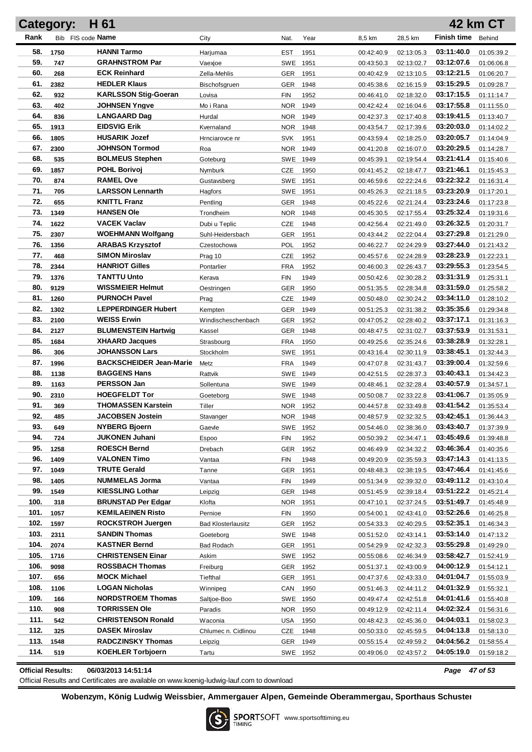# Category: H 61 — 42 km CT

| Rank | Bib | FIS code | Name | City | Nat. | Year | 8,5 km | 28,5 km | Finish time | Behind |
|---|---|---|---|---|---|---|---|---|---|---|
| 58. | 1750 | | HANNI Tarmo | Harjumaa | EST | 1951 | 00:42:40.9 | 02:13:05.3 | 03:11:40.0 | 01:05:39.2 |
| 59. | 747 | | GRAHNSTROM Par | Vaexjoe | SWE | 1951 | 00:43:50.3 | 02:13:02.7 | 03:12:07.6 | 01:06:06.8 |
| 60. | 268 | | ECK Reinhard | Zella-Mehlis | GER | 1951 | 00:40:42.9 | 02:13:10.5 | 03:12:21.5 | 01:06:20.7 |
| 61. | 2382 | | HEDLER Klaus | Bischofsgruen | GER | 1948 | 00:45:38.6 | 02:16:15.9 | 03:15:29.5 | 01:09:28.7 |
| 62. | 932 | | KARLSSON Stig-Goeran | Lovisa | FIN | 1952 | 00:46:41.0 | 02:18:32.0 | 03:17:15.5 | 01:11:14.7 |
| 63. | 402 | | JOHNSEN Yngve | Mo i Rana | NOR | 1949 | 00:42:42.4 | 02:16:04.6 | 03:17:55.8 | 01:11:55.0 |
| 64. | 836 | | LANGAARD Dag | Hurdal | NOR | 1949 | 00:42:37.3 | 02:17:40.8 | 03:19:41.5 | 01:13:40.7 |
| 65. | 1913 | | EIDSVIG Erik | Kvernaland | NOR | 1948 | 00:43:54.7 | 02:17:39.6 | 03:20:03.0 | 01:14:02.2 |
| 66. | 1805 | | HUSARIK Jozef | Hrnciarovce nr | SVK | 1951 | 00:43:59.4 | 02:18:25.0 | 03:20:05.7 | 01:14:04.9 |
| 67. | 2300 | | JOHNSON Tormod | Roa | NOR | 1949 | 00:41:20.8 | 02:16:07.0 | 03:20:29.5 | 01:14:28.7 |
| 68. | 535 | | BOLMEUS Stephen | Goteburg | SWE | 1949 | 00:45:39.1 | 02:19:54.4 | 03:21:41.4 | 01:15:40.6 |
| 69. | 1857 | | POHL Borivoj | Nymburk | CZE | 1950 | 00:41:45.2 | 02:18:47.7 | 03:21:46.1 | 01:15:45.3 |
| 70. | 874 | | RAMEL Ove | Gustavsberg | SWE | 1951 | 00:46:59.6 | 02:22:24.6 | 03:22:32.2 | 01:16:31.4 |
| 71. | 705 | | LARSSON Lennarth | Hagfors | SWE | 1951 | 00:45:26.3 | 02:21:18.5 | 03:23:20.9 | 01:17:20.1 |
| 72. | 655 | | KNITTL Franz | Pentling | GER | 1948 | 00:45:22.6 | 02:21:24.4 | 03:23:24.6 | 01:17:23.8 |
| 73. | 1349 | | HANSEN Ole | Trondheim | NOR | 1948 | 00:45:30.5 | 02:17:55.4 | 03:25:32.4 | 01:19:31.6 |
| 74. | 1622 | | VACEK Vaclav | Dubi u Teplic | CZE | 1948 | 00:42:56.4 | 02:21:49.0 | 03:26:32.5 | 01:20:31.7 |
| 75. | 2307 | | WOEHMANN Wolfgang | Suhl-Heidersbach | GER | 1951 | 00:43:44.2 | 02:22:04.4 | 03:27:29.8 | 01:21:29.0 |
| 76. | 1356 | | ARABAS Krzysztof | Czestochowa | POL | 1952 | 00:46:22.7 | 02:24:29.9 | 03:27:44.0 | 01:21:43.2 |
| 77. | 468 | | SIMON Miroslav | Prag 10 | CZE | 1952 | 00:45:57.6 | 02:24:28.9 | 03:28:23.9 | 01:22:23.1 |
| 78. | 2344 | | HANRIOT Gilles | Pontarlier | FRA | 1952 | 00:46:00.3 | 02:26:43.7 | 03:29:55.3 | 01:23:54.5 |
| 79. | 1376 | | TANTTU Unto | Kerava | FIN | 1949 | 00:50:42.6 | 02:30:28.2 | 03:31:31.9 | 01:25:31.1 |
| 80. | 9129 | | WISSMEIER Helmut | Oestringen | GER | 1950 | 00:51:35.5 | 02:28:34.8 | 03:31:59.0 | 01:25:58.2 |
| 81. | 1260 | | PURNOCH Pavel | Prag | CZE | 1949 | 00:50:48.0 | 02:30:24.2 | 03:34:11.0 | 01:28:10.2 |
| 82. | 1302 | | LEPPERDINGER Hubert | Kempten | GER | 1949 | 00:51:25.3 | 02:31:38.2 | 03:35:35.6 | 01:29:34.8 |
| 83. | 2100 | | WEISS Erwin | Windischeschenbach | GER | 1952 | 00:47:05.2 | 02:28:40.2 | 03:37:17.1 | 01:31:16.3 |
| 84. | 2127 | | BLUMENSTEIN Hartwig | Kassel | GER | 1948 | 00:48:47.5 | 02:31:02.7 | 03:37:53.9 | 01:31:53.1 |
| 85. | 1684 | | XHAARD Jacques | Strasbourg | FRA | 1950 | 00:49:25.6 | 02:35:24.6 | 03:38:28.9 | 01:32:28.1 |
| 86. | 306 | | JOHANSSON Lars | Stockholm | SWE | 1951 | 00:43:16.4 | 02:30:11.9 | 03:38:45.1 | 01:32:44.3 |
| 87. | 1996 | | BACKSCHEIDER Jean-Marie | Metz | FRA | 1949 | 00:47:07.8 | 02:31:43.7 | 03:39:00.4 | 01:32:59.6 |
| 88. | 1138 | | BAGGENS Hans | Rattvik | SWE | 1949 | 00:42:51.5 | 02:28:37.3 | 03:40:43.1 | 01:34:42.3 |
| 89. | 1163 | | PERSSON Jan | Sollentuna | SWE | 1949 | 00:48:46.1 | 02:32:28.4 | 03:40:57.9 | 01:34:57.1 |
| 90. | 2310 | | HOEGFELDT Tor | Goeteborg | SWE | 1948 | 00:50:08.7 | 02:33:22.8 | 03:41:06.7 | 01:35:05.9 |
| 91. | 369 | | THOMASSEN Karstein | Tiller | NOR | 1952 | 00:44:57.8 | 02:33:49.8 | 03:41:54.2 | 01:35:53.4 |
| 92. | 485 | | JACOBSEN Jostein | Stavanger | NOR | 1948 | 00:48:57.9 | 02:32:32.5 | 03:42:45.1 | 01:36:44.3 |
| 93. | 649 | | NYBERG Bjoern | Gaevle | SWE | 1952 | 00:54:46.0 | 02:38:36.0 | 03:43:40.7 | 01:37:39.9 |
| 94. | 724 | | JUKONEN Juhani | Espoo | FIN | 1952 | 00:50:39.2 | 02:34:47.1 | 03:45:49.6 | 01:39:48.8 |
| 95. | 1258 | | ROESCH Bernd | Drebach | GER | 1952 | 00:46:49.9 | 02:34:32.2 | 03:46:36.4 | 01:40:35.6 |
| 96. | 1409 | | VALONEN Timo | Vantaa | FIN | 1948 | 00:49:20.9 | 02:35:59.3 | 03:47:14.3 | 01:41:13.5 |
| 97. | 1049 | | TRUTE Gerald | Tanne | GER | 1951 | 00:48:48.3 | 02:38:19.5 | 03:47:46.4 | 01:41:45.6 |
| 98. | 1405 | | NUMMELAS Jorma | Vantaa | FIN | 1949 | 00:51:34.9 | 02:39:32.0 | 03:49:11.2 | 01:43:10.4 |
| 99. | 1549 | | KIESSLING Lothar | Leipzig | GER | 1948 | 00:51:45.9 | 02:39:18.4 | 03:51:22.2 | 01:45:21.4 |
| 100. | 318 | | BRUNSTAD Per Edgar | Klofta | NOR | 1951 | 00:47:10.1 | 02:37:24.5 | 03:51:49.7 | 01:45:48.9 |
| 101. | 1057 | | KEMILAEINEN Risto | Pernioe | FIN | 1950 | 00:54:00.1 | 02:43:41.0 | 03:52:26.6 | 01:46:25.8 |
| 102. | 1597 | | ROCKSTROH Juergen | Bad Klosterlausitz | GER | 1952 | 00:54:33.3 | 02:40:29.5 | 03:52:35.1 | 01:46:34.3 |
| 103. | 2311 | | SANDIN Thomas | Goeteborg | SWE | 1948 | 00:51:52.0 | 02:43:14.1 | 03:53:14.0 | 01:47:13.2 |
| 104. | 2074 | | KASTNER Bernd | Bad Rodach | GER | 1951 | 00:54:29.9 | 02:42:32.3 | 03:55:29.8 | 01:49:29.0 |
| 105. | 1716 | | CHRISTENSEN Einar | Askim | SWE | 1952 | 00:55:08.6 | 02:46:34.9 | 03:58:42.7 | 01:52:41.9 |
| 106. | 9098 | | ROSSBACH Thomas | Freiburg | GER | 1952 | 00:51:37.1 | 02:43:00.9 | 04:00:12.9 | 01:54:12.1 |
| 107. | 656 | | MOCK Michael | Tiefthal | GER | 1951 | 00:47:37.6 | 02:43:33.0 | 04:01:04.7 | 01:55:03.9 |
| 108. | 1106 | | LOGAN Nicholas | Winnipeg | CAN | 1950 | 00:51:46.3 | 02:44:11.2 | 04:01:32.9 | 01:55:32.1 |
| 109. | 166 | | NORDSTROEM Thomas | Saltjoe-Boo | SWE | 1950 | 00:49:47.4 | 02:42:51.8 | 04:01:41.6 | 01:55:40.8 |
| 110. | 908 | | TORRISSEN Ole | Paradis | NOR | 1950 | 00:49:12.9 | 02:42:11.4 | 04:02:32.4 | 01:56:31.6 |
| 111. | 542 | | CHRISTENSON Ronald | Waconia | USA | 1950 | 00:48:42.3 | 02:45:36.0 | 04:04:03.1 | 01:58:02.3 |
| 112. | 325 | | DASEK Miroslav | Chlumec n. Cidlinou | CZE | 1948 | 00:50:33.0 | 02:45:59.5 | 04:04:13.8 | 01:58:13.0 |
| 113. | 1548 | | RADCZINSKY Thomas | Leipzig | GER | 1949 | 00:55:15.4 | 02:49:59.2 | 04:04:56.2 | 01:58:55.4 |
| 114. | 519 | | KOEHLER Torbjoern | Tartu | SWE | 1952 | 00:49:06.0 | 02:43:57.2 | 04:05:19.0 | 01:59:18.2 |

**Official Results:** 06/03/2013 14:51:14

Official Results and Certificates are available on www.koenig-ludwig-lauf.com to download

**Wobenzym, König Ludwig Weissbier, Ammergauer Alpen, Gemeinde Oberammergau, Sporthaus Schuster**

SPORTSOFT TIMING www.sportsofttiming.eu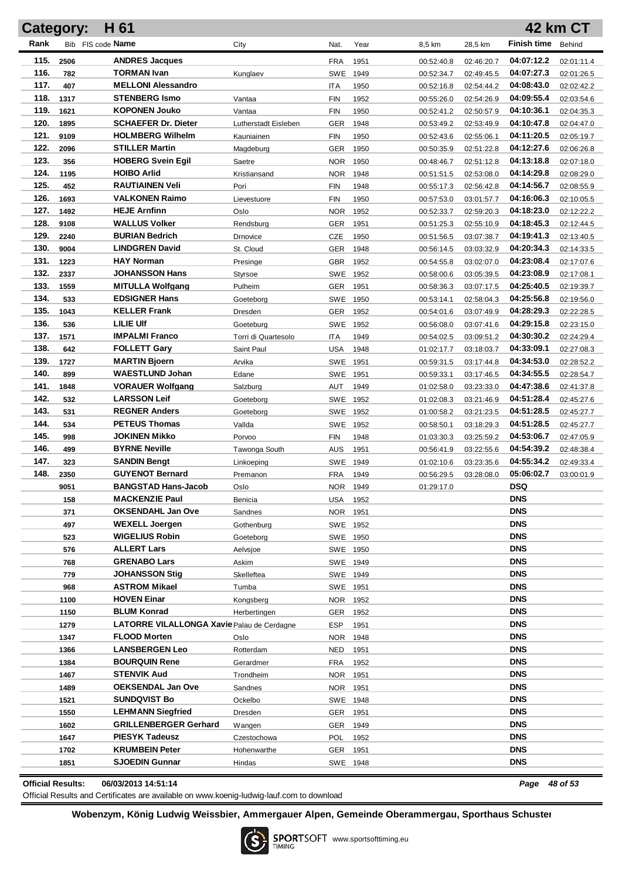## Category: H 61 — 42 km CT

| Rank | Bib | FIS code | Name | City | Nat. | Year | 8,5 km | 28,5 km | Finish time | Behind |
|---|---|---|---|---|---|---|---|---|---|---|
| 115. | 2506 | | **ANDRES Jacques** | | FRA | 1951 | 00:52:40.8 | 02:46:20.7 | **04:07:12.2** | 02:01:11.4 |
| 116. | 782 | | **TORMAN Ivan** | Kunglaev | SWE | 1949 | 00:52:34.7 | 02:49:45.5 | **04:07:27.3** | 02:01:26.5 |
| 117. | 407 | | **MELLONI Alessandro** | | ITA | 1950 | 00:52:16.8 | 02:54:44.2 | **04:08:43.0** | 02:02:42.2 |
| 118. | 1317 | | **STENBERG Ismo** | Vantaa | FIN | 1952 | 00:55:26.0 | 02:54:26.9 | **04:09:55.4** | 02:03:54.6 |
| 119. | 1621 | | **KOPONEN Jouko** | Vantaa | FIN | 1950 | 00:52:41.2 | 02:50:57.9 | **04:10:36.1** | 02:04:35.3 |
| 120. | 1895 | | **SCHAEFER Dr. Dieter** | Lutherstadt Eisleben | GER | 1948 | 00:53:49.2 | 02:53:49.9 | **04:10:47.8** | 02:04:47.0 |
| 121. | 9109 | | **HOLMBERG Wilhelm** | Kauniainen | FIN | 1950 | 00:52:43.6 | 02:55:06.1 | **04:11:20.5** | 02:05:19.7 |
| 122. | 2096 | | **STILLER Martin** | Magdeburg | GER | 1950 | 00:50:35.9 | 02:51:22.8 | **04:12:27.6** | 02:06:26.8 |
| 123. | 356 | | **HOBERG Svein Egil** | Saetre | NOR | 1950 | 00:48:46.7 | 02:51:12.8 | **04:13:18.8** | 02:07:18.0 |
| 124. | 1195 | | **HOIBO Arlid** | Kristiansand | NOR | 1948 | 00:51:51.5 | 02:53:08.0 | **04:14:29.8** | 02:08:29.0 |
| 125. | 452 | | **RAUTIAINEN Veli** | Pori | FIN | 1948 | 00:55:17.3 | 02:56:42.8 | **04:14:56.7** | 02:08:55.9 |
| 126. | 1693 | | **VALKONEN Raimo** | Lievestuore | FIN | 1950 | 00:57:53.0 | 03:01:57.7 | **04:16:06.3** | 02:10:05.5 |
| 127. | 1492 | | **HEJE Arnfinn** | Oslo | NOR | 1952 | 00:52:33.7 | 02:59:20.3 | **04:18:23.0** | 02:12:22.2 |
| 128. | 9108 | | **WALLUS Volker** | Rendsburg | GER | 1951 | 00:51:25.3 | 02:55:10.9 | **04:18:45.3** | 02:12:44.5 |
| 129. | 2240 | | **BURIAN Bedrich** | Drnovice | CZE | 1950 | 00:51:56.5 | 03:07:38.7 | **04:19:41.3** | 02:13:40.5 |
| 130. | 9004 | | **LINDGREN David** | St. Cloud | GER | 1948 | 00:56:14.5 | 03:03:32.9 | **04:20:34.3** | 02:14:33.5 |
| 131. | 1223 | | **HAY Norman** | Presinge | GBR | 1952 | 00:54:55.8 | 03:02:07.0 | **04:23:08.4** | 02:17:07.6 |
| 132. | 2337 | | **JOHANSSON Hans** | Styrsoe | SWE | 1952 | 00:58:00.6 | 03:05:39.5 | **04:23:08.9** | 02:17:08.1 |
| 133. | 1559 | | **MITULLA Wolfgang** | Pulheim | GER | 1951 | 00:58:36.3 | 03:07:17.5 | **04:25:40.5** | 02:19:39.7 |
| 134. | 533 | | **EDSIGNER Hans** | Goeteborg | SWE | 1950 | 00:53:14.1 | 02:58:04.3 | **04:25:56.8** | 02:19:56.0 |
| 135. | 1043 | | **KELLER Frank** | Dresden | GER | 1952 | 00:54:01.6 | 03:07:49.9 | **04:28:29.3** | 02:22:28.5 |
| 136. | 536 | | **LILIE Ulf** | Goeteburg | SWE | 1952 | 00:56:08.0 | 03:07:41.6 | **04:29:15.8** | 02:23:15.0 |
| 137. | 1571 | | **IMPALMI Franco** | Torri di Quartesolo | ITA | 1949 | 00:54:02.5 | 03:09:51.2 | **04:30:30.2** | 02:24:29.4 |
| 138. | 642 | | **FOLLETT Gary** | Saint Paul | USA | 1948 | 01:02:17.7 | 03:18:03.7 | **04:33:09.1** | 02:27:08.3 |
| 139. | 1727 | | **MARTIN Bjoern** | Arvika | SWE | 1951 | 00:59:31.5 | 03:17:44.8 | **04:34:53.0** | 02:28:52.2 |
| 140. | 899 | | **WAESTLUND Johan** | Edane | SWE | 1951 | 00:59:33.1 | 03:17:46.5 | **04:34:55.5** | 02:28:54.7 |
| 141. | 1848 | | **VORAUER Wolfgang** | Salzburg | AUT | 1949 | 01:02:58.0 | 03:23:33.0 | **04:47:38.6** | 02:41:37.8 |
| 142. | 532 | | **LARSSON Leif** | Goeteborg | SWE | 1952 | 01:02:08.3 | 03:21:46.9 | **04:51:28.4** | 02:45:27.6 |
| 143. | 531 | | **REGNER Anders** | Goeteborg | SWE | 1952 | 01:00:58.2 | 03:21:23.5 | **04:51:28.5** | 02:45:27.7 |
| 144. | 534 | | **PETEUS Thomas** | Vallda | SWE | 1952 | 00:58:50.1 | 03:18:29.3 | **04:51:28.5** | 02:45:27.7 |
| 145. | 998 | | **JOKINEN Mikko** | Porvoo | FIN | 1948 | 01:03:30.3 | 03:25:59.2 | **04:53:06.7** | 02:47:05.9 |
| 146. | 499 | | **BYRNE Neville** | Tawonga South | AUS | 1951 | 00:56:41.9 | 03:22:55.6 | **04:54:39.2** | 02:48:38.4 |
| 147. | 323 | | **SANDIN Bengt** | Linkoeping | SWE | 1949 | 01:02:10.6 | 03:23:35.6 | **04:55:34.2** | 02:49:33.4 |
| 148. | 2350 | | **GUYENOT Bernard** | Premanon | FRA | 1949 | 00:56:29.5 | 03:28:08.0 | **05:06:02.7** | 03:00:01.9 |
| | 9051 | | **BANGSTAD Hans-Jacob** | Oslo | NOR | 1949 | 01:29:17.0 | | **DSQ** | |
| | 158 | | **MACKENZIE Paul** | Benicia | USA | 1952 | | | **DNS** | |
| | 371 | | **OKSENDAHL Jan Ove** | Sandnes | NOR | 1951 | | | **DNS** | |
| | 497 | | **WEXELL Joergen** | Gothenburg | SWE | 1952 | | | **DNS** | |
| | 523 | | **WIGELIUS Robin** | Goeteborg | SWE | 1950 | | | **DNS** | |
| | 576 | | **ALLERT Lars** | Aelvsjoe | SWE | 1950 | | | **DNS** | |
| | 768 | | **GRENABO Lars** | Askim | SWE | 1949 | | | **DNS** | |
| | 779 | | **JOHANSSON Stig** | Skelleftea | SWE | 1949 | | | **DNS** | |
| | 968 | | **ASTROM Mikael** | Tumba | SWE | 1951 | | | **DNS** | |
| | 1100 | | **HOVEN Einar** | Kongsberg | NOR | 1952 | | | **DNS** | |
| | 1150 | | **BLUM Konrad** | Herbertingen | GER | 1952 | | | **DNS** | |
| | 1279 | | **LATORRE VILALLONGA Xavie** | Palau de Cerdagne | ESP | 1951 | | | **DNS** | |
| | 1347 | | **FLOOD Morten** | Oslo | NOR | 1948 | | | **DNS** | |
| | 1366 | | **LANSBERGEN Leo** | Rotterdam | NED | 1951 | | | **DNS** | |
| | 1384 | | **BOURQUIN Rene** | Gerardmer | FRA | 1952 | | | **DNS** | |
| | 1467 | | **STENVIK Aud** | Trondheim | NOR | 1951 | | | **DNS** | |
| | 1489 | | **OEKSENDAL Jan Ove** | Sandnes | NOR | 1951 | | | **DNS** | |
| | 1521 | | **SUNDQVIST Bo** | Ockelbo | SWE | 1948 | | | **DNS** | |
| | 1550 | | **LEHMANN Siegfried** | Dresden | GER | 1951 | | | **DNS** | |
| | 1602 | | **GRILLENBERGER Gerhard** | Wangen | GER | 1949 | | | **DNS** | |
| | 1647 | | **PIESYK Tadeusz** | Czestochowa | POL | 1952 | | | **DNS** | |
| | 1702 | | **KRUMBEIN Peter** | Hohenwarthe | GER | 1951 | | | **DNS** | |
| | 1851 | | **SJOEDIN Gunnar** | Hindas | SWE | 1948 | | | **DNS** | |

**Official Results:** 06/03/2013 14:51:14

Official Results and Certificates are available on www.koenig-ludwig-lauf.com to download

**Wobenzym, König Ludwig Weissbier, Ammergauer Alpen, Gemeinde Oberammergau, Sporthaus Schuster**

SPORTSOFT TIMING www.sportsofttiming.eu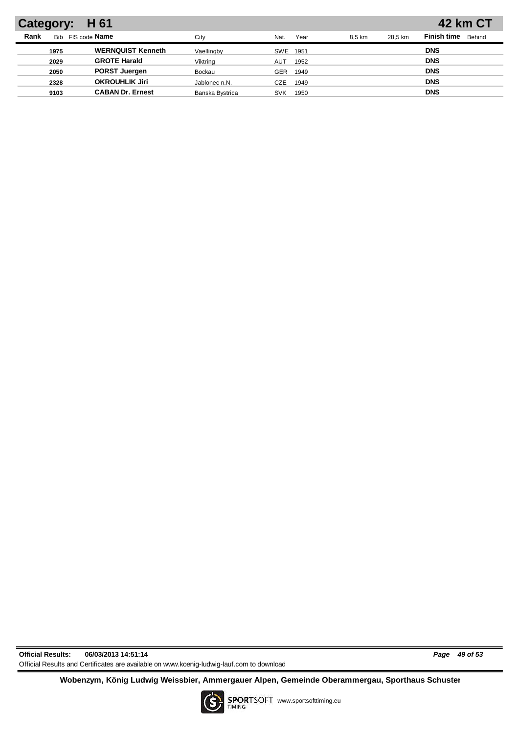## Category: H 61 — 42 km CT

| Rank | Bib | FIS code | Name | City | Nat. | Year | 8,5 km | 28,5 km | Finish time | Behind |
|---|---|---|---|---|---|---|---|---|---|---|
| | 1975 | | **WERNQUIST Kenneth** | Vaellingby | SWE | 1951 | | | **DNS** | |
| | 2029 | | **GROTE Harald** | Viktring | AUT | 1952 | | | **DNS** | |
| | 2050 | | **PORST Juergen** | Bockau | GER | 1949 | | | **DNS** | |
| | 2328 | | **OKROUHLIK Jiri** | Jablonec n.N. | CZE | 1949 | | | **DNS** | |
| | 9103 | | **CABAN Dr. Ernest** | Banska Bystrica | SVK | 1950 | | | **DNS** | |

**Official Results: 06/03/2013 14:51:14**

Official Results and Certificates are available on www.koenig-ludwig-lauf.com to download

**Wobenzym, König Ludwig Weissbier, Ammergauer Alpen, Gemeinde Oberammergau, Sporthaus Schuster**

SPORTSOFT TIMING www.sportsofttiming.eu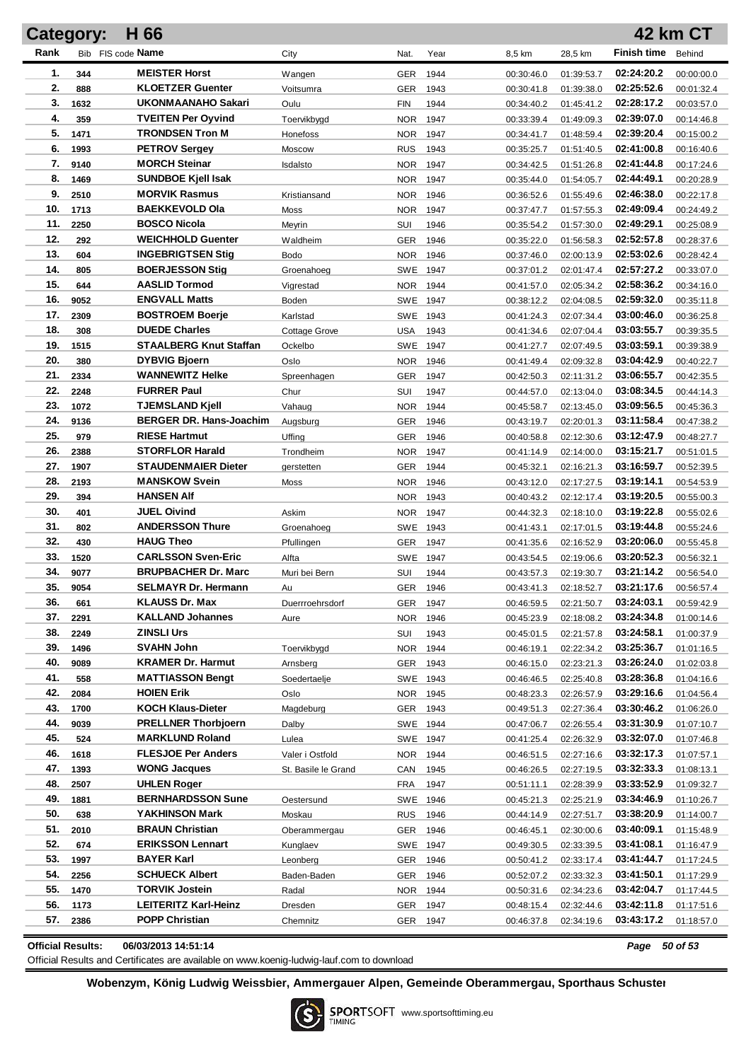## Category: H 66 — 42 km CT

| Rank | Bib | FIS code | Name | City | Nat. | Year | 8,5 km | 28,5 km | Finish time | Behind |
|---|---|---|---|---|---|---|---|---|---|---|
| 1. | 344 | | MEISTER Horst | Wangen | GER | 1944 | 00:30:46.0 | 01:39:53.7 | 02:24:20.2 | 00:00:00.0 |
| 2. | 888 | | KLOETZER Guenter | Voitsumra | GER | 1943 | 00:30:41.8 | 01:39:38.0 | 02:25:52.6 | 00:01:32.4 |
| 3. | 1632 | | UKONMAANAHO Sakari | Oulu | FIN | 1944 | 00:34:40.2 | 01:45:41.2 | 02:28:17.2 | 00:03:57.0 |
| 4. | 359 | | TVEITEN Per Oyvind | Toervikbygd | NOR | 1947 | 00:33:39.4 | 01:49:09.3 | 02:39:07.0 | 00:14:46.8 |
| 5. | 1471 | | TRONDSEN Tron M | Honefoss | NOR | 1947 | 00:34:41.7 | 01:48:59.4 | 02:39:20.4 | 00:15:00.2 |
| 6. | 1993 | | PETROV Sergey | Moscow | RUS | 1943 | 00:35:25.7 | 01:51:40.5 | 02:41:00.8 | 00:16:40.6 |
| 7. | 9140 | | MORCH Steinar | Isdalsto | NOR | 1947 | 00:34:42.5 | 01:51:26.8 | 02:41:44.8 | 00:17:24.6 |
| 8. | 1469 | | SUNDBOE Kjell Isak | | NOR | 1947 | 00:35:44.0 | 01:54:05.7 | 02:44:49.1 | 00:20:28.9 |
| 9. | 2510 | | MORVIK Rasmus | Kristiansand | NOR | 1946 | 00:36:52.6 | 01:55:49.6 | 02:46:38.0 | 00:22:17.8 |
| 10. | 1713 | | BAEKKEVOLD Ola | Moss | NOR | 1947 | 00:37:47.7 | 01:57:55.3 | 02:49:09.4 | 00:24:49.2 |
| 11. | 2250 | | BOSCO Nicola | Meyrin | SUI | 1946 | 00:35:54.2 | 01:57:30.0 | 02:49:29.1 | 00:25:08.9 |
| 12. | 292 | | WEICHHOLD Guenter | Waldheim | GER | 1946 | 00:35:22.0 | 01:56:58.3 | 02:52:57.8 | 00:28:37.6 |
| 13. | 604 | | INGEBRIGTSEN Stig | Bodo | NOR | 1946 | 00:37:46.0 | 02:00:13.9 | 02:53:02.6 | 00:28:42.4 |
| 14. | 805 | | BOERJESSON Stig | Groenahoeg | SWE | 1947 | 00:37:01.2 | 02:01:47.4 | 02:57:27.2 | 00:33:07.0 |
| 15. | 644 | | AASLID Tormod | Vigrestad | NOR | 1944 | 00:41:57.0 | 02:05:34.2 | 02:58:36.2 | 00:34:16.0 |
| 16. | 9052 | | ENGVALL Matts | Boden | SWE | 1947 | 00:38:12.2 | 02:04:08.5 | 02:59:32.0 | 00:35:11.8 |
| 17. | 2309 | | BOSTROEM Boerje | Karlstad | SWE | 1943 | 00:41:24.3 | 02:07:34.4 | 03:00:46.0 | 00:36:25.8 |
| 18. | 308 | | DUEDE Charles | Cottage Grove | USA | 1943 | 00:41:34.6 | 02:07:04.4 | 03:03:55.7 | 00:39:35.5 |
| 19. | 1515 | | STAALBERG Knut Staffan | Ockelbo | SWE | 1947 | 00:41:27.7 | 02:07:49.5 | 03:03:59.1 | 00:39:38.9 |
| 20. | 380 | | DYBVIG Bjoern | Oslo | NOR | 1946 | 00:41:49.4 | 02:09:32.8 | 03:04:42.9 | 00:40:22.7 |
| 21. | 2334 | | WANNEWITZ Helke | Spreenhagen | GER | 1947 | 00:42:50.3 | 02:11:31.2 | 03:06:55.7 | 00:42:35.5 |
| 22. | 2248 | | FURRER Paul | Chur | SUI | 1947 | 00:44:57.0 | 02:13:04.0 | 03:08:34.5 | 00:44:14.3 |
| 23. | 1072 | | TJEMSLAND Kjell | Vahaug | NOR | 1944 | 00:45:58.7 | 02:13:45.0 | 03:09:56.5 | 00:45:36.3 |
| 24. | 9136 | | BERGER DR. Hans-Joachim | Augsburg | GER | 1946 | 00:43:19.7 | 02:20:01.3 | 03:11:58.4 | 00:47:38.2 |
| 25. | 979 | | RIESE Hartmut | Uffing | GER | 1946 | 00:40:58.8 | 02:12:30.6 | 03:12:47.9 | 00:48:27.7 |
| 26. | 2388 | | STORFLOR Harald | Trondheim | NOR | 1947 | 00:41:14.9 | 02:14:00.0 | 03:15:21.7 | 00:51:01.5 |
| 27. | 1907 | | STAUDENMAIER Dieter | gerstetten | GER | 1944 | 00:45:32.1 | 02:16:21.3 | 03:16:59.7 | 00:52:39.5 |
| 28. | 2193 | | MANSKOW Svein | Moss | NOR | 1946 | 00:43:12.0 | 02:17:27.5 | 03:19:14.1 | 00:54:53.9 |
| 29. | 394 | | HANSEN Alf | | NOR | 1943 | 00:40:43.2 | 02:12:17.4 | 03:19:20.5 | 00:55:00.3 |
| 30. | 401 | | JUEL Oivind | Askim | NOR | 1947 | 00:44:32.3 | 02:18:10.0 | 03:19:22.8 | 00:55:02.6 |
| 31. | 802 | | ANDERSSON Thure | Groenahoeg | SWE | 1943 | 00:41:43.1 | 02:17:01.5 | 03:19:44.8 | 00:55:24.6 |
| 32. | 430 | | HAUG Theo | Pfullingen | GER | 1947 | 00:41:35.6 | 02:16:52.9 | 03:20:06.0 | 00:55:45.8 |
| 33. | 1520 | | CARLSSON Sven-Eric | Alfta | SWE | 1947 | 00:43:54.5 | 02:19:06.6 | 03:20:52.3 | 00:56:32.1 |
| 34. | 9077 | | BRUPBACHER Dr. Marc | Muri bei Bern | SUI | 1944 | 00:43:57.3 | 02:19:30.7 | 03:21:14.2 | 00:56:54.0 |
| 35. | 9054 | | SELMAYR Dr. Hermann | Au | GER | 1946 | 00:43:41.3 | 02:18:52.7 | 03:21:17.6 | 00:56:57.4 |
| 36. | 661 | | KLAUSS Dr. Max | Duerrroehrsdorf | GER | 1947 | 00:46:59.5 | 02:21:50.7 | 03:24:03.1 | 00:59:42.9 |
| 37. | 2291 | | KALLAND Johannes | Aure | NOR | 1946 | 00:45:23.9 | 02:18:08.2 | 03:24:34.8 | 01:00:14.6 |
| 38. | 2249 | | ZINSLI Urs | | SUI | 1943 | 00:45:01.5 | 02:21:57.8 | 03:24:58.1 | 01:00:37.9 |
| 39. | 1496 | | SVAHN John | Toervikbygd | NOR | 1944 | 00:46:19.1 | 02:22:34.2 | 03:25:36.7 | 01:01:16.5 |
| 40. | 9089 | | KRAMER Dr. Harmut | Arnsberg | GER | 1943 | 00:46:15.0 | 02:23:21.3 | 03:26:24.0 | 01:02:03.8 |
| 41. | 558 | | MATTIASSON Bengt | Soedertaelje | SWE | 1943 | 00:46:46.5 | 02:25:40.8 | 03:28:36.8 | 01:04:16.6 |
| 42. | 2084 | | HOIEN Erik | Oslo | NOR | 1945 | 00:48:23.3 | 02:26:57.9 | 03:29:16.6 | 01:04:56.4 |
| 43. | 1700 | | KOCH Klaus-Dieter | Magdeburg | GER | 1943 | 00:49:51.3 | 02:27:36.4 | 03:30:46.2 | 01:06:26.0 |
| 44. | 9039 | | PRELLNER Thorbjoern | Dalby | SWE | 1944 | 00:47:06.7 | 02:26:55.4 | 03:31:30.9 | 01:07:10.7 |
| 45. | 524 | | MARKLUND Roland | Lulea | SWE | 1947 | 00:41:25.4 | 02:26:32.9 | 03:32:07.0 | 01:07:46.8 |
| 46. | 1618 | | FLESJOE Per Anders | Valer i Ostfold | NOR | 1944 | 00:46:51.5 | 02:27:16.6 | 03:32:17.3 | 01:07:57.1 |
| 47. | 1393 | | WONG Jacques | St. Basile le Grand | CAN | 1945 | 00:46:26.5 | 02:27:19.5 | 03:32:33.3 | 01:08:13.1 |
| 48. | 2507 | | UHLEN Roger | | FRA | 1947 | 00:51:11.1 | 02:28:39.9 | 03:33:52.9 | 01:09:32.7 |
| 49. | 1881 | | BERNHARDSSON Sune | Oestersund | SWE | 1946 | 00:45:21.3 | 02:25:21.9 | 03:34:46.9 | 01:10:26.7 |
| 50. | 638 | | YAKHINSON Mark | Moskau | RUS | 1946 | 00:44:14.9 | 02:27:51.7 | 03:38:20.9 | 01:14:00.7 |
| 51. | 2010 | | BRAUN Christian | Oberammergau | GER | 1946 | 00:46:45.1 | 02:30:00.6 | 03:40:09.1 | 01:15:48.9 |
| 52. | 674 | | ERIKSSON Lennart | Kunglaev | SWE | 1947 | 00:49:30.5 | 02:33:39.5 | 03:41:08.1 | 01:16:47.9 |
| 53. | 1997 | | BAYER Karl | Leonberg | GER | 1946 | 00:50:41.2 | 02:33:17.4 | 03:41:44.7 | 01:17:24.5 |
| 54. | 2256 | | SCHUECK Albert | Baden-Baden | GER | 1946 | 00:52:07.2 | 02:33:32.3 | 03:41:50.1 | 01:17:29.9 |
| 55. | 1470 | | TORVIK Jostein | Radal | NOR | 1944 | 00:50:31.6 | 02:34:23.6 | 03:42:04.7 | 01:17:44.5 |
| 56. | 1173 | | LEITERITZ Karl-Heinz | Dresden | GER | 1947 | 00:48:15.4 | 02:32:44.6 | 03:42:11.8 | 01:17:51.6 |
| 57. | 2386 | | POPP Christian | Chemnitz | GER | 1947 | 00:46:37.8 | 02:34:19.6 | 03:43:17.2 | 01:18:57.0 |

**Official Results:** 06/03/2013 14:51:14

Official Results and Certificates are available on www.koenig-ludwig-lauf.com to download

**Wobenzym, König Ludwig Weissbier, Ammergauer Alpen, Gemeinde Oberammergau, Sporthaus Schuster**

SPORTSOFT TIMING www.sportsofttiming.eu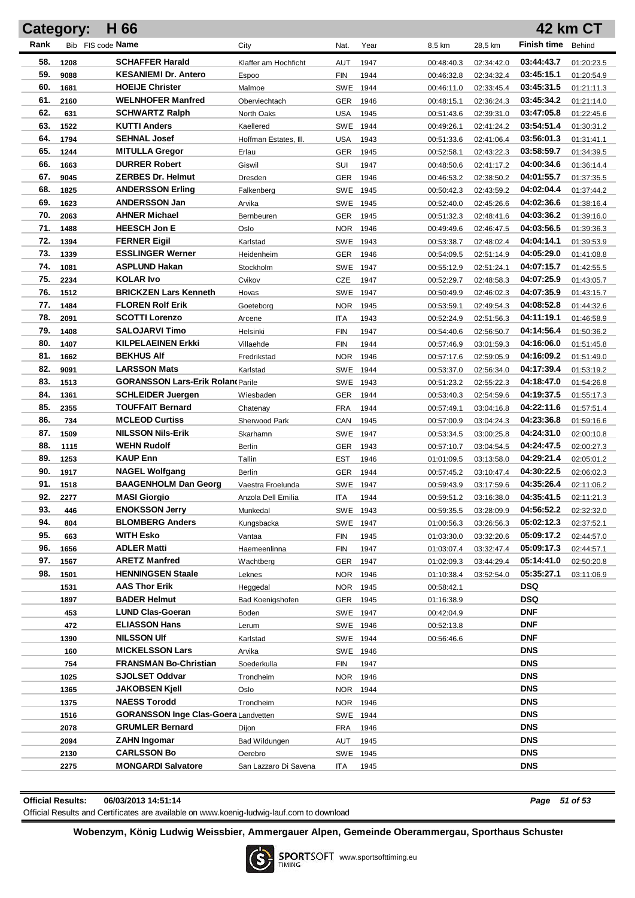# Category: H 66 — 42 km CT

| Rank | Bib | FIS code | Name | City | Nat. | Year | 8,5 km | 28,5 km | Finish time | Behind |
|---|---|---|---|---|---|---|---|---|---|---|
| 58. | 1208 | | SCHAFFER Harald | Klaffer am Hochficht | AUT | 1947 | 00:48:40.3 | 02:34:42.0 | 03:44:43.7 | 01:20:23.5 |
| 59. | 9088 | | KESANIEMI Dr. Antero | Espoo | FIN | 1944 | 00:46:32.8 | 02:34:32.4 | 03:45:15.1 | 01:20:54.9 |
| 60. | 1681 | | HOEIJE Christer | Malmoe | SWE | 1944 | 00:46:11.0 | 02:33:45.4 | 03:45:31.5 | 01:21:11.3 |
| 61. | 2160 | | WELNHOFER Manfred | Oberviechtach | GER | 1946 | 00:48:15.1 | 02:36:24.3 | 03:45:34.2 | 01:21:14.0 |
| 62. | 631 | | SCHWARTZ Ralph | North Oaks | USA | 1945 | 00:51:43.6 | 02:39:31.0 | 03:47:05.8 | 01:22:45.6 |
| 63. | 1522 | | KUTTI Anders | Kaellered | SWE | 1944 | 00:49:26.1 | 02:41:24.2 | 03:54:51.4 | 01:30:31.2 |
| 64. | 1794 | | SEHNAL Josef | Hoffman Estates, Ill. | USA | 1943 | 00:51:33.6 | 02:41:06.4 | 03:56:01.3 | 01:31:41.1 |
| 65. | 1244 | | MITULLA Gregor | Erlau | GER | 1945 | 00:52:58.1 | 02:43:22.3 | 03:58:59.7 | 01:34:39.5 |
| 66. | 1663 | | DURRER Robert | Giswil | SUI | 1947 | 00:48:50.6 | 02:41:17.2 | 04:00:34.6 | 01:36:14.4 |
| 67. | 9045 | | ZERBES Dr. Helmut | Dresden | GER | 1946 | 00:46:53.2 | 02:38:50.2 | 04:01:55.7 | 01:37:35.5 |
| 68. | 1825 | | ANDERSSON Erling | Falkenberg | SWE | 1945 | 00:50:42.3 | 02:43:59.2 | 04:02:04.4 | 01:37:44.2 |
| 69. | 1623 | | ANDERSSON Jan | Arvika | SWE | 1945 | 00:52:40.0 | 02:45:26.6 | 04:02:36.6 | 01:38:16.4 |
| 70. | 2063 | | AHNER Michael | Bernbeuren | GER | 1945 | 00:51:32.3 | 02:48:41.6 | 04:03:36.2 | 01:39:16.0 |
| 71. | 1488 | | HEESCH Jon E | Oslo | NOR | 1946 | 00:49:49.6 | 02:46:47.5 | 04:03:56.5 | 01:39:36.3 |
| 72. | 1394 | | FERNER Eigil | Karlstad | SWE | 1943 | 00:53:38.7 | 02:48:02.4 | 04:04:14.1 | 01:39:53.9 |
| 73. | 1339 | | ESSLINGER Werner | Heidenheim | GER | 1946 | 00:54:09.5 | 02:51:14.9 | 04:05:29.0 | 01:41:08.8 |
| 74. | 1081 | | ASPLUND Hakan | Stockholm | SWE | 1947 | 00:55:12.9 | 02:51:24.1 | 04:07:15.7 | 01:42:55.5 |
| 75. | 2234 | | KOLAR Ivo | Cvikov | CZE | 1947 | 00:52:29.7 | 02:48:58.3 | 04:07:25.9 | 01:43:05.7 |
| 76. | 1512 | | BRICKZEN Lars Kenneth | Hovas | SWE | 1947 | 00:50:49.9 | 02:46:02.3 | 04:07:35.9 | 01:43:15.7 |
| 77. | 1484 | | FLOREN Rolf Erik | Goeteborg | NOR | 1945 | 00:53:59.1 | 02:49:54.3 | 04:08:52.8 | 01:44:32.6 |
| 78. | 2091 | | SCOTTI Lorenzo | Arcene | ITA | 1943 | 00:52:24.9 | 02:51:56.3 | 04:11:19.1 | 01:46:58.9 |
| 79. | 1408 | | SALOJARVI Timo | Helsinki | FIN | 1947 | 00:54:40.6 | 02:56:50.7 | 04:14:56.4 | 01:50:36.2 |
| 80. | 1407 | | KILPELAEINEN Erkki | Villaehde | FIN | 1944 | 00:57:46.9 | 03:01:59.3 | 04:16:06.0 | 01:51:45.8 |
| 81. | 1662 | | BEKHUS Alf | Fredrikstad | NOR | 1946 | 00:57:17.6 | 02:59:05.9 | 04:16:09.2 | 01:51:49.0 |
| 82. | 9091 | | LARSSON Mats | Karlstad | SWE | 1944 | 00:53:37.0 | 02:56:34.0 | 04:17:39.4 | 01:53:19.2 |
| 83. | 1513 | | GORANSSON Lars-Erik Roland | Parile | SWE | 1943 | 00:51:23.2 | 02:55:22.3 | 04:18:47.0 | 01:54:26.8 |
| 84. | 1361 | | SCHLEIDER Juergen | Wiesbaden | GER | 1944 | 00:53:40.3 | 02:54:59.6 | 04:19:37.5 | 01:55:17.3 |
| 85. | 2355 | | TOUFFAIT Bernard | Chatenay | FRA | 1944 | 00:57:49.1 | 03:04:16.8 | 04:22:11.6 | 01:57:51.4 |
| 86. | 734 | | MCLEOD Curtiss | Sherwood Park | CAN | 1945 | 00:57:00.9 | 03:04:24.3 | 04:23:36.8 | 01:59:16.6 |
| 87. | 1509 | | NILSSON Nils-Erik | Skarhamn | SWE | 1947 | 00:53:34.5 | 03:00:25.8 | 04:24:31.0 | 02:00:10.8 |
| 88. | 1115 | | WEHN Rudolf | Berlin | GER | 1943 | 00:57:10.7 | 03:04:54.5 | 04:24:47.5 | 02:00:27.3 |
| 89. | 1253 | | KAUP Enn | Tallin | EST | 1946 | 01:01:09.5 | 03:13:58.0 | 04:29:21.4 | 02:05:01.2 |
| 90. | 1917 | | NAGEL Wolfgang | Berlin | GER | 1944 | 00:57:45.2 | 03:10:47.4 | 04:30:22.5 | 02:06:02.3 |
| 91. | 1518 | | BAAGENHOLM Dan Georg | Vaestra Froelunda | SWE | 1947 | 00:59:43.9 | 03:17:59.6 | 04:35:26.4 | 02:11:06.2 |
| 92. | 2277 | | MASI Giorgio | Anzola Dell Emilia | ITA | 1944 | 00:59:51.2 | 03:16:38.0 | 04:35:41.5 | 02:11:21.3 |
| 93. | 446 | | ENOKSSON Jerry | Munkedal | SWE | 1943 | 00:59:35.5 | 03:28:09.9 | 04:56:52.2 | 02:32:32.0 |
| 94. | 804 | | BLOMBERG Anders | Kungsbacka | SWE | 1947 | 01:00:56.3 | 03:26:56.3 | 05:02:12.3 | 02:37:52.1 |
| 95. | 663 | | WITH Esko | Vantaa | FIN | 1945 | 01:03:30.0 | 03:32:20.6 | 05:09:17.2 | 02:44:57.0 |
| 96. | 1656 | | ADLER Matti | Haemeenlinna | FIN | 1947 | 01:03:07.4 | 03:32:47.4 | 05:09:17.3 | 02:44:57.1 |
| 97. | 1567 | | ARETZ Manfred | Wachtberg | GER | 1947 | 01:02:09.3 | 03:44:29.4 | 05:14:41.0 | 02:50:20.8 |
| 98. | 1501 | | HENNINGSEN Staale | Leknes | NOR | 1946 | 01:10:38.4 | 03:52:54.0 | 05:35:27.1 | 03:11:06.9 |
| | 1531 | | AAS Thor Erik | Heggedal | NOR | 1945 | 00:58:42.1 | | DSQ | |
| | 1897 | | BADER Helmut | Bad Koenigshofen | GER | 1945 | 01:16:38.9 | | DSQ | |
| | 453 | | LUND Clas-Goeran | Boden | SWE | 1947 | 00:42:04.9 | | DNF | |
| | 472 | | ELIASSON Hans | Lerum | SWE | 1946 | 00:52:13.8 | | DNF | |
| | 1390 | | NILSSON Ulf | Karlstad | SWE | 1944 | 00:56:46.6 | | DNF | |
| | 160 | | MICKELSSON Lars | Arvika | SWE | 1946 | | | DNS | |
| | 754 | | FRANSMAN Bo-Christian | Soederkulla | FIN | 1947 | | | DNS | |
| | 1025 | | SJOLSET Oddvar | Trondheim | NOR | 1946 | | | DNS | |
| | 1365 | | JAKOBSEN Kjell | Oslo | NOR | 1944 | | | DNS | |
| | 1375 | | NAESS Torodd | Trondheim | NOR | 1946 | | | DNS | |
| | 1516 | | GORANSSON Inge Clas-Goera | Landvetten | SWE | 1944 | | | DNS | |
| | 2078 | | GRUMLER Bernard | Dijon | FRA | 1946 | | | DNS | |
| | 2094 | | ZAHN Ingomar | Bad Wildungen | AUT | 1945 | | | DNS | |
| | 2130 | | CARLSSON Bo | Oerebro | SWE | 1945 | | | DNS | |
| | 2275 | | MONGARDI Salvatore | San Lazzaro Di Savena | ITA | 1945 | | | DNS | |

**Official Results:** 06/03/2013 14:51:14

Official Results and Certificates are available on www.koenig-ludwig-lauf.com to download

**Wobenzym, König Ludwig Weissbier, Ammergauer Alpen, Gemeinde Oberammergau, Sporthaus Schuster**

SPORTSOFT TIMING www.sportsofttiming.eu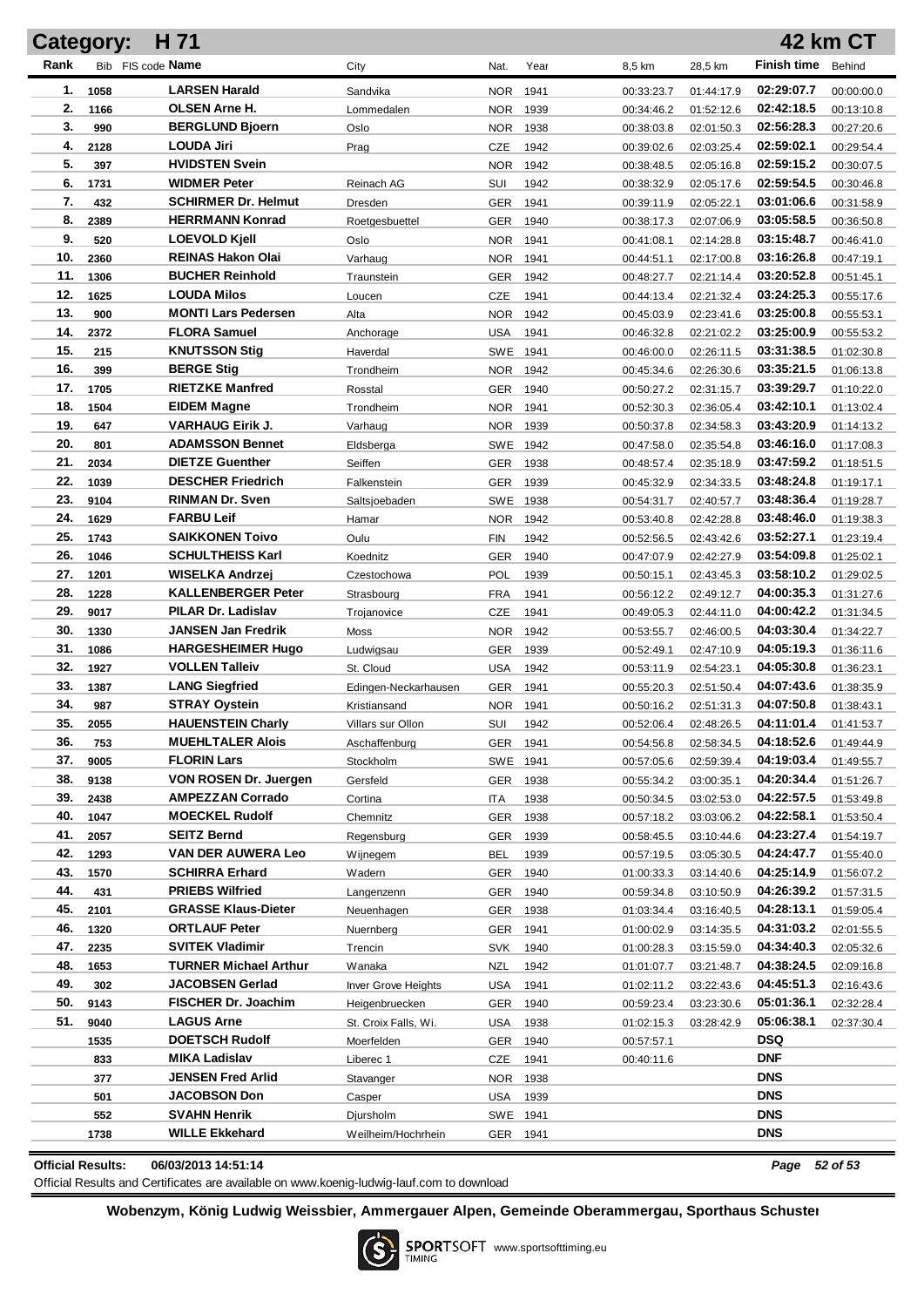# Category: H 71 — 42 km CT

| Rank | Bib | FIS code | Name | City | Nat. | Year | 8,5 km | 28,5 km | Finish time | Behind |
|---|---|---|---|---|---|---|---|---|---|---|
| 1. | 1058 | | LARSEN Harald | Sandvika | NOR | 1941 | 00:33:23.7 | 01:44:17.9 | 02:29:07.7 | 00:00:00.0 |
| 2. | 1166 | | OLSEN Arne H. | Lommedalen | NOR | 1939 | 00:34:46.2 | 01:52:12.6 | 02:42:18.5 | 00:13:10.8 |
| 3. | 990 | | BERGLUND Bjoern | Oslo | NOR | 1938 | 00:38:03.8 | 02:01:50.3 | 02:56:28.3 | 00:27:20.6 |
| 4. | 2128 | | LOUDA Jiri | Prag | CZE | 1942 | 00:39:02.6 | 02:03:25.4 | 02:59:02.1 | 00:29:54.4 |
| 5. | 397 | | HVIDSTEN Svein | | NOR | 1942 | 00:38:48.5 | 02:05:16.8 | 02:59:15.2 | 00:30:07.5 |
| 6. | 1731 | | WIDMER Peter | Reinach AG | SUI | 1942 | 00:38:32.9 | 02:05:17.6 | 02:59:54.5 | 00:30:46.8 |
| 7. | 432 | | SCHIRMER Dr. Helmut | Dresden | GER | 1941 | 00:39:11.9 | 02:05:22.1 | 03:01:06.6 | 00:31:58.9 |
| 8. | 2389 | | HERRMANN Konrad | Roetgesbuettel | GER | 1940 | 00:38:17.3 | 02:07:06.9 | 03:05:58.5 | 00:36:50.8 |
| 9. | 520 | | LOEVOLD Kjell | Oslo | NOR | 1941 | 00:41:08.1 | 02:14:28.8 | 03:15:48.7 | 00:46:41.0 |
| 10. | 2360 | | REINAS Hakon Olai | Varhaug | NOR | 1941 | 00:44:51.1 | 02:17:00.8 | 03:16:26.8 | 00:47:19.1 |
| 11. | 1306 | | BUCHER Reinhold | Traunstein | GER | 1942 | 00:48:27.7 | 02:21:14.4 | 03:20:52.8 | 00:51:45.1 |
| 12. | 1625 | | LOUDA Milos | Loucen | CZE | 1941 | 00:44:13.4 | 02:21:32.4 | 03:24:25.3 | 00:55:17.6 |
| 13. | 900 | | MONTI Lars Pedersen | Alta | NOR | 1942 | 00:45:03.9 | 02:23:41.6 | 03:25:00.8 | 00:55:53.1 |
| 14. | 2372 | | FLORA Samuel | Anchorage | USA | 1941 | 00:46:32.8 | 02:21:02.2 | 03:25:00.9 | 00:55:53.2 |
| 15. | 215 | | KNUTSSON Stig | Haverdal | SWE | 1941 | 00:46:00.0 | 02:26:11.5 | 03:31:38.5 | 01:02:30.8 |
| 16. | 399 | | BERGE Stig | Trondheim | NOR | 1942 | 00:45:34.6 | 02:26:30.6 | 03:35:21.5 | 01:06:13.8 |
| 17. | 1705 | | RIETZKE Manfred | Rosstal | GER | 1940 | 00:50:27.2 | 02:31:15.7 | 03:39:29.7 | 01:10:22.0 |
| 18. | 1504 | | EIDEM Magne | Trondheim | NOR | 1941 | 00:52:30.3 | 02:36:05.4 | 03:42:10.1 | 01:13:02.4 |
| 19. | 647 | | VARHAUG Eirik J. | Varhaug | NOR | 1939 | 00:50:37.8 | 02:34:58.3 | 03:43:20.9 | 01:14:13.2 |
| 20. | 801 | | ADAMSSON Bennet | Eldsberga | SWE | 1942 | 00:47:58.0 | 02:35:54.8 | 03:46:16.0 | 01:17:08.3 |
| 21. | 2034 | | DIETZE Guenther | Seiffen | GER | 1938 | 00:48:57.4 | 02:35:18.9 | 03:47:59.2 | 01:18:51.5 |
| 22. | 1039 | | DESCHER Friedrich | Falkenstein | GER | 1939 | 00:45:32.9 | 02:34:33.5 | 03:48:24.8 | 01:19:17.1 |
| 23. | 9104 | | RINMAN Dr. Sven | Saltsjoebaden | SWE | 1938 | 00:54:31.7 | 02:40:57.7 | 03:48:36.4 | 01:19:28.7 |
| 24. | 1629 | | FARBU Leif | Hamar | NOR | 1942 | 00:53:40.8 | 02:42:28.8 | 03:48:46.0 | 01:19:38.3 |
| 25. | 1743 | | SAIKKONEN Toivo | Oulu | FIN | 1942 | 00:52:56.5 | 02:43:42.6 | 03:52:27.1 | 01:23:19.4 |
| 26. | 1046 | | SCHULTHEISS Karl | Koednitz | GER | 1940 | 00:47:07.9 | 02:42:27.9 | 03:54:09.8 | 01:25:02.1 |
| 27. | 1201 | | WISELKA Andrzej | Czestochowa | POL | 1939 | 00:50:15.1 | 02:43:45.3 | 03:58:10.2 | 01:29:02.5 |
| 28. | 1228 | | KALLENBERGER Peter | Strasbourg | FRA | 1941 | 00:56:12.2 | 02:49:12.7 | 04:00:35.3 | 01:31:27.6 |
| 29. | 9017 | | PILAR Dr. Ladislav | Trojanovice | CZE | 1941 | 00:49:05.3 | 02:44:11.0 | 04:00:42.2 | 01:31:34.5 |
| 30. | 1330 | | JANSEN Jan Fredrik | Moss | NOR | 1942 | 00:53:55.7 | 02:46:00.5 | 04:03:30.4 | 01:34:22.7 |
| 31. | 1086 | | HARGESHEIMER Hugo | Ludwigsau | GER | 1939 | 00:52:49.1 | 02:47:10.9 | 04:05:19.3 | 01:36:11.6 |
| 32. | 1927 | | VOLLEN Talleiv | St. Cloud | USA | 1942 | 00:53:11.9 | 02:54:23.1 | 04:05:30.8 | 01:36:23.1 |
| 33. | 1387 | | LANG Siegfried | Edingen-Neckarhausen | GER | 1941 | 00:55:20.3 | 02:51:50.4 | 04:07:43.6 | 01:38:35.9 |
| 34. | 987 | | STRAY Oystein | Kristiansand | NOR | 1941 | 00:50:16.2 | 02:51:31.3 | 04:07:50.8 | 01:38:43.1 |
| 35. | 2055 | | HAUENSTEIN Charly | Villars sur Ollon | SUI | 1942 | 00:52:06.4 | 02:48:26.5 | 04:11:01.4 | 01:41:53.7 |
| 36. | 753 | | MUEHLTALER Alois | Aschaffenburg | GER | 1941 | 00:54:56.8 | 02:58:34.5 | 04:18:52.6 | 01:49:44.9 |
| 37. | 9005 | | FLORIN Lars | Stockholm | SWE | 1941 | 00:57:05.6 | 02:59:39.4 | 04:19:03.4 | 01:49:55.7 |
| 38. | 9138 | | VON ROSEN Dr. Juergen | Gersfeld | GER | 1938 | 00:55:34.2 | 03:00:35.1 | 04:20:34.4 | 01:51:26.7 |
| 39. | 2438 | | AMPEZZAN Corrado | Cortina | ITA | 1938 | 00:50:34.5 | 03:02:53.0 | 04:22:57.5 | 01:53:49.8 |
| 40. | 1047 | | MOECKEL Rudolf | Chemnitz | GER | 1938 | 00:57:18.2 | 03:03:06.2 | 04:22:58.1 | 01:53:50.4 |
| 41. | 2057 | | SEITZ Bernd | Regensburg | GER | 1939 | 00:58:45.5 | 03:10:44.6 | 04:23:27.4 | 01:54:19.7 |
| 42. | 1293 | | VAN DER AUWERA Leo | Wijnegem | BEL | 1939 | 00:57:19.5 | 03:05:30.5 | 04:24:47.7 | 01:55:40.0 |
| 43. | 1570 | | SCHIRRA Erhard | Wadern | GER | 1940 | 01:00:33.3 | 03:14:40.6 | 04:25:14.9 | 01:56:07.2 |
| 44. | 431 | | PRIEBS Wilfried | Langenzenn | GER | 1940 | 00:59:34.8 | 03:10:50.9 | 04:26:39.2 | 01:57:31.5 |
| 45. | 2101 | | GRASSE Klaus-Dieter | Neuenhagen | GER | 1938 | 01:03:34.4 | 03:16:40.5 | 04:28:13.1 | 01:59:05.4 |
| 46. | 1320 | | ORTLAUF Peter | Nuernberg | GER | 1941 | 01:00:02.9 | 03:14:35.5 | 04:31:03.2 | 02:01:55.5 |
| 47. | 2235 | | SVITEK Vladimir | Trencin | SVK | 1940 | 01:00:28.3 | 03:15:59.0 | 04:34:40.3 | 02:05:32.6 |
| 48. | 1653 | | TURNER Michael Arthur | Wanaka | NZL | 1942 | 01:01:07.7 | 03:21:48.7 | 04:38:24.5 | 02:09:16.8 |
| 49. | 302 | | JACOBSEN Gerlad | Inver Grove Heights | USA | 1941 | 01:02:11.2 | 03:22:43.6 | 04:45:51.3 | 02:16:43.6 |
| 50. | 9143 | | FISCHER Dr. Joachim | Heigenbruecken | GER | 1940 | 00:59:23.4 | 03:23:30.6 | 05:01:36.1 | 02:32:28.4 |
| 51. | 9040 | | LAGUS Arne | St. Croix Falls, Wi. | USA | 1938 | 01:02:15.3 | 03:28:42.9 | 05:06:38.1 | 02:37:30.4 |
| | 1535 | | DOETSCH Rudolf | Moerfelden | GER | 1940 | 00:57:57.1 | | DSQ | |
| | 833 | | MIKA Ladislav | Liberec 1 | CZE | 1941 | 00:40:11.6 | | DNF | |
| | 377 | | JENSEN Fred Arlid | Stavanger | NOR | 1938 | | | DNS | |
| | 501 | | JACOBSON Don | Casper | USA | 1939 | | | DNS | |
| | 552 | | SVAHN Henrik | Djursholm | SWE | 1941 | | | DNS | |
| | 1738 | | WILLE Ekkehard | Weilheim/Hochrhein | GER | 1941 | | | DNS | |

**Official Results:** 06/03/2013 14:51:14

Official Results and Certificates are available on www.koenig-ludwig-lauf.com to download

**Wobenzym, König Ludwig Weissbier, Ammergauer Alpen, Gemeinde Oberammergau, Sporthaus Schuster**

SPORTSOFT TIMING www.sportsofttiming.eu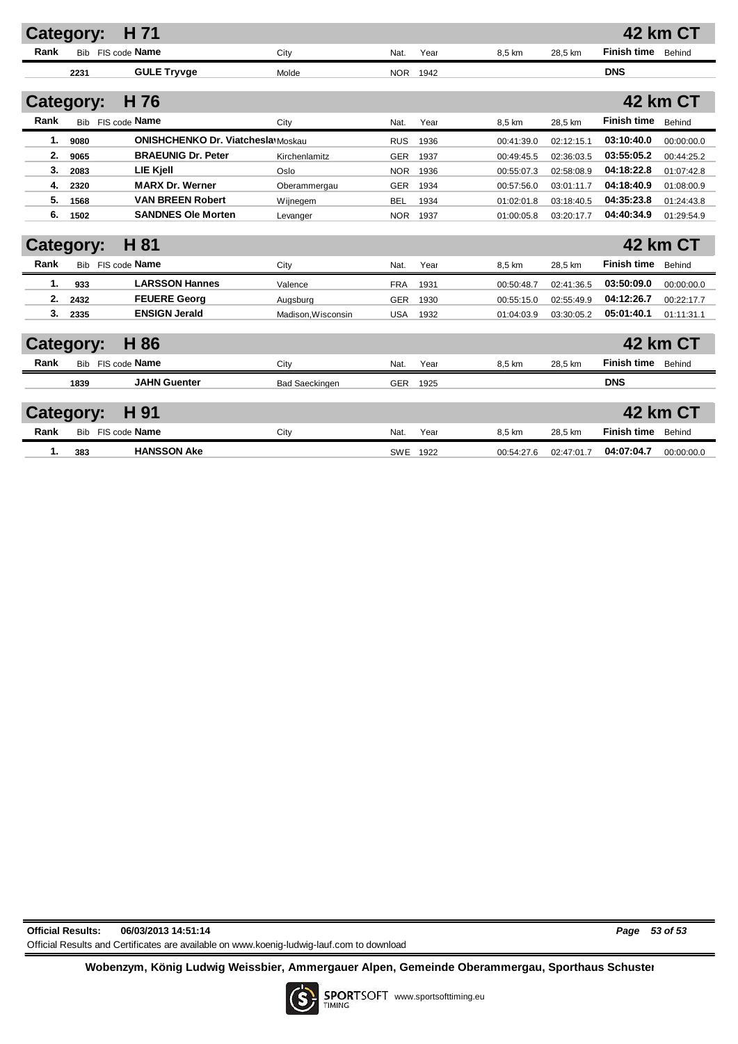## Category: H 71 — 42 km CT

| Rank | Bib | FIS code | Name | City | Nat. | Year | 8,5 km | 28,5 km | Finish time | Behind |
|---|---|---|---|---|---|---|---|---|---|---|
| | 2231 | | **GULE Tryvge** | Molde | NOR | 1942 | | | **DNS** | |

## Category: H 76 — 42 km CT

| Rank | Bib | FIS code | Name | City | Nat. | Year | 8,5 km | 28,5 km | Finish time | Behind |
|---|---|---|---|---|---|---|---|---|---|---|
| 1. | 9080 | | **ONISHCHENKO Dr. Viatcheslav** | Moskau | RUS | 1936 | 00:41:39.0 | 02:12:15.1 | **03:10:40.0** | 00:00:00.0 |
| 2. | 9065 | | **BRAEUNIG Dr. Peter** | Kirchenlamitz | GER | 1937 | 00:49:45.5 | 02:36:03.5 | **03:55:05.2** | 00:44:25.2 |
| 3. | 2083 | | **LIE Kjell** | Oslo | NOR | 1936 | 00:55:07.3 | 02:58:08.9 | **04:18:22.8** | 01:07:42.8 |
| 4. | 2320 | | **MARX Dr. Werner** | Oberammergau | GER | 1934 | 00:57:56.0 | 03:01:11.7 | **04:18:40.9** | 01:08:00.9 |
| 5. | 1568 | | **VAN BREEN Robert** | Wijnegem | BEL | 1934 | 01:02:01.8 | 03:18:40.5 | **04:35:23.8** | 01:24:43.8 |
| 6. | 1502 | | **SANDNES Ole Morten** | Levanger | NOR | 1937 | 01:00:05.8 | 03:20:17.7 | **04:40:34.9** | 01:29:54.9 |

## Category: H 81 — 42 km CT

| Rank | Bib | FIS code | Name | City | Nat. | Year | 8,5 km | 28,5 km | Finish time | Behind |
|---|---|---|---|---|---|---|---|---|---|---|
| 1. | 933 | | **LARSSON Hannes** | Valence | FRA | 1931 | 00:50:48.7 | 02:41:36.5 | **03:50:09.0** | 00:00:00.0 |
| 2. | 2432 | | **FEUERE Georg** | Augsburg | GER | 1930 | 00:55:15.0 | 02:55:49.9 | **04:12:26.7** | 00:22:17.7 |
| 3. | 2335 | | **ENSIGN Jerald** | Madison,Wisconsin | USA | 1932 | 01:04:03.9 | 03:30:05.2 | **05:01:40.1** | 01:11:31.1 |

## Category: H 86 — 42 km CT

| Rank | Bib | FIS code | Name | City | Nat. | Year | 8,5 km | 28,5 km | Finish time | Behind |
|---|---|---|---|---|---|---|---|---|---|---|
| | 1839 | | **JAHN Guenter** | Bad Saeckingen | GER | 1925 | | | **DNS** | |

## Category: H 91 — 42 km CT

| Rank | Bib | FIS code | Name | City | Nat. | Year | 8,5 km | 28,5 km | Finish time | Behind |
|---|---|---|---|---|---|---|---|---|---|---|
| 1. | 383 | | **HANSSON Ake** | | SWE | 1922 | 00:54:27.6 | 02:47:01.7 | **04:07:04.7** | 00:00:00.0 |

**Official Results:** 06/03/2013 14:51:14

Official Results and Certificates are available on www.koenig-ludwig-lauf.com to download

**Wobenzym, König Ludwig Weissbier, Ammergauer Alpen, Gemeinde Oberammergau, Sporthaus Schuster**

SPORTSOFT TIMING www.sportsofttiming.eu